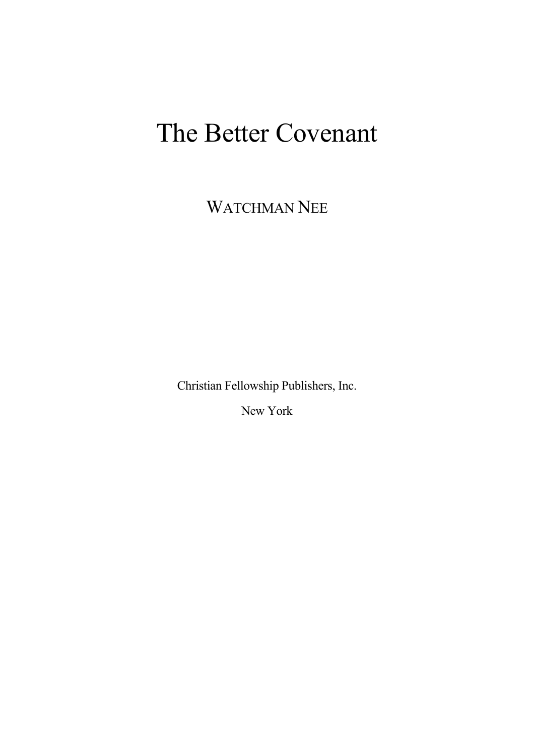# The Better Covenant

WATCHMAN NEE

Christian Fellowship Publishers, Inc.

New York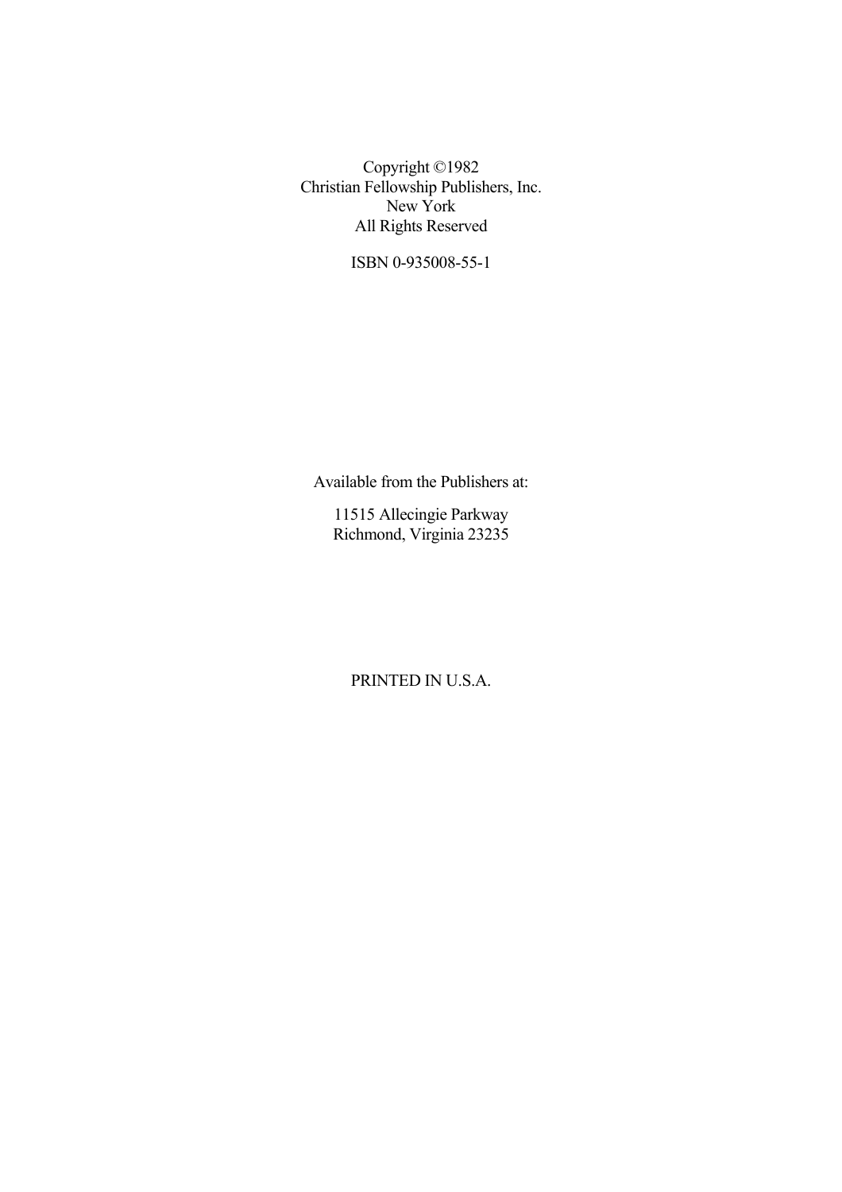Copyright ©1982
Christian Fellowship Publishers, Inc.
New York
All Rights Reserved

ISBN 0-935008-55-1

Available from the Publishers at:

11515 Allecingie Parkway
Richmond, Virginia 23235

PRINTED IN U.S.A.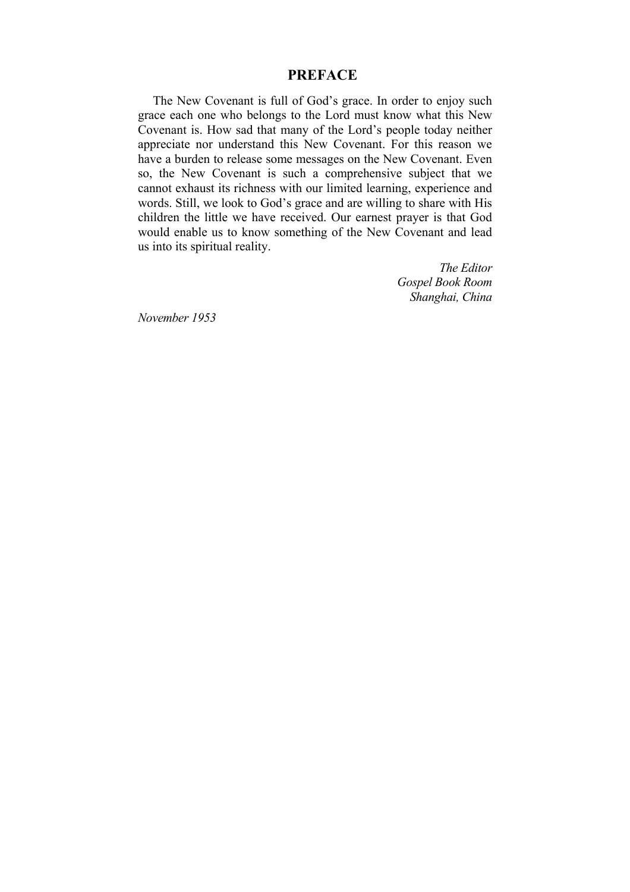# PREFACE

The New Covenant is full of God's grace. In order to enjoy such grace each one who belongs to the Lord must know what this New Covenant is. How sad that many of the Lord's people today neither appreciate nor understand this New Covenant. For this reason we have a burden to release some messages on the New Covenant. Even so, the New Covenant is such a comprehensive subject that we cannot exhaust its richness with our limited learning, experience and words. Still, we look to God's grace and are willing to share with His children the little we have received. Our earnest prayer is that God would enable us to know something of the New Covenant and lead us into its spiritual reality.

*The Editor*
*Gospel Book Room*
*Shanghai, China*

*November 1953*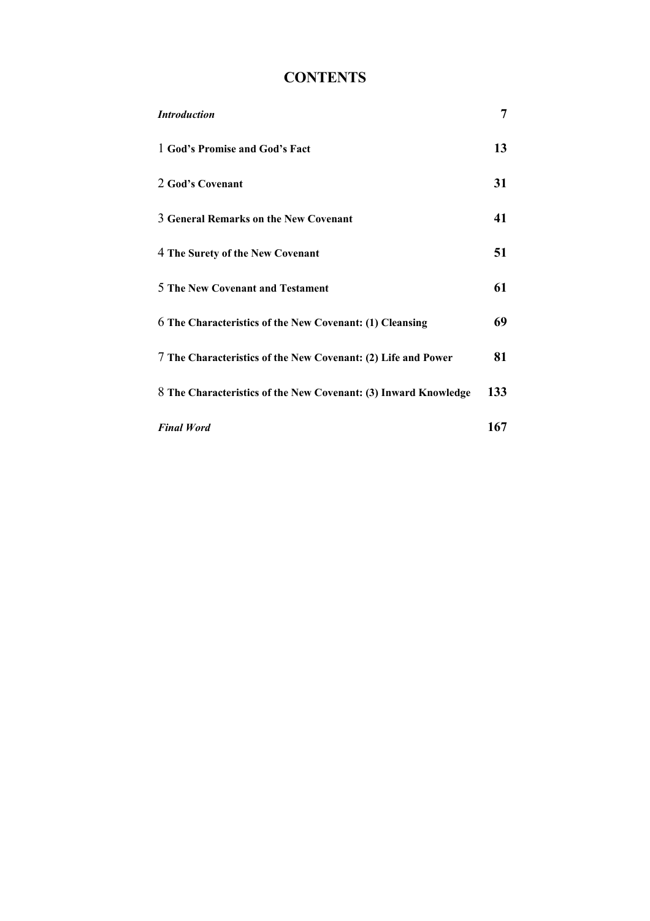# CONTENTS

| | |
|---|---|
| ***Introduction*** | **7** |
| 1 **God's Promise and God's Fact** | **13** |
| 2 **God's Covenant** | **31** |
| 3 **General Remarks on the New Covenant** | **41** |
| 4 **The Surety of the New Covenant** | **51** |
| 5 **The New Covenant and Testament** | **61** |
| 6 **The Characteristics of the New Covenant: (1) Cleansing** | **69** |
| 7 **The Characteristics of the New Covenant: (2) Life and Power** | **81** |
| 8 **The Characteristics of the New Covenant: (3) Inward Knowledge** | **133** |
| ***Final Word*** | **167** |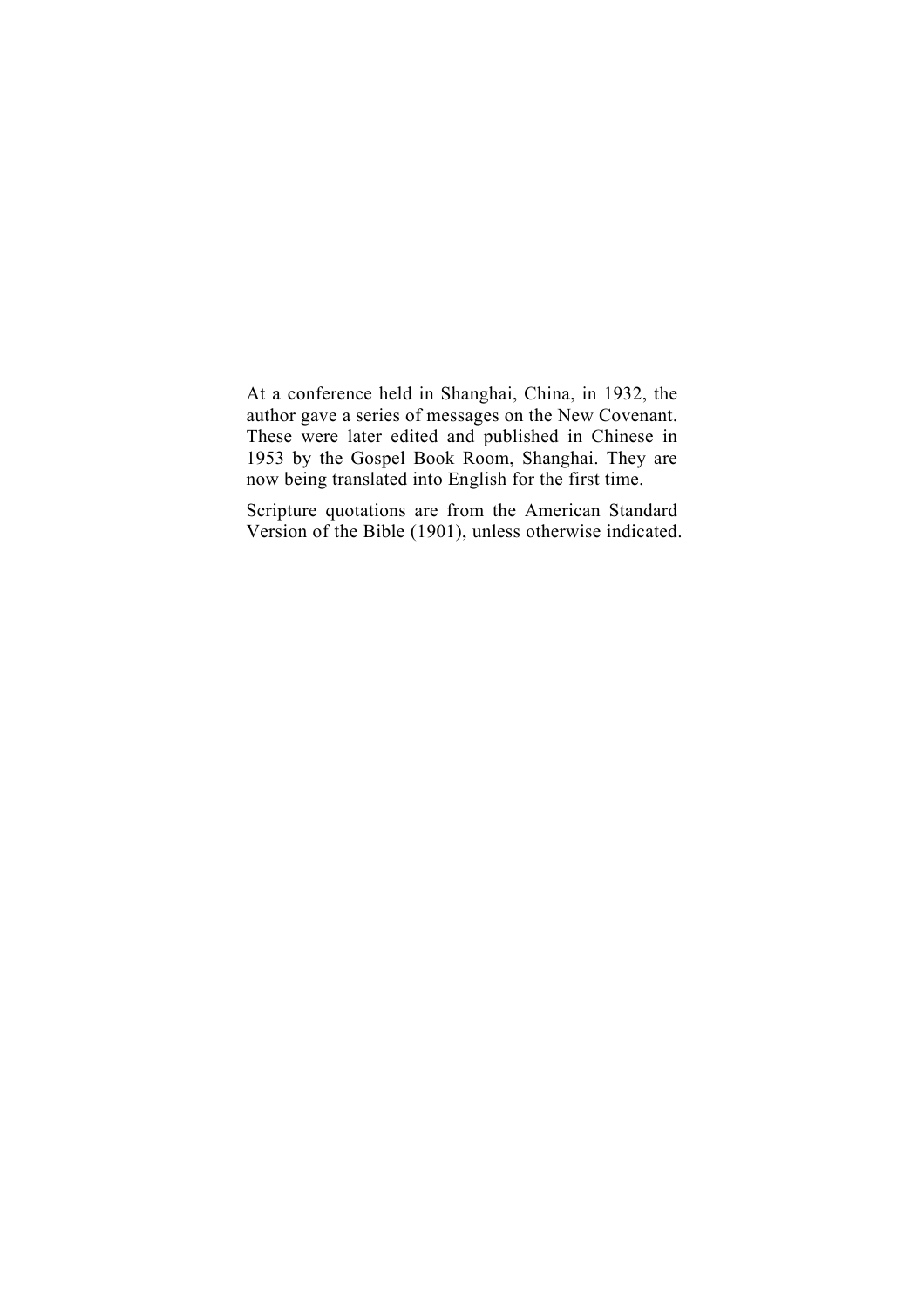At a conference held in Shanghai, China, in 1932, the author gave a series of messages on the New Covenant. These were later edited and published in Chinese in 1953 by the Gospel Book Room, Shanghai. They are now being translated into English for the first time.

Scripture quotations are from the American Standard Version of the Bible (1901), unless otherwise indicated.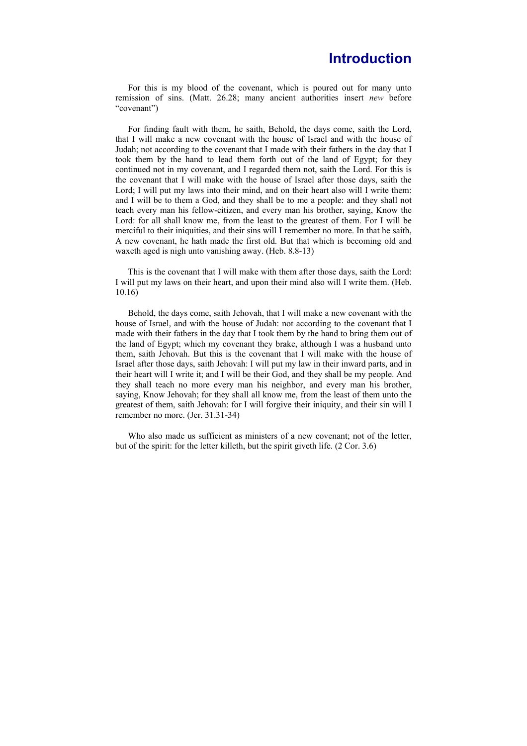# Introduction

For this is my blood of the covenant, which is poured out for many unto remission of sins. (Matt. 26.28; many ancient authorities insert *new* before “covenant”)

For finding fault with them, he saith, Behold, the days come, saith the Lord, that I will make a new covenant with the house of Israel and with the house of Judah; not according to the covenant that I made with their fathers in the day that I took them by the hand to lead them forth out of the land of Egypt; for they continued not in my covenant, and I regarded them not, saith the Lord. For this is the covenant that I will make with the house of Israel after those days, saith the Lord; I will put my laws into their mind, and on their heart also will I write them: and I will be to them a God, and they shall be to me a people: and they shall not teach every man his fellow-citizen, and every man his brother, saying, Know the Lord: for all shall know me, from the least to the greatest of them. For I will be merciful to their iniquities, and their sins will I remember no more. In that he saith, A new covenant, he hath made the first old. But that which is becoming old and waxeth aged is nigh unto vanishing away. (Heb. 8.8-13)

This is the covenant that I will make with them after those days, saith the Lord: I will put my laws on their heart, and upon their mind also will I write them. (Heb. 10.16)

Behold, the days come, saith Jehovah, that I will make a new covenant with the house of Israel, and with the house of Judah: not according to the covenant that I made with their fathers in the day that I took them by the hand to bring them out of the land of Egypt; which my covenant they brake, although I was a husband unto them, saith Jehovah. But this is the covenant that I will make with the house of Israel after those days, saith Jehovah: I will put my law in their inward parts, and in their heart will I write it; and I will be their God, and they shall be my people. And they shall teach no more every man his neighbor, and every man his brother, saying, Know Jehovah; for they shall all know me, from the least of them unto the greatest of them, saith Jehovah: for I will forgive their iniquity, and their sin will I remember no more. (Jer. 31.31-34)

Who also made us sufficient as ministers of a new covenant; not of the letter, but of the spirit: for the letter killeth, but the spirit giveth life. (2 Cor. 3.6)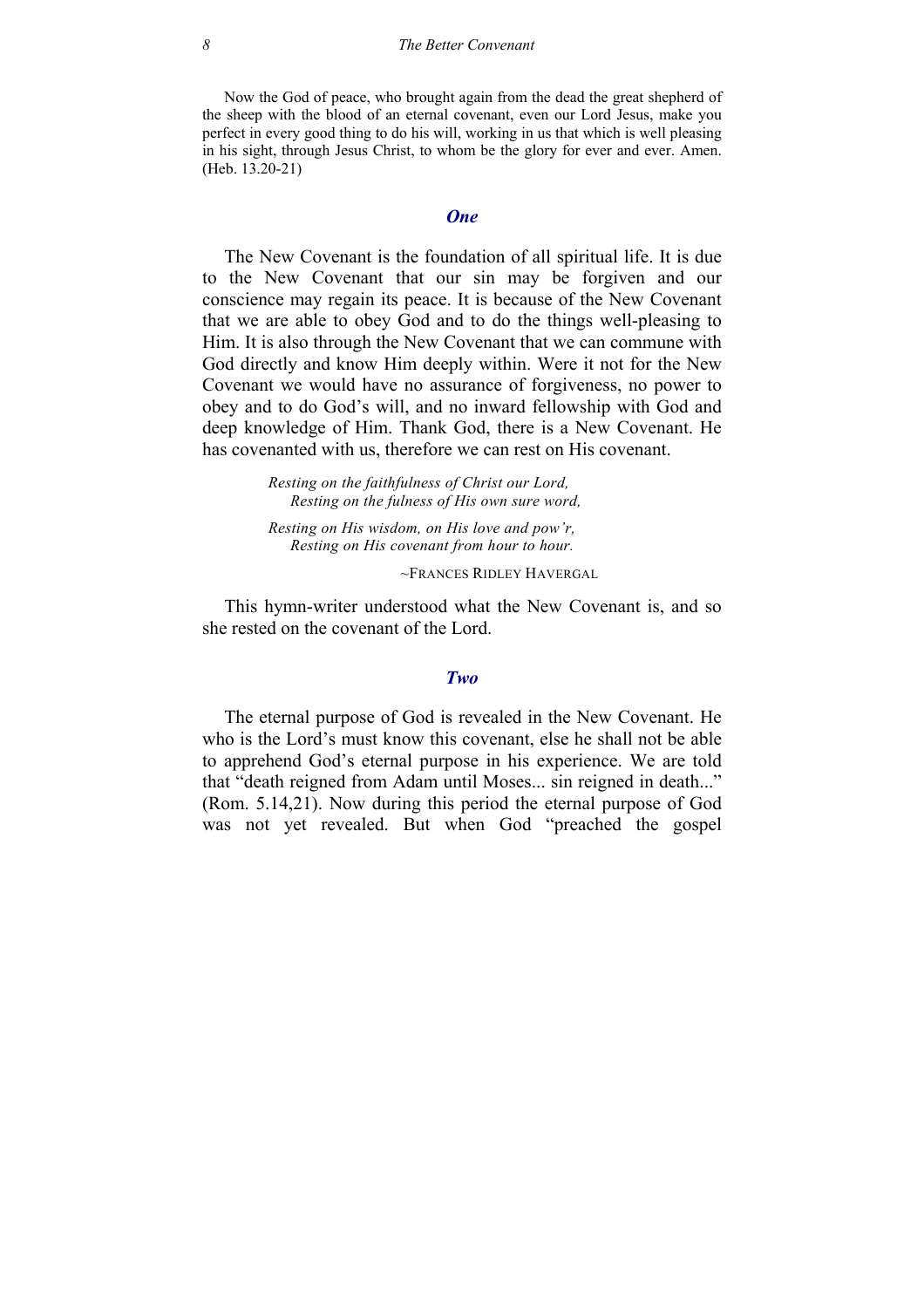Now the God of peace, who brought again from the dead the great shepherd of the sheep with the blood of an eternal covenant, even our Lord Jesus, make you perfect in every good thing to do his will, working in us that which is well pleasing in his sight, through Jesus Christ, to whom be the glory for ever and ever. Amen. (Heb. 13.20-21)

### *One*

The New Covenant is the foundation of all spiritual life. It is due to the New Covenant that our sin may be forgiven and our conscience may regain its peace. It is because of the New Covenant that we are able to obey God and to do the things well-pleasing to Him. It is also through the New Covenant that we can commune with God directly and know Him deeply within. Were it not for the New Covenant we would have no assurance of forgiveness, no power to obey and to do God's will, and no inward fellowship with God and deep knowledge of Him. Thank God, there is a New Covenant. He has covenanted with us, therefore we can rest on His covenant.

> *Resting on the faithfulness of Christ our Lord,*
> *Resting on the fulness of His own sure word,*
>
> *Resting on His wisdom, on His love and pow'r,*
> *Resting on His covenant from hour to hour.*
>
> ~FRANCES RIDLEY HAVERGAL

This hymn-writer understood what the New Covenant is, and so she rested on the covenant of the Lord.

### *Two*

The eternal purpose of God is revealed in the New Covenant. He who is the Lord's must know this covenant, else he shall not be able to apprehend God's eternal purpose in his experience. We are told that "death reigned from Adam until Moses... sin reigned in death..." (Rom. 5.14,21). Now during this period the eternal purpose of God was not yet revealed. But when God "preached the gospel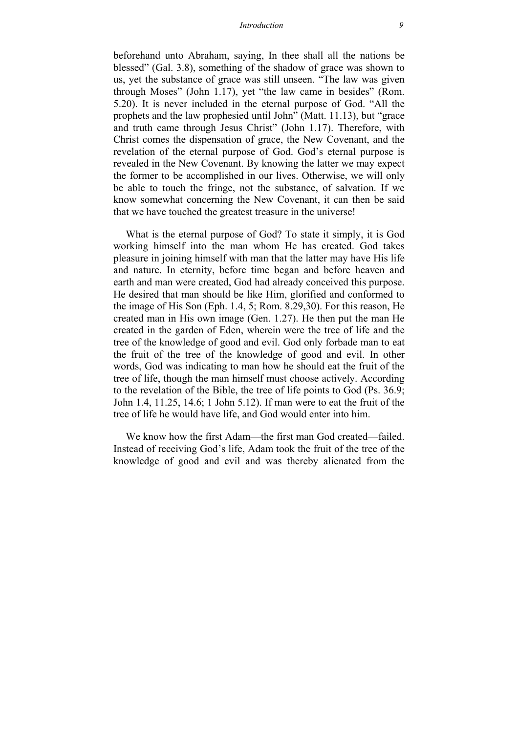beforehand unto Abraham, saying, In thee shall all the nations be blessed" (Gal. 3.8), something of the shadow of grace was shown to us, yet the substance of grace was still unseen. "The law was given through Moses" (John 1.17), yet "the law came in besides" (Rom. 5.20). It is never included in the eternal purpose of God. "All the prophets and the law prophesied until John" (Matt. 11.13), but "grace and truth came through Jesus Christ" (John 1.17). Therefore, with Christ comes the dispensation of grace, the New Covenant, and the revelation of the eternal purpose of God. God's eternal purpose is revealed in the New Covenant. By knowing the latter we may expect the former to be accomplished in our lives. Otherwise, we will only be able to touch the fringe, not the substance, of salvation. If we know somewhat concerning the New Covenant, it can then be said that we have touched the greatest treasure in the universe!

What is the eternal purpose of God? To state it simply, it is God working himself into the man whom He has created. God takes pleasure in joining himself with man that the latter may have His life and nature. In eternity, before time began and before heaven and earth and man were created, God had already conceived this purpose. He desired that man should be like Him, glorified and conformed to the image of His Son (Eph. 1.4, 5; Rom. 8.29,30). For this reason, He created man in His own image (Gen. 1.27). He then put the man He created in the garden of Eden, wherein were the tree of life and the tree of the knowledge of good and evil. God only forbade man to eat the fruit of the tree of the knowledge of good and evil. In other words, God was indicating to man how he should eat the fruit of the tree of life, though the man himself must choose actively. According to the revelation of the Bible, the tree of life points to God (Ps. 36.9; John 1.4, 11.25, 14.6; 1 John 5.12). If man were to eat the fruit of the tree of life he would have life, and God would enter into him.

We know how the first Adam—the first man God created—failed. Instead of receiving God's life, Adam took the fruit of the tree of the knowledge of good and evil and was thereby alienated from the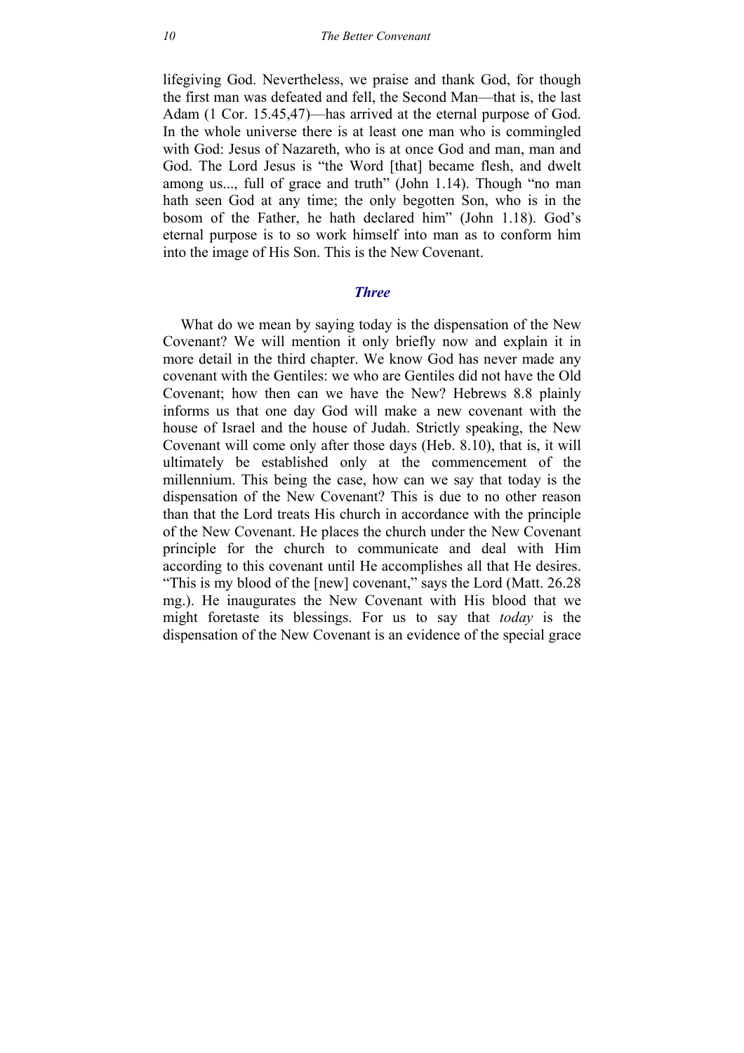lifegiving God. Nevertheless, we praise and thank God, for though the first man was defeated and fell, the Second Man—that is, the last Adam (1 Cor. 15.45,47)—has arrived at the eternal purpose of God. In the whole universe there is at least one man who is commingled with God: Jesus of Nazareth, who is at once God and man, man and God. The Lord Jesus is "the Word [that] became flesh, and dwelt among us..., full of grace and truth" (John 1.14). Though "no man hath seen God at any time; the only begotten Son, who is in the bosom of the Father, he hath declared him" (John 1.18). God's eternal purpose is to so work himself into man as to conform him into the image of His Son. This is the New Covenant.

## *Three*

What do we mean by saying today is the dispensation of the New Covenant? We will mention it only briefly now and explain it in more detail in the third chapter. We know God has never made any covenant with the Gentiles: we who are Gentiles did not have the Old Covenant; how then can we have the New? Hebrews 8.8 plainly informs us that one day God will make a new covenant with the house of Israel and the house of Judah. Strictly speaking, the New Covenant will come only after those days (Heb. 8.10), that is, it will ultimately be established only at the commencement of the millennium. This being the case, how can we say that today is the dispensation of the New Covenant? This is due to no other reason than that the Lord treats His church in accordance with the principle of the New Covenant. He places the church under the New Covenant principle for the church to communicate and deal with Him according to this covenant until He accomplishes all that He desires. "This is my blood of the [new] covenant," says the Lord (Matt. 26.28 mg.). He inaugurates the New Covenant with His blood that we might foretaste its blessings. For us to say that *today* is the dispensation of the New Covenant is an evidence of the special grace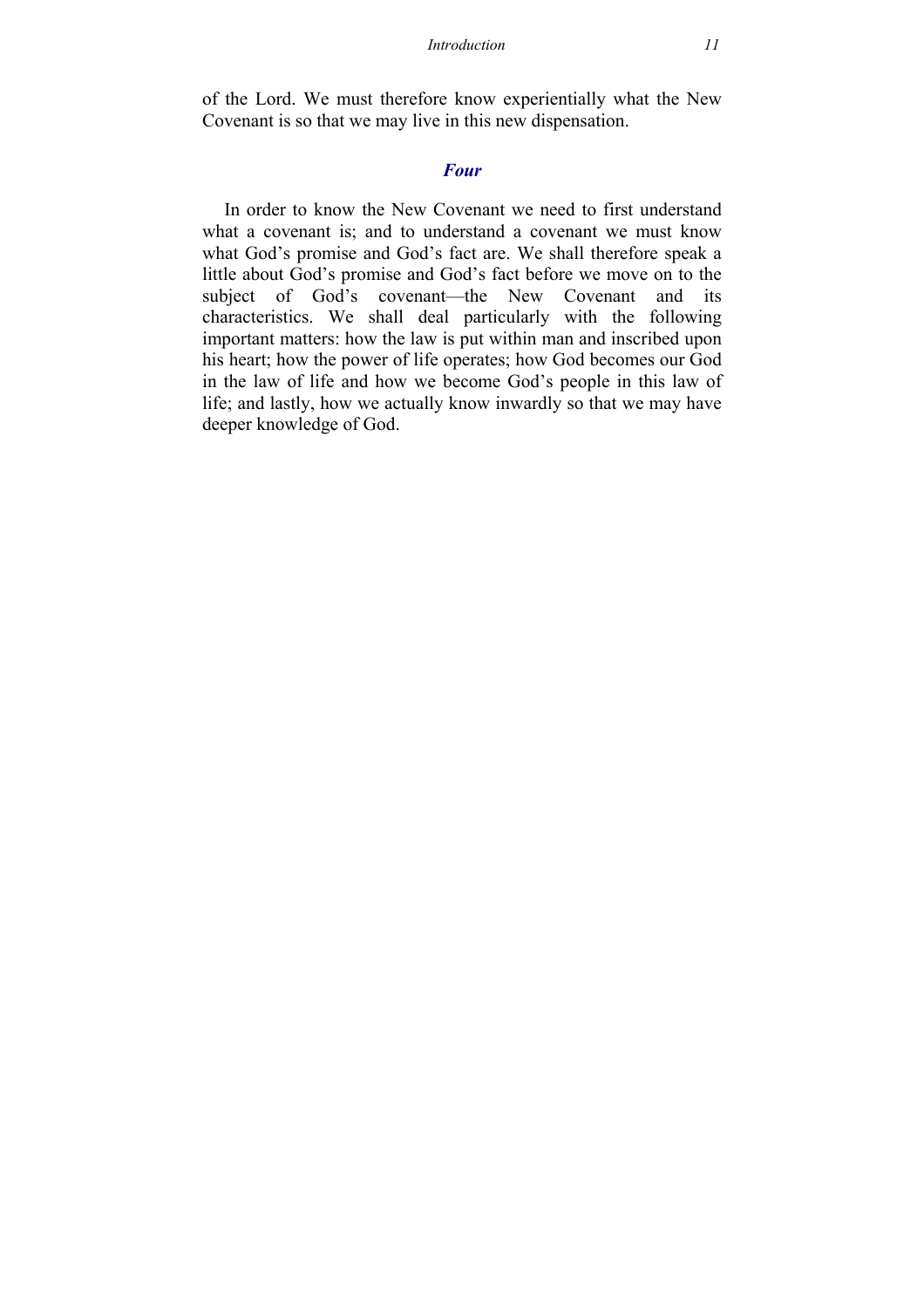of the Lord. We must therefore know experientially what the New Covenant is so that we may live in this new dispensation.

## *Four*

In order to know the New Covenant we need to first understand what a covenant is; and to understand a covenant we must know what God's promise and God's fact are. We shall therefore speak a little about God's promise and God's fact before we move on to the subject of God's covenant—the New Covenant and its characteristics. We shall deal particularly with the following important matters: how the law is put within man and inscribed upon his heart; how the power of life operates; how God becomes our God in the law of life and how we become God's people in this law of life; and lastly, how we actually know inwardly so that we may have deeper knowledge of God.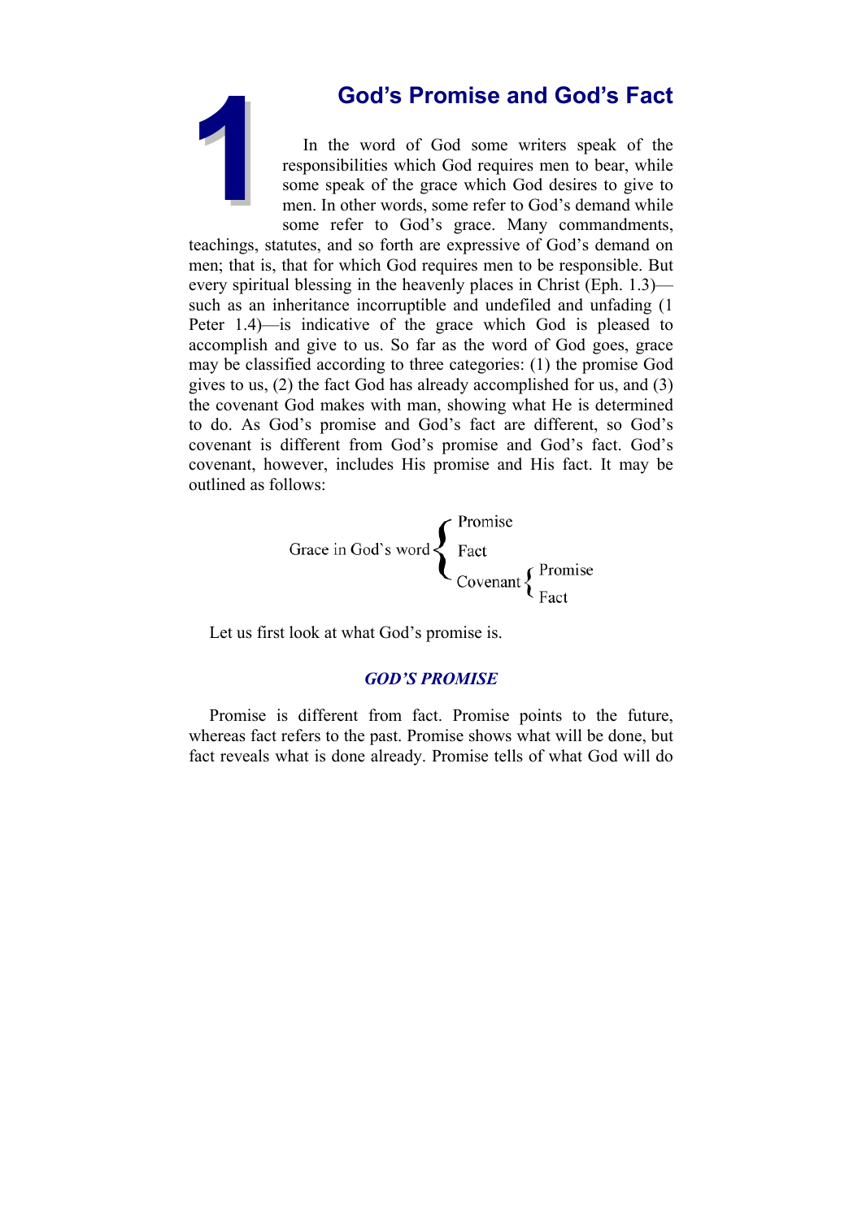# 1 God's Promise and God's Fact

In the word of God some writers speak of the responsibilities which God requires men to bear, while some speak of the grace which God desires to give to men. In other words, some refer to God's demand while some refer to God's grace. Many commandments, teachings, statutes, and so forth are expressive of God's demand on men; that is, that for which God requires men to be responsible. But every spiritual blessing in the heavenly places in Christ (Eph. 1.3)—such as an inheritance incorruptible and undefiled and unfading (1 Peter 1.4)—is indicative of the grace which God is pleased to accomplish and give to us. So far as the word of God goes, grace may be classified according to three categories: (1) the promise God gives to us, (2) the fact God has already accomplished for us, and (3) the covenant God makes with man, showing what He is determined to do. As God's promise and God's fact are different, so God's covenant is different from God's promise and God's fact. God's covenant, however, includes His promise and His fact. It may be outlined as follows:

```
                   ┌ Promise
Grace in God`s word┤ Fact
                   └ Covenant ┌ Promise
                              └ Fact
```

Let us first look at what God's promise is.

## *GOD'S PROMISE*

Promise is different from fact. Promise points to the future, whereas fact refers to the past. Promise shows what will be done, but fact reveals what is done already. Promise tells of what God will do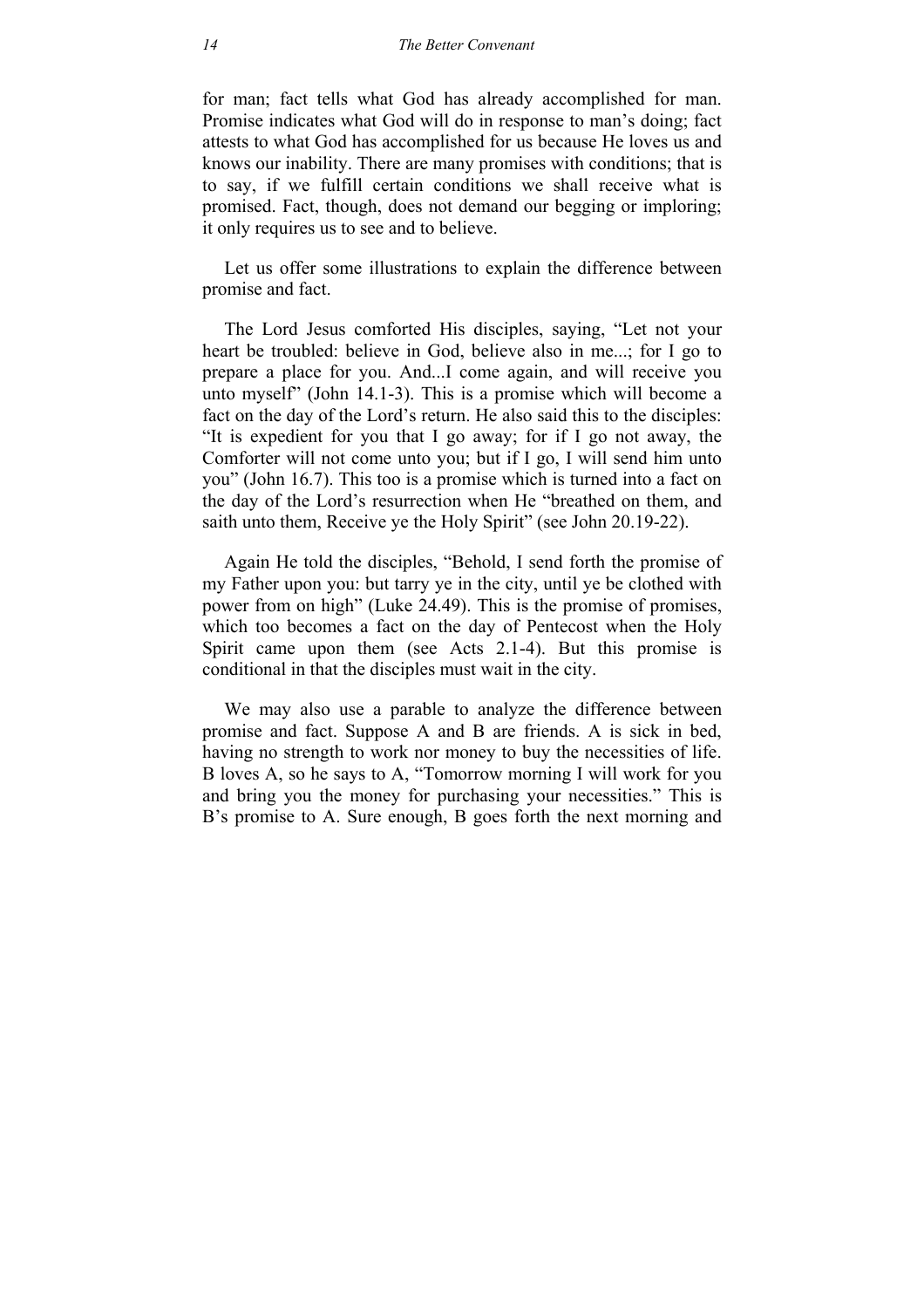for man; fact tells what God has already accomplished for man. Promise indicates what God will do in response to man's doing; fact attests to what God has accomplished for us because He loves us and knows our inability. There are many promises with conditions; that is to say, if we fulfill certain conditions we shall receive what is promised. Fact, though, does not demand our begging or imploring; it only requires us to see and to believe.

Let us offer some illustrations to explain the difference between promise and fact.

The Lord Jesus comforted His disciples, saying, "Let not your heart be troubled: believe in God, believe also in me...; for I go to prepare a place for you. And...I come again, and will receive you unto myself" (John 14.1-3). This is a promise which will become a fact on the day of the Lord's return. He also said this to the disciples: "It is expedient for you that I go away; for if I go not away, the Comforter will not come unto you; but if I go, I will send him unto you" (John 16.7). This too is a promise which is turned into a fact on the day of the Lord's resurrection when He "breathed on them, and saith unto them, Receive ye the Holy Spirit" (see John 20.19-22).

Again He told the disciples, "Behold, I send forth the promise of my Father upon you: but tarry ye in the city, until ye be clothed with power from on high" (Luke 24.49). This is the promise of promises, which too becomes a fact on the day of Pentecost when the Holy Spirit came upon them (see Acts 2.1-4). But this promise is conditional in that the disciples must wait in the city.

We may also use a parable to analyze the difference between promise and fact. Suppose A and B are friends. A is sick in bed, having no strength to work nor money to buy the necessities of life. B loves A, so he says to A, "Tomorrow morning I will work for you and bring you the money for purchasing your necessities." This is B's promise to A. Sure enough, B goes forth the next morning and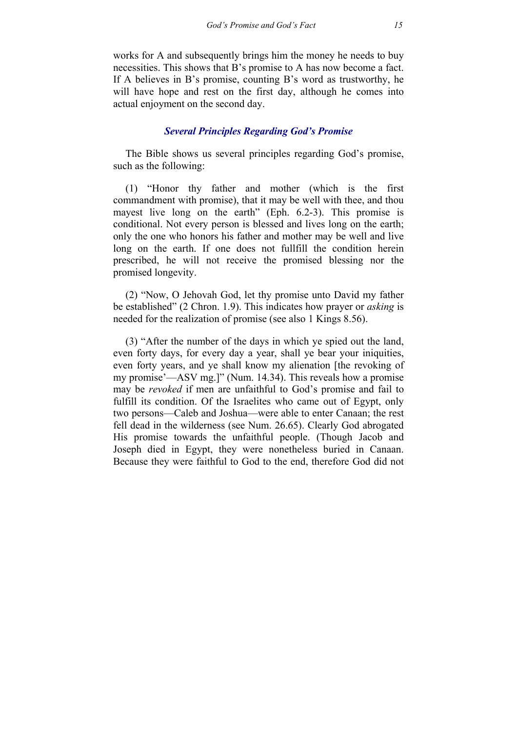works for A and subsequently brings him the money he needs to buy necessities. This shows that B's promise to A has now become a fact. If A believes in B's promise, counting B's word as trustworthy, he will have hope and rest on the first day, although he comes into actual enjoyment on the second day.

### *Several Principles Regarding God's Promise*

The Bible shows us several principles regarding God's promise, such as the following:

(1) "Honor thy father and mother (which is the first commandment with promise), that it may be well with thee, and thou mayest live long on the earth" (Eph. 6.2-3). This promise is conditional. Not every person is blessed and lives long on the earth; only the one who honors his father and mother may be well and live long on the earth. If one does not fullfill the condition herein prescribed, he will not receive the promised blessing nor the promised longevity.

(2) "Now, O Jehovah God, let thy promise unto David my father be established" (2 Chron. 1.9). This indicates how prayer or *asking* is needed for the realization of promise (see also 1 Kings 8.56).

(3) "After the number of the days in which ye spied out the land, even forty days, for every day a year, shall ye bear your iniquities, even forty years, and ye shall know my alienation [the revoking of my promise'—ASV mg.]" (Num. 14.34). This reveals how a promise may be *revoked* if men are unfaithful to God's promise and fail to fulfill its condition. Of the Israelites who came out of Egypt, only two persons—Caleb and Joshua—were able to enter Canaan; the rest fell dead in the wilderness (see Num. 26.65). Clearly God abrogated His promise towards the unfaithful people. (Though Jacob and Joseph died in Egypt, they were nonetheless buried in Canaan. Because they were faithful to God to the end, therefore God did not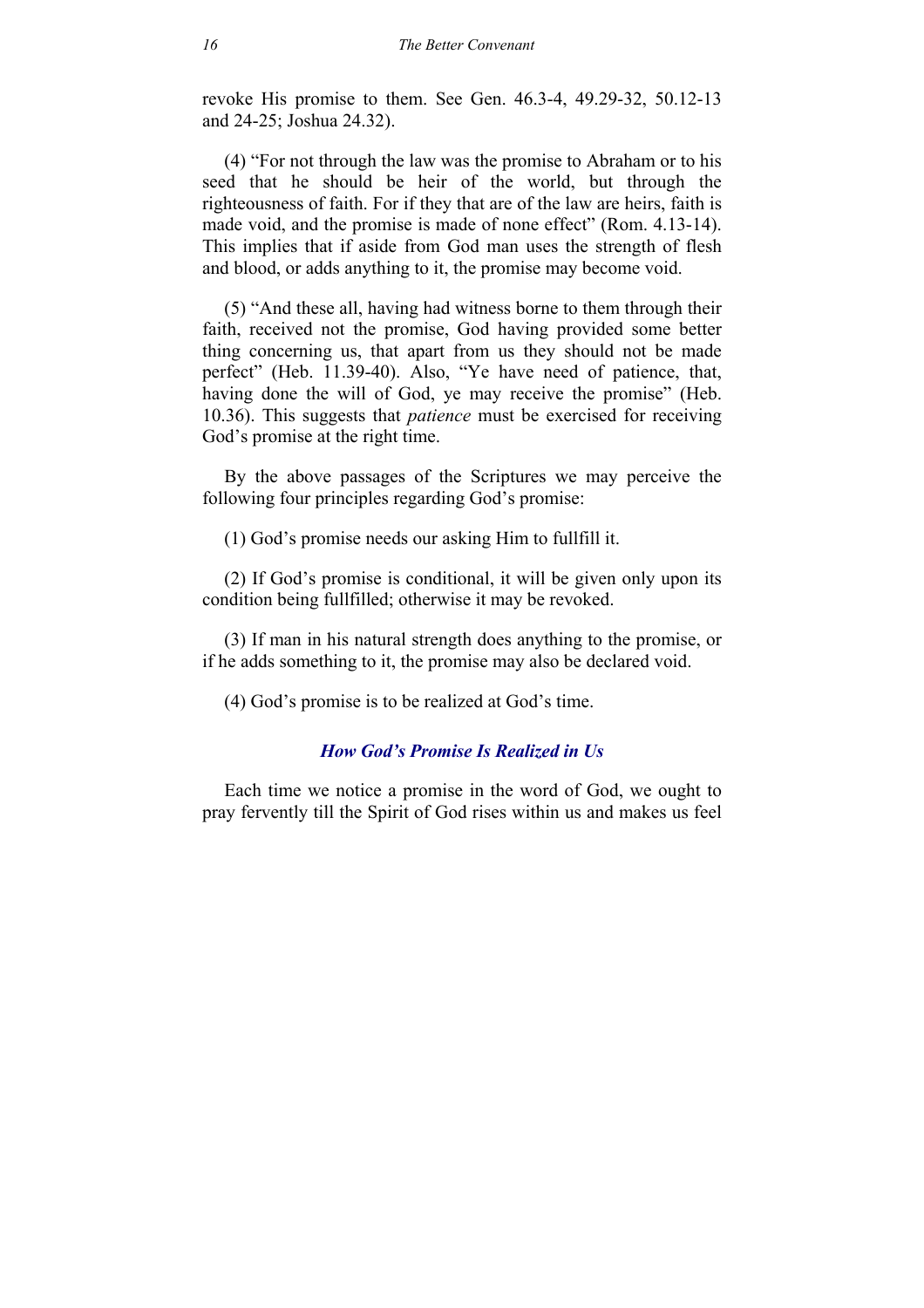revoke His promise to them. See Gen. 46.3-4, 49.29-32, 50.12-13 and 24-25; Joshua 24.32).

(4) “For not through the law was the promise to Abraham or to his seed that he should be heir of the world, but through the righteousness of faith. For if they that are of the law are heirs, faith is made void, and the promise is made of none effect” (Rom. 4.13-14). This implies that if aside from God man uses the strength of flesh and blood, or adds anything to it, the promise may become void.

(5) “And these all, having had witness borne to them through their faith, received not the promise, God having provided some better thing concerning us, that apart from us they should not be made perfect” (Heb. 11.39-40). Also, “Ye have need of patience, that, having done the will of God, ye may receive the promise” (Heb. 10.36). This suggests that *patience* must be exercised for receiving God’s promise at the right time.

By the above passages of the Scriptures we may perceive the following four principles regarding God’s promise:

(1) God’s promise needs our asking Him to fullfill it.

(2) If God’s promise is conditional, it will be given only upon its condition being fullfilled; otherwise it may be revoked.

(3) If man in his natural strength does anything to the promise, or if he adds something to it, the promise may also be declared void.

(4) God’s promise is to be realized at God’s time.

### *How God’s Promise Is Realized in Us*

Each time we notice a promise in the word of God, we ought to pray fervently till the Spirit of God rises within us and makes us feel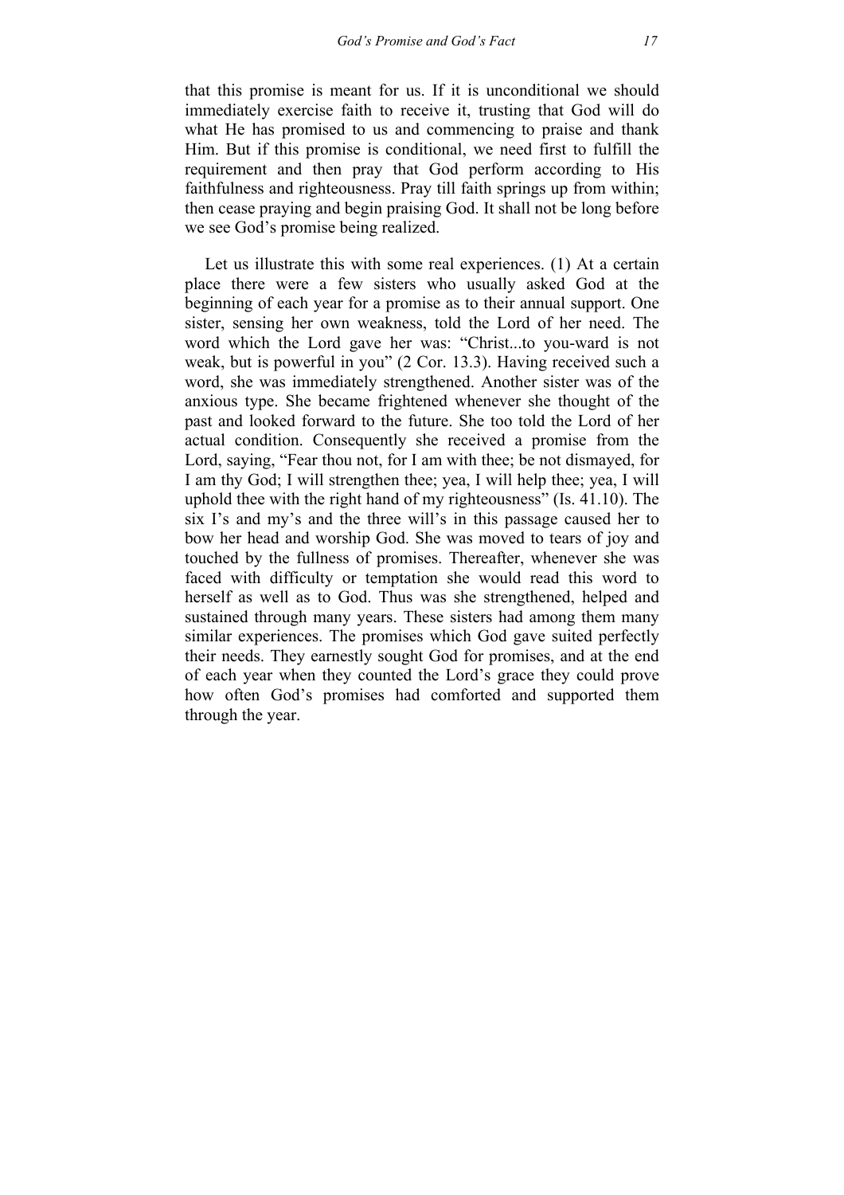that this promise is meant for us. If it is unconditional we should immediately exercise faith to receive it, trusting that God will do what He has promised to us and commencing to praise and thank Him. But if this promise is conditional, we need first to fulfill the requirement and then pray that God perform according to His faithfulness and righteousness. Pray till faith springs up from within; then cease praying and begin praising God. It shall not be long before we see God's promise being realized.

Let us illustrate this with some real experiences. (1) At a certain place there were a few sisters who usually asked God at the beginning of each year for a promise as to their annual support. One sister, sensing her own weakness, told the Lord of her need. The word which the Lord gave her was: "Christ...to you-ward is not weak, but is powerful in you" (2 Cor. 13.3). Having received such a word, she was immediately strengthened. Another sister was of the anxious type. She became frightened whenever she thought of the past and looked forward to the future. She too told the Lord of her actual condition. Consequently she received a promise from the Lord, saying, "Fear thou not, for I am with thee; be not dismayed, for I am thy God; I will strengthen thee; yea, I will help thee; yea, I will uphold thee with the right hand of my righteousness" (Is. 41.10). The six I's and my's and the three will's in this passage caused her to bow her head and worship God. She was moved to tears of joy and touched by the fullness of promises. Thereafter, whenever she was faced with difficulty or temptation she would read this word to herself as well as to God. Thus was she strengthened, helped and sustained through many years. These sisters had among them many similar experiences. The promises which God gave suited perfectly their needs. They earnestly sought God for promises, and at the end of each year when they counted the Lord's grace they could prove how often God's promises had comforted and supported them through the year.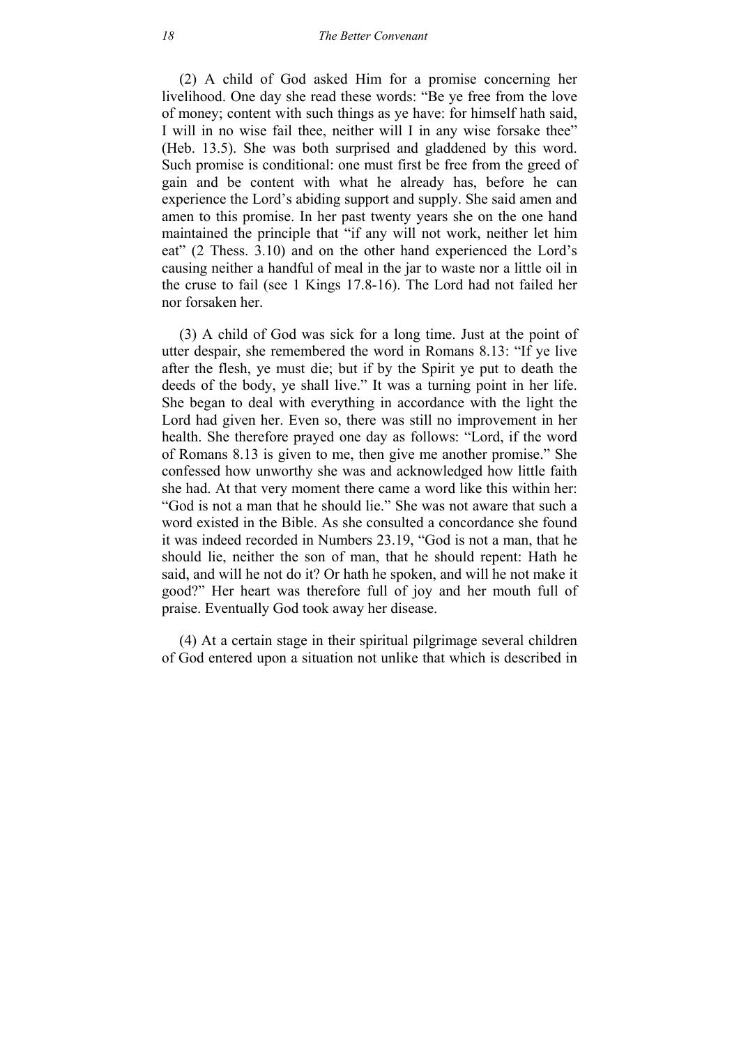(2) A child of God asked Him for a promise concerning her livelihood. One day she read these words: "Be ye free from the love of money; content with such things as ye have: for himself hath said, I will in no wise fail thee, neither will I in any wise forsake thee" (Heb. 13.5). She was both surprised and gladdened by this word. Such promise is conditional: one must first be free from the greed of gain and be content with what he already has, before he can experience the Lord's abiding support and supply. She said amen and amen to this promise. In her past twenty years she on the one hand maintained the principle that "if any will not work, neither let him eat" (2 Thess. 3.10) and on the other hand experienced the Lord's causing neither a handful of meal in the jar to waste nor a little oil in the cruse to fail (see 1 Kings 17.8-16). The Lord had not failed her nor forsaken her.

(3) A child of God was sick for a long time. Just at the point of utter despair, she remembered the word in Romans 8.13: "If ye live after the flesh, ye must die; but if by the Spirit ye put to death the deeds of the body, ye shall live." It was a turning point in her life. She began to deal with everything in accordance with the light the Lord had given her. Even so, there was still no improvement in her health. She therefore prayed one day as follows: "Lord, if the word of Romans 8.13 is given to me, then give me another promise." She confessed how unworthy she was and acknowledged how little faith she had. At that very moment there came a word like this within her: "God is not a man that he should lie." She was not aware that such a word existed in the Bible. As she consulted a concordance she found it was indeed recorded in Numbers 23.19, "God is not a man, that he should lie, neither the son of man, that he should repent: Hath he said, and will he not do it? Or hath he spoken, and will he not make it good?" Her heart was therefore full of joy and her mouth full of praise. Eventually God took away her disease.

(4) At a certain stage in their spiritual pilgrimage several children of God entered upon a situation not unlike that which is described in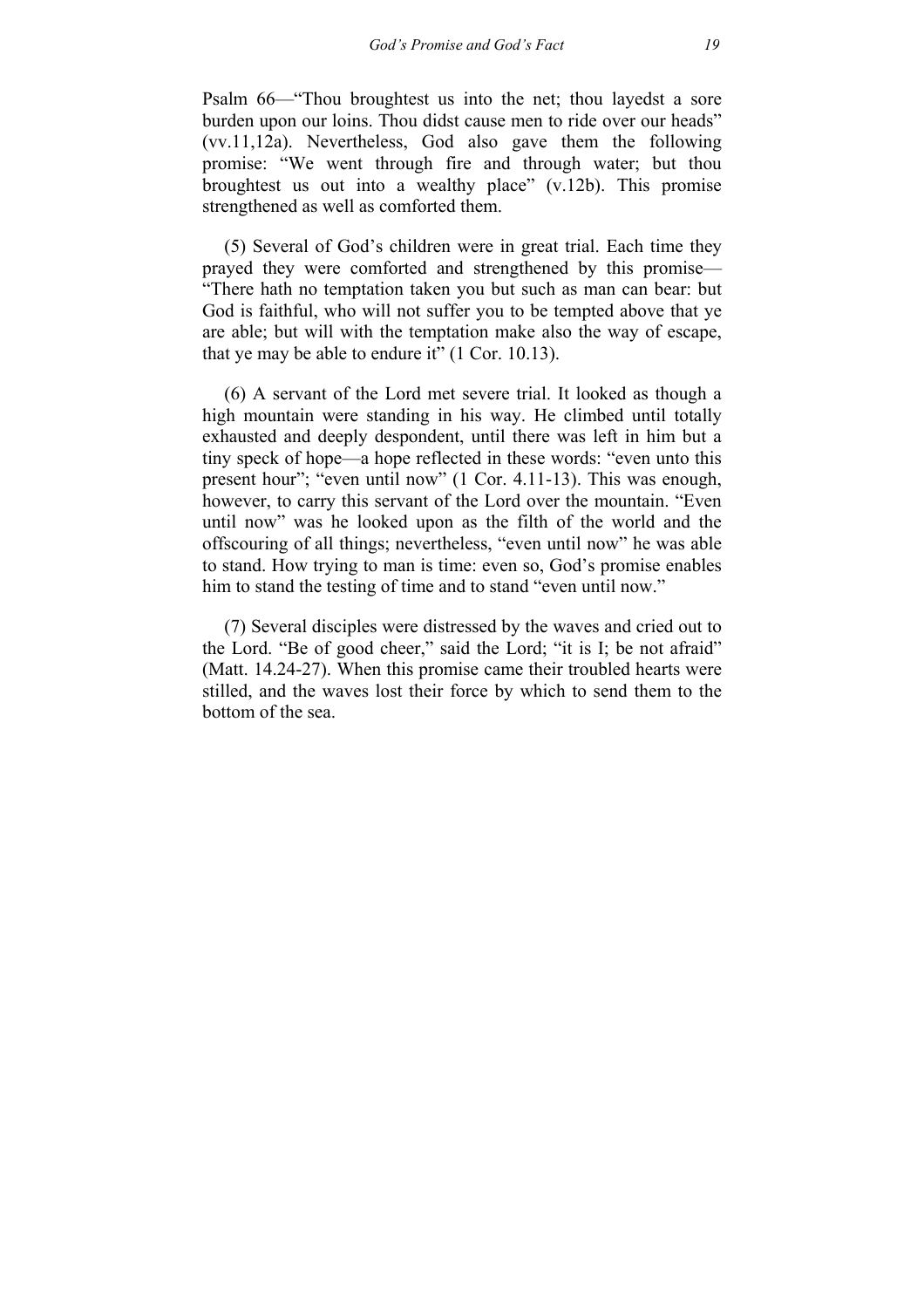Psalm 66—"Thou broughtest us into the net; thou layedst a sore burden upon our loins. Thou didst cause men to ride over our heads" (vv.11,12a). Nevertheless, God also gave them the following promise: "We went through fire and through water; but thou broughtest us out into a wealthy place" (v.12b). This promise strengthened as well as comforted them.

(5) Several of God's children were in great trial. Each time they prayed they were comforted and strengthened by this promise—"There hath no temptation taken you but such as man can bear: but God is faithful, who will not suffer you to be tempted above that ye are able; but will with the temptation make also the way of escape, that ye may be able to endure it" (1 Cor. 10.13).

(6) A servant of the Lord met severe trial. It looked as though a high mountain were standing in his way. He climbed until totally exhausted and deeply despondent, until there was left in him but a tiny speck of hope—a hope reflected in these words: "even unto this present hour"; "even until now" (1 Cor. 4.11-13). This was enough, however, to carry this servant of the Lord over the mountain. "Even until now" was he looked upon as the filth of the world and the offscouring of all things; nevertheless, "even until now" he was able to stand. How trying to man is time: even so, God's promise enables him to stand the testing of time and to stand "even until now."

(7) Several disciples were distressed by the waves and cried out to the Lord. "Be of good cheer," said the Lord; "it is I; be not afraid" (Matt. 14.24-27). When this promise came their troubled hearts were stilled, and the waves lost their force by which to send them to the bottom of the sea.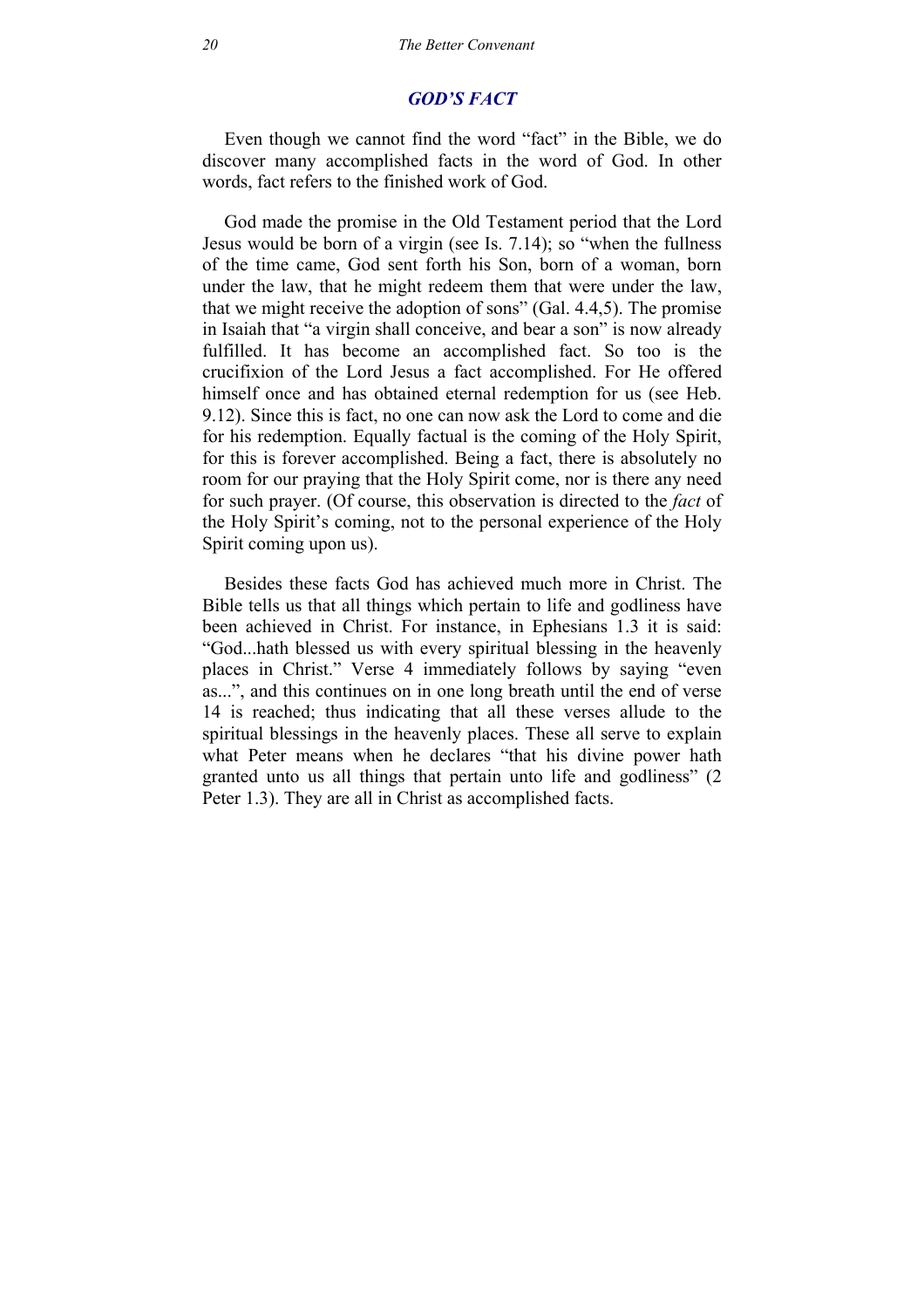## *GOD'S FACT*

Even though we cannot find the word "fact" in the Bible, we do discover many accomplished facts in the word of God. In other words, fact refers to the finished work of God.

God made the promise in the Old Testament period that the Lord Jesus would be born of a virgin (see Is. 7.14); so "when the fullness of the time came, God sent forth his Son, born of a woman, born under the law, that he might redeem them that were under the law, that we might receive the adoption of sons" (Gal. 4.4,5). The promise in Isaiah that "a virgin shall conceive, and bear a son" is now already fulfilled. It has become an accomplished fact. So too is the crucifixion of the Lord Jesus a fact accomplished. For He offered himself once and has obtained eternal redemption for us (see Heb. 9.12). Since this is fact, no one can now ask the Lord to come and die for his redemption. Equally factual is the coming of the Holy Spirit, for this is forever accomplished. Being a fact, there is absolutely no room for our praying that the Holy Spirit come, nor is there any need for such prayer. (Of course, this observation is directed to the *fact* of the Holy Spirit's coming, not to the personal experience of the Holy Spirit coming upon us).

Besides these facts God has achieved much more in Christ. The Bible tells us that all things which pertain to life and godliness have been achieved in Christ. For instance, in Ephesians 1.3 it is said: "God...hath blessed us with every spiritual blessing in the heavenly places in Christ." Verse 4 immediately follows by saying "even as...", and this continues on in one long breath until the end of verse 14 is reached; thus indicating that all these verses allude to the spiritual blessings in the heavenly places. These all serve to explain what Peter means when he declares "that his divine power hath granted unto us all things that pertain unto life and godliness" (2 Peter 1.3). They are all in Christ as accomplished facts.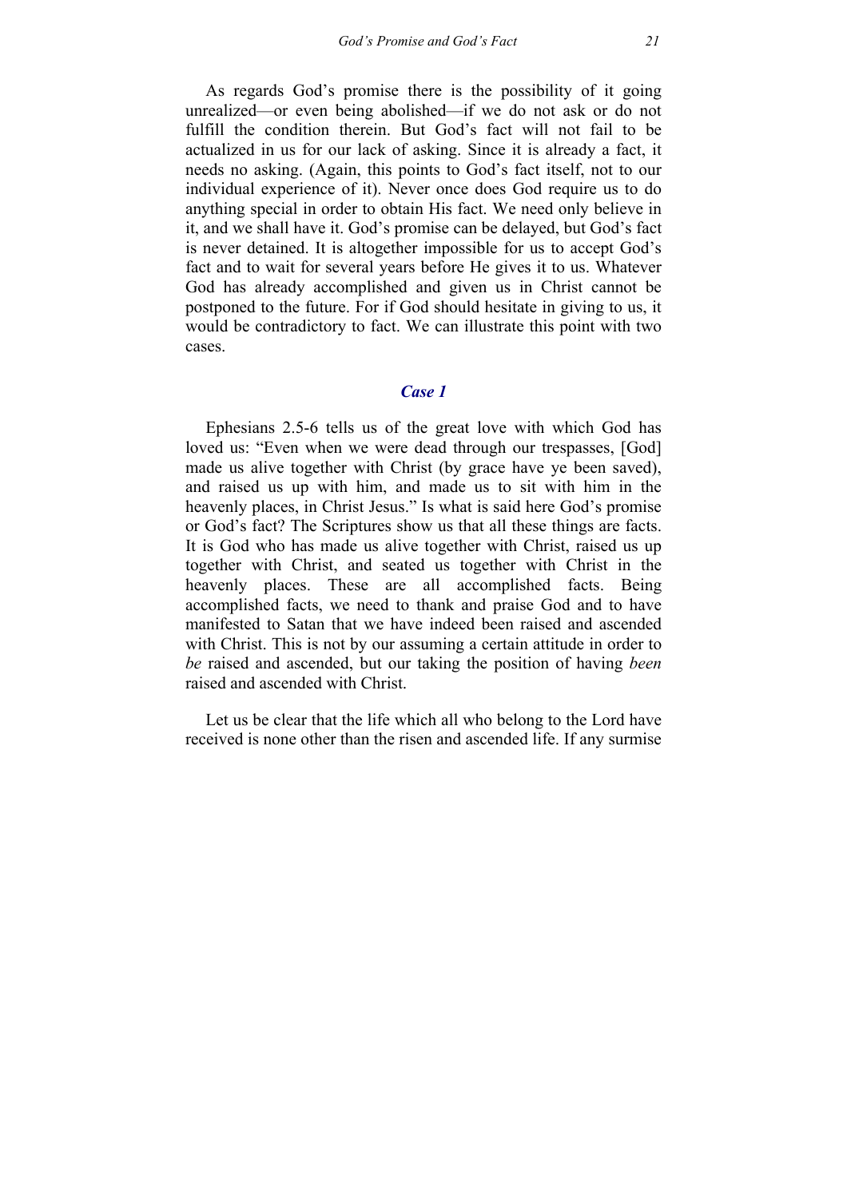As regards God's promise there is the possibility of it going unrealized—or even being abolished—if we do not ask or do not fulfill the condition therein. But God's fact will not fail to be actualized in us for our lack of asking. Since it is already a fact, it needs no asking. (Again, this points to God's fact itself, not to our individual experience of it). Never once does God require us to do anything special in order to obtain His fact. We need only believe in it, and we shall have it. God's promise can be delayed, but God's fact is never detained. It is altogether impossible for us to accept God's fact and to wait for several years before He gives it to us. Whatever God has already accomplished and given us in Christ cannot be postponed to the future. For if God should hesitate in giving to us, it would be contradictory to fact. We can illustrate this point with two cases.

### *Case 1*

Ephesians 2.5-6 tells us of the great love with which God has loved us: "Even when we were dead through our trespasses, [God] made us alive together with Christ (by grace have ye been saved), and raised us up with him, and made us to sit with him in the heavenly places, in Christ Jesus." Is what is said here God's promise or God's fact? The Scriptures show us that all these things are facts. It is God who has made us alive together with Christ, raised us up together with Christ, and seated us together with Christ in the heavenly places. These are all accomplished facts. Being accomplished facts, we need to thank and praise God and to have manifested to Satan that we have indeed been raised and ascended with Christ. This is not by our assuming a certain attitude in order to *be* raised and ascended, but our taking the position of having *been* raised and ascended with Christ.

Let us be clear that the life which all who belong to the Lord have received is none other than the risen and ascended life. If any surmise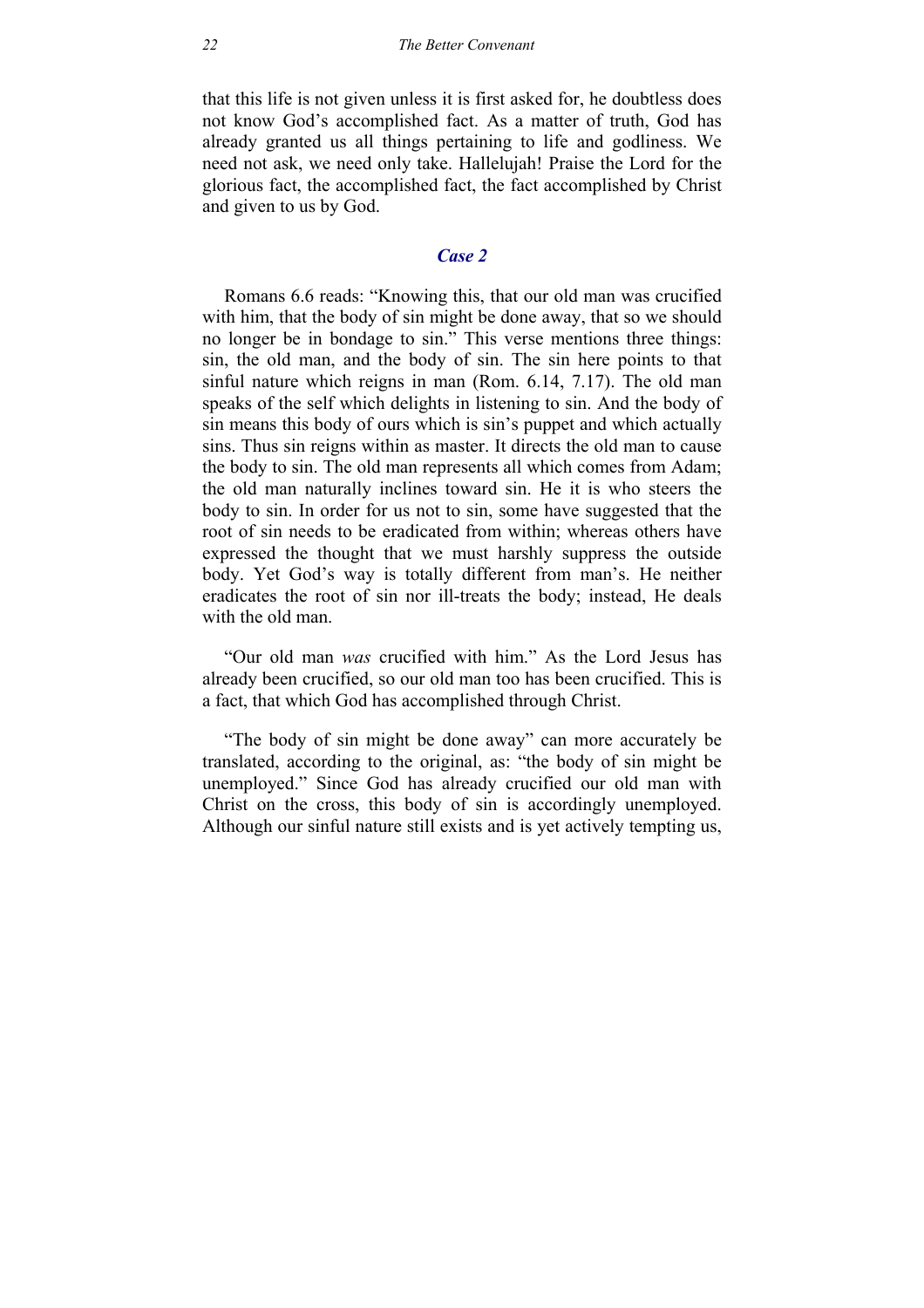that this life is not given unless it is first asked for, he doubtless does not know God's accomplished fact. As a matter of truth, God has already granted us all things pertaining to life and godliness. We need not ask, we need only take. Hallelujah! Praise the Lord for the glorious fact, the accomplished fact, the fact accomplished by Christ and given to us by God.

### *Case 2*

Romans 6.6 reads: "Knowing this, that our old man was crucified with him, that the body of sin might be done away, that so we should no longer be in bondage to sin." This verse mentions three things: sin, the old man, and the body of sin. The sin here points to that sinful nature which reigns in man (Rom. 6.14, 7.17). The old man speaks of the self which delights in listening to sin. And the body of sin means this body of ours which is sin's puppet and which actually sins. Thus sin reigns within as master. It directs the old man to cause the body to sin. The old man represents all which comes from Adam; the old man naturally inclines toward sin. He it is who steers the body to sin. In order for us not to sin, some have suggested that the root of sin needs to be eradicated from within; whereas others have expressed the thought that we must harshly suppress the outside body. Yet God's way is totally different from man's. He neither eradicates the root of sin nor ill-treats the body; instead, He deals with the old man.

"Our old man *was* crucified with him." As the Lord Jesus has already been crucified, so our old man too has been crucified. This is a fact, that which God has accomplished through Christ.

"The body of sin might be done away" can more accurately be translated, according to the original, as: "the body of sin might be unemployed." Since God has already crucified our old man with Christ on the cross, this body of sin is accordingly unemployed. Although our sinful nature still exists and is yet actively tempting us,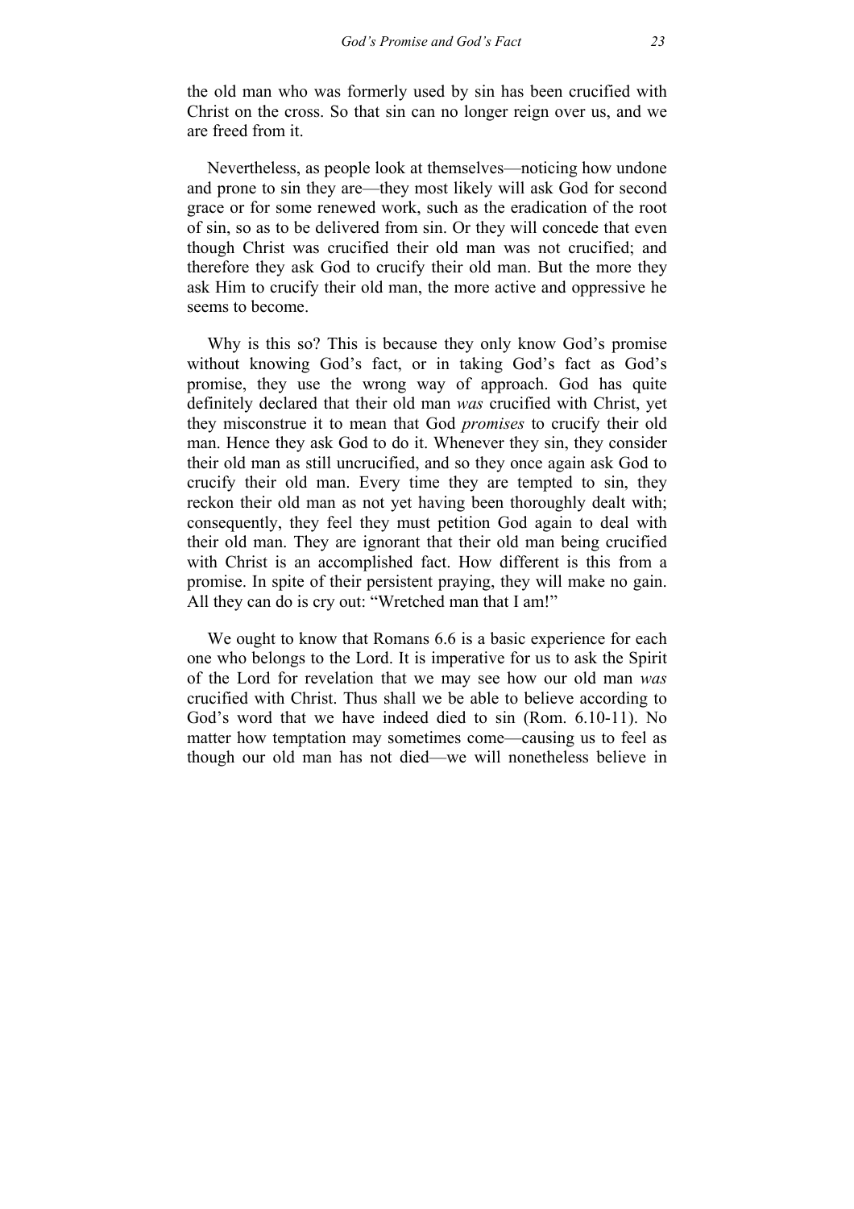the old man who was formerly used by sin has been crucified with Christ on the cross. So that sin can no longer reign over us, and we are freed from it.

Nevertheless, as people look at themselves—noticing how undone and prone to sin they are—they most likely will ask God for second grace or for some renewed work, such as the eradication of the root of sin, so as to be delivered from sin. Or they will concede that even though Christ was crucified their old man was not crucified; and therefore they ask God to crucify their old man. But the more they ask Him to crucify their old man, the more active and oppressive he seems to become.

Why is this so? This is because they only know God's promise without knowing God's fact, or in taking God's fact as God's promise, they use the wrong way of approach. God has quite definitely declared that their old man *was* crucified with Christ, yet they misconstrue it to mean that God *promises* to crucify their old man. Hence they ask God to do it. Whenever they sin, they consider their old man as still uncrucified, and so they once again ask God to crucify their old man. Every time they are tempted to sin, they reckon their old man as not yet having been thoroughly dealt with; consequently, they feel they must petition God again to deal with their old man. They are ignorant that their old man being crucified with Christ is an accomplished fact. How different is this from a promise. In spite of their persistent praying, they will make no gain. All they can do is cry out: "Wretched man that I am!"

We ought to know that Romans 6.6 is a basic experience for each one who belongs to the Lord. It is imperative for us to ask the Spirit of the Lord for revelation that we may see how our old man *was* crucified with Christ. Thus shall we be able to believe according to God's word that we have indeed died to sin (Rom. 6.10-11). No matter how temptation may sometimes come—causing us to feel as though our old man has not died—we will nonetheless believe in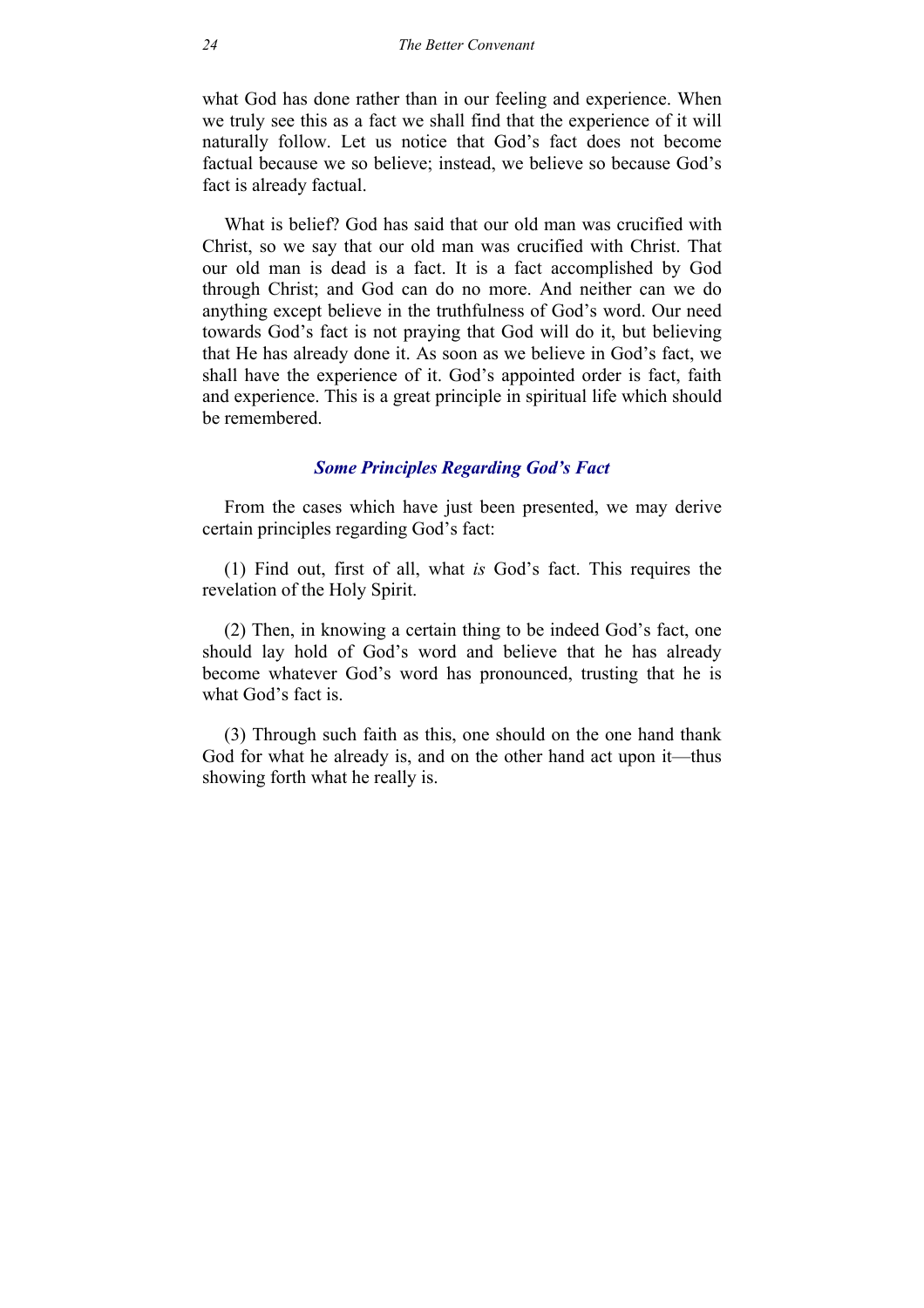what God has done rather than in our feeling and experience. When we truly see this as a fact we shall find that the experience of it will naturally follow. Let us notice that God's fact does not become factual because we so believe; instead, we believe so because God's fact is already factual.

What is belief? God has said that our old man was crucified with Christ, so we say that our old man was crucified with Christ. That our old man is dead is a fact. It is a fact accomplished by God through Christ; and God can do no more. And neither can we do anything except believe in the truthfulness of God's word. Our need towards God's fact is not praying that God will do it, but believing that He has already done it. As soon as we believe in God's fact, we shall have the experience of it. God's appointed order is fact, faith and experience. This is a great principle in spiritual life which should be remembered.

### *Some Principles Regarding God's Fact*

From the cases which have just been presented, we may derive certain principles regarding God's fact:

(1) Find out, first of all, what *is* God's fact. This requires the revelation of the Holy Spirit.

(2) Then, in knowing a certain thing to be indeed God's fact, one should lay hold of God's word and believe that he has already become whatever God's word has pronounced, trusting that he is what God's fact is.

(3) Through such faith as this, one should on the one hand thank God for what he already is, and on the other hand act upon it—thus showing forth what he really is.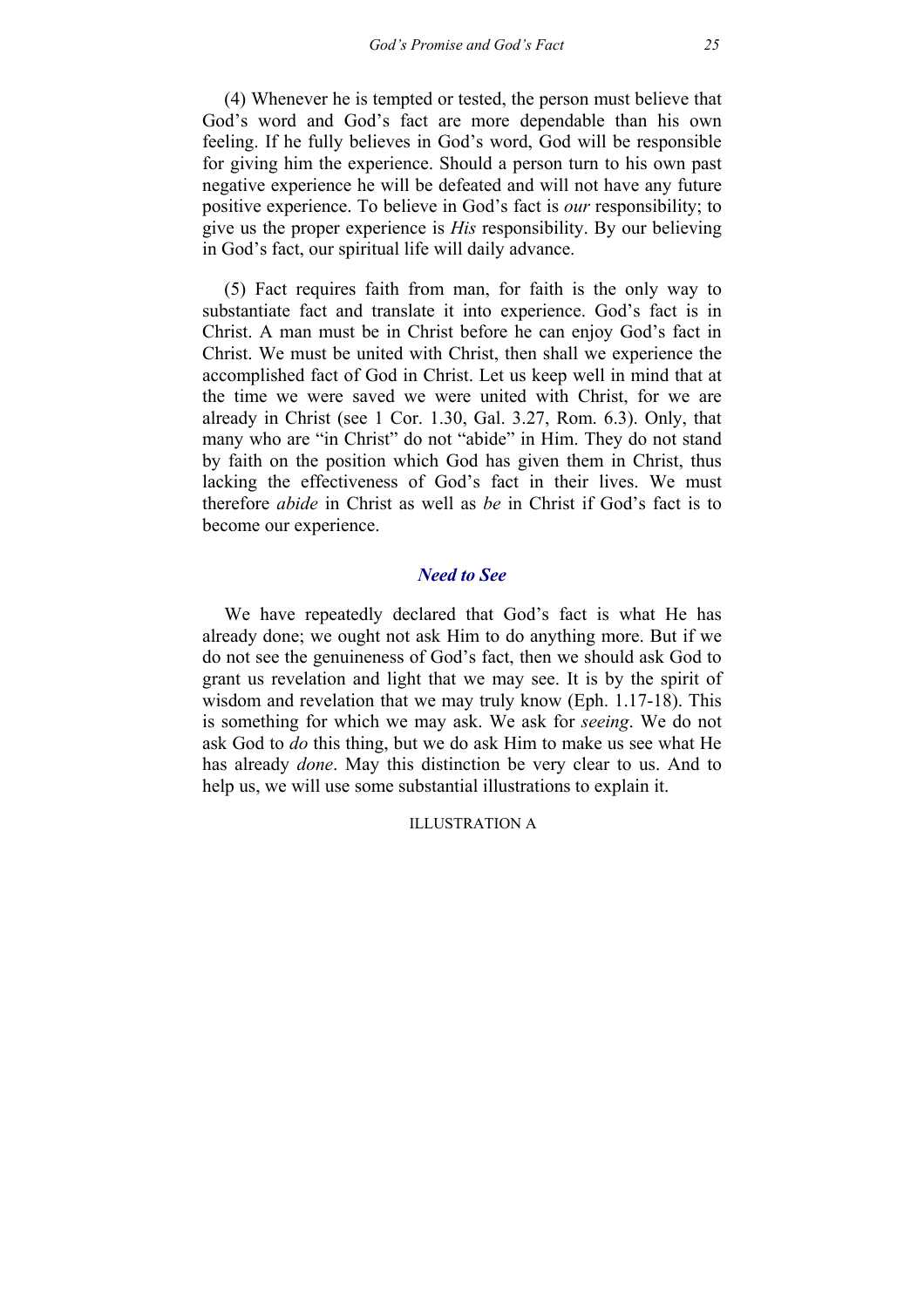(4) Whenever he is tempted or tested, the person must believe that God's word and God's fact are more dependable than his own feeling. If he fully believes in God's word, God will be responsible for giving him the experience. Should a person turn to his own past negative experience he will be defeated and will not have any future positive experience. To believe in God's fact is *our* responsibility; to give us the proper experience is *His* responsibility. By our believing in God's fact, our spiritual life will daily advance.

(5) Fact requires faith from man, for faith is the only way to substantiate fact and translate it into experience. God's fact is in Christ. A man must be in Christ before he can enjoy God's fact in Christ. We must be united with Christ, then shall we experience the accomplished fact of God in Christ. Let us keep well in mind that at the time we were saved we were united with Christ, for we are already in Christ (see 1 Cor. 1.30, Gal. 3.27, Rom. 6.3). Only, that many who are "in Christ" do not "abide" in Him. They do not stand by faith on the position which God has given them in Christ, thus lacking the effectiveness of God's fact in their lives. We must therefore *abide* in Christ as well as *be* in Christ if God's fact is to become our experience.

### *Need to See*

We have repeatedly declared that God's fact is what He has already done; we ought not ask Him to do anything more. But if we do not see the genuineness of God's fact, then we should ask God to grant us revelation and light that we may see. It is by the spirit of wisdom and revelation that we may truly know (Eph. 1.17-18). This is something for which we may ask. We ask for *seeing*. We do not ask God to *do* this thing, but we do ask Him to make us see what He has already *done*. May this distinction be very clear to us. And to help us, we will use some substantial illustrations to explain it.

ILLUSTRATION A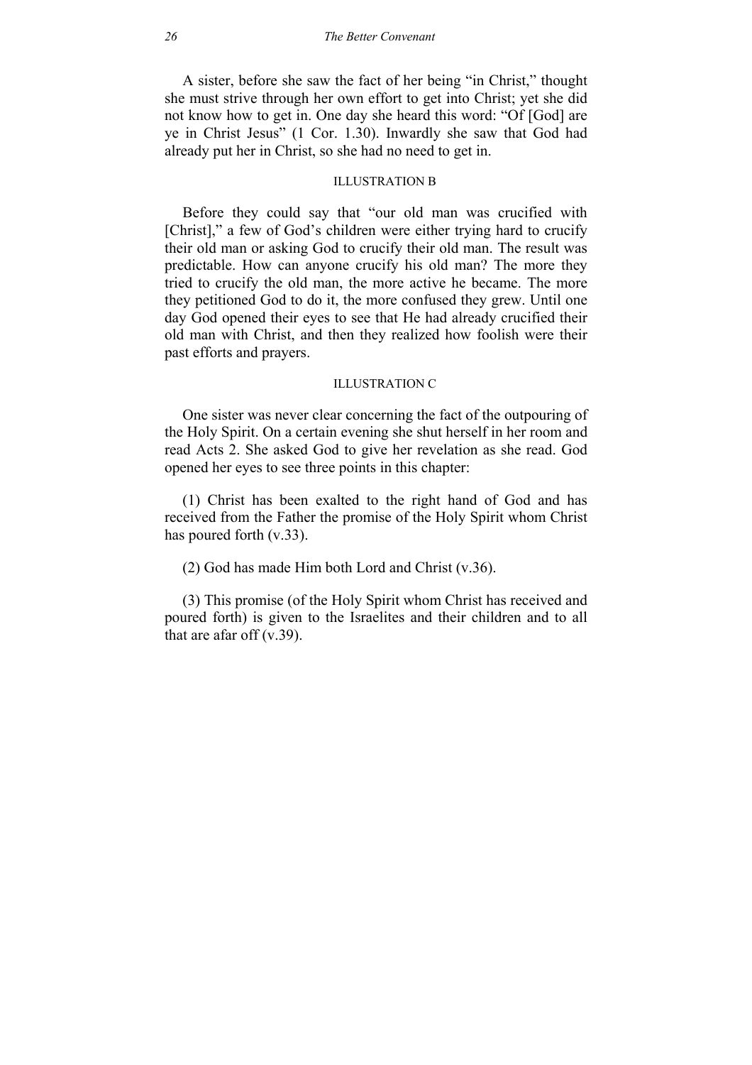A sister, before she saw the fact of her being "in Christ," thought she must strive through her own effort to get into Christ; yet she did not know how to get in. One day she heard this word: "Of [God] are ye in Christ Jesus" (1 Cor. 1.30). Inwardly she saw that God had already put her in Christ, so she had no need to get in.

### ILLUSTRATION B

Before they could say that "our old man was crucified with [Christ]," a few of God's children were either trying hard to crucify their old man or asking God to crucify their old man. The result was predictable. How can anyone crucify his old man? The more they tried to crucify the old man, the more active he became. The more they petitioned God to do it, the more confused they grew. Until one day God opened their eyes to see that He had already crucified their old man with Christ, and then they realized how foolish were their past efforts and prayers.

### ILLUSTRATION C

One sister was never clear concerning the fact of the outpouring of the Holy Spirit. On a certain evening she shut herself in her room and read Acts 2. She asked God to give her revelation as she read. God opened her eyes to see three points in this chapter:

(1) Christ has been exalted to the right hand of God and has received from the Father the promise of the Holy Spirit whom Christ has poured forth (v.33).

(2) God has made Him both Lord and Christ (v.36).

(3) This promise (of the Holy Spirit whom Christ has received and poured forth) is given to the Israelites and their children and to all that are afar off (v.39).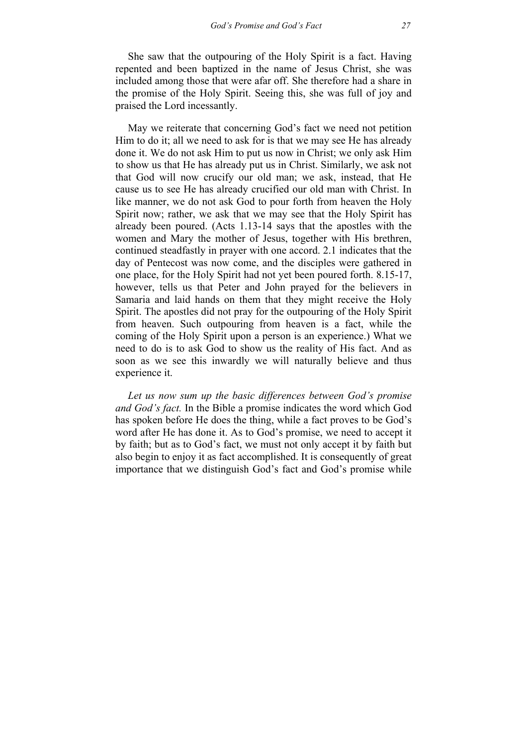She saw that the outpouring of the Holy Spirit is a fact. Having repented and been baptized in the name of Jesus Christ, she was included among those that were afar off. She therefore had a share in the promise of the Holy Spirit. Seeing this, she was full of joy and praised the Lord incessantly.

May we reiterate that concerning God's fact we need not petition Him to do it; all we need to ask for is that we may see He has already done it. We do not ask Him to put us now in Christ; we only ask Him to show us that He has already put us in Christ. Similarly, we ask not that God will now crucify our old man; we ask, instead, that He cause us to see He has already crucified our old man with Christ. In like manner, we do not ask God to pour forth from heaven the Holy Spirit now; rather, we ask that we may see that the Holy Spirit has already been poured. (Acts 1.13-14 says that the apostles with the women and Mary the mother of Jesus, together with His brethren, continued steadfastly in prayer with one accord. 2.1 indicates that the day of Pentecost was now come, and the disciples were gathered in one place, for the Holy Spirit had not yet been poured forth. 8.15-17, however, tells us that Peter and John prayed for the believers in Samaria and laid hands on them that they might receive the Holy Spirit. The apostles did not pray for the outpouring of the Holy Spirit from heaven. Such outpouring from heaven is a fact, while the coming of the Holy Spirit upon a person is an experience.) What we need to do is to ask God to show us the reality of His fact. And as soon as we see this inwardly we will naturally believe and thus experience it.

*Let us now sum up the basic differences between God's promise and God's fact.* In the Bible a promise indicates the word which God has spoken before He does the thing, while a fact proves to be God's word after He has done it. As to God's promise, we need to accept it by faith; but as to God's fact, we must not only accept it by faith but also begin to enjoy it as fact accomplished. It is consequently of great importance that we distinguish God's fact and God's promise while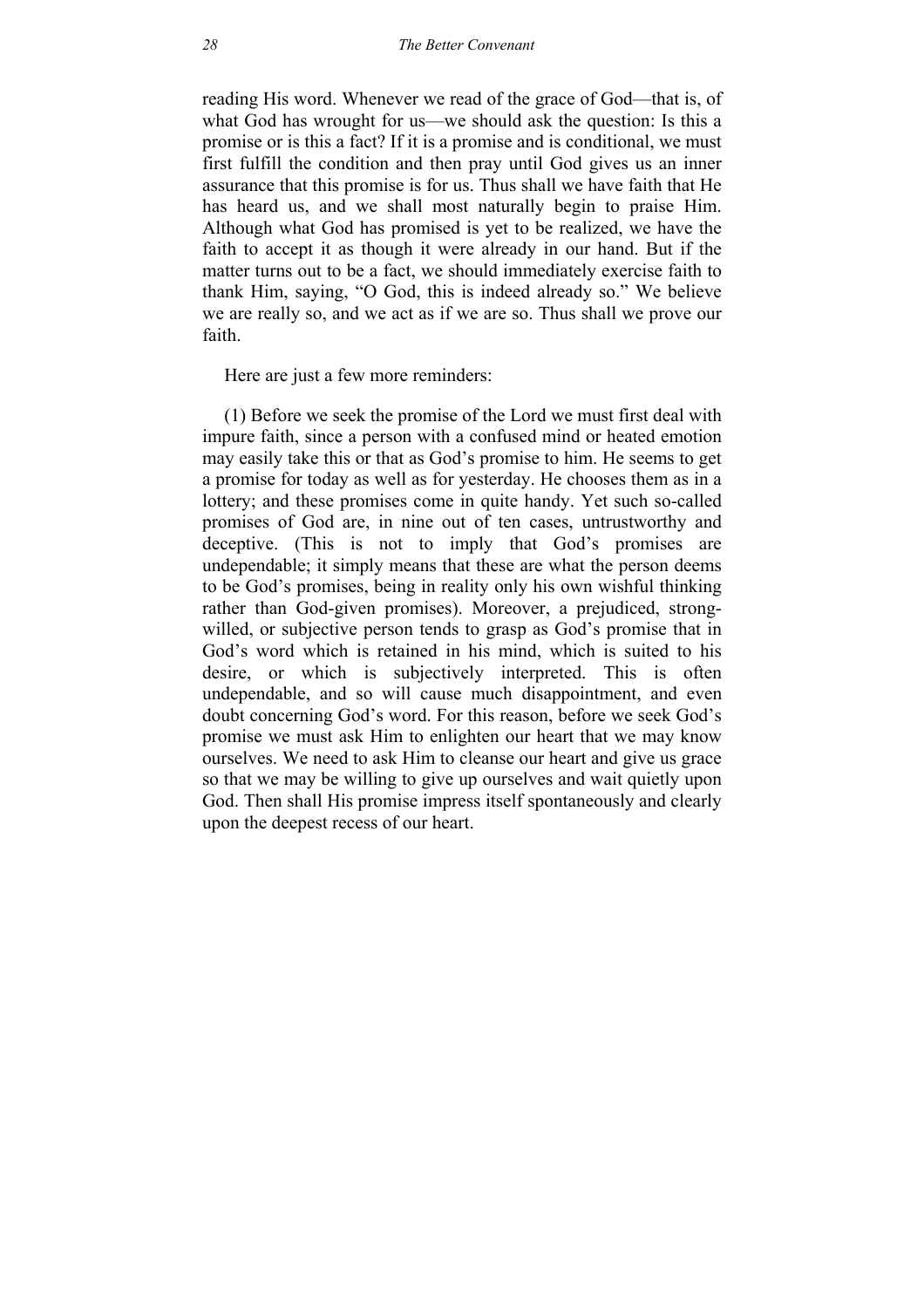reading His word. Whenever we read of the grace of God—that is, of what God has wrought for us—we should ask the question: Is this a promise or is this a fact? If it is a promise and is conditional, we must first fulfill the condition and then pray until God gives us an inner assurance that this promise is for us. Thus shall we have faith that He has heard us, and we shall most naturally begin to praise Him. Although what God has promised is yet to be realized, we have the faith to accept it as though it were already in our hand. But if the matter turns out to be a fact, we should immediately exercise faith to thank Him, saying, "O God, this is indeed already so." We believe we are really so, and we act as if we are so. Thus shall we prove our faith.

Here are just a few more reminders:

(1) Before we seek the promise of the Lord we must first deal with impure faith, since a person with a confused mind or heated emotion may easily take this or that as God's promise to him. He seems to get a promise for today as well as for yesterday. He chooses them as in a lottery; and these promises come in quite handy. Yet such so-called promises of God are, in nine out of ten cases, untrustworthy and deceptive. (This is not to imply that God's promises are undependable; it simply means that these are what the person deems to be God's promises, being in reality only his own wishful thinking rather than God-given promises). Moreover, a prejudiced, strong-willed, or subjective person tends to grasp as God's promise that in God's word which is retained in his mind, which is suited to his desire, or which is subjectively interpreted. This is often undependable, and so will cause much disappointment, and even doubt concerning God's word. For this reason, before we seek God's promise we must ask Him to enlighten our heart that we may know ourselves. We need to ask Him to cleanse our heart and give us grace so that we may be willing to give up ourselves and wait quietly upon God. Then shall His promise impress itself spontaneously and clearly upon the deepest recess of our heart.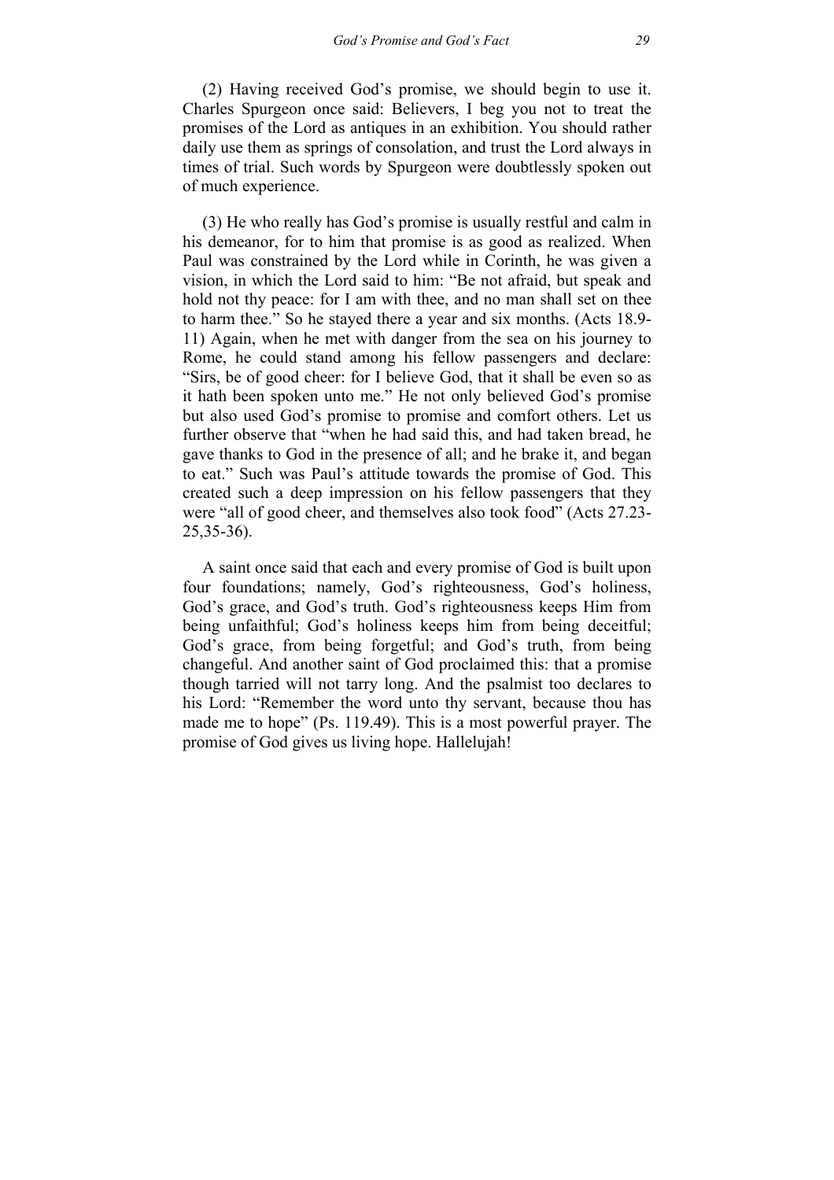(2) Having received God's promise, we should begin to use it. Charles Spurgeon once said: Believers, I beg you not to treat the promises of the Lord as antiques in an exhibition. You should rather daily use them as springs of consolation, and trust the Lord always in times of trial. Such words by Spurgeon were doubtlessly spoken out of much experience.

(3) He who really has God's promise is usually restful and calm in his demeanor, for to him that promise is as good as realized. When Paul was constrained by the Lord while in Corinth, he was given a vision, in which the Lord said to him: "Be not afraid, but speak and hold not thy peace: for I am with thee, and no man shall set on thee to harm thee." So he stayed there a year and six months. (Acts 18.9-11) Again, when he met with danger from the sea on his journey to Rome, he could stand among his fellow passengers and declare: "Sirs, be of good cheer: for I believe God, that it shall be even so as it hath been spoken unto me." He not only believed God's promise but also used God's promise to promise and comfort others. Let us further observe that "when he had said this, and had taken bread, he gave thanks to God in the presence of all; and he brake it, and began to eat." Such was Paul's attitude towards the promise of God. This created such a deep impression on his fellow passengers that they were "all of good cheer, and themselves also took food" (Acts 27.23-25,35-36).

A saint once said that each and every promise of God is built upon four foundations; namely, God's righteousness, God's holiness, God's grace, and God's truth. God's righteousness keeps Him from being unfaithful; God's holiness keeps him from being deceitful; God's grace, from being forgetful; and God's truth, from being changeful. And another saint of God proclaimed this: that a promise though tarried will not tarry long. And the psalmist too declares to his Lord: "Remember the word unto thy servant, because thou has made me to hope" (Ps. 119.49). This is a most powerful prayer. The promise of God gives us living hope. Hallelujah!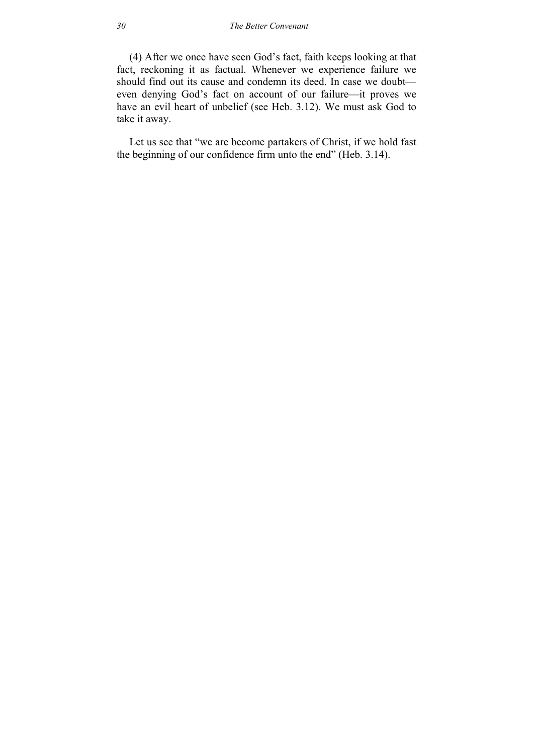(4) After we once have seen God's fact, faith keeps looking at that fact, reckoning it as factual. Whenever we experience failure we should find out its cause and condemn its deed. In case we doubt—even denying God's fact on account of our failure—it proves we have an evil heart of unbelief (see Heb. 3.12). We must ask God to take it away.

Let us see that "we are become partakers of Christ, if we hold fast the beginning of our confidence firm unto the end" (Heb. 3.14).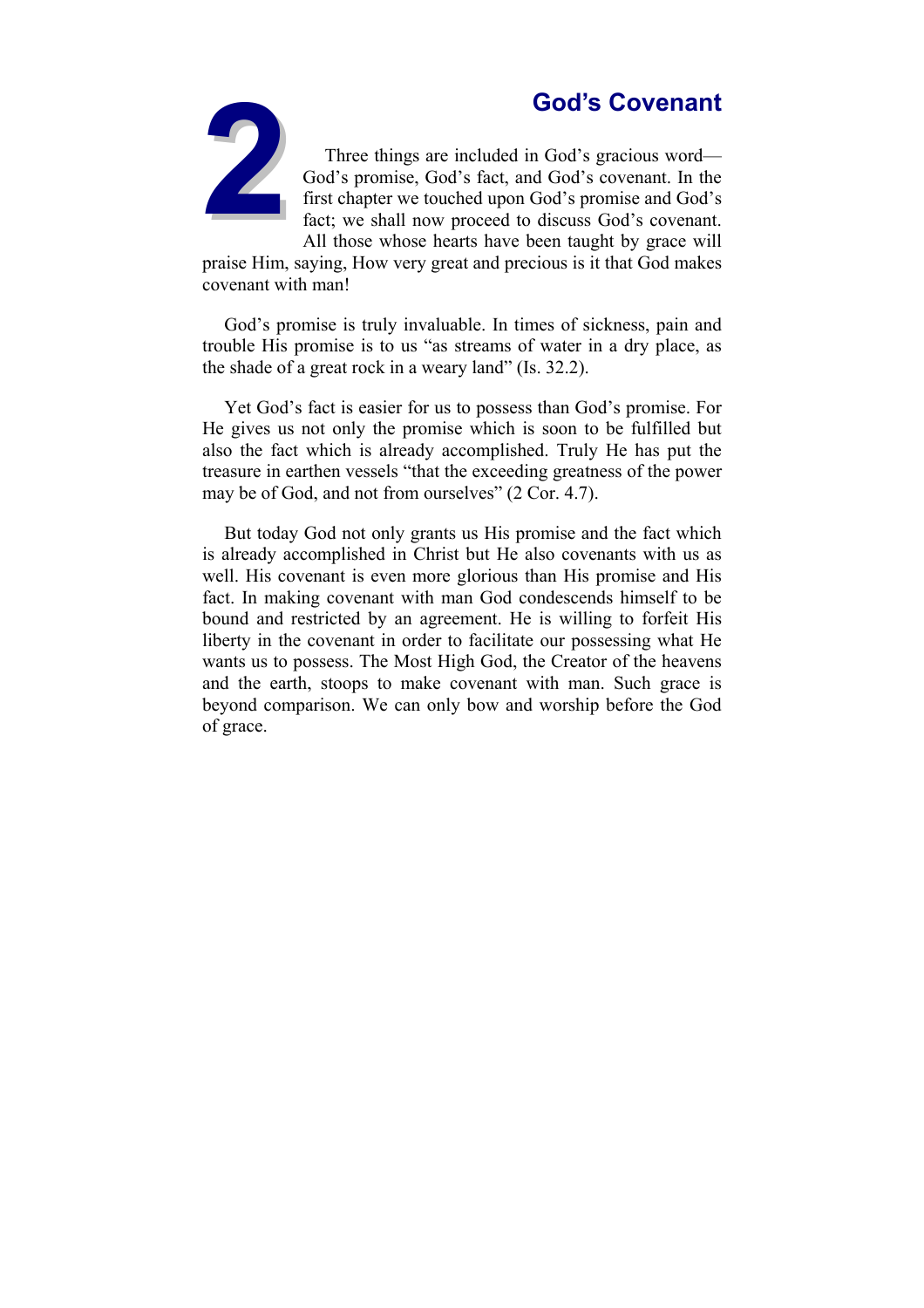# 2 God's Covenant

Three things are included in God's gracious word—God's promise, God's fact, and God's covenant. In the first chapter we touched upon God's promise and God's fact; we shall now proceed to discuss God's covenant. All those whose hearts have been taught by grace will praise Him, saying, How very great and precious is it that God makes covenant with man!

God's promise is truly invaluable. In times of sickness, pain and trouble His promise is to us "as streams of water in a dry place, as the shade of a great rock in a weary land" (Is. 32.2).

Yet God's fact is easier for us to possess than God's promise. For He gives us not only the promise which is soon to be fulfilled but also the fact which is already accomplished. Truly He has put the treasure in earthen vessels "that the exceeding greatness of the power may be of God, and not from ourselves" (2 Cor. 4.7).

But today God not only grants us His promise and the fact which is already accomplished in Christ but He also covenants with us as well. His covenant is even more glorious than His promise and His fact. In making covenant with man God condescends himself to be bound and restricted by an agreement. He is willing to forfeit His liberty in the covenant in order to facilitate our possessing what He wants us to possess. The Most High God, the Creator of the heavens and the earth, stoops to make covenant with man. Such grace is beyond comparison. We can only bow and worship before the God of grace.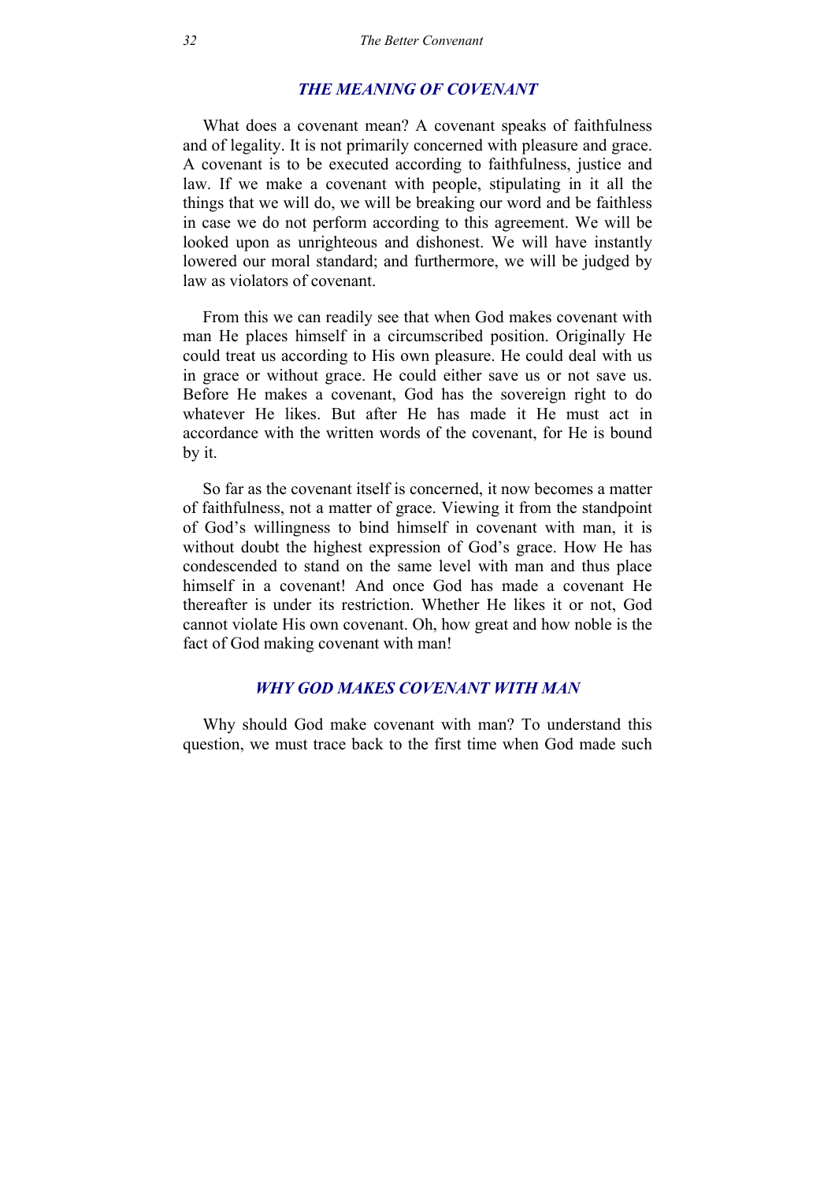## *THE MEANING OF COVENANT*

What does a covenant mean? A covenant speaks of faithfulness and of legality. It is not primarily concerned with pleasure and grace. A covenant is to be executed according to faithfulness, justice and law. If we make a covenant with people, stipulating in it all the things that we will do, we will be breaking our word and be faithless in case we do not perform according to this agreement. We will be looked upon as unrighteous and dishonest. We will have instantly lowered our moral standard; and furthermore, we will be judged by law as violators of covenant.

From this we can readily see that when God makes covenant with man He places himself in a circumscribed position. Originally He could treat us according to His own pleasure. He could deal with us in grace or without grace. He could either save us or not save us. Before He makes a covenant, God has the sovereign right to do whatever He likes. But after He has made it He must act in accordance with the written words of the covenant, for He is bound by it.

So far as the covenant itself is concerned, it now becomes a matter of faithfulness, not a matter of grace. Viewing it from the standpoint of God's willingness to bind himself in covenant with man, it is without doubt the highest expression of God's grace. How He has condescended to stand on the same level with man and thus place himself in a covenant! And once God has made a covenant He thereafter is under its restriction. Whether He likes it or not, God cannot violate His own covenant. Oh, how great and how noble is the fact of God making covenant with man!

## *WHY GOD MAKES COVENANT WITH MAN*

Why should God make covenant with man? To understand this question, we must trace back to the first time when God made such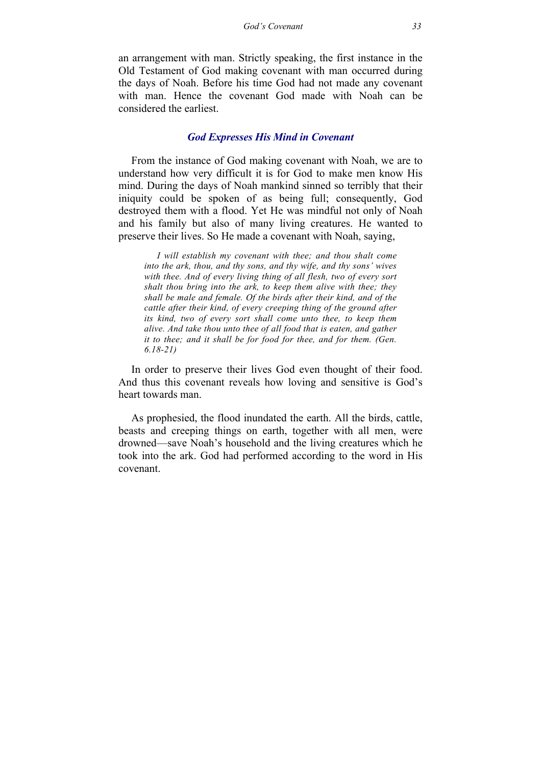an arrangement with man. Strictly speaking, the first instance in the Old Testament of God making covenant with man occurred during the days of Noah. Before his time God had not made any covenant with man. Hence the covenant God made with Noah can be considered the earliest.

### *God Expresses His Mind in Covenant*

From the instance of God making covenant with Noah, we are to understand how very difficult it is for God to make men know His mind. During the days of Noah mankind sinned so terribly that their iniquity could be spoken of as being full; consequently, God destroyed them with a flood. Yet He was mindful not only of Noah and his family but also of many living creatures. He wanted to preserve their lives. So He made a covenant with Noah, saying,

> *I will establish my covenant with thee; and thou shalt come into the ark, thou, and thy sons, and thy wife, and thy sons' wives with thee. And of every living thing of all flesh, two of every sort shalt thou bring into the ark, to keep them alive with thee; they shall be male and female. Of the birds after their kind, and of the cattle after their kind, of every creeping thing of the ground after its kind, two of every sort shall come unto thee, to keep them alive. And take thou unto thee of all food that is eaten, and gather it to thee; and it shall be for food for thee, and for them. (Gen. 6.18-21)*

In order to preserve their lives God even thought of their food. And thus this covenant reveals how loving and sensitive is God's heart towards man.

As prophesied, the flood inundated the earth. All the birds, cattle, beasts and creeping things on earth, together with all men, were drowned—save Noah's household and the living creatures which he took into the ark. God had performed according to the word in His covenant.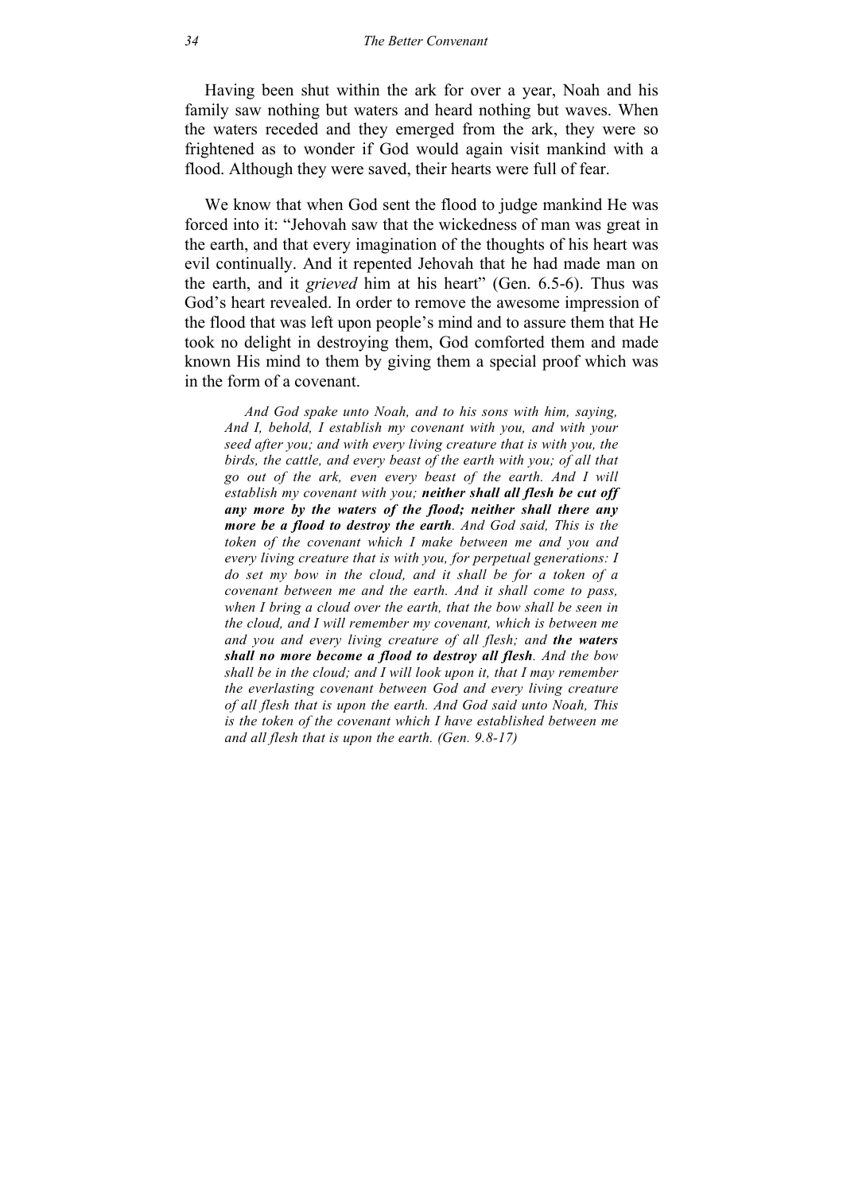Having been shut within the ark for over a year, Noah and his family saw nothing but waters and heard nothing but waves. When the waters receded and they emerged from the ark, they were so frightened as to wonder if God would again visit mankind with a flood. Although they were saved, their hearts were full of fear.

We know that when God sent the flood to judge mankind He was forced into it: "Jehovah saw that the wickedness of man was great in the earth, and that every imagination of the thoughts of his heart was evil continually. And it repented Jehovah that he had made man on the earth, and it *grieved* him at his heart" (Gen. 6.5-6). Thus was God's heart revealed. In order to remove the awesome impression of the flood that was left upon people's mind and to assure them that He took no delight in destroying them, God comforted them and made known His mind to them by giving them a special proof which was in the form of a covenant.

> *And God spake unto Noah, and to his sons with him, saying, And I, behold, I establish my covenant with you, and with your seed after you; and with every living creature that is with you, the birds, the cattle, and every beast of the earth with you; of all that go out of the ark, even every beast of the earth. And I will establish my covenant with you;* ***neither shall all flesh be cut off any more by the waters of the flood; neither shall there any more be a flood to destroy the earth****. And God said, This is the token of the covenant which I make between me and you and every living creature that is with you, for perpetual generations: I do set my bow in the cloud, and it shall be for a token of a covenant between me and the earth. And it shall come to pass, when I bring a cloud over the earth, that the bow shall be seen in the cloud, and I will remember my covenant, which is between me and you and every living creature of all flesh; and* ***the waters shall no more become a flood to destroy all flesh****. And the bow shall be in the cloud; and I will look upon it, that I may remember the everlasting covenant between God and every living creature of all flesh that is upon the earth. And God said unto Noah, This is the token of the covenant which I have established between me and all flesh that is upon the earth. (Gen. 9.8-17)*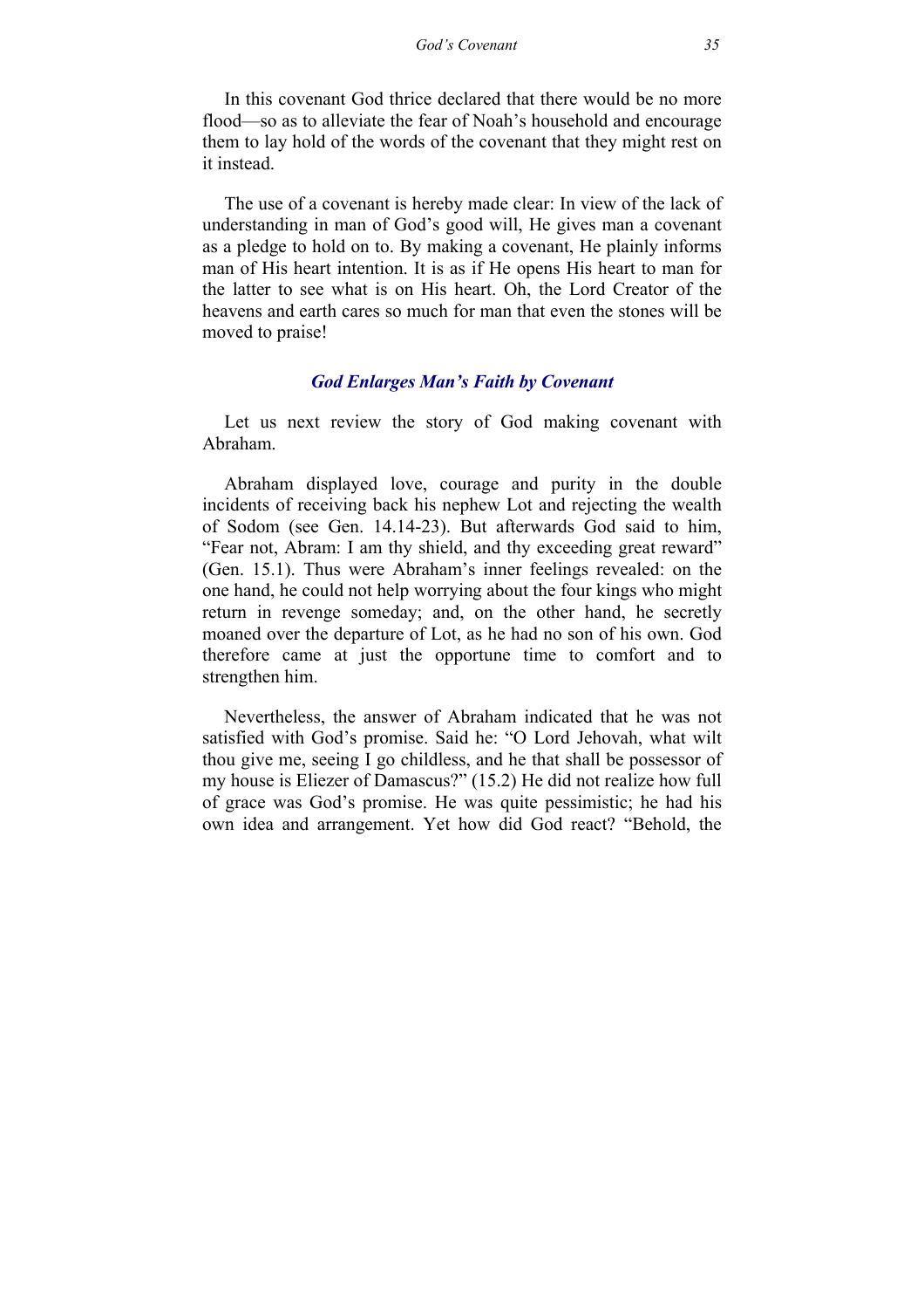In this covenant God thrice declared that there would be no more flood—so as to alleviate the fear of Noah's household and encourage them to lay hold of the words of the covenant that they might rest on it instead.

The use of a covenant is hereby made clear: In view of the lack of understanding in man of God's good will, He gives man a covenant as a pledge to hold on to. By making a covenant, He plainly informs man of His heart intention. It is as if He opens His heart to man for the latter to see what is on His heart. Oh, the Lord Creator of the heavens and earth cares so much for man that even the stones will be moved to praise!

### *God Enlarges Man's Faith by Covenant*

Let us next review the story of God making covenant with Abraham.

Abraham displayed love, courage and purity in the double incidents of receiving back his nephew Lot and rejecting the wealth of Sodom (see Gen. 14.14-23). But afterwards God said to him, "Fear not, Abram: I am thy shield, and thy exceeding great reward" (Gen. 15.1). Thus were Abraham's inner feelings revealed: on the one hand, he could not help worrying about the four kings who might return in revenge someday; and, on the other hand, he secretly moaned over the departure of Lot, as he had no son of his own. God therefore came at just the opportune time to comfort and to strengthen him.

Nevertheless, the answer of Abraham indicated that he was not satisfied with God's promise. Said he: "O Lord Jehovah, what wilt thou give me, seeing I go childless, and he that shall be possessor of my house is Eliezer of Damascus?" (15.2) He did not realize how full of grace was God's promise. He was quite pessimistic; he had his own idea and arrangement. Yet how did God react? "Behold, the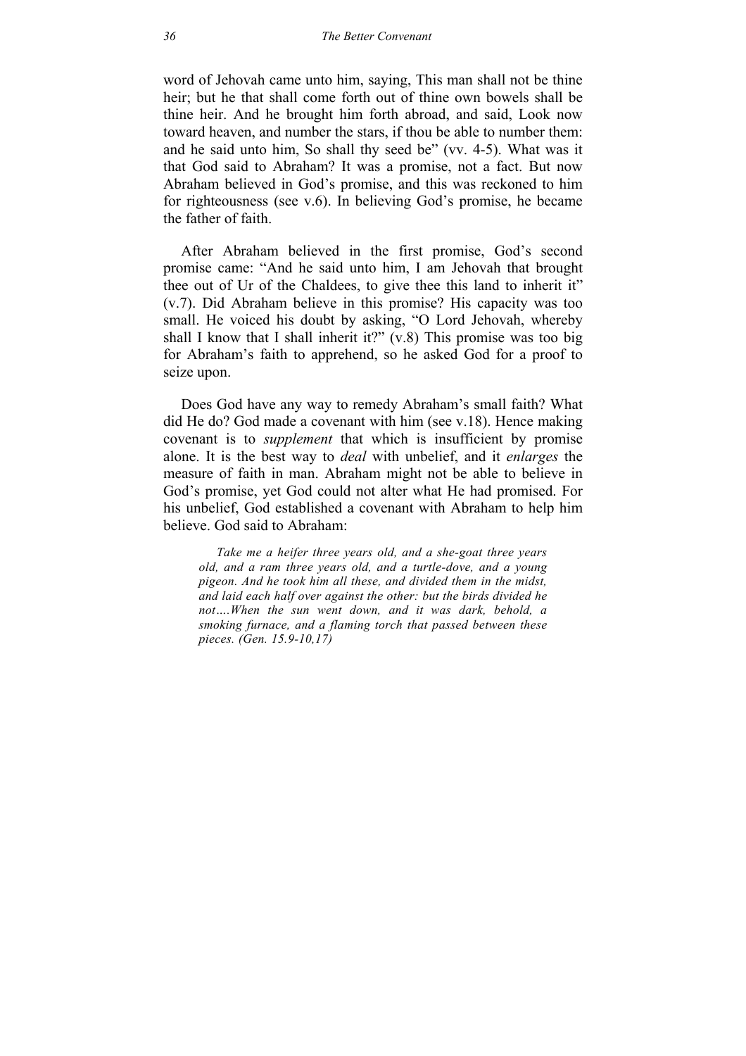word of Jehovah came unto him, saying, This man shall not be thine heir; but he that shall come forth out of thine own bowels shall be thine heir. And he brought him forth abroad, and said, Look now toward heaven, and number the stars, if thou be able to number them: and he said unto him, So shall thy seed be" (vv. 4-5). What was it that God said to Abraham? It was a promise, not a fact. But now Abraham believed in God's promise, and this was reckoned to him for righteousness (see v.6). In believing God's promise, he became the father of faith.

After Abraham believed in the first promise, God's second promise came: "And he said unto him, I am Jehovah that brought thee out of Ur of the Chaldees, to give thee this land to inherit it" (v.7). Did Abraham believe in this promise? His capacity was too small. He voiced his doubt by asking, "O Lord Jehovah, whereby shall I know that I shall inherit it?" (v.8) This promise was too big for Abraham's faith to apprehend, so he asked God for a proof to seize upon.

Does God have any way to remedy Abraham's small faith? What did He do? God made a covenant with him (see v.18). Hence making covenant is to *supplement* that which is insufficient by promise alone. It is the best way to *deal* with unbelief, and it *enlarges* the measure of faith in man. Abraham might not be able to believe in God's promise, yet God could not alter what He had promised. For his unbelief, God established a covenant with Abraham to help him believe. God said to Abraham:

> *Take me a heifer three years old, and a she-goat three years old, and a ram three years old, and a turtle-dove, and a young pigeon. And he took him all these, and divided them in the midst, and laid each half over against the other: but the birds divided he not….When the sun went down, and it was dark, behold, a smoking furnace, and a flaming torch that passed between these pieces. (Gen. 15.9-10,17)*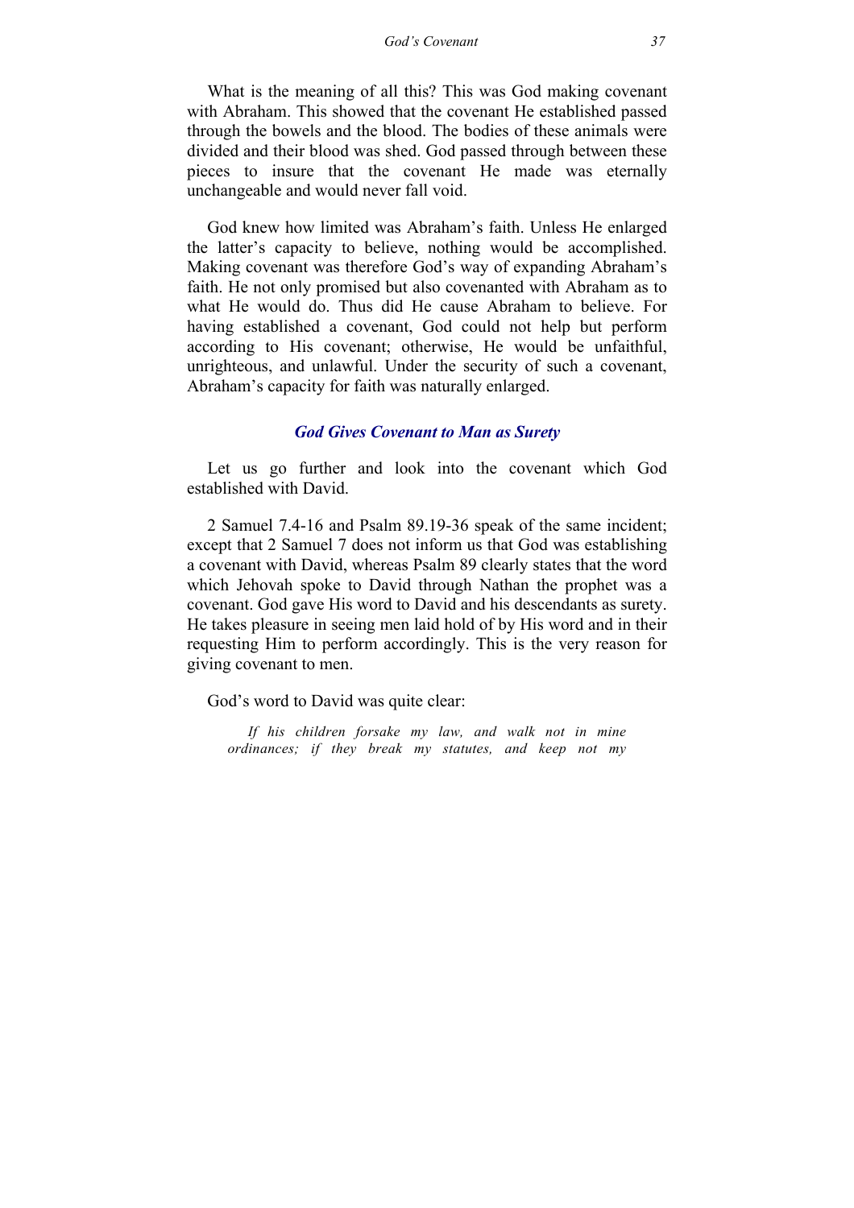What is the meaning of all this? This was God making covenant with Abraham. This showed that the covenant He established passed through the bowels and the blood. The bodies of these animals were divided and their blood was shed. God passed through between these pieces to insure that the covenant He made was eternally unchangeable and would never fall void.

God knew how limited was Abraham's faith. Unless He enlarged the latter's capacity to believe, nothing would be accomplished. Making covenant was therefore God's way of expanding Abraham's faith. He not only promised but also covenanted with Abraham as to what He would do. Thus did He cause Abraham to believe. For having established a covenant, God could not help but perform according to His covenant; otherwise, He would be unfaithful, unrighteous, and unlawful. Under the security of such a covenant, Abraham's capacity for faith was naturally enlarged.

### *God Gives Covenant to Man as Surety*

Let us go further and look into the covenant which God established with David.

2 Samuel 7.4-16 and Psalm 89.19-36 speak of the same incident; except that 2 Samuel 7 does not inform us that God was establishing a covenant with David, whereas Psalm 89 clearly states that the word which Jehovah spoke to David through Nathan the prophet was a covenant. God gave His word to David and his descendants as surety. He takes pleasure in seeing men laid hold of by His word and in their requesting Him to perform accordingly. This is the very reason for giving covenant to men.

God's word to David was quite clear:

> *If his children forsake my law, and walk not in mine ordinances; if they break my statutes, and keep not my*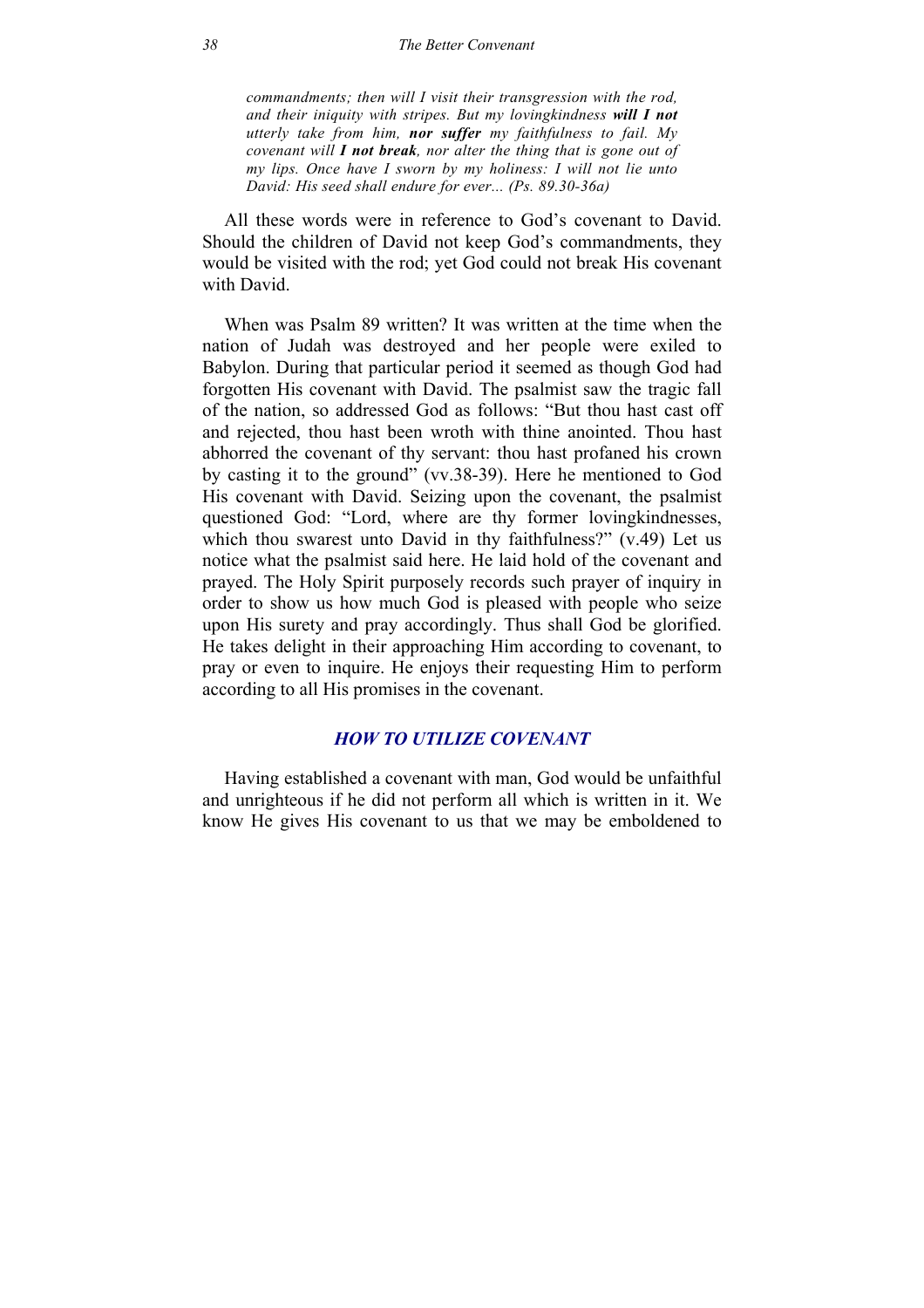> *commandments; then will I visit their transgression with the rod, and their iniquity with stripes. But my lovingkindness* ***will I not*** *utterly take from him,* ***nor suffer*** *my faithfulness to fail. My covenant will* ***I not break****, nor alter the thing that is gone out of my lips. Once have I sworn by my holiness: I will not lie unto David: His seed shall endure for ever... (Ps. 89.30-36a)*

All these words were in reference to God's covenant to David. Should the children of David not keep God's commandments, they would be visited with the rod; yet God could not break His covenant with David.

When was Psalm 89 written? It was written at the time when the nation of Judah was destroyed and her people were exiled to Babylon. During that particular period it seemed as though God had forgotten His covenant with David. The psalmist saw the tragic fall of the nation, so addressed God as follows: "But thou hast cast off and rejected, thou hast been wroth with thine anointed. Thou hast abhorred the covenant of thy servant: thou hast profaned his crown by casting it to the ground" (vv.38-39). Here he mentioned to God His covenant with David. Seizing upon the covenant, the psalmist questioned God: "Lord, where are thy former lovingkindnesses, which thou swarest unto David in thy faithfulness?" (v.49) Let us notice what the psalmist said here. He laid hold of the covenant and prayed. The Holy Spirit purposely records such prayer of inquiry in order to show us how much God is pleased with people who seize upon His surety and pray accordingly. Thus shall God be glorified. He takes delight in their approaching Him according to covenant, to pray or even to inquire. He enjoys their requesting Him to perform according to all His promises in the covenant.

## *HOW TO UTILIZE COVENANT*

Having established a covenant with man, God would be unfaithful and unrighteous if he did not perform all which is written in it. We know He gives His covenant to us that we may be emboldened to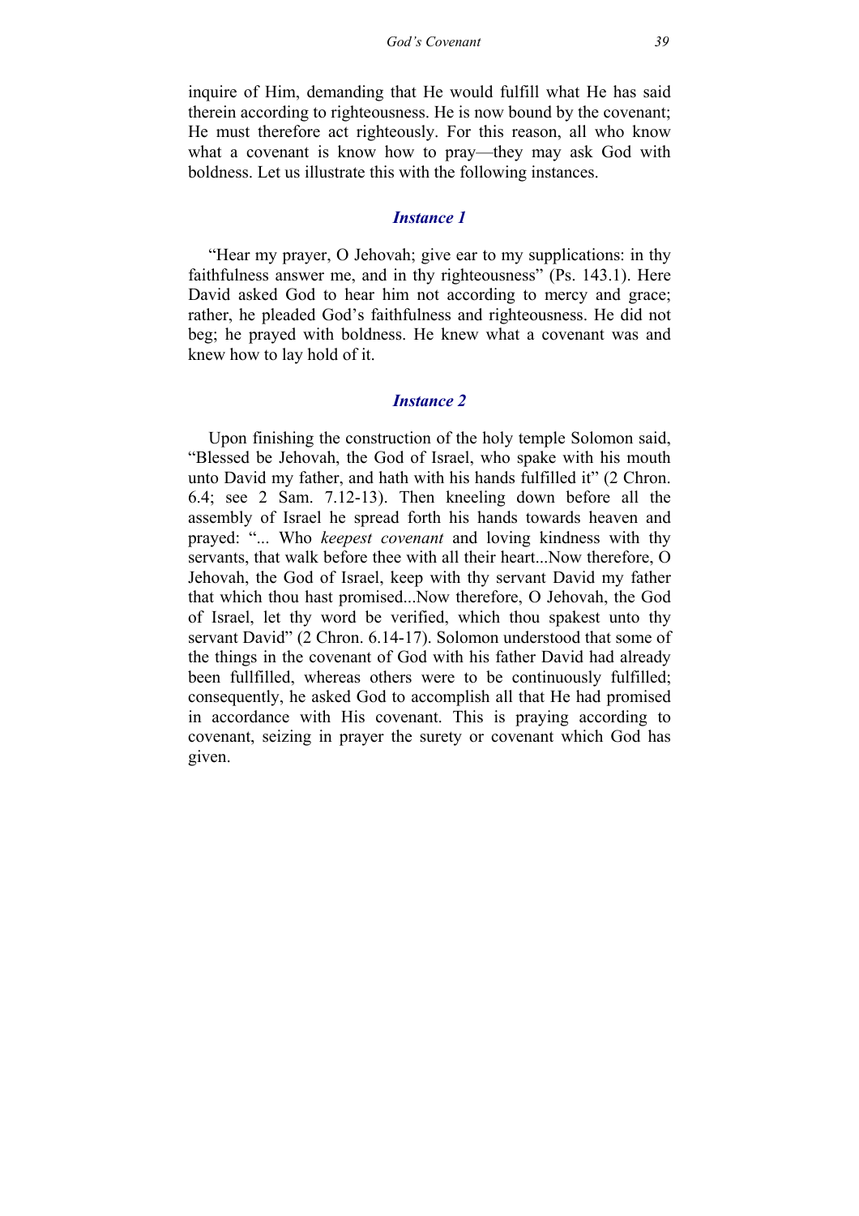inquire of Him, demanding that He would fulfill what He has said therein according to righteousness. He is now bound by the covenant; He must therefore act righteously. For this reason, all who know what a covenant is know how to pray—they may ask God with boldness. Let us illustrate this with the following instances.

### *Instance 1*

"Hear my prayer, O Jehovah; give ear to my supplications: in thy faithfulness answer me, and in thy righteousness" (Ps. 143.1). Here David asked God to hear him not according to mercy and grace; rather, he pleaded God's faithfulness and righteousness. He did not beg; he prayed with boldness. He knew what a covenant was and knew how to lay hold of it.

### *Instance 2*

Upon finishing the construction of the holy temple Solomon said, "Blessed be Jehovah, the God of Israel, who spake with his mouth unto David my father, and hath with his hands fulfilled it" (2 Chron. 6.4; see 2 Sam. 7.12-13). Then kneeling down before all the assembly of Israel he spread forth his hands towards heaven and prayed: "... Who *keepest covenant* and loving kindness with thy servants, that walk before thee with all their heart...Now therefore, O Jehovah, the God of Israel, keep with thy servant David my father that which thou hast promised...Now therefore, O Jehovah, the God of Israel, let thy word be verified, which thou spakest unto thy servant David" (2 Chron. 6.14-17). Solomon understood that some of the things in the covenant of God with his father David had already been fullfilled, whereas others were to be continuously fulfilled; consequently, he asked God to accomplish all that He had promised in accordance with His covenant. This is praying according to covenant, seizing in prayer the surety or covenant which God has given.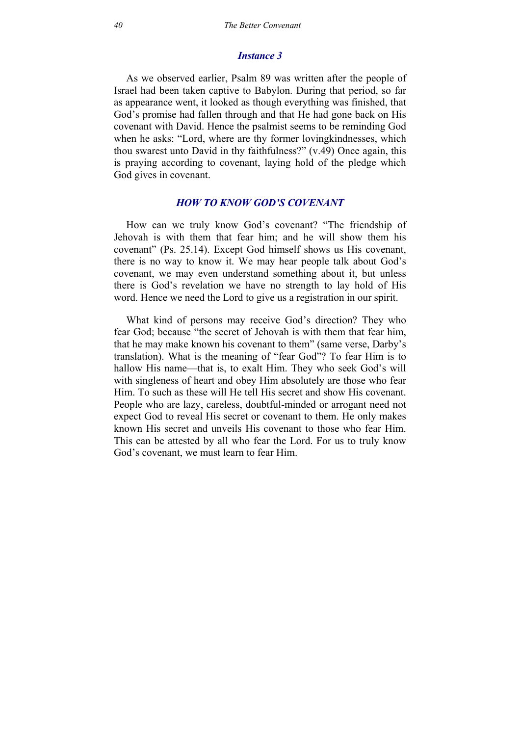### *Instance 3*

As we observed earlier, Psalm 89 was written after the people of Israel had been taken captive to Babylon. During that period, so far as appearance went, it looked as though everything was finished, that God's promise had fallen through and that He had gone back on His covenant with David. Hence the psalmist seems to be reminding God when he asks: "Lord, where are thy former lovingkindnesses, which thou swarest unto David in thy faithfulness?" (v.49) Once again, this is praying according to covenant, laying hold of the pledge which God gives in covenant.

## *HOW TO KNOW GOD'S COVENANT*

How can we truly know God's covenant? "The friendship of Jehovah is with them that fear him; and he will show them his covenant" (Ps. 25.14). Except God himself shows us His covenant, there is no way to know it. We may hear people talk about God's covenant, we may even understand something about it, but unless there is God's revelation we have no strength to lay hold of His word. Hence we need the Lord to give us a registration in our spirit.

What kind of persons may receive God's direction? They who fear God; because "the secret of Jehovah is with them that fear him, that he may make known his covenant to them" (same verse, Darby's translation). What is the meaning of "fear God"? To fear Him is to hallow His name—that is, to exalt Him. They who seek God's will with singleness of heart and obey Him absolutely are those who fear Him. To such as these will He tell His secret and show His covenant. People who are lazy, careless, doubtful-minded or arrogant need not expect God to reveal His secret or covenant to them. He only makes known His secret and unveils His covenant to those who fear Him. This can be attested by all who fear the Lord. For us to truly know God's covenant, we must learn to fear Him.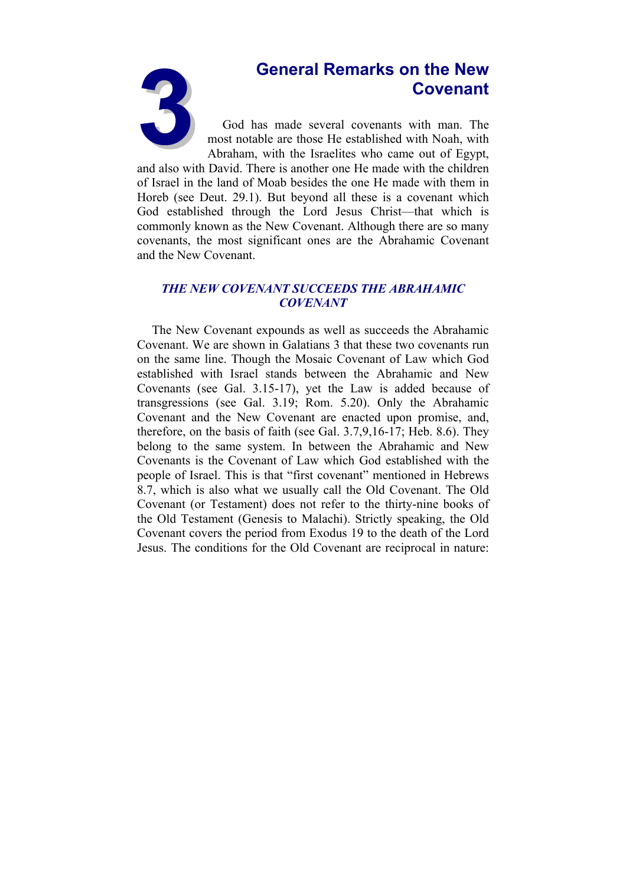# 3 General Remarks on the New Covenant

God has made several covenants with man. The most notable are those He established with Noah, with Abraham, with the Israelites who came out of Egypt, and also with David. There is another one He made with the children of Israel in the land of Moab besides the one He made with them in Horeb (see Deut. 29.1). But beyond all these is a covenant which God established through the Lord Jesus Christ—that which is commonly known as the New Covenant. Although there are so many covenants, the most significant ones are the Abrahamic Covenant and the New Covenant.

## *THE NEW COVENANT SUCCEEDS THE ABRAHAMIC COVENANT*

The New Covenant expounds as well as succeeds the Abrahamic Covenant. We are shown in Galatians 3 that these two covenants run on the same line. Though the Mosaic Covenant of Law which God established with Israel stands between the Abrahamic and New Covenants (see Gal. 3.15-17), yet the Law is added because of transgressions (see Gal. 3.19; Rom. 5.20). Only the Abrahamic Covenant and the New Covenant are enacted upon promise, and, therefore, on the basis of faith (see Gal. 3.7,9,16-17; Heb. 8.6). They belong to the same system. In between the Abrahamic and New Covenants is the Covenant of Law which God established with the people of Israel. This is that "first covenant" mentioned in Hebrews 8.7, which is also what we usually call the Old Covenant. The Old Covenant (or Testament) does not refer to the thirty-nine books of the Old Testament (Genesis to Malachi). Strictly speaking, the Old Covenant covers the period from Exodus 19 to the death of the Lord Jesus. The conditions for the Old Covenant are reciprocal in nature: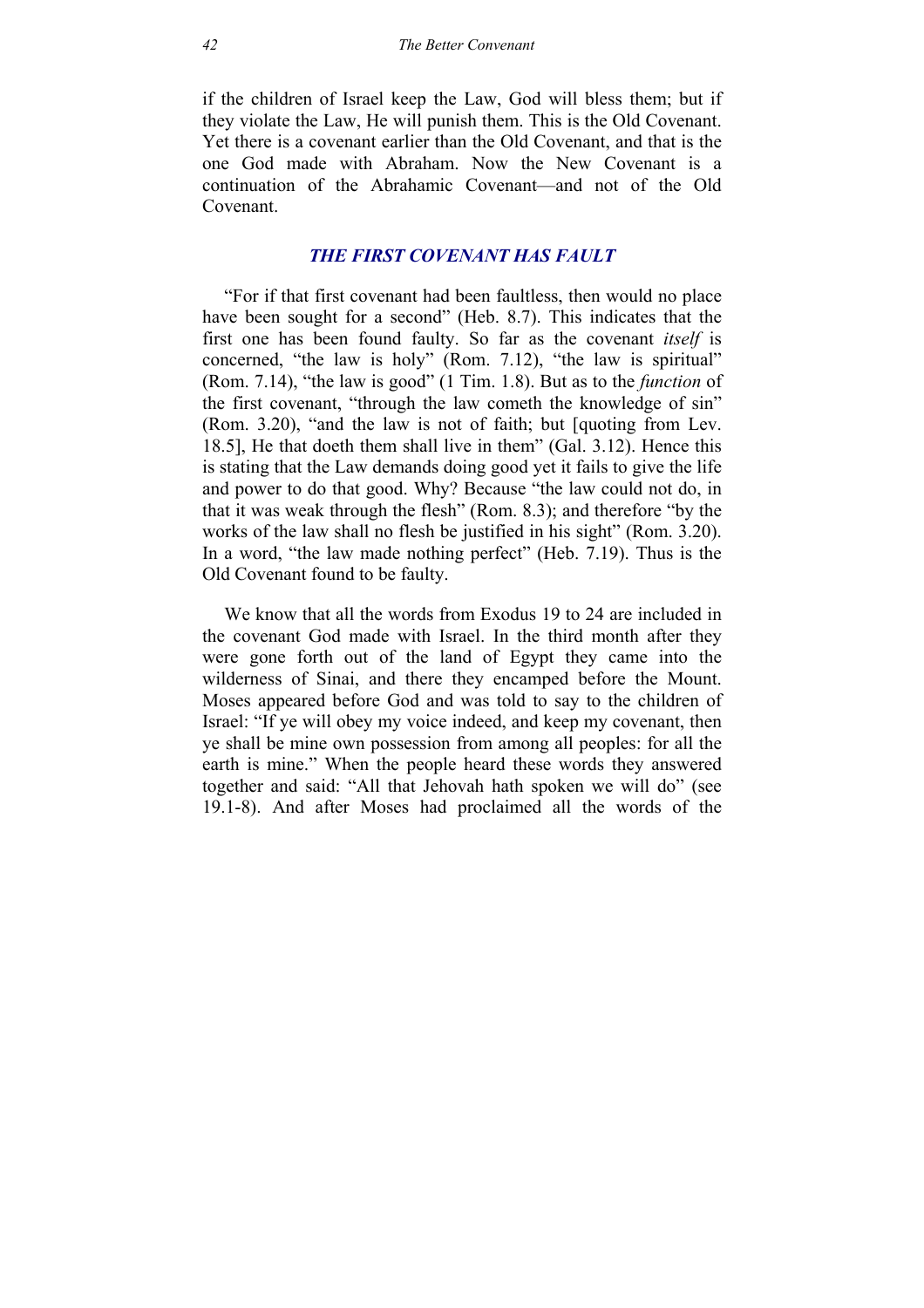if the children of Israel keep the Law, God will bless them; but if they violate the Law, He will punish them. This is the Old Covenant. Yet there is a covenant earlier than the Old Covenant, and that is the one God made with Abraham. Now the New Covenant is a continuation of the Abrahamic Covenant—and not of the Old Covenant.

### *THE FIRST COVENANT HAS FAULT*

"For if that first covenant had been faultless, then would no place have been sought for a second" (Heb. 8.7). This indicates that the first one has been found faulty. So far as the covenant *itself* is concerned, "the law is holy" (Rom. 7.12), "the law is spiritual" (Rom. 7.14), "the law is good" (1 Tim. 1.8). But as to the *function* of the first covenant, "through the law cometh the knowledge of sin" (Rom. 3.20), "and the law is not of faith; but [quoting from Lev. 18.5], He that doeth them shall live in them" (Gal. 3.12). Hence this is stating that the Law demands doing good yet it fails to give the life and power to do that good. Why? Because "the law could not do, in that it was weak through the flesh" (Rom. 8.3); and therefore "by the works of the law shall no flesh be justified in his sight" (Rom. 3.20). In a word, "the law made nothing perfect" (Heb. 7.19). Thus is the Old Covenant found to be faulty.

We know that all the words from Exodus 19 to 24 are included in the covenant God made with Israel. In the third month after they were gone forth out of the land of Egypt they came into the wilderness of Sinai, and there they encamped before the Mount. Moses appeared before God and was told to say to the children of Israel: "If ye will obey my voice indeed, and keep my covenant, then ye shall be mine own possession from among all peoples: for all the earth is mine." When the people heard these words they answered together and said: "All that Jehovah hath spoken we will do" (see 19.1-8). And after Moses had proclaimed all the words of the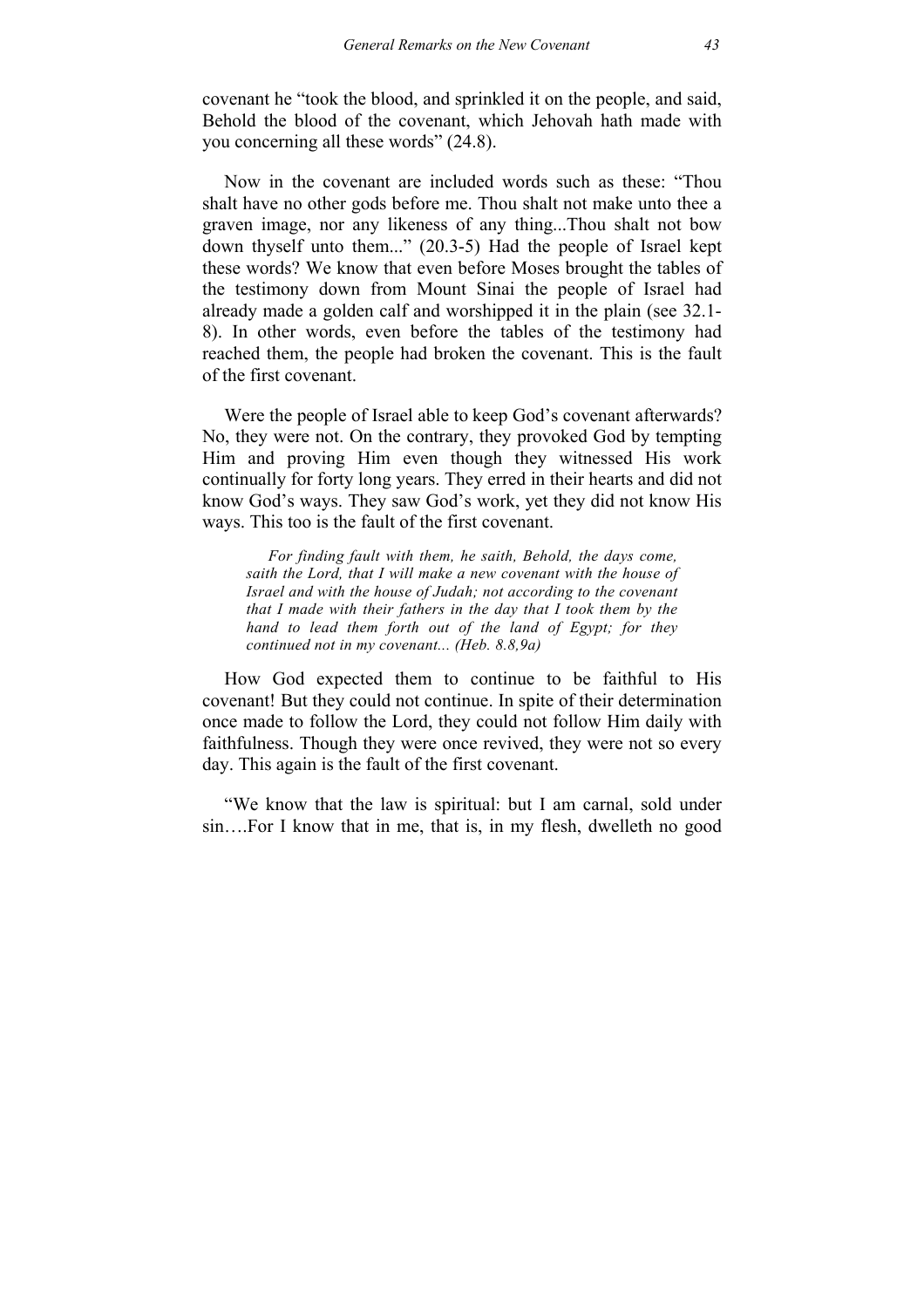covenant he "took the blood, and sprinkled it on the people, and said, Behold the blood of the covenant, which Jehovah hath made with you concerning all these words" (24.8).

Now in the covenant are included words such as these: "Thou shalt have no other gods before me. Thou shalt not make unto thee a graven image, nor any likeness of any thing...Thou shalt not bow down thyself unto them..." (20.3-5) Had the people of Israel kept these words? We know that even before Moses brought the tables of the testimony down from Mount Sinai the people of Israel had already made a golden calf and worshipped it in the plain (see 32.1-8). In other words, even before the tables of the testimony had reached them, the people had broken the covenant. This is the fault of the first covenant.

Were the people of Israel able to keep God's covenant afterwards? No, they were not. On the contrary, they provoked God by tempting Him and proving Him even though they witnessed His work continually for forty long years. They erred in their hearts and did not know God's ways. They saw God's work, yet they did not know His ways. This too is the fault of the first covenant.

> *For finding fault with them, he saith, Behold, the days come, saith the Lord, that I will make a new covenant with the house of Israel and with the house of Judah; not according to the covenant that I made with their fathers in the day that I took them by the hand to lead them forth out of the land of Egypt; for they continued not in my covenant... (Heb. 8.8,9a)*

How God expected them to continue to be faithful to His covenant! But they could not continue. In spite of their determination once made to follow the Lord, they could not follow Him daily with faithfulness. Though they were once revived, they were not so every day. This again is the fault of the first covenant.

"We know that the law is spiritual: but I am carnal, sold under sin….For I know that in me, that is, in my flesh, dwelleth no good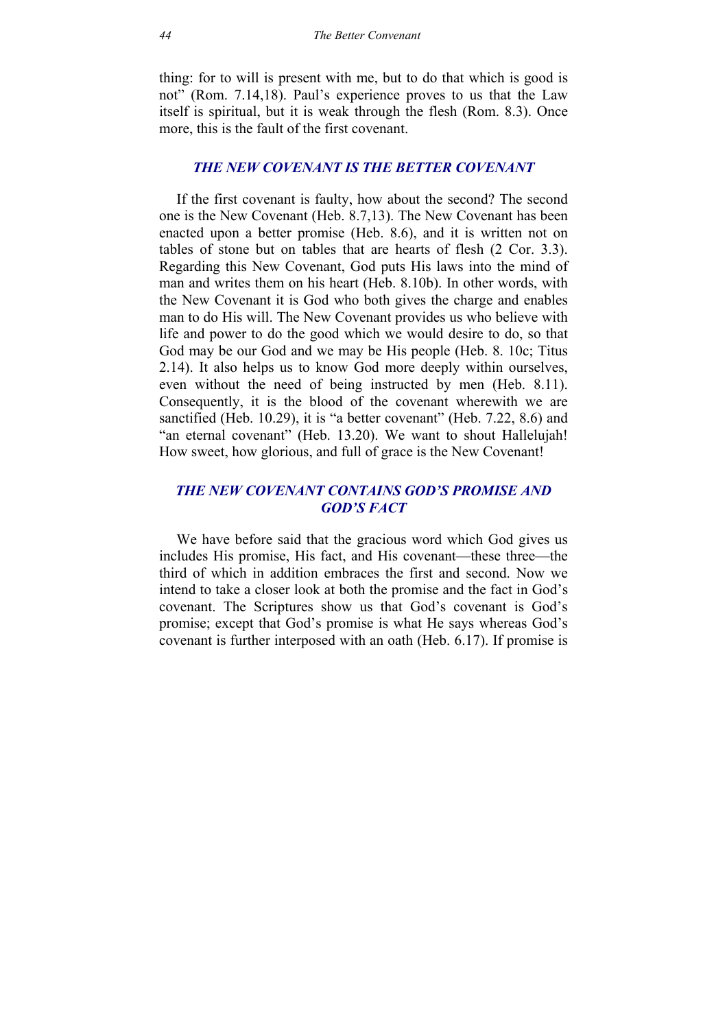thing: for to will is present with me, but to do that which is good is not" (Rom. 7.14,18). Paul's experience proves to us that the Law itself is spiritual, but it is weak through the flesh (Rom. 8.3). Once more, this is the fault of the first covenant.

## *THE NEW COVENANT IS THE BETTER COVENANT*

If the first covenant is faulty, how about the second? The second one is the New Covenant (Heb. 8.7,13). The New Covenant has been enacted upon a better promise (Heb. 8.6), and it is written not on tables of stone but on tables that are hearts of flesh (2 Cor. 3.3). Regarding this New Covenant, God puts His laws into the mind of man and writes them on his heart (Heb. 8.10b). In other words, with the New Covenant it is God who both gives the charge and enables man to do His will. The New Covenant provides us who believe with life and power to do the good which we would desire to do, so that God may be our God and we may be His people (Heb. 8. 10c; Titus 2.14). It also helps us to know God more deeply within ourselves, even without the need of being instructed by men (Heb. 8.11). Consequently, it is the blood of the covenant wherewith we are sanctified (Heb. 10.29), it is "a better covenant" (Heb. 7.22, 8.6) and "an eternal covenant" (Heb. 13.20). We want to shout Hallelujah! How sweet, how glorious, and full of grace is the New Covenant!

## *THE NEW COVENANT CONTAINS GOD'S PROMISE AND GOD'S FACT*

We have before said that the gracious word which God gives us includes His promise, His fact, and His covenant—these three—the third of which in addition embraces the first and second. Now we intend to take a closer look at both the promise and the fact in God's covenant. The Scriptures show us that God's covenant is God's promise; except that God's promise is what He says whereas God's covenant is further interposed with an oath (Heb. 6.17). If promise is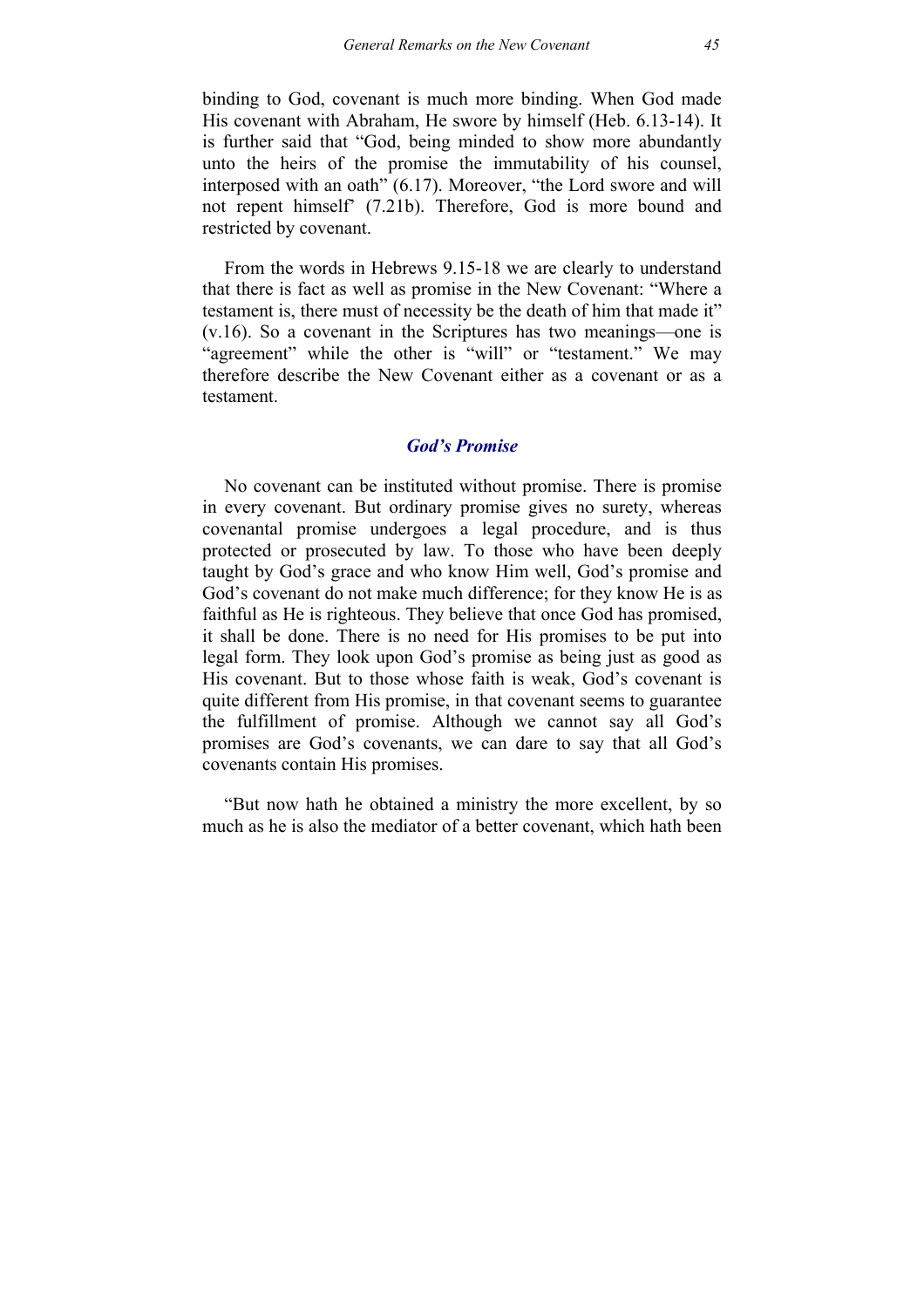binding to God, covenant is much more binding. When God made His covenant with Abraham, He swore by himself (Heb. 6.13-14). It is further said that "God, being minded to show more abundantly unto the heirs of the promise the immutability of his counsel, interposed with an oath" (6.17). Moreover, "the Lord swore and will not repent himself' (7.21b). Therefore, God is more bound and restricted by covenant.

From the words in Hebrews 9.15-18 we are clearly to understand that there is fact as well as promise in the New Covenant: "Where a testament is, there must of necessity be the death of him that made it" (v.16). So a covenant in the Scriptures has two meanings—one is "agreement" while the other is "will" or "testament." We may therefore describe the New Covenant either as a covenant or as a testament.

### *God's Promise*

No covenant can be instituted without promise. There is promise in every covenant. But ordinary promise gives no surety, whereas covenantal promise undergoes a legal procedure, and is thus protected or prosecuted by law. To those who have been deeply taught by God's grace and who know Him well, God's promise and God's covenant do not make much difference; for they know He is as faithful as He is righteous. They believe that once God has promised, it shall be done. There is no need for His promises to be put into legal form. They look upon God's promise as being just as good as His covenant. But to those whose faith is weak, God's covenant is quite different from His promise, in that covenant seems to guarantee the fulfillment of promise. Although we cannot say all God's promises are God's covenants, we can dare to say that all God's covenants contain His promises.

"But now hath he obtained a ministry the more excellent, by so much as he is also the mediator of a better covenant, which hath been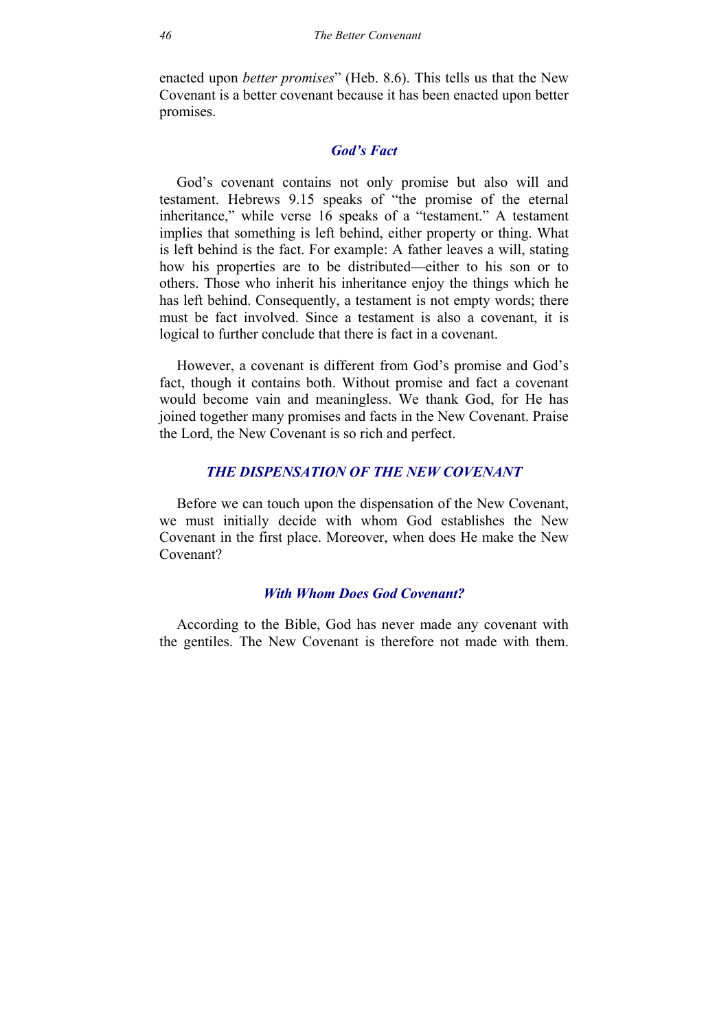enacted upon *better promises*" (Heb. 8.6). This tells us that the New Covenant is a better covenant because it has been enacted upon better promises.

### *God's Fact*

God's covenant contains not only promise but also will and testament. Hebrews 9.15 speaks of "the promise of the eternal inheritance," while verse 16 speaks of a "testament." A testament implies that something is left behind, either property or thing. What is left behind is the fact. For example: A father leaves a will, stating how his properties are to be distributed—either to his son or to others. Those who inherit his inheritance enjoy the things which he has left behind. Consequently, a testament is not empty words; there must be fact involved. Since a testament is also a covenant, it is logical to further conclude that there is fact in a covenant.

However, a covenant is different from God's promise and God's fact, though it contains both. Without promise and fact a covenant would become vain and meaningless. We thank God, for He has joined together many promises and facts in the New Covenant. Praise the Lord, the New Covenant is so rich and perfect.

## *THE DISPENSATION OF THE NEW COVENANT*

Before we can touch upon the dispensation of the New Covenant, we must initially decide with whom God establishes the New Covenant in the first place. Moreover, when does He make the New Covenant?

### *With Whom Does God Covenant?*

According to the Bible, God has never made any covenant with the gentiles. The New Covenant is therefore not made with them.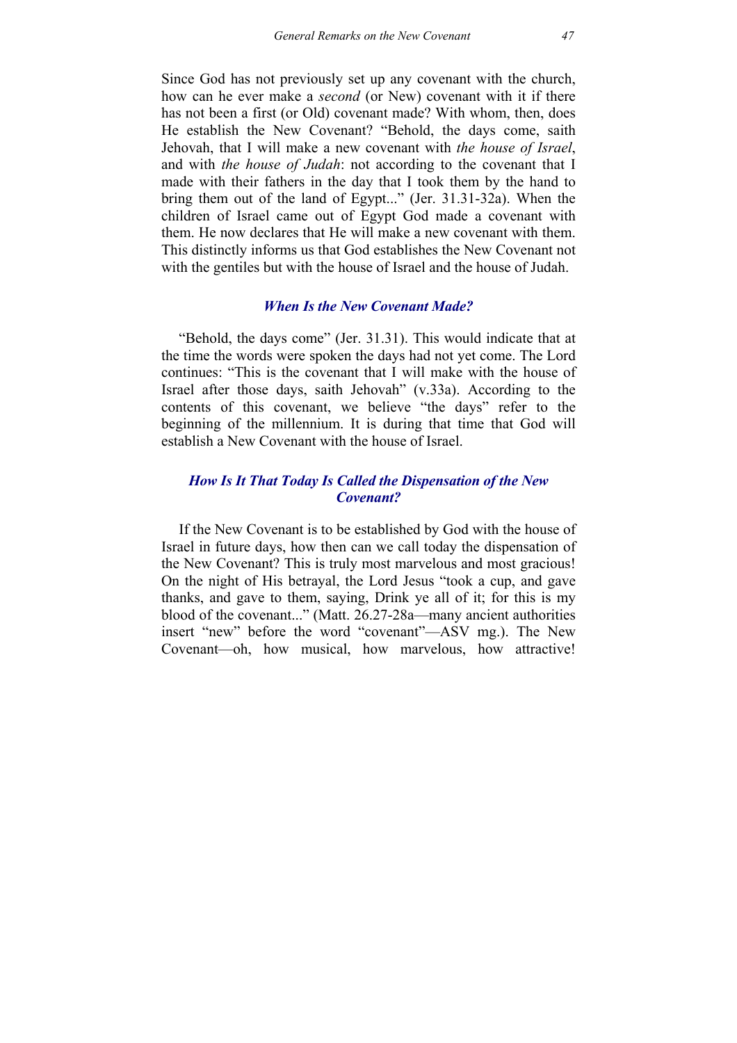Since God has not previously set up any covenant with the church, how can he ever make a *second* (or New) covenant with it if there has not been a first (or Old) covenant made? With whom, then, does He establish the New Covenant? "Behold, the days come, saith Jehovah, that I will make a new covenant with *the house of Israel*, and with *the house of Judah*: not according to the covenant that I made with their fathers in the day that I took them by the hand to bring them out of the land of Egypt..." (Jer. 31.31-32a). When the children of Israel came out of Egypt God made a covenant with them. He now declares that He will make a new covenant with them. This distinctly informs us that God establishes the New Covenant not with the gentiles but with the house of Israel and the house of Judah.

### *When Is the New Covenant Made?*

"Behold, the days come" (Jer. 31.31). This would indicate that at the time the words were spoken the days had not yet come. The Lord continues: "This is the covenant that I will make with the house of Israel after those days, saith Jehovah" (v.33a). According to the contents of this covenant, we believe "the days" refer to the beginning of the millennium. It is during that time that God will establish a New Covenant with the house of Israel.

### *How Is It That Today Is Called the Dispensation of the New Covenant?*

If the New Covenant is to be established by God with the house of Israel in future days, how then can we call today the dispensation of the New Covenant? This is truly most marvelous and most gracious! On the night of His betrayal, the Lord Jesus "took a cup, and gave thanks, and gave to them, saying, Drink ye all of it; for this is my blood of the covenant..." (Matt. 26.27-28a—many ancient authorities insert "new" before the word "covenant"—ASV mg.). The New Covenant—oh, how musical, how marvelous, how attractive!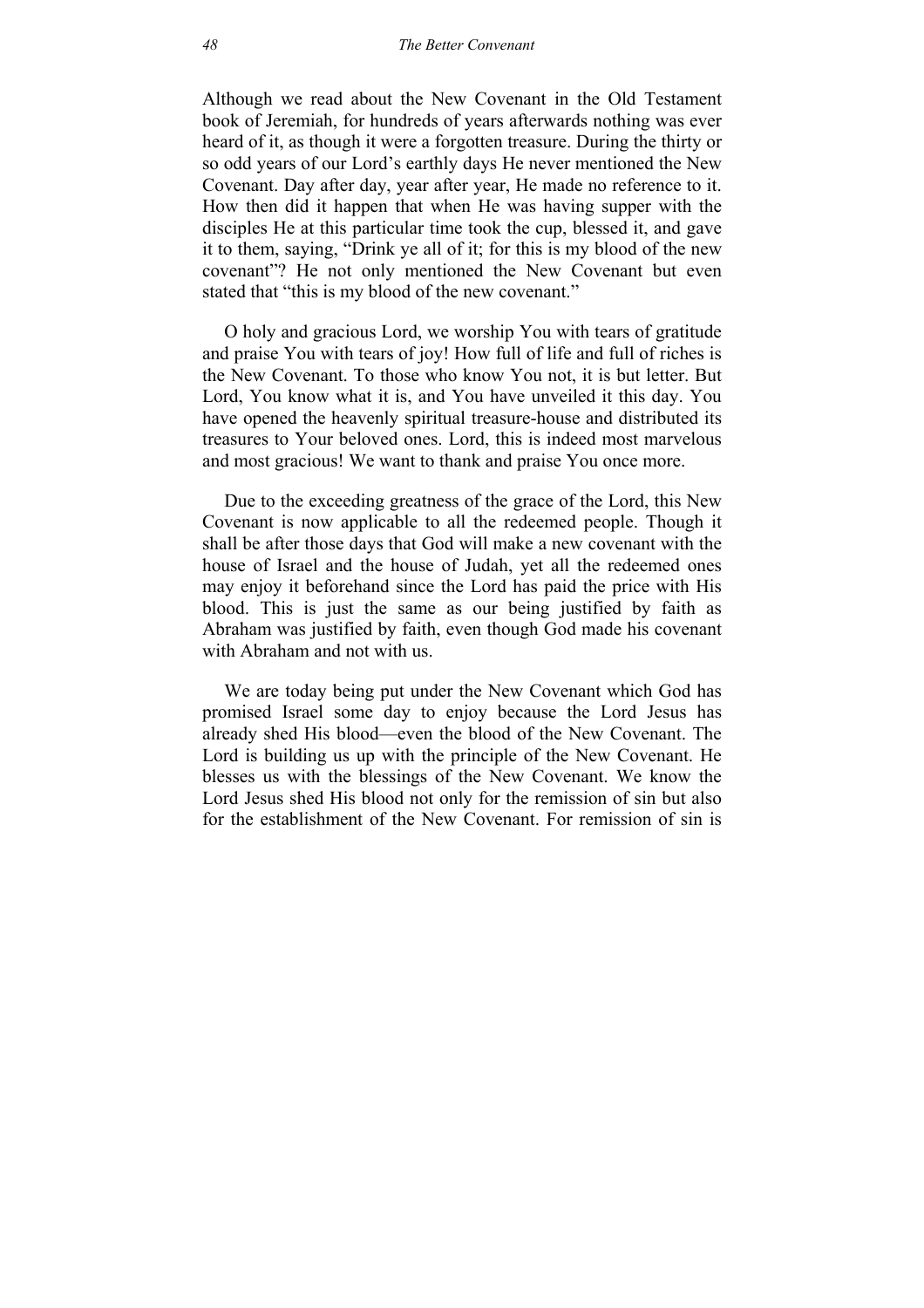Although we read about the New Covenant in the Old Testament book of Jeremiah, for hundreds of years afterwards nothing was ever heard of it, as though it were a forgotten treasure. During the thirty or so odd years of our Lord's earthly days He never mentioned the New Covenant. Day after day, year after year, He made no reference to it. How then did it happen that when He was having supper with the disciples He at this particular time took the cup, blessed it, and gave it to them, saying, "Drink ye all of it; for this is my blood of the new covenant"? He not only mentioned the New Covenant but even stated that "this is my blood of the new covenant."

O holy and gracious Lord, we worship You with tears of gratitude and praise You with tears of joy! How full of life and full of riches is the New Covenant. To those who know You not, it is but letter. But Lord, You know what it is, and You have unveiled it this day. You have opened the heavenly spiritual treasure-house and distributed its treasures to Your beloved ones. Lord, this is indeed most marvelous and most gracious! We want to thank and praise You once more.

Due to the exceeding greatness of the grace of the Lord, this New Covenant is now applicable to all the redeemed people. Though it shall be after those days that God will make a new covenant with the house of Israel and the house of Judah, yet all the redeemed ones may enjoy it beforehand since the Lord has paid the price with His blood. This is just the same as our being justified by faith as Abraham was justified by faith, even though God made his covenant with Abraham and not with us.

We are today being put under the New Covenant which God has promised Israel some day to enjoy because the Lord Jesus has already shed His blood—even the blood of the New Covenant. The Lord is building us up with the principle of the New Covenant. He blesses us with the blessings of the New Covenant. We know the Lord Jesus shed His blood not only for the remission of sin but also for the establishment of the New Covenant. For remission of sin is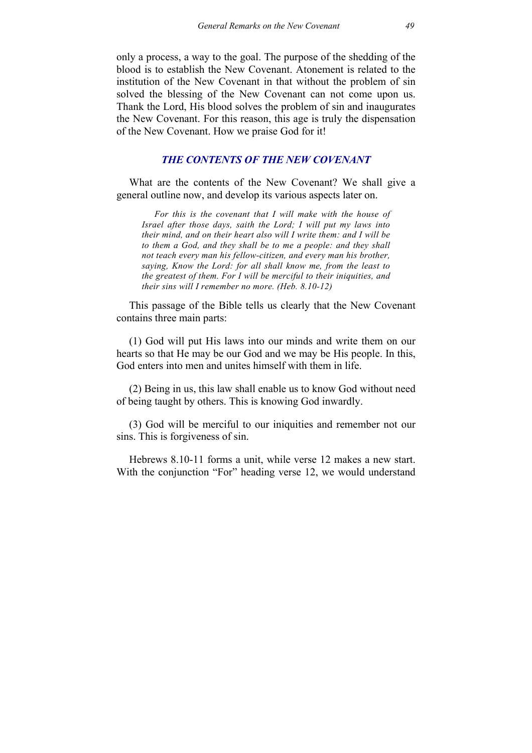only a process, a way to the goal. The purpose of the shedding of the blood is to establish the New Covenant. Atonement is related to the institution of the New Covenant in that without the problem of sin solved the blessing of the New Covenant can not come upon us. Thank the Lord, His blood solves the problem of sin and inaugurates the New Covenant. For this reason, this age is truly the dispensation of the New Covenant. How we praise God for it!

## *THE CONTENTS OF THE NEW COVENANT*

What are the contents of the New Covenant? We shall give a general outline now, and develop its various aspects later on.

> *For this is the covenant that I will make with the house of Israel after those days, saith the Lord; I will put my laws into their mind, and on their heart also will I write them: and I will be to them a God, and they shall be to me a people: and they shall not teach every man his fellow-citizen, and every man his brother, saying, Know the Lord: for all shall know me, from the least to the greatest of them. For I will be merciful to their iniquities, and their sins will I remember no more. (Heb. 8.10-12)*

This passage of the Bible tells us clearly that the New Covenant contains three main parts:

(1) God will put His laws into our minds and write them on our hearts so that He may be our God and we may be His people. In this, God enters into men and unites himself with them in life.

(2) Being in us, this law shall enable us to know God without need of being taught by others. This is knowing God inwardly.

(3) God will be merciful to our iniquities and remember not our sins. This is forgiveness of sin.

Hebrews 8.10-11 forms a unit, while verse 12 makes a new start. With the conjunction "For" heading verse 12, we would understand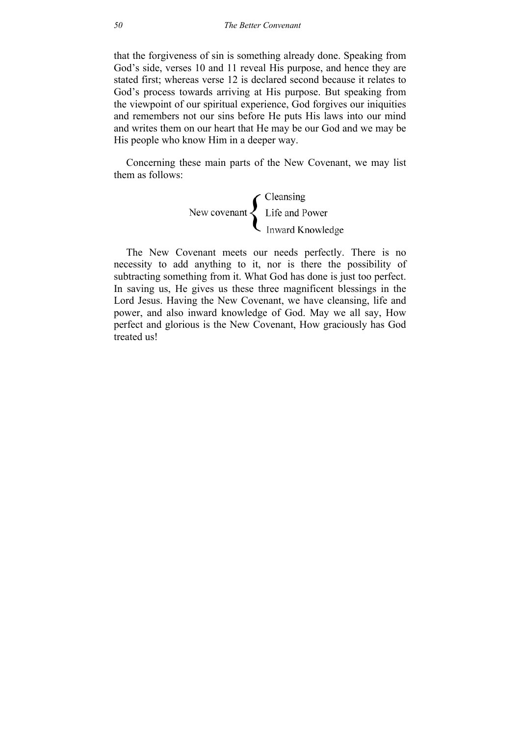that the forgiveness of sin is something already done. Speaking from God's side, verses 10 and 11 reveal His purpose, and hence they are stated first; whereas verse 12 is declared second because it relates to God's process towards arriving at His purpose. But speaking from the viewpoint of our spiritual experience, God forgives our iniquities and remembers not our sins before He puts His laws into our mind and writes them on our heart that He may be our God and we may be His people who know Him in a deeper way.

Concerning these main parts of the New Covenant, we may list them as follows:

New covenant {
- Cleansing
- Life and Power
- Inward Knowledge

The New Covenant meets our needs perfectly. There is no necessity to add anything to it, nor is there the possibility of subtracting something from it. What God has done is just too perfect. In saving us, He gives us these three magnificent blessings in the Lord Jesus. Having the New Covenant, we have cleansing, life and power, and also inward knowledge of God. May we all say, How perfect and glorious is the New Covenant, How graciously has God treated us!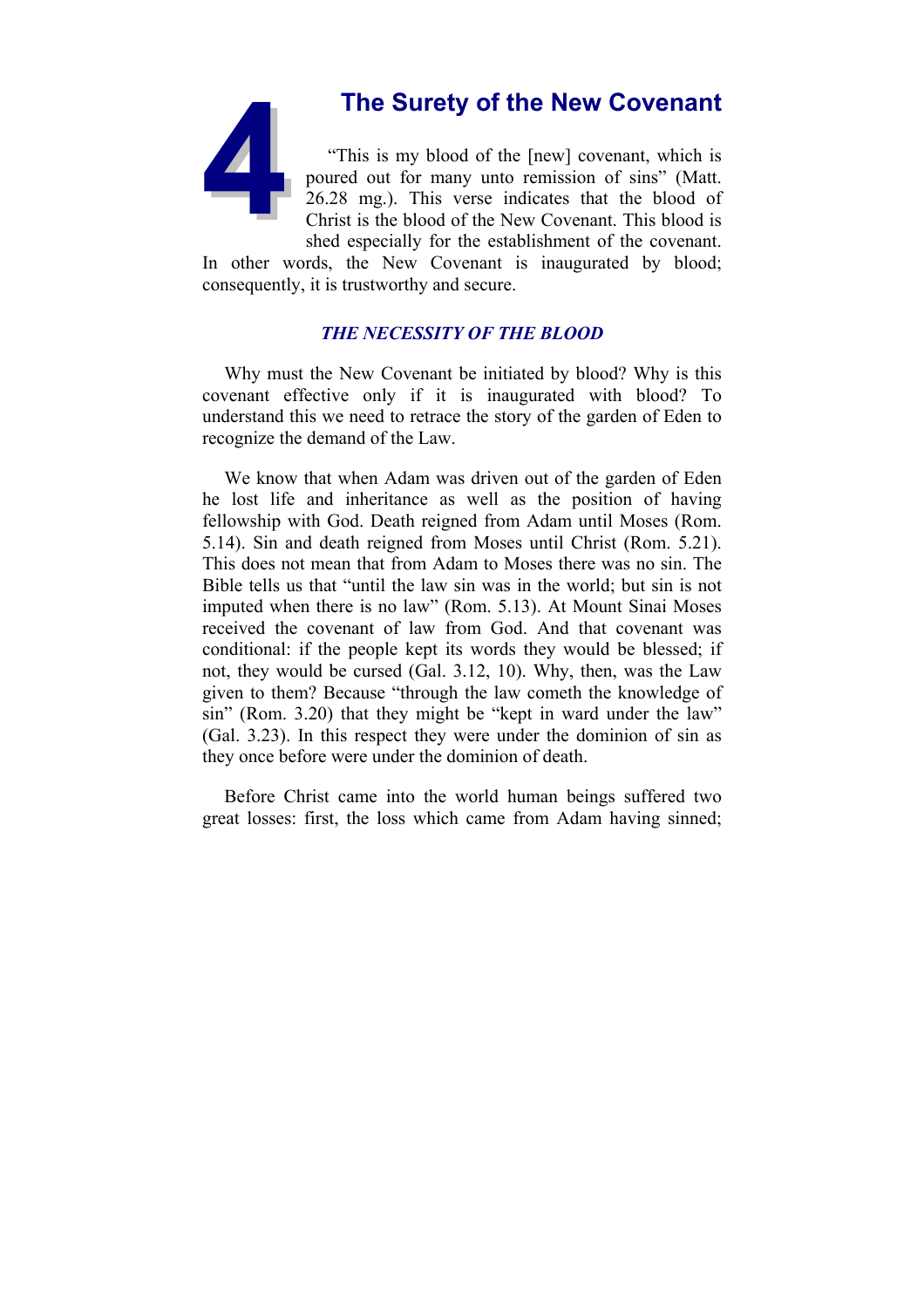# 4 The Surety of the New Covenant

"This is my blood of the [new] covenant, which is poured out for many unto remission of sins" (Matt. 26.28 mg.). This verse indicates that the blood of Christ is the blood of the New Covenant. This blood is shed especially for the establishment of the covenant. In other words, the New Covenant is inaugurated by blood; consequently, it is trustworthy and secure.

### *THE NECESSITY OF THE BLOOD*

Why must the New Covenant be initiated by blood? Why is this covenant effective only if it is inaugurated with blood? To understand this we need to retrace the story of the garden of Eden to recognize the demand of the Law.

We know that when Adam was driven out of the garden of Eden he lost life and inheritance as well as the position of having fellowship with God. Death reigned from Adam until Moses (Rom. 5.14). Sin and death reigned from Moses until Christ (Rom. 5.21). This does not mean that from Adam to Moses there was no sin. The Bible tells us that "until the law sin was in the world; but sin is not imputed when there is no law" (Rom. 5.13). At Mount Sinai Moses received the covenant of law from God. And that covenant was conditional: if the people kept its words they would be blessed; if not, they would be cursed (Gal. 3.12, 10). Why, then, was the Law given to them? Because "through the law cometh the knowledge of sin" (Rom. 3.20) that they might be "kept in ward under the law" (Gal. 3.23). In this respect they were under the dominion of sin as they once before were under the dominion of death.

Before Christ came into the world human beings suffered two great losses: first, the loss which came from Adam having sinned;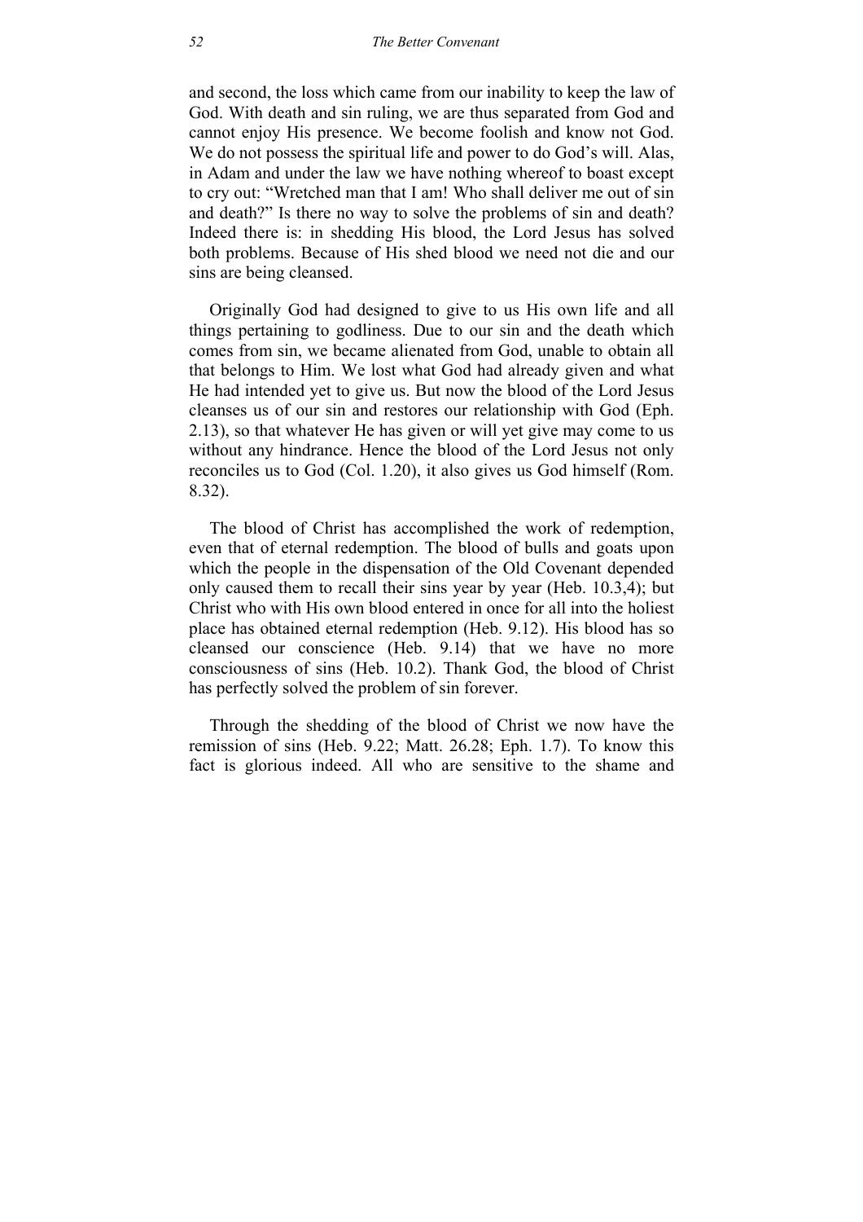and second, the loss which came from our inability to keep the law of God. With death and sin ruling, we are thus separated from God and cannot enjoy His presence. We become foolish and know not God. We do not possess the spiritual life and power to do God's will. Alas, in Adam and under the law we have nothing whereof to boast except to cry out: "Wretched man that I am! Who shall deliver me out of sin and death?" Is there no way to solve the problems of sin and death? Indeed there is: in shedding His blood, the Lord Jesus has solved both problems. Because of His shed blood we need not die and our sins are being cleansed.

Originally God had designed to give to us His own life and all things pertaining to godliness. Due to our sin and the death which comes from sin, we became alienated from God, unable to obtain all that belongs to Him. We lost what God had already given and what He had intended yet to give us. But now the blood of the Lord Jesus cleanses us of our sin and restores our relationship with God (Eph. 2.13), so that whatever He has given or will yet give may come to us without any hindrance. Hence the blood of the Lord Jesus not only reconciles us to God (Col. 1.20), it also gives us God himself (Rom. 8.32).

The blood of Christ has accomplished the work of redemption, even that of eternal redemption. The blood of bulls and goats upon which the people in the dispensation of the Old Covenant depended only caused them to recall their sins year by year (Heb. 10.3,4); but Christ who with His own blood entered in once for all into the holiest place has obtained eternal redemption (Heb. 9.12). His blood has so cleansed our conscience (Heb. 9.14) that we have no more consciousness of sins (Heb. 10.2). Thank God, the blood of Christ has perfectly solved the problem of sin forever.

Through the shedding of the blood of Christ we now have the remission of sins (Heb. 9.22; Matt. 26.28; Eph. 1.7). To know this fact is glorious indeed. All who are sensitive to the shame and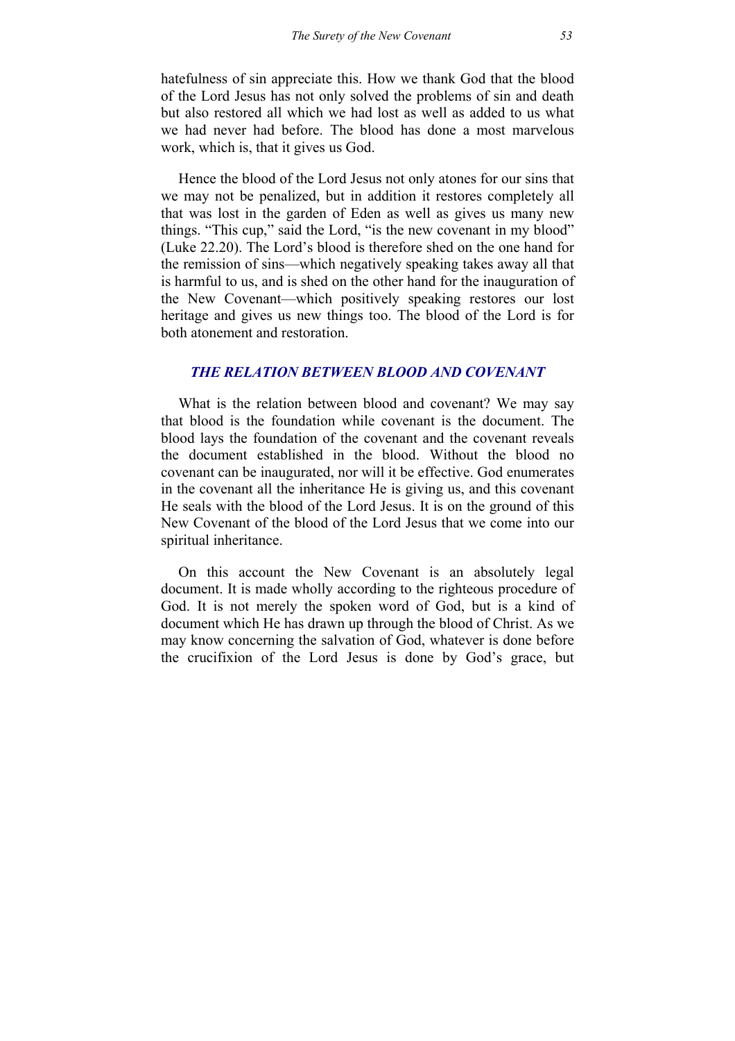hatefulness of sin appreciate this. How we thank God that the blood of the Lord Jesus has not only solved the problems of sin and death but also restored all which we had lost as well as added to us what we had never had before. The blood has done a most marvelous work, which is, that it gives us God.

Hence the blood of the Lord Jesus not only atones for our sins that we may not be penalized, but in addition it restores completely all that was lost in the garden of Eden as well as gives us many new things. "This cup," said the Lord, "is the new covenant in my blood" (Luke 22.20). The Lord's blood is therefore shed on the one hand for the remission of sins—which negatively speaking takes away all that is harmful to us, and is shed on the other hand for the inauguration of the New Covenant—which positively speaking restores our lost heritage and gives us new things too. The blood of the Lord is for both atonement and restoration.

### *THE RELATION BETWEEN BLOOD AND COVENANT*

What is the relation between blood and covenant? We may say that blood is the foundation while covenant is the document. The blood lays the foundation of the covenant and the covenant reveals the document established in the blood. Without the blood no covenant can be inaugurated, nor will it be effective. God enumerates in the covenant all the inheritance He is giving us, and this covenant He seals with the blood of the Lord Jesus. It is on the ground of this New Covenant of the blood of the Lord Jesus that we come into our spiritual inheritance.

On this account the New Covenant is an absolutely legal document. It is made wholly according to the righteous procedure of God. It is not merely the spoken word of God, but is a kind of document which He has drawn up through the blood of Christ. As we may know concerning the salvation of God, whatever is done before the crucifixion of the Lord Jesus is done by God's grace, but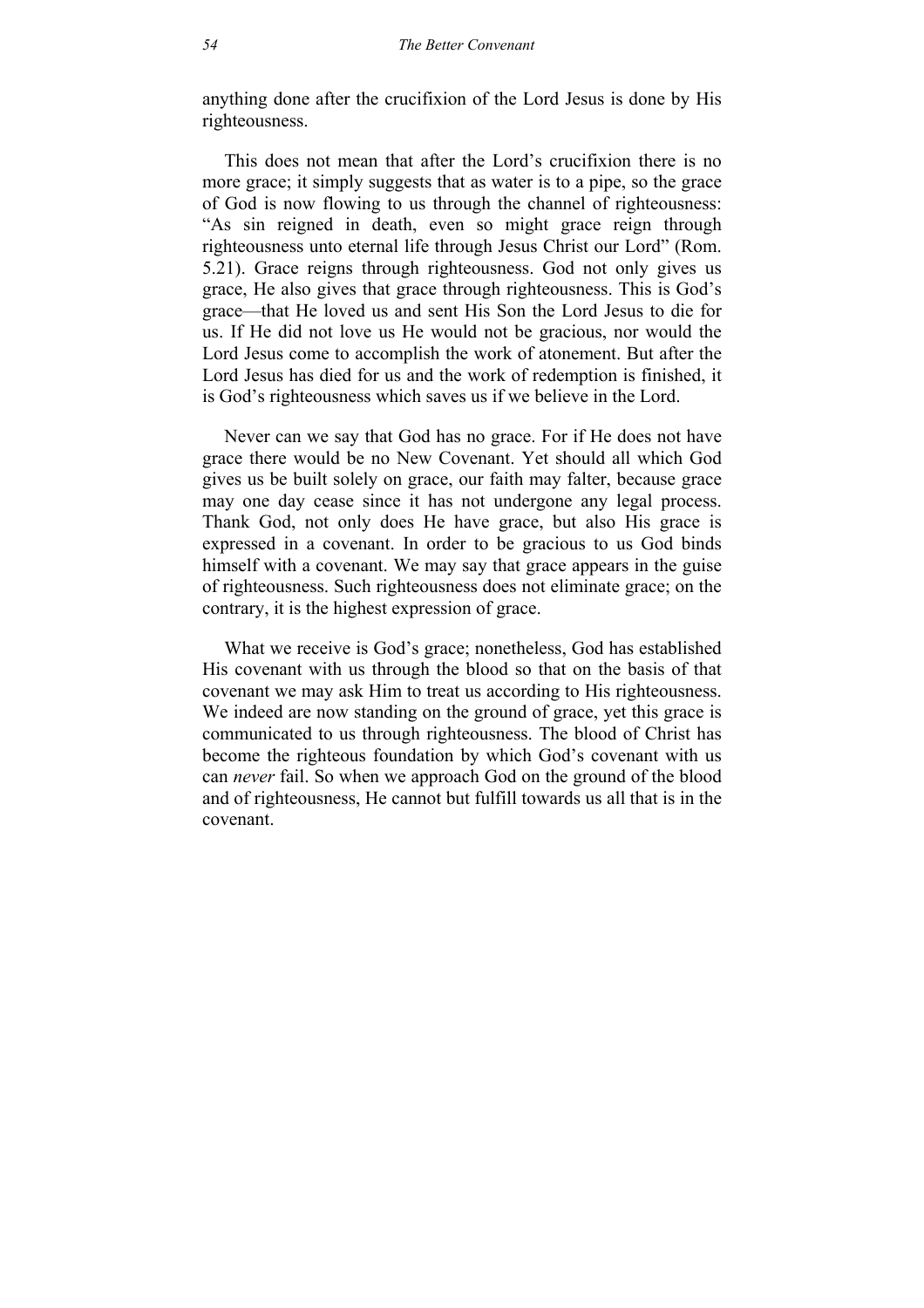anything done after the crucifixion of the Lord Jesus is done by His righteousness.

This does not mean that after the Lord's crucifixion there is no more grace; it simply suggests that as water is to a pipe, so the grace of God is now flowing to us through the channel of righteousness: "As sin reigned in death, even so might grace reign through righteousness unto eternal life through Jesus Christ our Lord" (Rom. 5.21). Grace reigns through righteousness. God not only gives us grace, He also gives that grace through righteousness. This is God's grace—that He loved us and sent His Son the Lord Jesus to die for us. If He did not love us He would not be gracious, nor would the Lord Jesus come to accomplish the work of atonement. But after the Lord Jesus has died for us and the work of redemption is finished, it is God's righteousness which saves us if we believe in the Lord.

Never can we say that God has no grace. For if He does not have grace there would be no New Covenant. Yet should all which God gives us be built solely on grace, our faith may falter, because grace may one day cease since it has not undergone any legal process. Thank God, not only does He have grace, but also His grace is expressed in a covenant. In order to be gracious to us God binds himself with a covenant. We may say that grace appears in the guise of righteousness. Such righteousness does not eliminate grace; on the contrary, it is the highest expression of grace.

What we receive is God's grace; nonetheless, God has established His covenant with us through the blood so that on the basis of that covenant we may ask Him to treat us according to His righteousness. We indeed are now standing on the ground of grace, yet this grace is communicated to us through righteousness. The blood of Christ has become the righteous foundation by which God's covenant with us can *never* fail. So when we approach God on the ground of the blood and of righteousness, He cannot but fulfill towards us all that is in the covenant.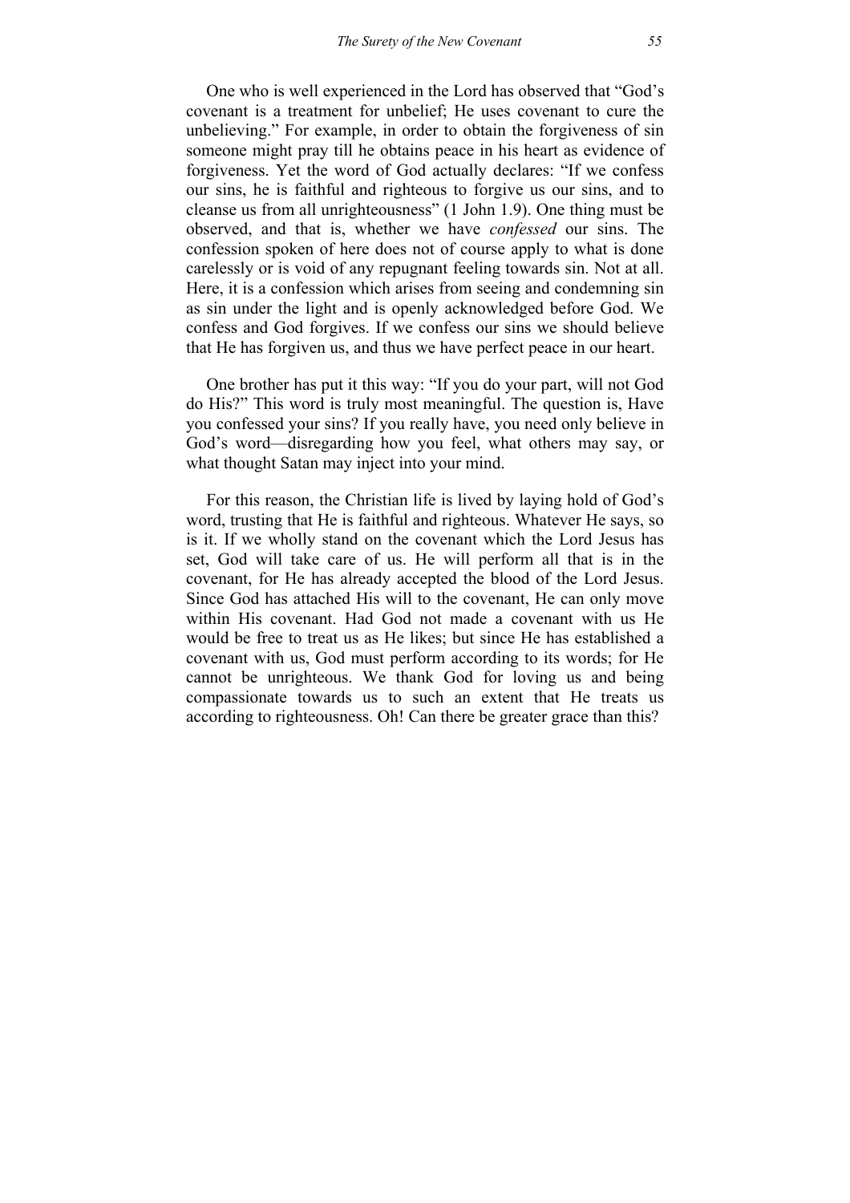One who is well experienced in the Lord has observed that "God's covenant is a treatment for unbelief; He uses covenant to cure the unbelieving." For example, in order to obtain the forgiveness of sin someone might pray till he obtains peace in his heart as evidence of forgiveness. Yet the word of God actually declares: "If we confess our sins, he is faithful and righteous to forgive us our sins, and to cleanse us from all unrighteousness" (1 John 1.9). One thing must be observed, and that is, whether we have *confessed* our sins. The confession spoken of here does not of course apply to what is done carelessly or is void of any repugnant feeling towards sin. Not at all. Here, it is a confession which arises from seeing and condemning sin as sin under the light and is openly acknowledged before God. We confess and God forgives. If we confess our sins we should believe that He has forgiven us, and thus we have perfect peace in our heart.

One brother has put it this way: "If you do your part, will not God do His?" This word is truly most meaningful. The question is, Have you confessed your sins? If you really have, you need only believe in God's word—disregarding how you feel, what others may say, or what thought Satan may inject into your mind.

For this reason, the Christian life is lived by laying hold of God's word, trusting that He is faithful and righteous. Whatever He says, so is it. If we wholly stand on the covenant which the Lord Jesus has set, God will take care of us. He will perform all that is in the covenant, for He has already accepted the blood of the Lord Jesus. Since God has attached His will to the covenant, He can only move within His covenant. Had God not made a covenant with us He would be free to treat us as He likes; but since He has established a covenant with us, God must perform according to its words; for He cannot be unrighteous. We thank God for loving us and being compassionate towards us to such an extent that He treats us according to righteousness. Oh! Can there be greater grace than this?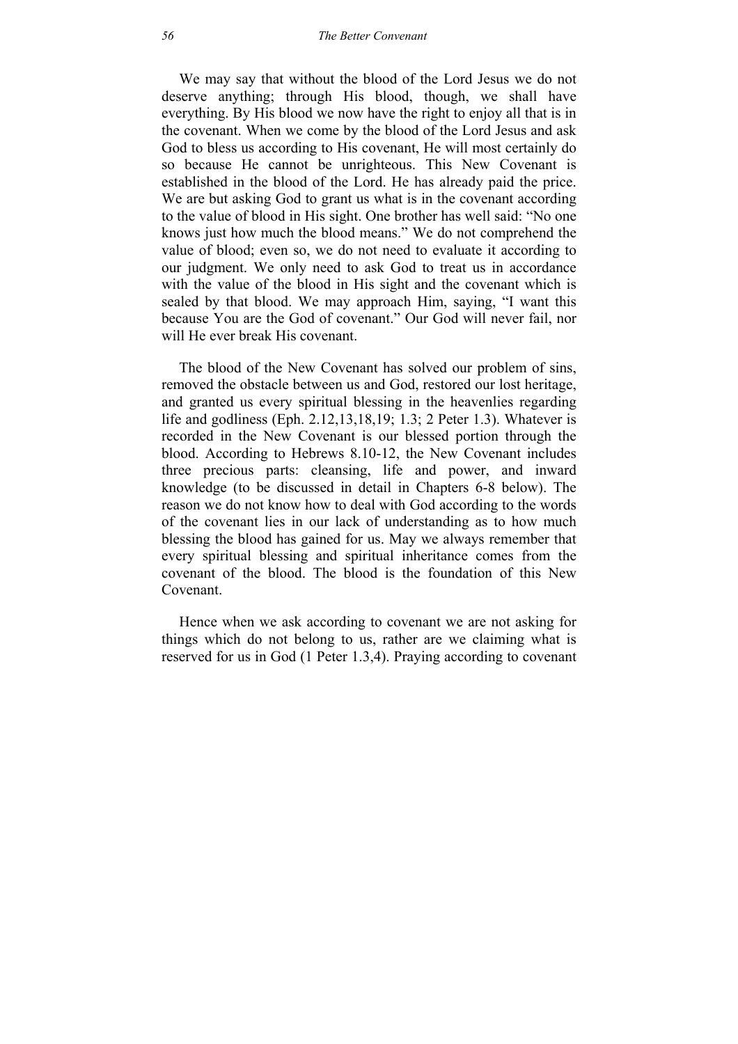We may say that without the blood of the Lord Jesus we do not deserve anything; through His blood, though, we shall have everything. By His blood we now have the right to enjoy all that is in the covenant. When we come by the blood of the Lord Jesus and ask God to bless us according to His covenant, He will most certainly do so because He cannot be unrighteous. This New Covenant is established in the blood of the Lord. He has already paid the price. We are but asking God to grant us what is in the covenant according to the value of blood in His sight. One brother has well said: "No one knows just how much the blood means." We do not comprehend the value of blood; even so, we do not need to evaluate it according to our judgment. We only need to ask God to treat us in accordance with the value of the blood in His sight and the covenant which is sealed by that blood. We may approach Him, saying, "I want this because You are the God of covenant." Our God will never fail, nor will He ever break His covenant.

The blood of the New Covenant has solved our problem of sins, removed the obstacle between us and God, restored our lost heritage, and granted us every spiritual blessing in the heavenlies regarding life and godliness (Eph. 2.12,13,18,19; 1.3; 2 Peter 1.3). Whatever is recorded in the New Covenant is our blessed portion through the blood. According to Hebrews 8.10-12, the New Covenant includes three precious parts: cleansing, life and power, and inward knowledge (to be discussed in detail in Chapters 6-8 below). The reason we do not know how to deal with God according to the words of the covenant lies in our lack of understanding as to how much blessing the blood has gained for us. May we always remember that every spiritual blessing and spiritual inheritance comes from the covenant of the blood. The blood is the foundation of this New Covenant.

Hence when we ask according to covenant we are not asking for things which do not belong to us, rather are we claiming what is reserved for us in God (1 Peter 1.3,4). Praying according to covenant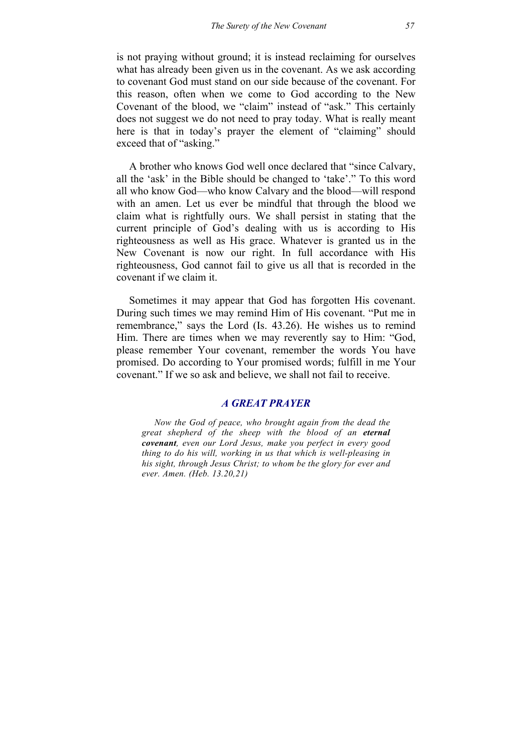is not praying without ground; it is instead reclaiming for ourselves what has already been given us in the covenant. As we ask according to covenant God must stand on our side because of the covenant. For this reason, often when we come to God according to the New Covenant of the blood, we "claim" instead of "ask." This certainly does not suggest we do not need to pray today. What is really meant here is that in today's prayer the element of "claiming" should exceed that of "asking."

A brother who knows God well once declared that "since Calvary, all the 'ask' in the Bible should be changed to 'take'." To this word all who know God—who know Calvary and the blood—will respond with an amen. Let us ever be mindful that through the blood we claim what is rightfully ours. We shall persist in stating that the current principle of God's dealing with us is according to His righteousness as well as His grace. Whatever is granted us in the New Covenant is now our right. In full accordance with His righteousness, God cannot fail to give us all that is recorded in the covenant if we claim it.

Sometimes it may appear that God has forgotten His covenant. During such times we may remind Him of His covenant. "Put me in remembrance," says the Lord (Is. 43.26). He wishes us to remind Him. There are times when we may reverently say to Him: "God, please remember Your covenant, remember the words You have promised. Do according to Your promised words; fulfill in me Your covenant." If we so ask and believe, we shall not fail to receive.

### *A GREAT PRAYER*

> *Now the God of peace, who brought again from the dead the great shepherd of the sheep with the blood of an **eternal covenant**, even our Lord Jesus, make you perfect in every good thing to do his will, working in us that which is well-pleasing in his sight, through Jesus Christ; to whom be the glory for ever and ever. Amen. (Heb. 13.20,21)*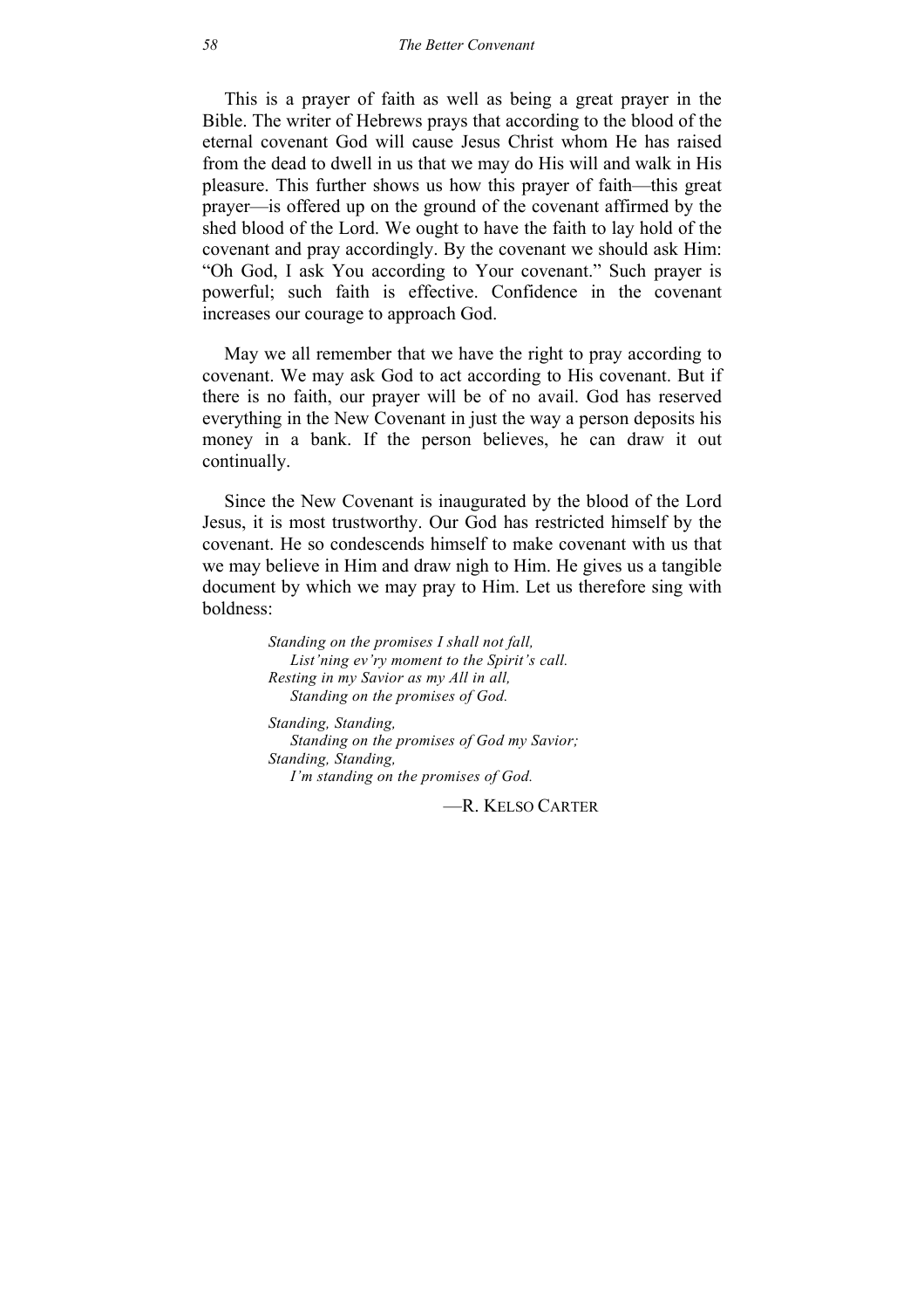This is a prayer of faith as well as being a great prayer in the Bible. The writer of Hebrews prays that according to the blood of the eternal covenant God will cause Jesus Christ whom He has raised from the dead to dwell in us that we may do His will and walk in His pleasure. This further shows us how this prayer of faith—this great prayer—is offered up on the ground of the covenant affirmed by the shed blood of the Lord. We ought to have the faith to lay hold of the covenant and pray accordingly. By the covenant we should ask Him: "Oh God, I ask You according to Your covenant." Such prayer is powerful; such faith is effective. Confidence in the covenant increases our courage to approach God.

May we all remember that we have the right to pray according to covenant. We may ask God to act according to His covenant. But if there is no faith, our prayer will be of no avail. God has reserved everything in the New Covenant in just the way a person deposits his money in a bank. If the person believes, he can draw it out continually.

Since the New Covenant is inaugurated by the blood of the Lord Jesus, it is most trustworthy. Our God has restricted himself by the covenant. He so condescends himself to make covenant with us that we may believe in Him and draw nigh to Him. He gives us a tangible document by which we may pray to Him. Let us therefore sing with boldness:

*Standing on the promises I shall not fall,*
*List'ning ev'ry moment to the Spirit's call.*
*Resting in my Savior as my All in all,*
*Standing on the promises of God.*

*Standing, Standing,*
*Standing on the promises of God my Savior;*
*Standing, Standing,*
*I'm standing on the promises of God.*

—R. Kelso Carter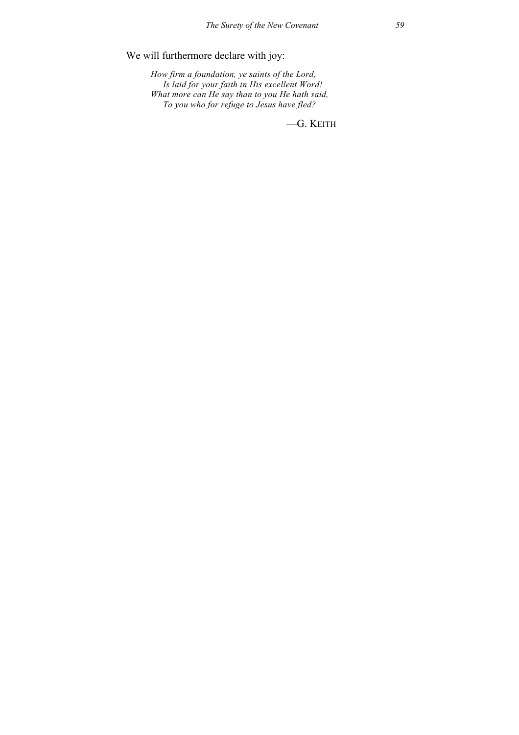We will furthermore declare with joy:

*How firm a foundation, ye saints of the Lord,*
*Is laid for your faith in His excellent Word!*
*What more can He say than to you He hath said,*
*To you who for refuge to Jesus have fled?*

—G. KEITH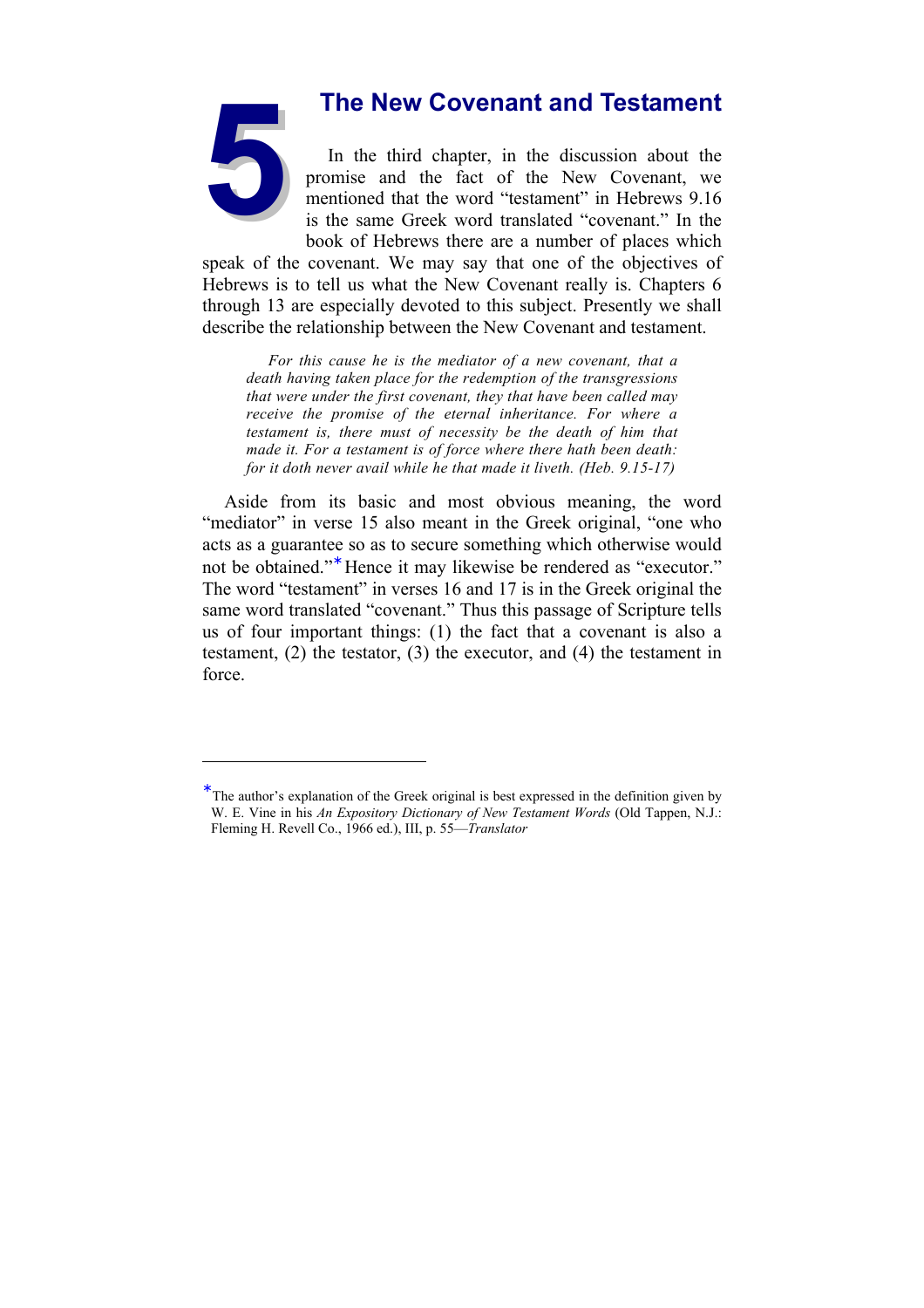# 5 The New Covenant and Testament

In the third chapter, in the discussion about the promise and the fact of the New Covenant, we mentioned that the word "testament" in Hebrews 9.16 is the same Greek word translated "covenant." In the book of Hebrews there are a number of places which speak of the covenant. We may say that one of the objectives of Hebrews is to tell us what the New Covenant really is. Chapters 6 through 13 are especially devoted to this subject. Presently we shall describe the relationship between the New Covenant and testament.

> *For this cause he is the mediator of a new covenant, that a death having taken place for the redemption of the transgressions that were under the first covenant, they that have been called may receive the promise of the eternal inheritance. For where a testament is, there must of necessity be the death of him that made it. For a testament is of force where there hath been death: for it doth never avail while he that made it liveth. (Heb. 9.15-17)*

Aside from its basic and most obvious meaning, the word "mediator" in verse 15 also meant in the Greek original, "one who acts as a guarantee so as to secure something which otherwise would not be obtained."* Hence it may likewise be rendered as "executor." The word "testament" in verses 16 and 17 is in the Greek original the same word translated "covenant." Thus this passage of Scripture tells us of four important things: (1) the fact that a covenant is also a testament, (2) the testator, (3) the executor, and (4) the testament in force.

---

*The author's explanation of the Greek original is best expressed in the definition given by W. E. Vine in his *An Expository Dictionary of New Testament Words* (Old Tappen, N.J.: Fleming H. Revell Co., 1966 ed.), III, p. 55—*Translator*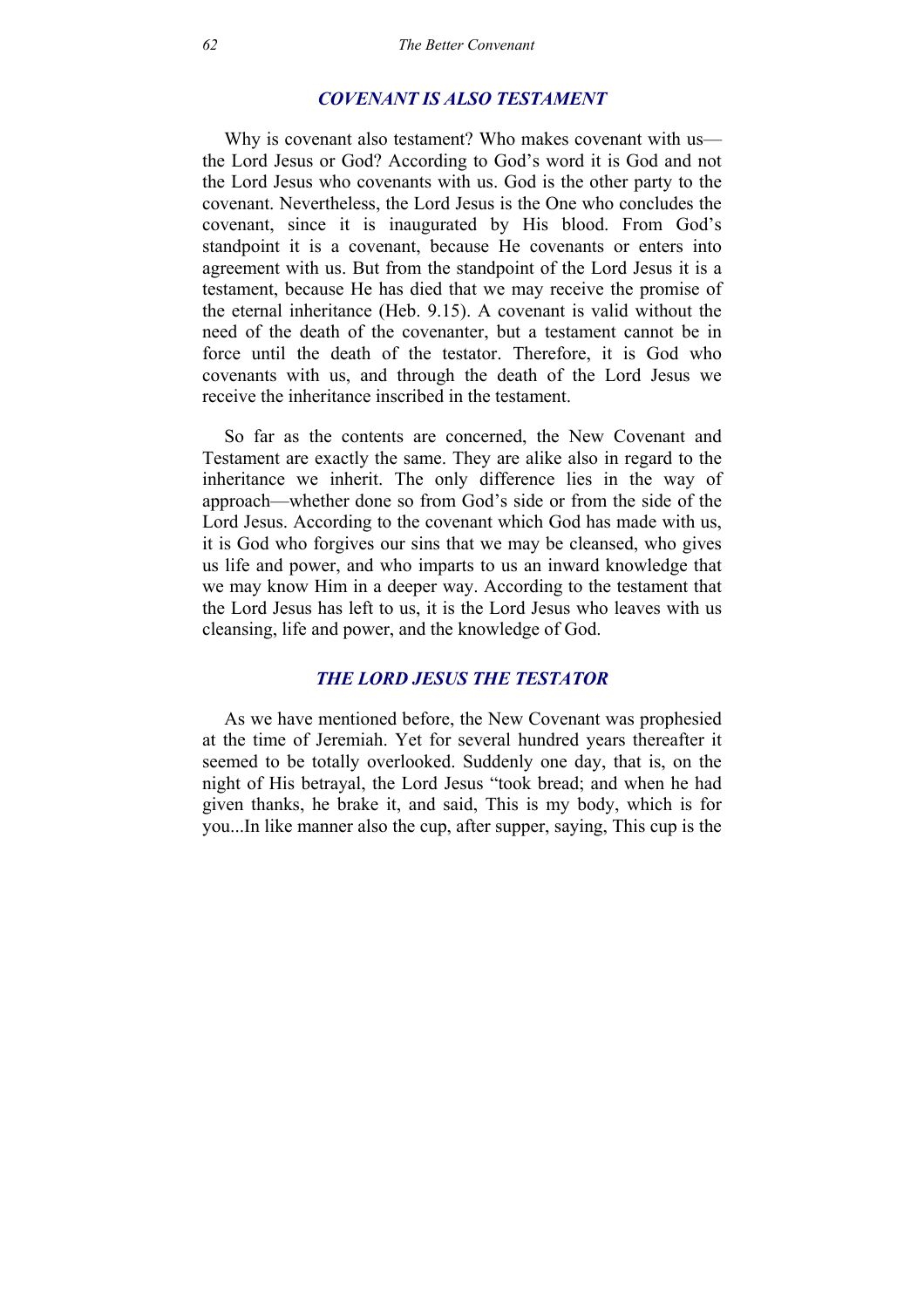### *COVENANT IS ALSO TESTAMENT*

Why is covenant also testament? Who makes covenant with us—the Lord Jesus or God? According to God's word it is God and not the Lord Jesus who covenants with us. God is the other party to the covenant. Nevertheless, the Lord Jesus is the One who concludes the covenant, since it is inaugurated by His blood. From God's standpoint it is a covenant, because He covenants or enters into agreement with us. But from the standpoint of the Lord Jesus it is a testament, because He has died that we may receive the promise of the eternal inheritance (Heb. 9.15). A covenant is valid without the need of the death of the covenanter, but a testament cannot be in force until the death of the testator. Therefore, it is God who covenants with us, and through the death of the Lord Jesus we receive the inheritance inscribed in the testament.

So far as the contents are concerned, the New Covenant and Testament are exactly the same. They are alike also in regard to the inheritance we inherit. The only difference lies in the way of approach—whether done so from God's side or from the side of the Lord Jesus. According to the covenant which God has made with us, it is God who forgives our sins that we may be cleansed, who gives us life and power, and who imparts to us an inward knowledge that we may know Him in a deeper way. According to the testament that the Lord Jesus has left to us, it is the Lord Jesus who leaves with us cleansing, life and power, and the knowledge of God.

### *THE LORD JESUS THE TESTATOR*

As we have mentioned before, the New Covenant was prophesied at the time of Jeremiah. Yet for several hundred years thereafter it seemed to be totally overlooked. Suddenly one day, that is, on the night of His betrayal, the Lord Jesus "took bread; and when he had given thanks, he brake it, and said, This is my body, which is for you...In like manner also the cup, after supper, saying, This cup is the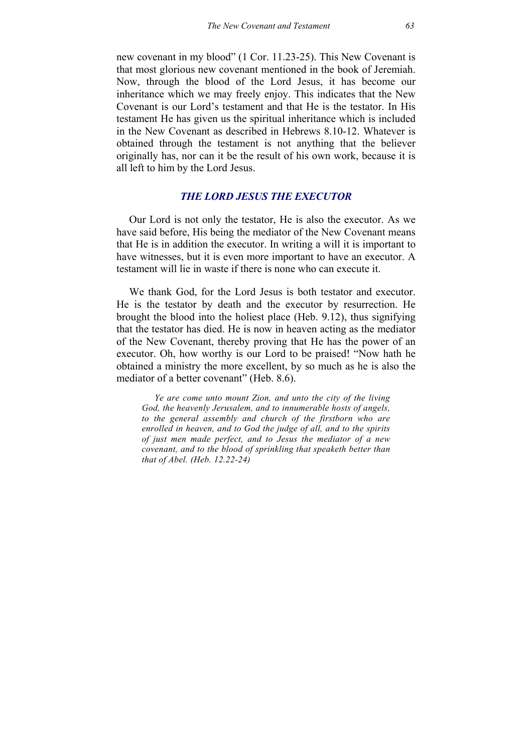new covenant in my blood" (1 Cor. 11.23-25). This New Covenant is that most glorious new covenant mentioned in the book of Jeremiah. Now, through the blood of the Lord Jesus, it has become our inheritance which we may freely enjoy. This indicates that the New Covenant is our Lord's testament and that He is the testator. In His testament He has given us the spiritual inheritance which is included in the New Covenant as described in Hebrews 8.10-12. Whatever is obtained through the testament is not anything that the believer originally has, nor can it be the result of his own work, because it is all left to him by the Lord Jesus.

### *THE LORD JESUS THE EXECUTOR*

Our Lord is not only the testator, He is also the executor. As we have said before, His being the mediator of the New Covenant means that He is in addition the executor. In writing a will it is important to have witnesses, but it is even more important to have an executor. A testament will lie in waste if there is none who can execute it.

We thank God, for the Lord Jesus is both testator and executor. He is the testator by death and the executor by resurrection. He brought the blood into the holiest place (Heb. 9.12), thus signifying that the testator has died. He is now in heaven acting as the mediator of the New Covenant, thereby proving that He has the power of an executor. Oh, how worthy is our Lord to be praised! "Now hath he obtained a ministry the more excellent, by so much as he is also the mediator of a better covenant" (Heb. 8.6).

> *Ye are come unto mount Zion, and unto the city of the living God, the heavenly Jerusalem, and to innumerable hosts of angels, to the general assembly and church of the firstborn who are enrolled in heaven, and to God the judge of all, and to the spirits of just men made perfect, and to Jesus the mediator of a new covenant, and to the blood of sprinkling that speaketh better than that of Abel. (Heb. 12.22-24)*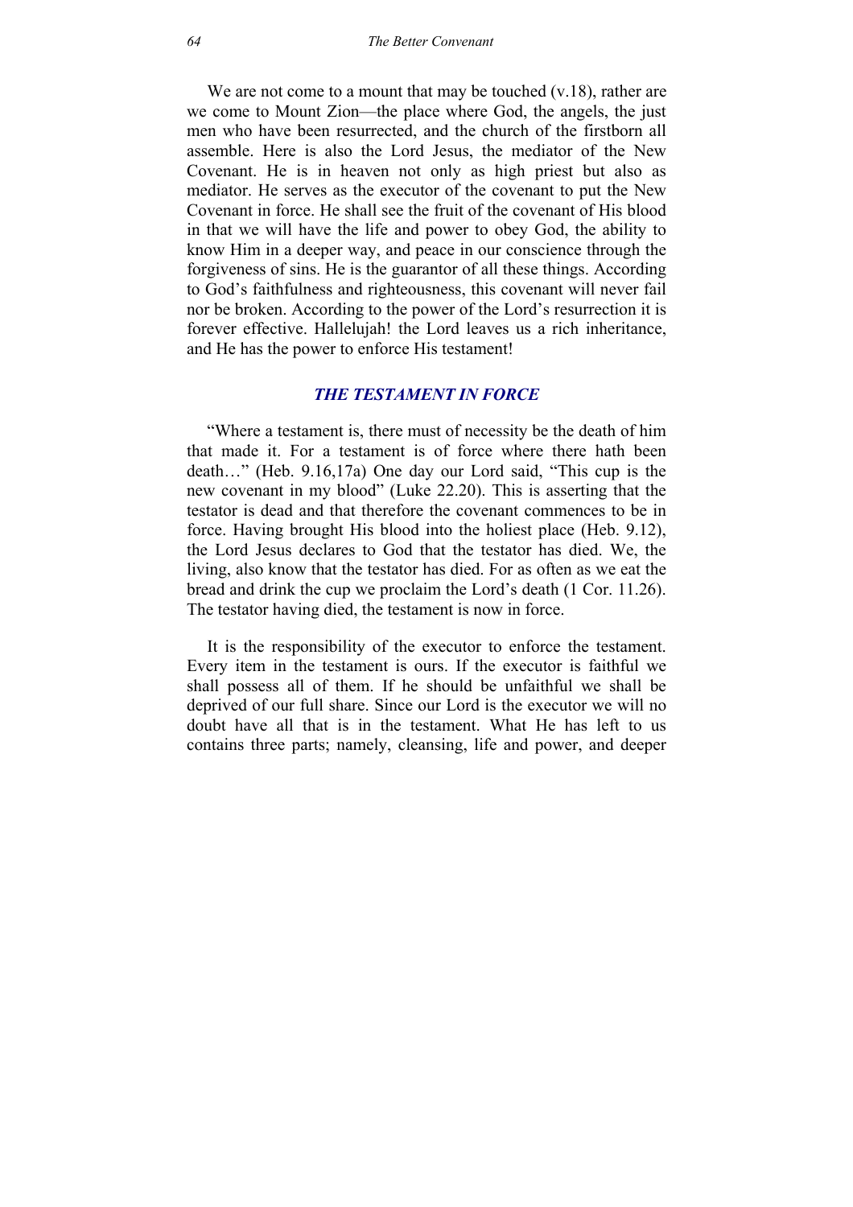We are not come to a mount that may be touched (v.18), rather are we come to Mount Zion—the place where God, the angels, the just men who have been resurrected, and the church of the firstborn all assemble. Here is also the Lord Jesus, the mediator of the New Covenant. He is in heaven not only as high priest but also as mediator. He serves as the executor of the covenant to put the New Covenant in force. He shall see the fruit of the covenant of His blood in that we will have the life and power to obey God, the ability to know Him in a deeper way, and peace in our conscience through the forgiveness of sins. He is the guarantor of all these things. According to God's faithfulness and righteousness, this covenant will never fail nor be broken. According to the power of the Lord's resurrection it is forever effective. Hallelujah! the Lord leaves us a rich inheritance, and He has the power to enforce His testament!

## *THE TESTAMENT IN FORCE*

"Where a testament is, there must of necessity be the death of him that made it. For a testament is of force where there hath been death…" (Heb. 9.16,17a) One day our Lord said, "This cup is the new covenant in my blood" (Luke 22.20). This is asserting that the testator is dead and that therefore the covenant commences to be in force. Having brought His blood into the holiest place (Heb. 9.12), the Lord Jesus declares to God that the testator has died. We, the living, also know that the testator has died. For as often as we eat the bread and drink the cup we proclaim the Lord's death (1 Cor. 11.26). The testator having died, the testament is now in force.

It is the responsibility of the executor to enforce the testament. Every item in the testament is ours. If the executor is faithful we shall possess all of them. If he should be unfaithful we shall be deprived of our full share. Since our Lord is the executor we will no doubt have all that is in the testament. What He has left to us contains three parts; namely, cleansing, life and power, and deeper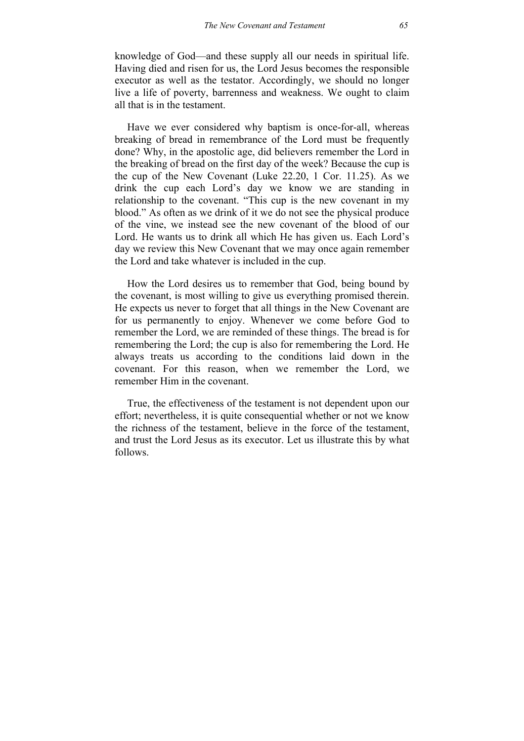knowledge of God—and these supply all our needs in spiritual life. Having died and risen for us, the Lord Jesus becomes the responsible executor as well as the testator. Accordingly, we should no longer live a life of poverty, barrenness and weakness. We ought to claim all that is in the testament.

Have we ever considered why baptism is once-for-all, whereas breaking of bread in remembrance of the Lord must be frequently done? Why, in the apostolic age, did believers remember the Lord in the breaking of bread on the first day of the week? Because the cup is the cup of the New Covenant (Luke 22.20, 1 Cor. 11.25). As we drink the cup each Lord's day we know we are standing in relationship to the covenant. "This cup is the new covenant in my blood." As often as we drink of it we do not see the physical produce of the vine, we instead see the new covenant of the blood of our Lord. He wants us to drink all which He has given us. Each Lord's day we review this New Covenant that we may once again remember the Lord and take whatever is included in the cup.

How the Lord desires us to remember that God, being bound by the covenant, is most willing to give us everything promised therein. He expects us never to forget that all things in the New Covenant are for us permanently to enjoy. Whenever we come before God to remember the Lord, we are reminded of these things. The bread is for remembering the Lord; the cup is also for remembering the Lord. He always treats us according to the conditions laid down in the covenant. For this reason, when we remember the Lord, we remember Him in the covenant.

True, the effectiveness of the testament is not dependent upon our effort; nevertheless, it is quite consequential whether or not we know the richness of the testament, believe in the force of the testament, and trust the Lord Jesus as its executor. Let us illustrate this by what follows.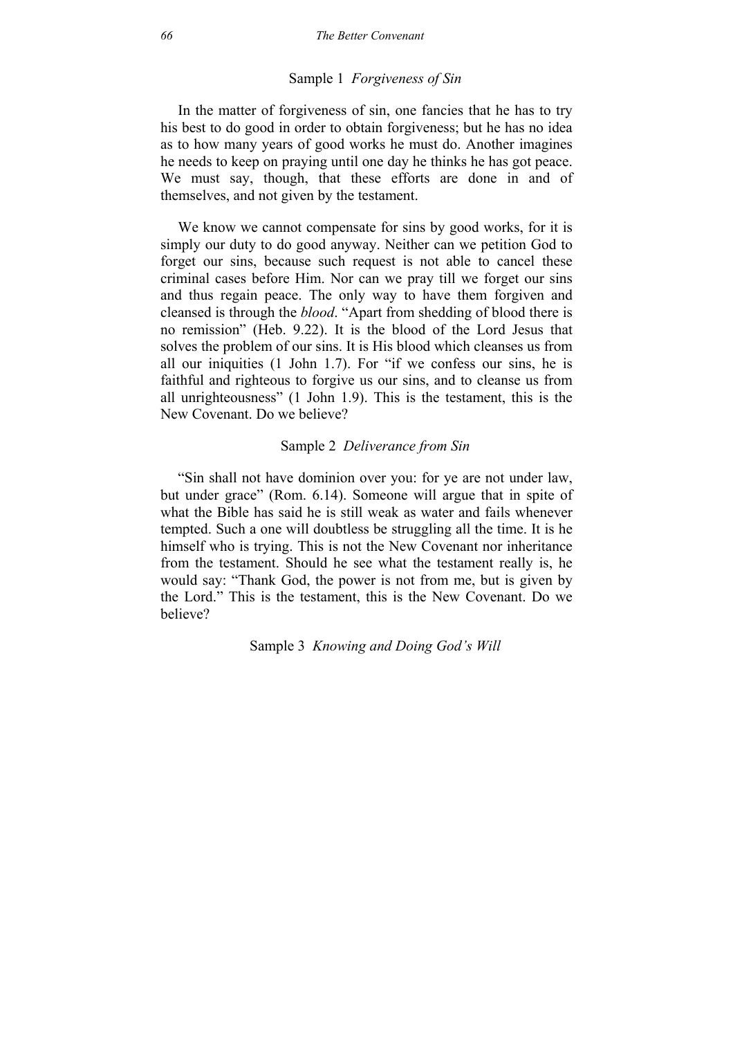### Sample 1 *Forgiveness of Sin*

In the matter of forgiveness of sin, one fancies that he has to try his best to do good in order to obtain forgiveness; but he has no idea as to how many years of good works he must do. Another imagines he needs to keep on praying until one day he thinks he has got peace. We must say, though, that these efforts are done in and of themselves, and not given by the testament.

We know we cannot compensate for sins by good works, for it is simply our duty to do good anyway. Neither can we petition God to forget our sins, because such request is not able to cancel these criminal cases before Him. Nor can we pray till we forget our sins and thus regain peace. The only way to have them forgiven and cleansed is through the *blood*. "Apart from shedding of blood there is no remission" (Heb. 9.22). It is the blood of the Lord Jesus that solves the problem of our sins. It is His blood which cleanses us from all our iniquities (1 John 1.7). For "if we confess our sins, he is faithful and righteous to forgive us our sins, and to cleanse us from all unrighteousness" (1 John 1.9). This is the testament, this is the New Covenant. Do we believe?

### Sample 2 *Deliverance from Sin*

"Sin shall not have dominion over you: for ye are not under law, but under grace" (Rom. 6.14). Someone will argue that in spite of what the Bible has said he is still weak as water and fails whenever tempted. Such a one will doubtless be struggling all the time. It is he himself who is trying. This is not the New Covenant nor inheritance from the testament. Should he see what the testament really is, he would say: "Thank God, the power is not from me, but is given by the Lord." This is the testament, this is the New Covenant. Do we believe?

### Sample 3 *Knowing and Doing God's Will*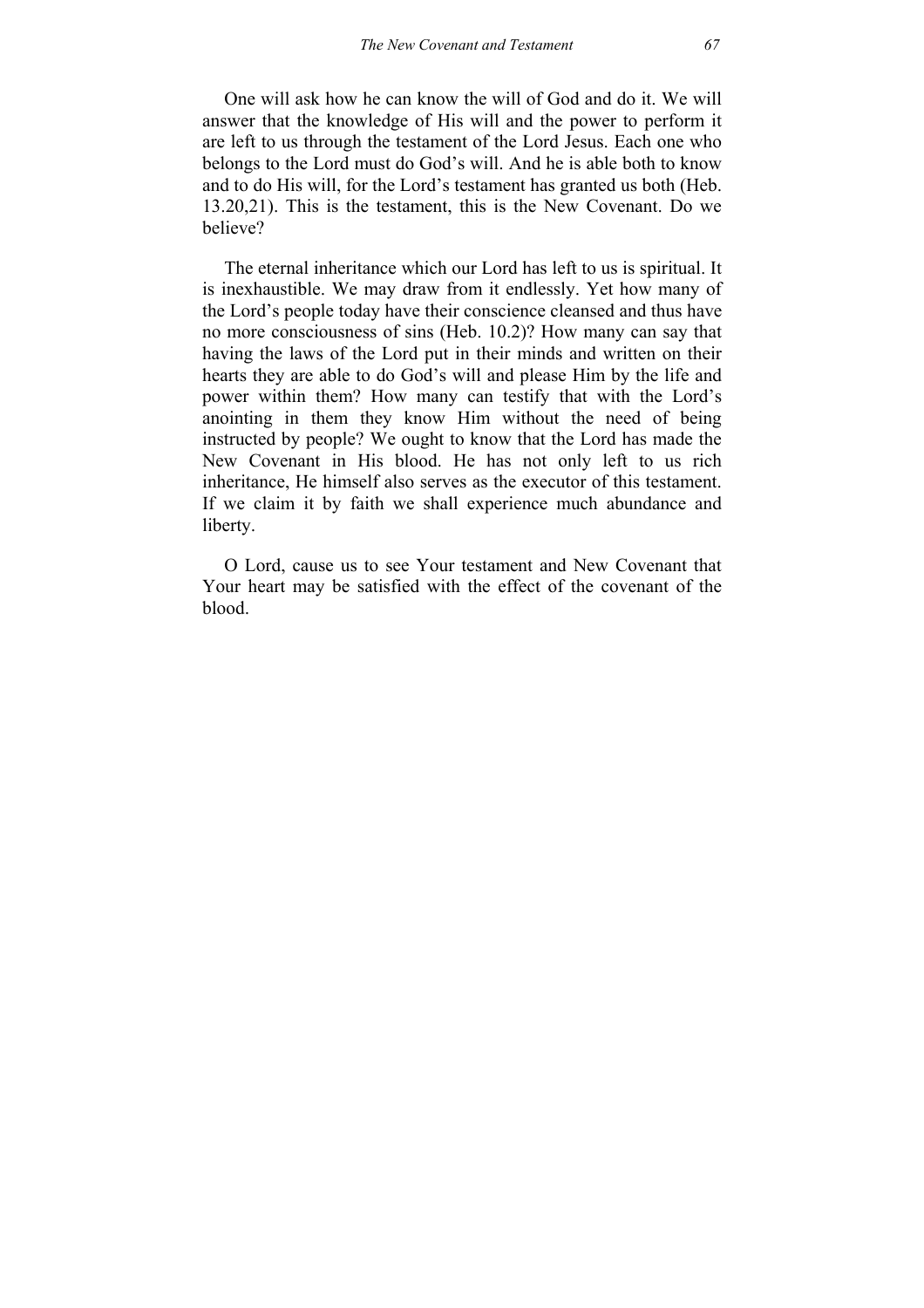One will ask how he can know the will of God and do it. We will answer that the knowledge of His will and the power to perform it are left to us through the testament of the Lord Jesus. Each one who belongs to the Lord must do God's will. And he is able both to know and to do His will, for the Lord's testament has granted us both (Heb. 13.20,21). This is the testament, this is the New Covenant. Do we believe?

The eternal inheritance which our Lord has left to us is spiritual. It is inexhaustible. We may draw from it endlessly. Yet how many of the Lord's people today have their conscience cleansed and thus have no more consciousness of sins (Heb. 10.2)? How many can say that having the laws of the Lord put in their minds and written on their hearts they are able to do God's will and please Him by the life and power within them? How many can testify that with the Lord's anointing in them they know Him without the need of being instructed by people? We ought to know that the Lord has made the New Covenant in His blood. He has not only left to us rich inheritance, He himself also serves as the executor of this testament. If we claim it by faith we shall experience much abundance and liberty.

O Lord, cause us to see Your testament and New Covenant that Your heart may be satisfied with the effect of the covenant of the blood.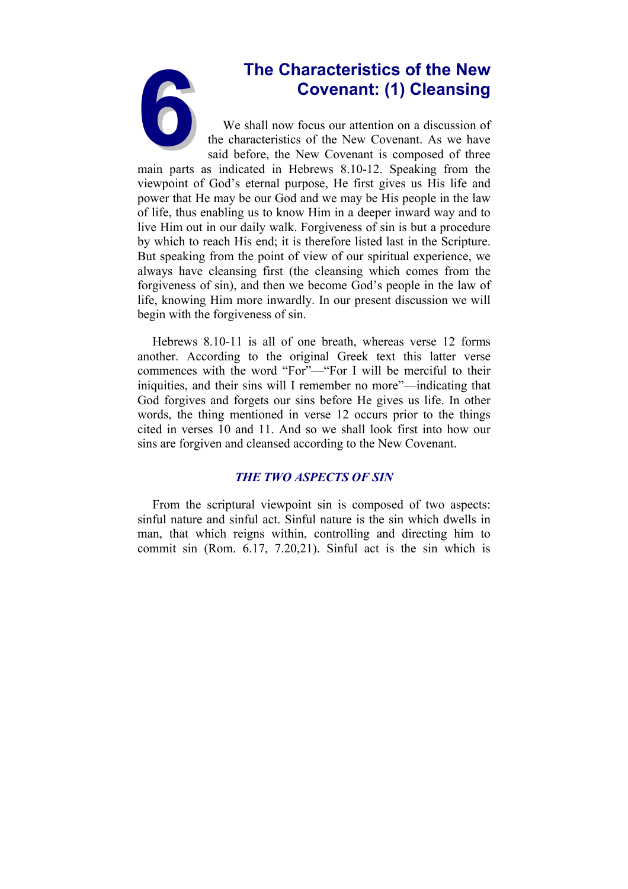# 6 The Characteristics of the New Covenant: (1) Cleansing

We shall now focus our attention on a discussion of the characteristics of the New Covenant. As we have said before, the New Covenant is composed of three main parts as indicated in Hebrews 8.10-12. Speaking from the viewpoint of God's eternal purpose, He first gives us His life and power that He may be our God and we may be His people in the law of life, thus enabling us to know Him in a deeper inward way and to live Him out in our daily walk. Forgiveness of sin is but a procedure by which to reach His end; it is therefore listed last in the Scripture. But speaking from the point of view of our spiritual experience, we always have cleansing first (the cleansing which comes from the forgiveness of sin), and then we become God's people in the law of life, knowing Him more inwardly. In our present discussion we will begin with the forgiveness of sin.

Hebrews 8.10-11 is all of one breath, whereas verse 12 forms another. According to the original Greek text this latter verse commences with the word "For"—"For I will be merciful to their iniquities, and their sins will I remember no more"—indicating that God forgives and forgets our sins before He gives us life. In other words, the thing mentioned in verse 12 occurs prior to the things cited in verses 10 and 11. And so we shall look first into how our sins are forgiven and cleansed according to the New Covenant.

### *THE TWO ASPECTS OF SIN*

From the scriptural viewpoint sin is composed of two aspects: sinful nature and sinful act. Sinful nature is the sin which dwells in man, that which reigns within, controlling and directing him to commit sin (Rom. 6.17, 7.20,21). Sinful act is the sin which is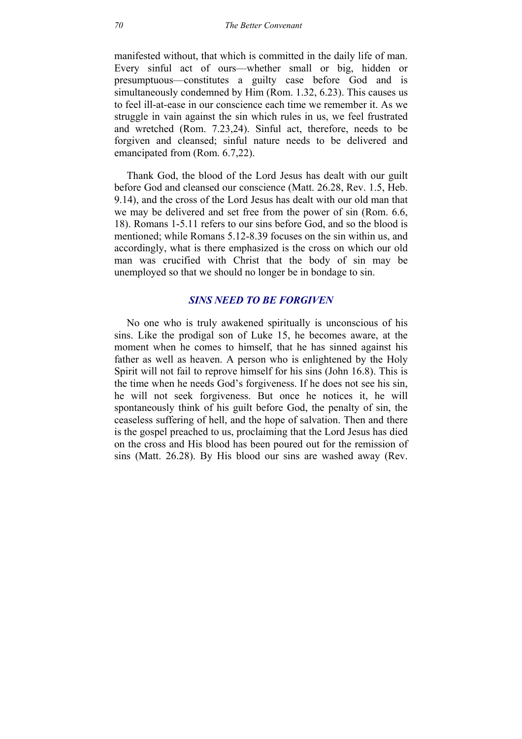manifested without, that which is committed in the daily life of man. Every sinful act of ours—whether small or big, hidden or presumptuous—constitutes a guilty case before God and is simultaneously condemned by Him (Rom. 1.32, 6.23). This causes us to feel ill-at-ease in our conscience each time we remember it. As we struggle in vain against the sin which rules in us, we feel frustrated and wretched (Rom. 7.23,24). Sinful act, therefore, needs to be forgiven and cleansed; sinful nature needs to be delivered and emancipated from (Rom. 6.7,22).

Thank God, the blood of the Lord Jesus has dealt with our guilt before God and cleansed our conscience (Matt. 26.28, Rev. 1.5, Heb. 9.14), and the cross of the Lord Jesus has dealt with our old man that we may be delivered and set free from the power of sin (Rom. 6.6, 18). Romans 1-5.11 refers to our sins before God, and so the blood is mentioned; while Romans 5.12-8.39 focuses on the sin within us, and accordingly, what is there emphasized is the cross on which our old man was crucified with Christ that the body of sin may be unemployed so that we should no longer be in bondage to sin.

### *SINS NEED TO BE FORGIVEN*

No one who is truly awakened spiritually is unconscious of his sins. Like the prodigal son of Luke 15, he becomes aware, at the moment when he comes to himself, that he has sinned against his father as well as heaven. A person who is enlightened by the Holy Spirit will not fail to reprove himself for his sins (John 16.8). This is the time when he needs God's forgiveness. If he does not see his sin, he will not seek forgiveness. But once he notices it, he will spontaneously think of his guilt before God, the penalty of sin, the ceaseless suffering of hell, and the hope of salvation. Then and there is the gospel preached to us, proclaiming that the Lord Jesus has died on the cross and His blood has been poured out for the remission of sins (Matt. 26.28). By His blood our sins are washed away (Rev.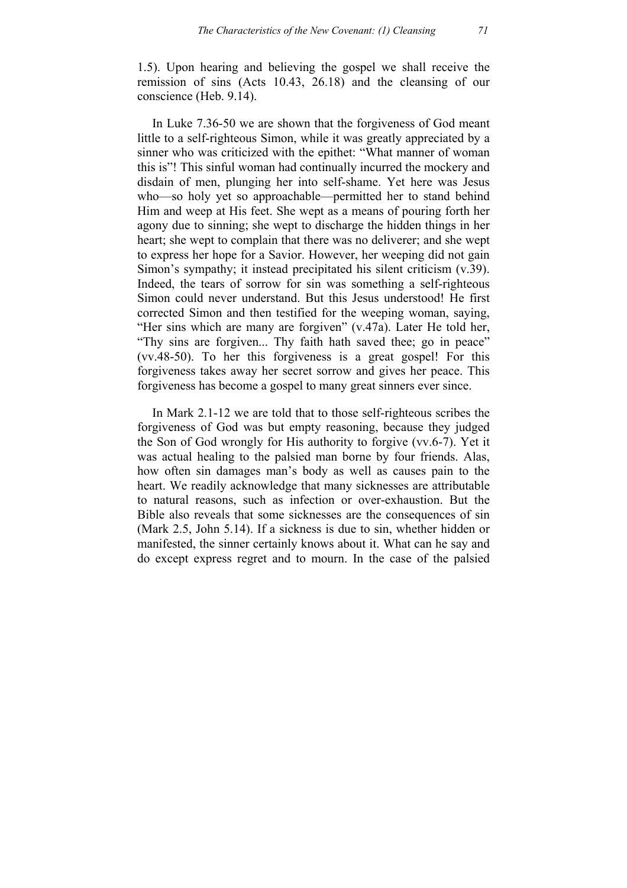1.5). Upon hearing and believing the gospel we shall receive the remission of sins (Acts 10.43, 26.18) and the cleansing of our conscience (Heb. 9.14).

In Luke 7.36-50 we are shown that the forgiveness of God meant little to a self-righteous Simon, while it was greatly appreciated by a sinner who was criticized with the epithet: "What manner of woman this is"! This sinful woman had continually incurred the mockery and disdain of men, plunging her into self-shame. Yet here was Jesus who—so holy yet so approachable—permitted her to stand behind Him and weep at His feet. She wept as a means of pouring forth her agony due to sinning; she wept to discharge the hidden things in her heart; she wept to complain that there was no deliverer; and she wept to express her hope for a Savior. However, her weeping did not gain Simon's sympathy; it instead precipitated his silent criticism (v.39). Indeed, the tears of sorrow for sin was something a self-righteous Simon could never understand. But this Jesus understood! He first corrected Simon and then testified for the weeping woman, saying, "Her sins which are many are forgiven" (v.47a). Later He told her, "Thy sins are forgiven... Thy faith hath saved thee; go in peace" (vv.48-50). To her this forgiveness is a great gospel! For this forgiveness takes away her secret sorrow and gives her peace. This forgiveness has become a gospel to many great sinners ever since.

In Mark 2.1-12 we are told that to those self-righteous scribes the forgiveness of God was but empty reasoning, because they judged the Son of God wrongly for His authority to forgive (vv.6-7). Yet it was actual healing to the palsied man borne by four friends. Alas, how often sin damages man's body as well as causes pain to the heart. We readily acknowledge that many sicknesses are attributable to natural reasons, such as infection or over-exhaustion. But the Bible also reveals that some sicknesses are the consequences of sin (Mark 2.5, John 5.14). If a sickness is due to sin, whether hidden or manifested, the sinner certainly knows about it. What can he say and do except express regret and to mourn. In the case of the palsied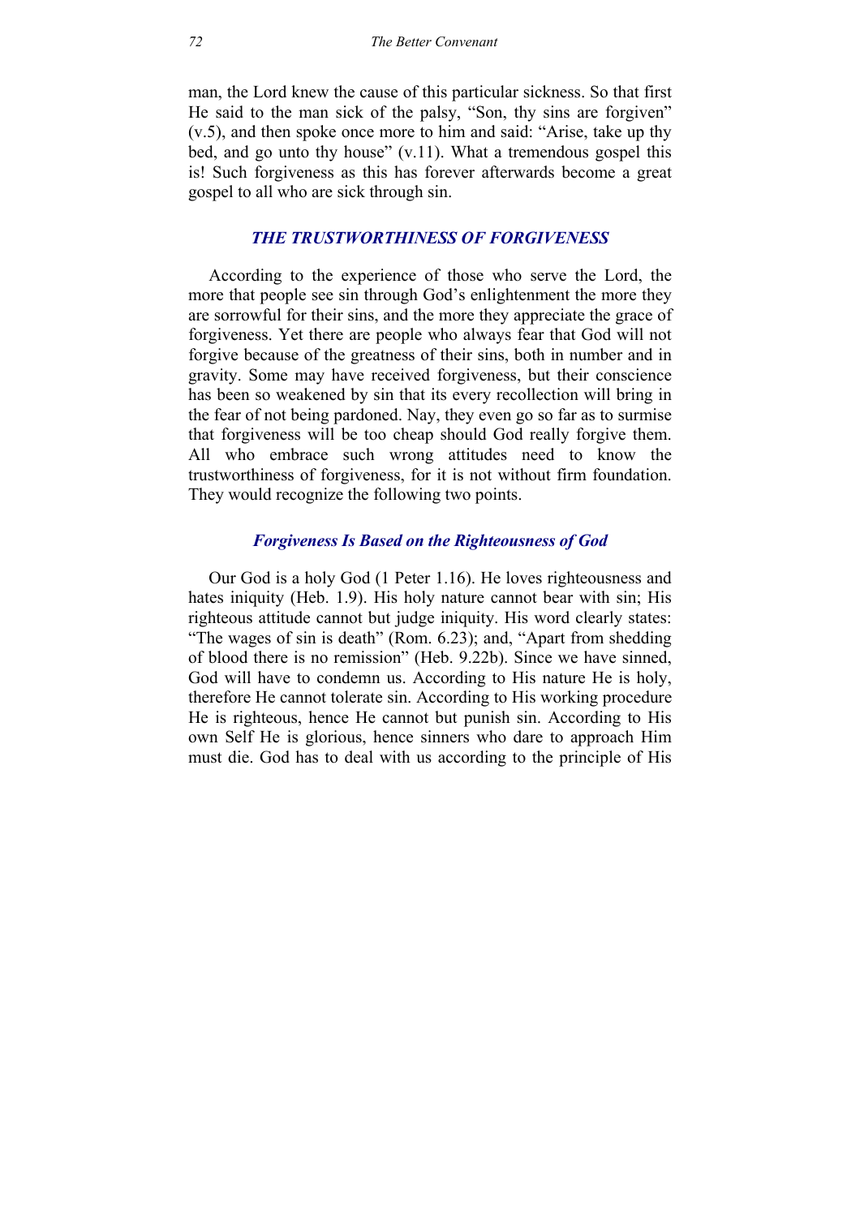man, the Lord knew the cause of this particular sickness. So that first He said to the man sick of the palsy, "Son, thy sins are forgiven" (v.5), and then spoke once more to him and said: "Arise, take up thy bed, and go unto thy house" (v.11). What a tremendous gospel this is! Such forgiveness as this has forever afterwards become a great gospel to all who are sick through sin.

## *THE TRUSTWORTHINESS OF FORGIVENESS*

According to the experience of those who serve the Lord, the more that people see sin through God's enlightenment the more they are sorrowful for their sins, and the more they appreciate the grace of forgiveness. Yet there are people who always fear that God will not forgive because of the greatness of their sins, both in number and in gravity. Some may have received forgiveness, but their conscience has been so weakened by sin that its every recollection will bring in the fear of not being pardoned. Nay, they even go so far as to surmise that forgiveness will be too cheap should God really forgive them. All who embrace such wrong attitudes need to know the trustworthiness of forgiveness, for it is not without firm foundation. They would recognize the following two points.

### *Forgiveness Is Based on the Righteousness of God*

Our God is a holy God (1 Peter 1.16). He loves righteousness and hates iniquity (Heb. 1.9). His holy nature cannot bear with sin; His righteous attitude cannot but judge iniquity. His word clearly states: "The wages of sin is death" (Rom. 6.23); and, "Apart from shedding of blood there is no remission" (Heb. 9.22b). Since we have sinned, God will have to condemn us. According to His nature He is holy, therefore He cannot tolerate sin. According to His working procedure He is righteous, hence He cannot but punish sin. According to His own Self He is glorious, hence sinners who dare to approach Him must die. God has to deal with us according to the principle of His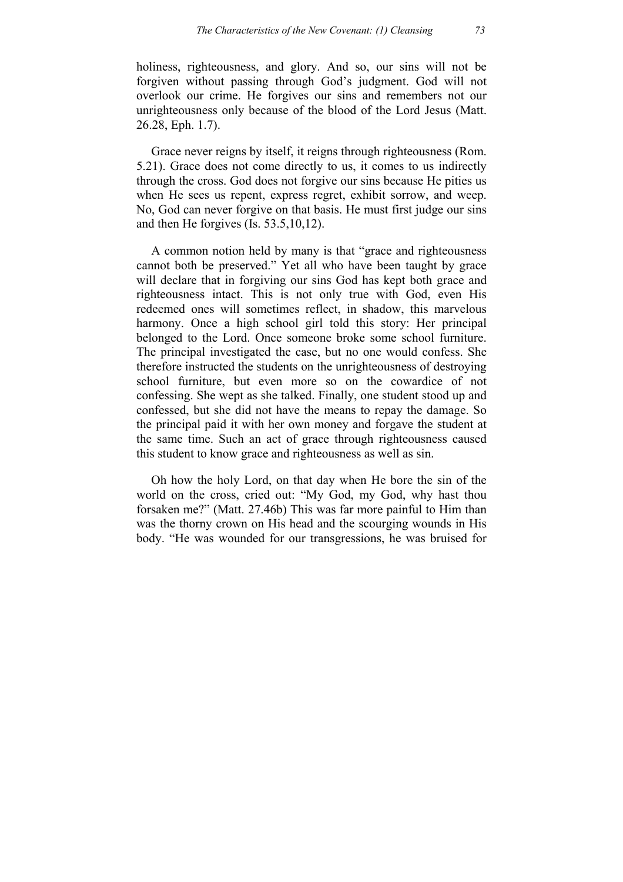holiness, righteousness, and glory. And so, our sins will not be forgiven without passing through God's judgment. God will not overlook our crime. He forgives our sins and remembers not our unrighteousness only because of the blood of the Lord Jesus (Matt. 26.28, Eph. 1.7).

Grace never reigns by itself, it reigns through righteousness (Rom. 5.21). Grace does not come directly to us, it comes to us indirectly through the cross. God does not forgive our sins because He pities us when He sees us repent, express regret, exhibit sorrow, and weep. No, God can never forgive on that basis. He must first judge our sins and then He forgives (Is. 53.5,10,12).

A common notion held by many is that "grace and righteousness cannot both be preserved." Yet all who have been taught by grace will declare that in forgiving our sins God has kept both grace and righteousness intact. This is not only true with God, even His redeemed ones will sometimes reflect, in shadow, this marvelous harmony. Once a high school girl told this story: Her principal belonged to the Lord. Once someone broke some school furniture. The principal investigated the case, but no one would confess. She therefore instructed the students on the unrighteousness of destroying school furniture, but even more so on the cowardice of not confessing. She wept as she talked. Finally, one student stood up and confessed, but she did not have the means to repay the damage. So the principal paid it with her own money and forgave the student at the same time. Such an act of grace through righteousness caused this student to know grace and righteousness as well as sin.

Oh how the holy Lord, on that day when He bore the sin of the world on the cross, cried out: "My God, my God, why hast thou forsaken me?" (Matt. 27.46b) This was far more painful to Him than was the thorny crown on His head and the scourging wounds in His body. "He was wounded for our transgressions, he was bruised for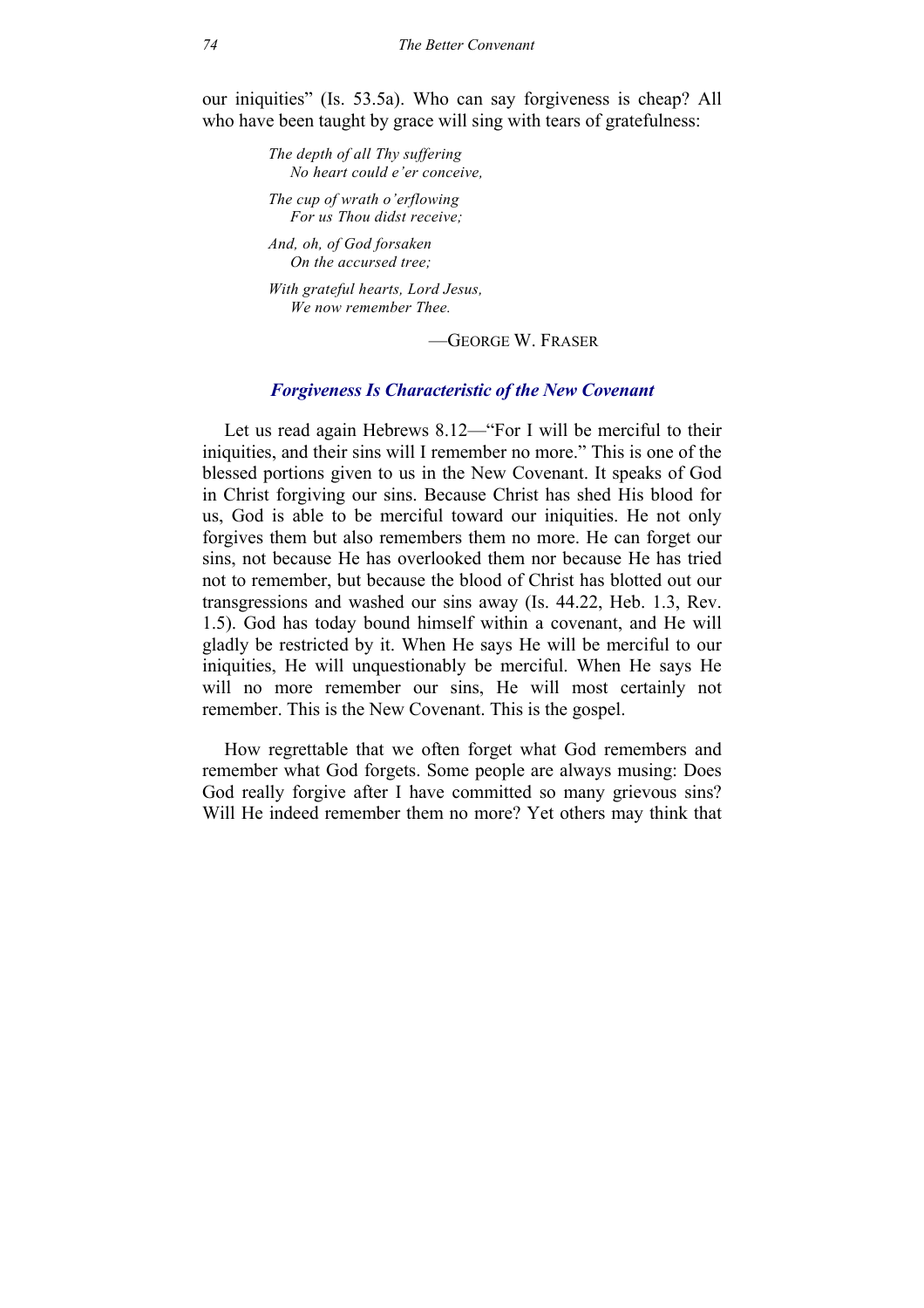our iniquities" (Is. 53.5a). Who can say forgiveness is cheap? All who have been taught by grace will sing with tears of gratefulness:

> *The depth of all Thy suffering*
> *No heart could e'er conceive,*
>
> *The cup of wrath o'erflowing*
> *For us Thou didst receive;*
>
> *And, oh, of God forsaken*
> *On the accursed tree;*
>
> *With grateful hearts, Lord Jesus,*
> *We now remember Thee.*
>
> —George W. Fraser

### *Forgiveness Is Characteristic of the New Covenant*

Let us read again Hebrews 8.12—"For I will be merciful to their iniquities, and their sins will I remember no more." This is one of the blessed portions given to us in the New Covenant. It speaks of God in Christ forgiving our sins. Because Christ has shed His blood for us, God is able to be merciful toward our iniquities. He not only forgives them but also remembers them no more. He can forget our sins, not because He has overlooked them nor because He has tried not to remember, but because the blood of Christ has blotted out our transgressions and washed our sins away (Is. 44.22, Heb. 1.3, Rev. 1.5). God has today bound himself within a covenant, and He will gladly be restricted by it. When He says He will be merciful to our iniquities, He will unquestionably be merciful. When He says He will no more remember our sins, He will most certainly not remember. This is the New Covenant. This is the gospel.

How regrettable that we often forget what God remembers and remember what God forgets. Some people are always musing: Does God really forgive after I have committed so many grievous sins? Will He indeed remember them no more? Yet others may think that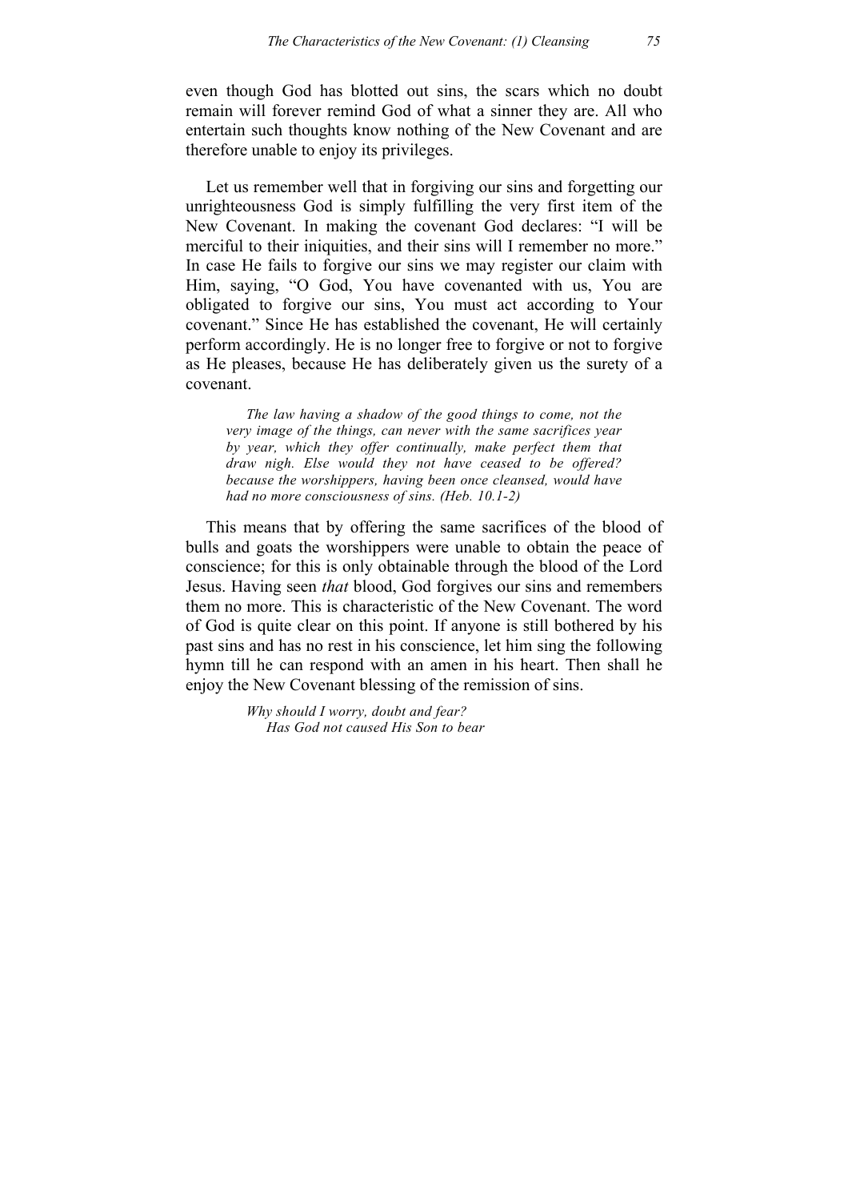even though God has blotted out sins, the scars which no doubt remain will forever remind God of what a sinner they are. All who entertain such thoughts know nothing of the New Covenant and are therefore unable to enjoy its privileges.

Let us remember well that in forgiving our sins and forgetting our unrighteousness God is simply fulfilling the very first item of the New Covenant. In making the covenant God declares: "I will be merciful to their iniquities, and their sins will I remember no more." In case He fails to forgive our sins we may register our claim with Him, saying, "O God, You have covenanted with us, You are obligated to forgive our sins, You must act according to Your covenant." Since He has established the covenant, He will certainly perform accordingly. He is no longer free to forgive or not to forgive as He pleases, because He has deliberately given us the surety of a covenant.

> *The law having a shadow of the good things to come, not the very image of the things, can never with the same sacrifices year by year, which they offer continually, make perfect them that draw nigh. Else would they not have ceased to be offered? because the worshippers, having been once cleansed, would have had no more consciousness of sins. (Heb. 10.1-2)*

This means that by offering the same sacrifices of the blood of bulls and goats the worshippers were unable to obtain the peace of conscience; for this is only obtainable through the blood of the Lord Jesus. Having seen *that* blood, God forgives our sins and remembers them no more. This is characteristic of the New Covenant. The word of God is quite clear on this point. If anyone is still bothered by his past sins and has no rest in his conscience, let him sing the following hymn till he can respond with an amen in his heart. Then shall he enjoy the New Covenant blessing of the remission of sins.

> *Why should I worry, doubt and fear?*
> *Has God not caused His Son to bear*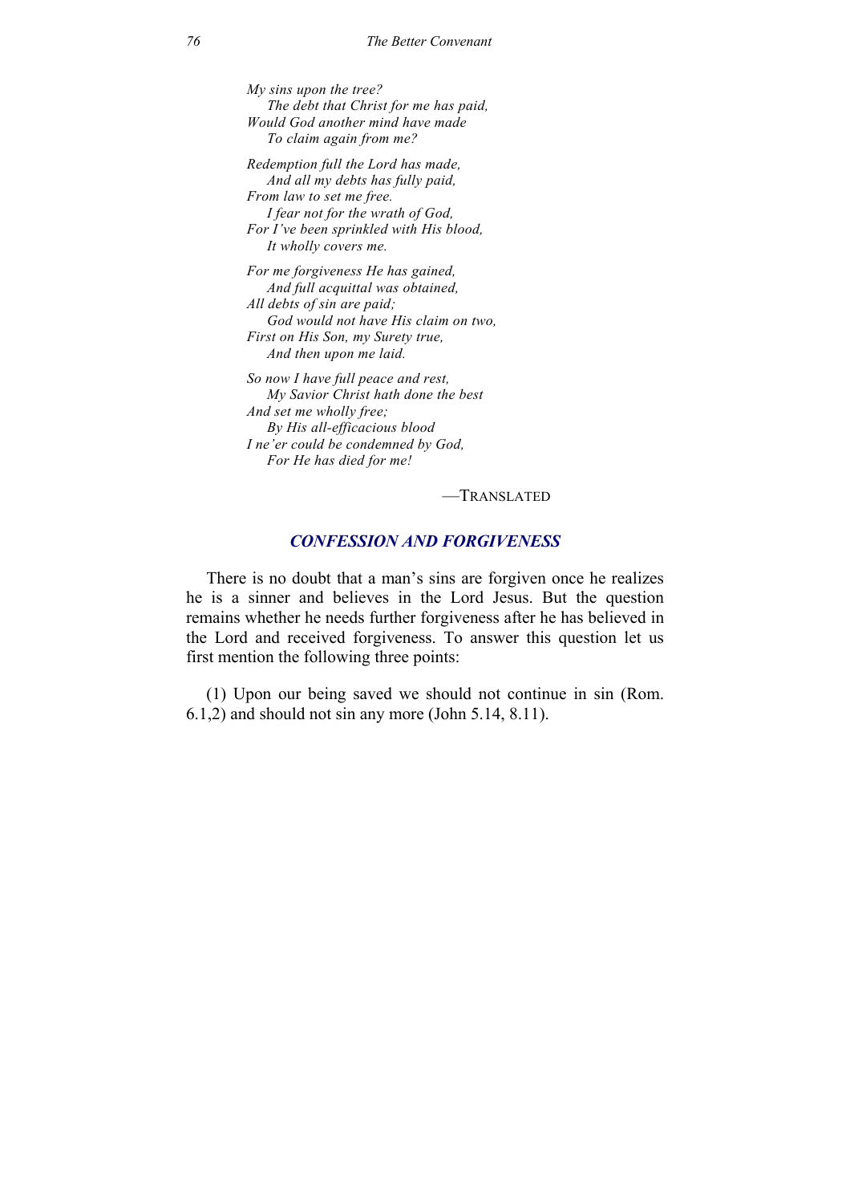*My sins upon the tree?*
*The debt that Christ for me has paid,*
*Would God another mind have made*
*To claim again from me?*

*Redemption full the Lord has made,*
*And all my debts has fully paid,*
*From law to set me free.*
*I fear not for the wrath of God,*
*For I've been sprinkled with His blood,*
*It wholly covers me.*

*For me forgiveness He has gained,*
*And full acquittal was obtained,*
*All debts of sin are paid;*
*God would not have His claim on two,*
*First on His Son, my Surety true,*
*And then upon me laid.*

*So now I have full peace and rest,*
*My Savior Christ hath done the best*
*And set me wholly free;*
*By His all-efficacious blood*
*I ne'er could be condemned by God,*
*For He has died for me!*

—TRANSLATED

## *CONFESSION AND FORGIVENESS*

There is no doubt that a man's sins are forgiven once he realizes he is a sinner and believes in the Lord Jesus. But the question remains whether he needs further forgiveness after he has believed in the Lord and received forgiveness. To answer this question let us first mention the following three points:

(1) Upon our being saved we should not continue in sin (Rom. 6.1,2) and should not sin any more (John 5.14, 8.11).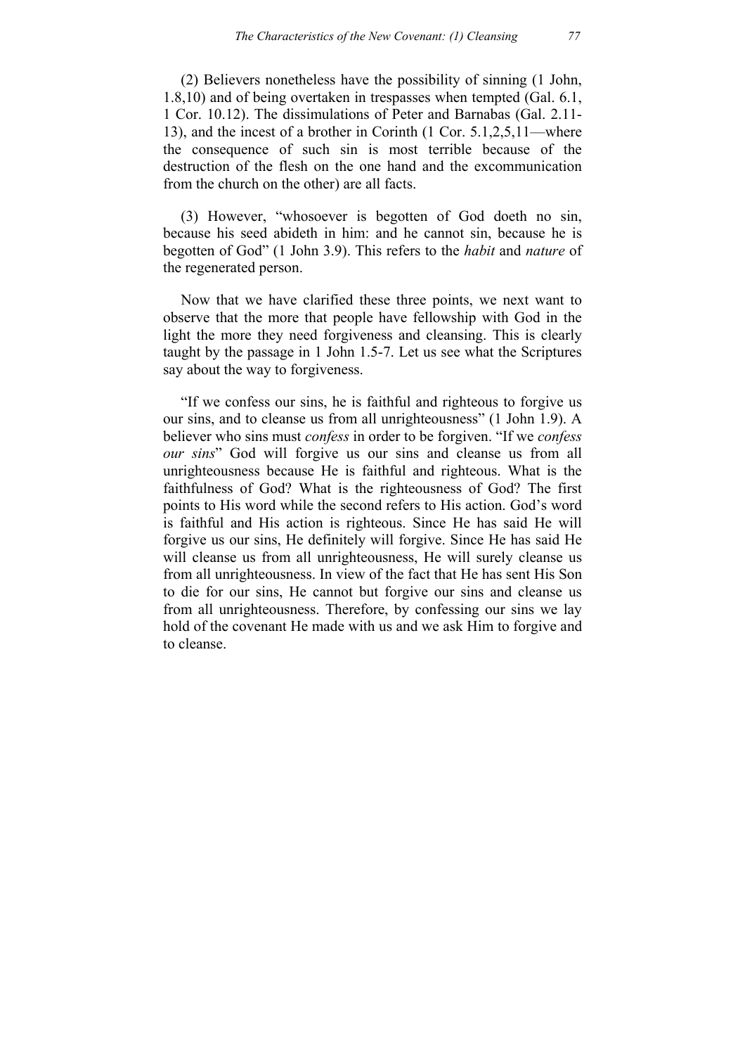(2) Believers nonetheless have the possibility of sinning (1 John, 1.8,10) and of being overtaken in trespasses when tempted (Gal. 6.1, 1 Cor. 10.12). The dissimulations of Peter and Barnabas (Gal. 2.11-13), and the incest of a brother in Corinth (1 Cor. 5.1,2,5,11—where the consequence of such sin is most terrible because of the destruction of the flesh on the one hand and the excommunication from the church on the other) are all facts.

(3) However, "whosoever is begotten of God doeth no sin, because his seed abideth in him: and he cannot sin, because he is begotten of God" (1 John 3.9). This refers to the *habit* and *nature* of the regenerated person.

Now that we have clarified these three points, we next want to observe that the more that people have fellowship with God in the light the more they need forgiveness and cleansing. This is clearly taught by the passage in 1 John 1.5-7. Let us see what the Scriptures say about the way to forgiveness.

"If we confess our sins, he is faithful and righteous to forgive us our sins, and to cleanse us from all unrighteousness" (1 John 1.9). A believer who sins must *confess* in order to be forgiven. "If we *confess our sins*" God will forgive us our sins and cleanse us from all unrighteousness because He is faithful and righteous. What is the faithfulness of God? What is the righteousness of God? The first points to His word while the second refers to His action. God's word is faithful and His action is righteous. Since He has said He will forgive us our sins, He definitely will forgive. Since He has said He will cleanse us from all unrighteousness, He will surely cleanse us from all unrighteousness. In view of the fact that He has sent His Son to die for our sins, He cannot but forgive our sins and cleanse us from all unrighteousness. Therefore, by confessing our sins we lay hold of the covenant He made with us and we ask Him to forgive and to cleanse.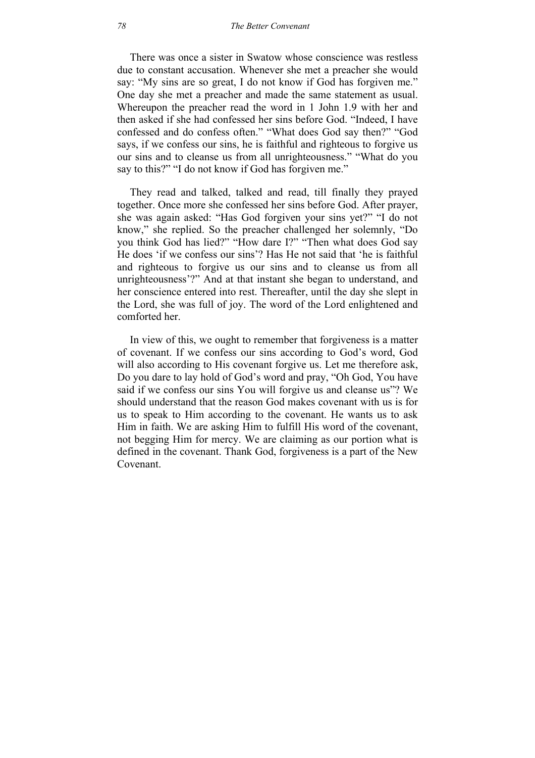There was once a sister in Swatow whose conscience was restless due to constant accusation. Whenever she met a preacher she would say: "My sins are so great, I do not know if God has forgiven me." One day she met a preacher and made the same statement as usual. Whereupon the preacher read the word in 1 John 1.9 with her and then asked if she had confessed her sins before God. "Indeed, I have confessed and do confess often." "What does God say then?" "God says, if we confess our sins, he is faithful and righteous to forgive us our sins and to cleanse us from all unrighteousness." "What do you say to this?" "I do not know if God has forgiven me."

They read and talked, talked and read, till finally they prayed together. Once more she confessed her sins before God. After prayer, she was again asked: "Has God forgiven your sins yet?" "I do not know," she replied. So the preacher challenged her solemnly, "Do you think God has lied?" "How dare I?" "Then what does God say He does 'if we confess our sins'? Has He not said that 'he is faithful and righteous to forgive us our sins and to cleanse us from all unrighteousness'?" And at that instant she began to understand, and her conscience entered into rest. Thereafter, until the day she slept in the Lord, she was full of joy. The word of the Lord enlightened and comforted her.

In view of this, we ought to remember that forgiveness is a matter of covenant. If we confess our sins according to God's word, God will also according to His covenant forgive us. Let me therefore ask, Do you dare to lay hold of God's word and pray, "Oh God, You have said if we confess our sins You will forgive us and cleanse us"? We should understand that the reason God makes covenant with us is for us to speak to Him according to the covenant. He wants us to ask Him in faith. We are asking Him to fulfill His word of the covenant, not begging Him for mercy. We are claiming as our portion what is defined in the covenant. Thank God, forgiveness is a part of the New Covenant.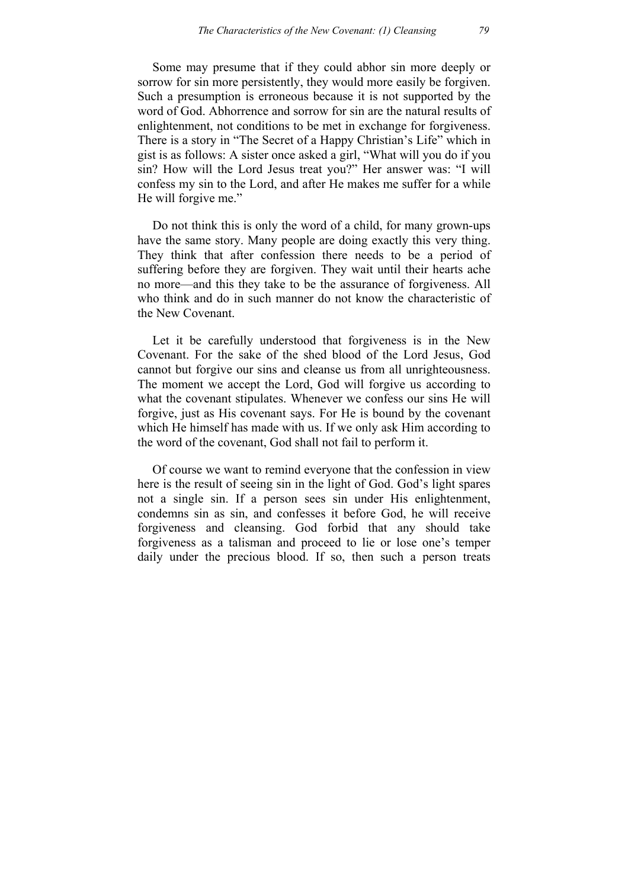Some may presume that if they could abhor sin more deeply or sorrow for sin more persistently, they would more easily be forgiven. Such a presumption is erroneous because it is not supported by the word of God. Abhorrence and sorrow for sin are the natural results of enlightenment, not conditions to be met in exchange for forgiveness. There is a story in "The Secret of a Happy Christian's Life" which in gist is as follows: A sister once asked a girl, "What will you do if you sin? How will the Lord Jesus treat you?" Her answer was: "I will confess my sin to the Lord, and after He makes me suffer for a while He will forgive me."

Do not think this is only the word of a child, for many grown-ups have the same story. Many people are doing exactly this very thing. They think that after confession there needs to be a period of suffering before they are forgiven. They wait until their hearts ache no more—and this they take to be the assurance of forgiveness. All who think and do in such manner do not know the characteristic of the New Covenant.

Let it be carefully understood that forgiveness is in the New Covenant. For the sake of the shed blood of the Lord Jesus, God cannot but forgive our sins and cleanse us from all unrighteousness. The moment we accept the Lord, God will forgive us according to what the covenant stipulates. Whenever we confess our sins He will forgive, just as His covenant says. For He is bound by the covenant which He himself has made with us. If we only ask Him according to the word of the covenant, God shall not fail to perform it.

Of course we want to remind everyone that the confession in view here is the result of seeing sin in the light of God. God's light spares not a single sin. If a person sees sin under His enlightenment, condemns sin as sin, and confesses it before God, he will receive forgiveness and cleansing. God forbid that any should take forgiveness as a talisman and proceed to lie or lose one's temper daily under the precious blood. If so, then such a person treats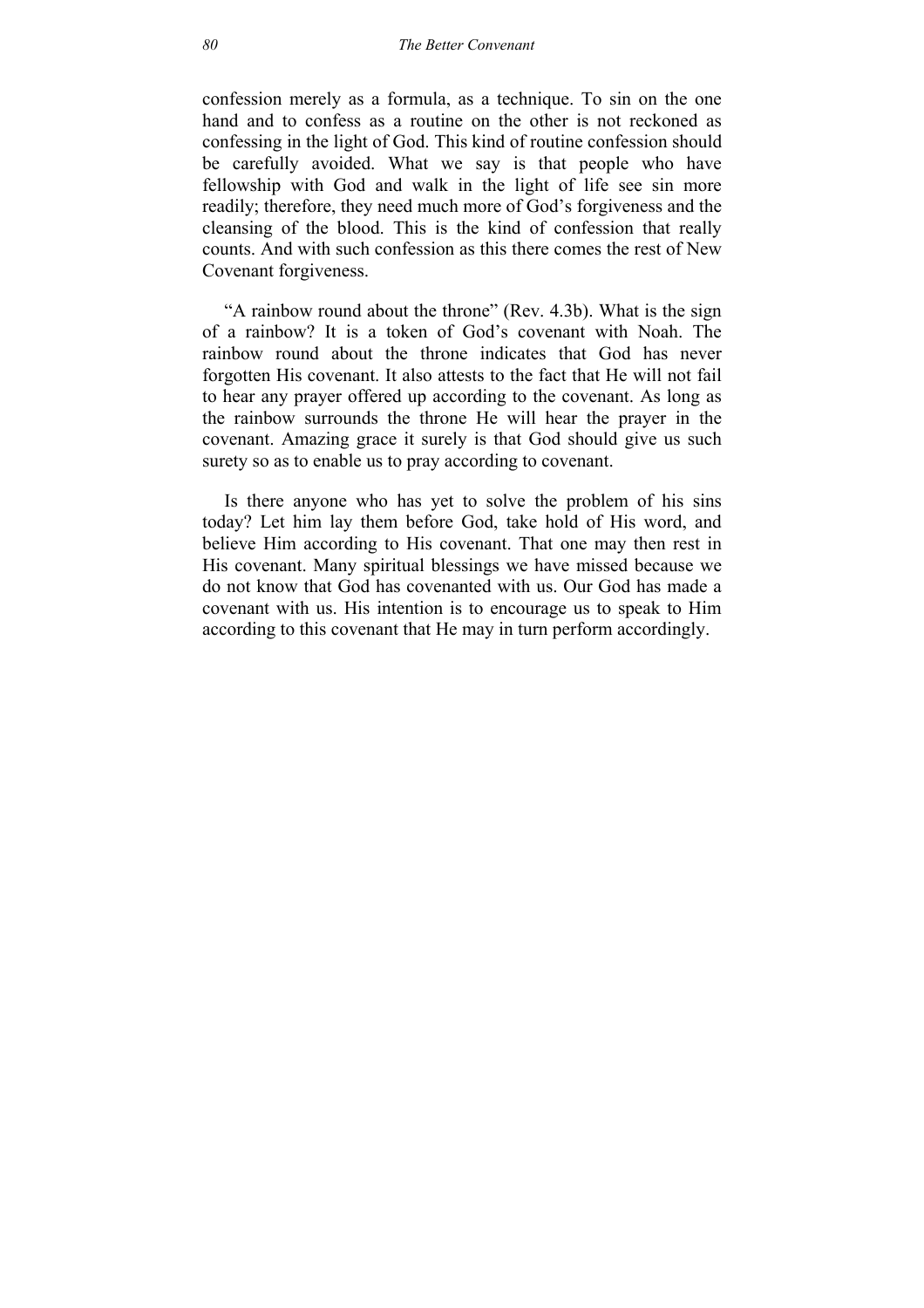confession merely as a formula, as a technique. To sin on the one hand and to confess as a routine on the other is not reckoned as confessing in the light of God. This kind of routine confession should be carefully avoided. What we say is that people who have fellowship with God and walk in the light of life see sin more readily; therefore, they need much more of God's forgiveness and the cleansing of the blood. This is the kind of confession that really counts. And with such confession as this there comes the rest of New Covenant forgiveness.

"A rainbow round about the throne" (Rev. 4.3b). What is the sign of a rainbow? It is a token of God's covenant with Noah. The rainbow round about the throne indicates that God has never forgotten His covenant. It also attests to the fact that He will not fail to hear any prayer offered up according to the covenant. As long as the rainbow surrounds the throne He will hear the prayer in the covenant. Amazing grace it surely is that God should give us such surety so as to enable us to pray according to covenant.

Is there anyone who has yet to solve the problem of his sins today? Let him lay them before God, take hold of His word, and believe Him according to His covenant. That one may then rest in His covenant. Many spiritual blessings we have missed because we do not know that God has covenanted with us. Our God has made a covenant with us. His intention is to encourage us to speak to Him according to this covenant that He may in turn perform accordingly.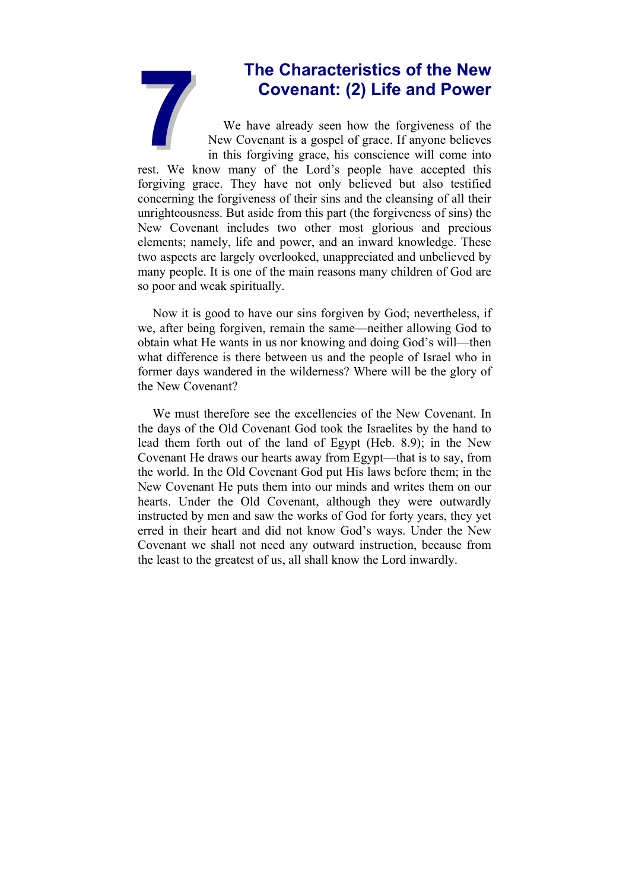# 7 The Characteristics of the New Covenant: (2) Life and Power

We have already seen how the forgiveness of the New Covenant is a gospel of grace. If anyone believes in this forgiving grace, his conscience will come into rest. We know many of the Lord's people have accepted this forgiving grace. They have not only believed but also testified concerning the forgiveness of their sins and the cleansing of all their unrighteousness. But aside from this part (the forgiveness of sins) the New Covenant includes two other most glorious and precious elements; namely, life and power, and an inward knowledge. These two aspects are largely overlooked, unappreciated and unbelieved by many people. It is one of the main reasons many children of God are so poor and weak spiritually.

Now it is good to have our sins forgiven by God; nevertheless, if we, after being forgiven, remain the same—neither allowing God to obtain what He wants in us nor knowing and doing God's will—then what difference is there between us and the people of Israel who in former days wandered in the wilderness? Where will be the glory of the New Covenant?

We must therefore see the excellencies of the New Covenant. In the days of the Old Covenant God took the Israelites by the hand to lead them forth out of the land of Egypt (Heb. 8.9); in the New Covenant He draws our hearts away from Egypt—that is to say, from the world. In the Old Covenant God put His laws before them; in the New Covenant He puts them into our minds and writes them on our hearts. Under the Old Covenant, although they were outwardly instructed by men and saw the works of God for forty years, they yet erred in their heart and did not know God's ways. Under the New Covenant we shall not need any outward instruction, because from the least to the greatest of us, all shall know the Lord inwardly.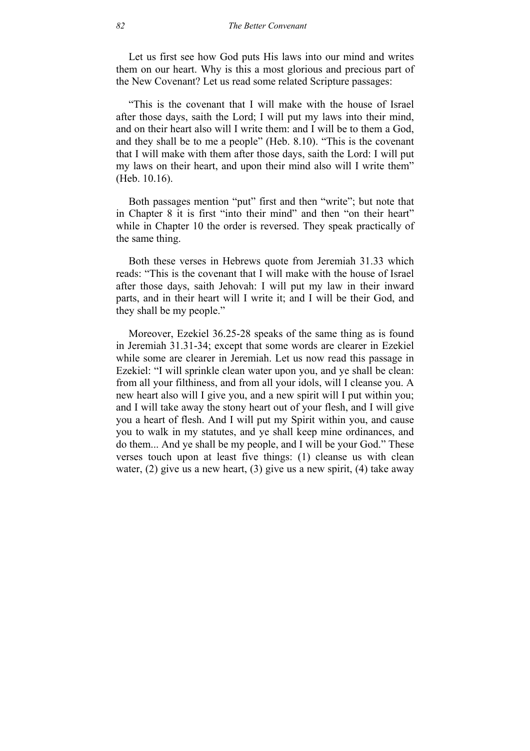Let us first see how God puts His laws into our mind and writes them on our heart. Why is this a most glorious and precious part of the New Covenant? Let us read some related Scripture passages:

"This is the covenant that I will make with the house of Israel after those days, saith the Lord; I will put my laws into their mind, and on their heart also will I write them: and I will be to them a God, and they shall be to me a people" (Heb. 8.10). "This is the covenant that I will make with them after those days, saith the Lord: I will put my laws on their heart, and upon their mind also will I write them" (Heb. 10.16).

Both passages mention "put" first and then "write"; but note that in Chapter 8 it is first "into their mind" and then "on their heart" while in Chapter 10 the order is reversed. They speak practically of the same thing.

Both these verses in Hebrews quote from Jeremiah 31.33 which reads: "This is the covenant that I will make with the house of Israel after those days, saith Jehovah: I will put my law in their inward parts, and in their heart will I write it; and I will be their God, and they shall be my people."

Moreover, Ezekiel 36.25-28 speaks of the same thing as is found in Jeremiah 31.31-34; except that some words are clearer in Ezekiel while some are clearer in Jeremiah. Let us now read this passage in Ezekiel: "I will sprinkle clean water upon you, and ye shall be clean: from all your filthiness, and from all your idols, will I cleanse you. A new heart also will I give you, and a new spirit will I put within you; and I will take away the stony heart out of your flesh, and I will give you a heart of flesh. And I will put my Spirit within you, and cause you to walk in my statutes, and ye shall keep mine ordinances, and do them... And ye shall be my people, and I will be your God." These verses touch upon at least five things: (1) cleanse us with clean water, (2) give us a new heart, (3) give us a new spirit, (4) take away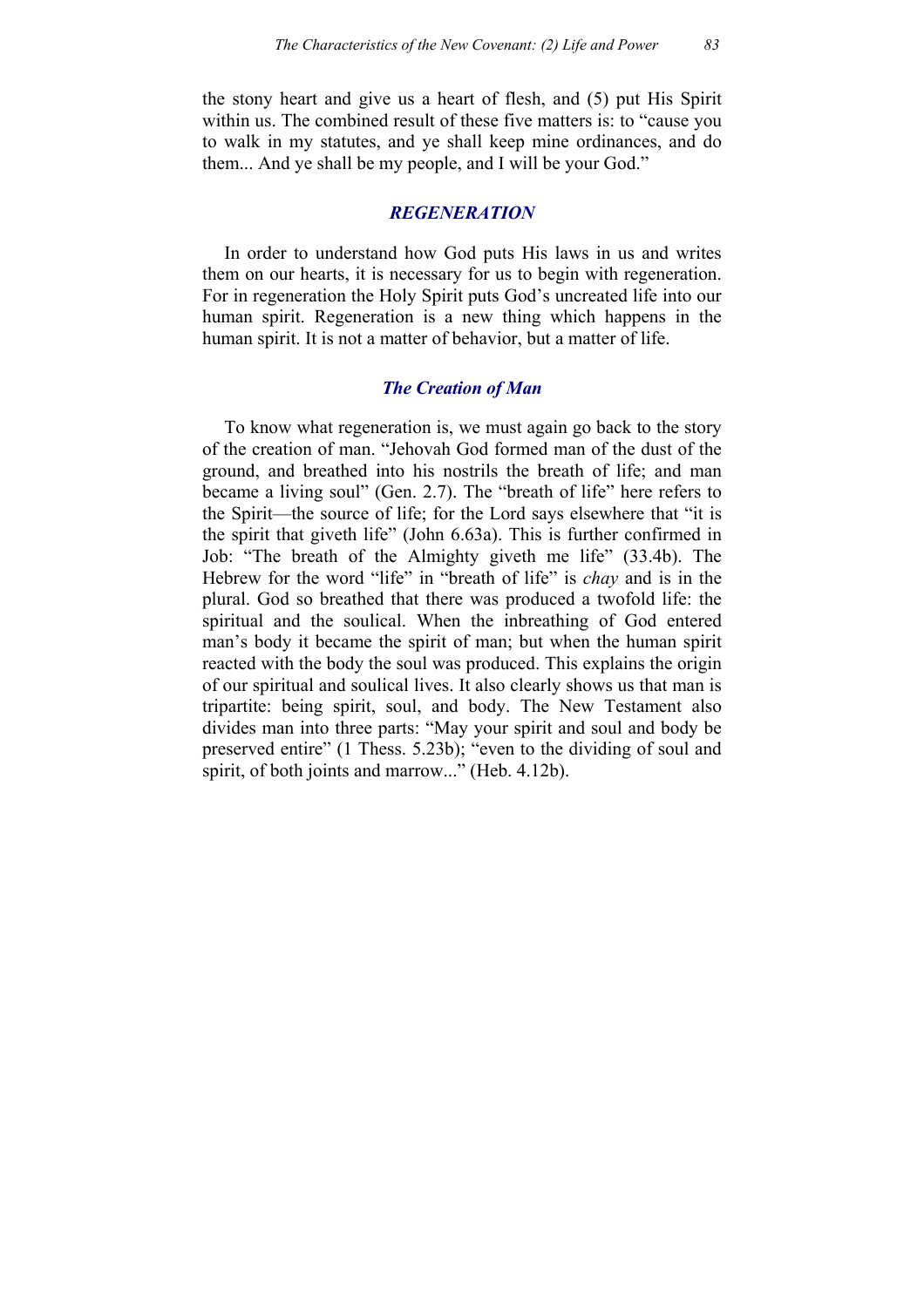the stony heart and give us a heart of flesh, and (5) put His Spirit within us. The combined result of these five matters is: to "cause you to walk in my statutes, and ye shall keep mine ordinances, and do them... And ye shall be my people, and I will be your God."

## *REGENERATION*

In order to understand how God puts His laws in us and writes them on our hearts, it is necessary for us to begin with regeneration. For in regeneration the Holy Spirit puts God's uncreated life into our human spirit. Regeneration is a new thing which happens in the human spirit. It is not a matter of behavior, but a matter of life.

### *The Creation of Man*

To know what regeneration is, we must again go back to the story of the creation of man. "Jehovah God formed man of the dust of the ground, and breathed into his nostrils the breath of life; and man became a living soul" (Gen. 2.7). The "breath of life" here refers to the Spirit—the source of life; for the Lord says elsewhere that "it is the spirit that giveth life" (John 6.63a). This is further confirmed in Job: "The breath of the Almighty giveth me life" (33.4b). The Hebrew for the word "life" in "breath of life" is *chay* and is in the plural. God so breathed that there was produced a twofold life: the spiritual and the soulical. When the inbreathing of God entered man's body it became the spirit of man; but when the human spirit reacted with the body the soul was produced. This explains the origin of our spiritual and soulical lives. It also clearly shows us that man is tripartite: being spirit, soul, and body. The New Testament also divides man into three parts: "May your spirit and soul and body be preserved entire" (1 Thess. 5.23b); "even to the dividing of soul and spirit, of both joints and marrow..." (Heb. 4.12b).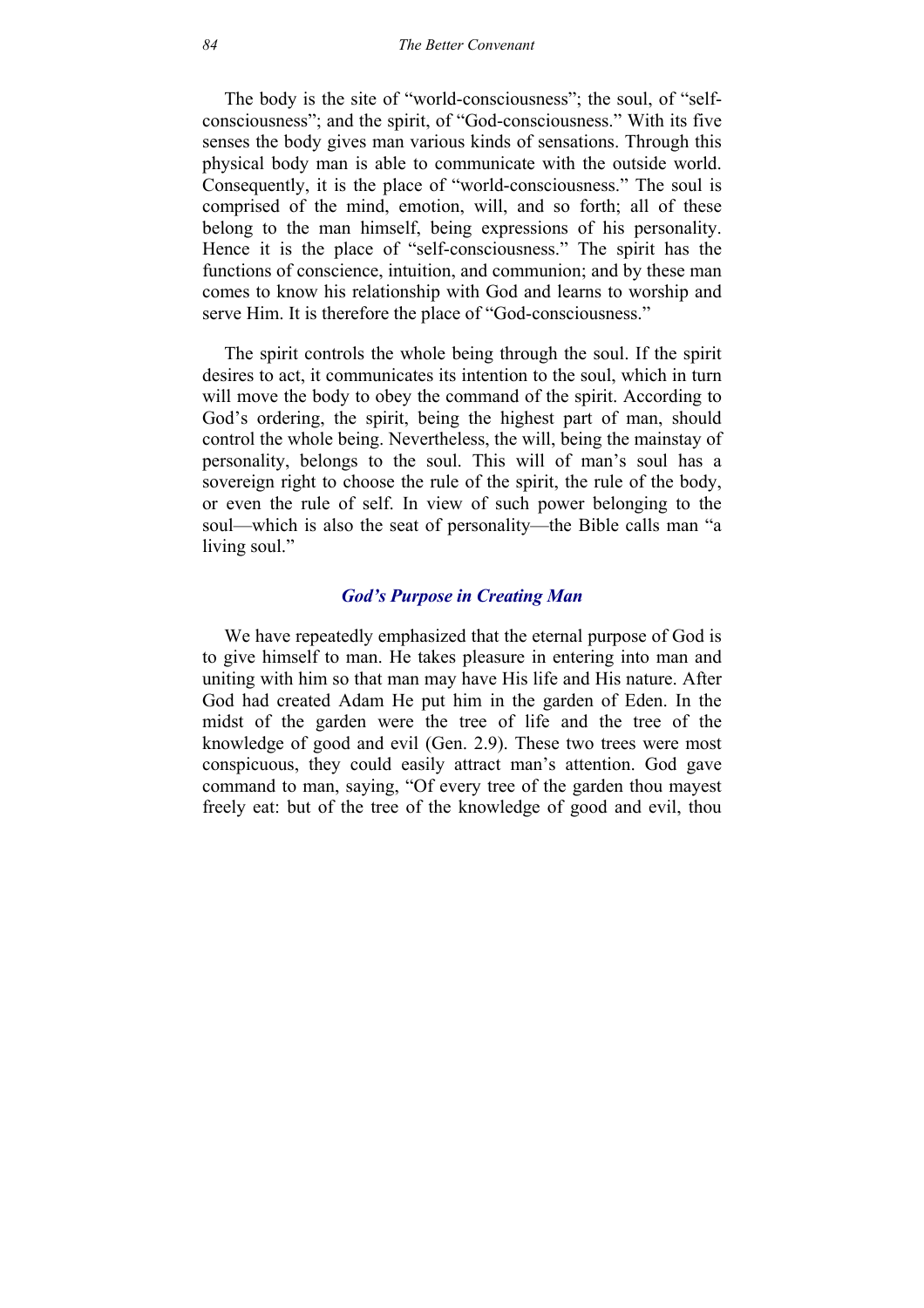The body is the site of "world-consciousness"; the soul, of "self-consciousness"; and the spirit, of "God-consciousness." With its five senses the body gives man various kinds of sensations. Through this physical body man is able to communicate with the outside world. Consequently, it is the place of "world-consciousness." The soul is comprised of the mind, emotion, will, and so forth; all of these belong to the man himself, being expressions of his personality. Hence it is the place of "self-consciousness." The spirit has the functions of conscience, intuition, and communion; and by these man comes to know his relationship with God and learns to worship and serve Him. It is therefore the place of "God-consciousness."

The spirit controls the whole being through the soul. If the spirit desires to act, it communicates its intention to the soul, which in turn will move the body to obey the command of the spirit. According to God's ordering, the spirit, being the highest part of man, should control the whole being. Nevertheless, the will, being the mainstay of personality, belongs to the soul. This will of man's soul has a sovereign right to choose the rule of the spirit, the rule of the body, or even the rule of self. In view of such power belonging to the soul—which is also the seat of personality—the Bible calls man "a living soul."

### *God's Purpose in Creating Man*

We have repeatedly emphasized that the eternal purpose of God is to give himself to man. He takes pleasure in entering into man and uniting with him so that man may have His life and His nature. After God had created Adam He put him in the garden of Eden. In the midst of the garden were the tree of life and the tree of the knowledge of good and evil (Gen. 2.9). These two trees were most conspicuous, they could easily attract man's attention. God gave command to man, saying, "Of every tree of the garden thou mayest freely eat: but of the tree of the knowledge of good and evil, thou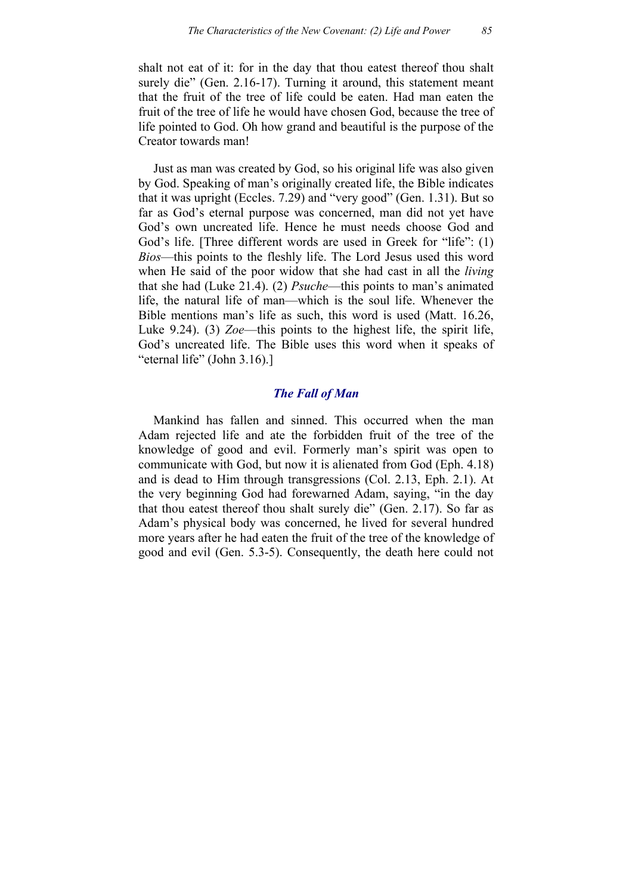shalt not eat of it: for in the day that thou eatest thereof thou shalt surely die" (Gen. 2.16-17). Turning it around, this statement meant that the fruit of the tree of life could be eaten. Had man eaten the fruit of the tree of life he would have chosen God, because the tree of life pointed to God. Oh how grand and beautiful is the purpose of the Creator towards man!

Just as man was created by God, so his original life was also given by God. Speaking of man's originally created life, the Bible indicates that it was upright (Eccles. 7.29) and "very good" (Gen. 1.31). But so far as God's eternal purpose was concerned, man did not yet have God's own uncreated life. Hence he must needs choose God and God's life. [Three different words are used in Greek for "life": (1) *Bios*—this points to the fleshly life. The Lord Jesus used this word when He said of the poor widow that she had cast in all the *living* that she had (Luke 21.4). (2) *Psuche*—this points to man's animated life, the natural life of man—which is the soul life. Whenever the Bible mentions man's life as such, this word is used (Matt. 16.26, Luke 9.24). (3) *Zoe*—this points to the highest life, the spirit life, God's uncreated life. The Bible uses this word when it speaks of "eternal life" (John 3.16).]

### *The Fall of Man*

Mankind has fallen and sinned. This occurred when the man Adam rejected life and ate the forbidden fruit of the tree of the knowledge of good and evil. Formerly man's spirit was open to communicate with God, but now it is alienated from God (Eph. 4.18) and is dead to Him through transgressions (Col. 2.13, Eph. 2.1). At the very beginning God had forewarned Adam, saying, "in the day that thou eatest thereof thou shalt surely die" (Gen. 2.17). So far as Adam's physical body was concerned, he lived for several hundred more years after he had eaten the fruit of the tree of the knowledge of good and evil (Gen. 5.3-5). Consequently, the death here could not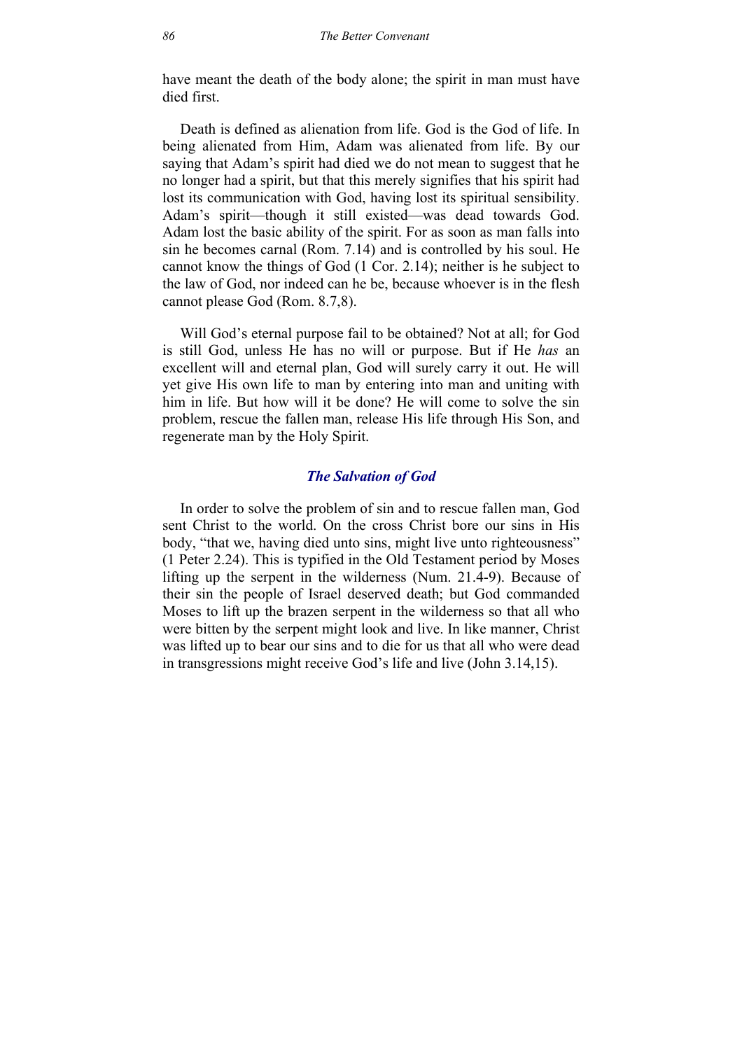have meant the death of the body alone; the spirit in man must have died first.

Death is defined as alienation from life. God is the God of life. In being alienated from Him, Adam was alienated from life. By our saying that Adam's spirit had died we do not mean to suggest that he no longer had a spirit, but that this merely signifies that his spirit had lost its communication with God, having lost its spiritual sensibility. Adam's spirit—though it still existed—was dead towards God. Adam lost the basic ability of the spirit. For as soon as man falls into sin he becomes carnal (Rom. 7.14) and is controlled by his soul. He cannot know the things of God (1 Cor. 2.14); neither is he subject to the law of God, nor indeed can he be, because whoever is in the flesh cannot please God (Rom. 8.7,8).

Will God's eternal purpose fail to be obtained? Not at all; for God is still God, unless He has no will or purpose. But if He *has* an excellent will and eternal plan, God will surely carry it out. He will yet give His own life to man by entering into man and uniting with him in life. But how will it be done? He will come to solve the sin problem, rescue the fallen man, release His life through His Son, and regenerate man by the Holy Spirit.

### *The Salvation of God*

In order to solve the problem of sin and to rescue fallen man, God sent Christ to the world. On the cross Christ bore our sins in His body, "that we, having died unto sins, might live unto righteousness" (1 Peter 2.24). This is typified in the Old Testament period by Moses lifting up the serpent in the wilderness (Num. 21.4-9). Because of their sin the people of Israel deserved death; but God commanded Moses to lift up the brazen serpent in the wilderness so that all who were bitten by the serpent might look and live. In like manner, Christ was lifted up to bear our sins and to die for us that all who were dead in transgressions might receive God's life and live (John 3.14,15).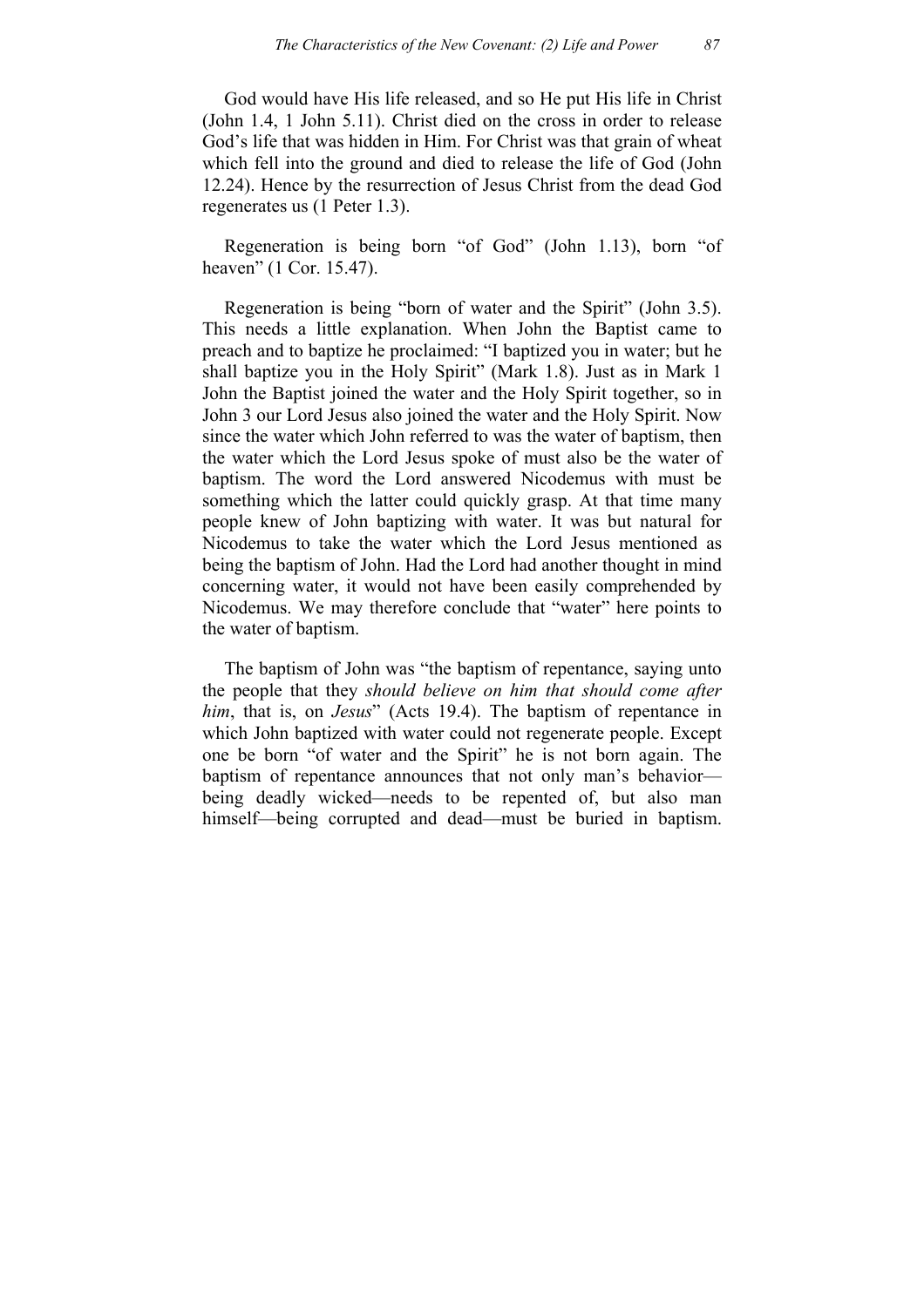God would have His life released, and so He put His life in Christ (John 1.4, 1 John 5.11). Christ died on the cross in order to release God's life that was hidden in Him. For Christ was that grain of wheat which fell into the ground and died to release the life of God (John 12.24). Hence by the resurrection of Jesus Christ from the dead God regenerates us (1 Peter 1.3).

Regeneration is being born "of God" (John 1.13), born "of heaven" (1 Cor. 15.47).

Regeneration is being "born of water and the Spirit" (John 3.5). This needs a little explanation. When John the Baptist came to preach and to baptize he proclaimed: "I baptized you in water; but he shall baptize you in the Holy Spirit" (Mark 1.8). Just as in Mark 1 John the Baptist joined the water and the Holy Spirit together, so in John 3 our Lord Jesus also joined the water and the Holy Spirit. Now since the water which John referred to was the water of baptism, then the water which the Lord Jesus spoke of must also be the water of baptism. The word the Lord answered Nicodemus with must be something which the latter could quickly grasp. At that time many people knew of John baptizing with water. It was but natural for Nicodemus to take the water which the Lord Jesus mentioned as being the baptism of John. Had the Lord had another thought in mind concerning water, it would not have been easily comprehended by Nicodemus. We may therefore conclude that "water" here points to the water of baptism.

The baptism of John was "the baptism of repentance, saying unto the people that they *should believe on him that should come after him*, that is, on *Jesus*" (Acts 19.4). The baptism of repentance in which John baptized with water could not regenerate people. Except one be born "of water and the Spirit" he is not born again. The baptism of repentance announces that not only man's behavior—being deadly wicked—needs to be repented of, but also man himself—being corrupted and dead—must be buried in baptism.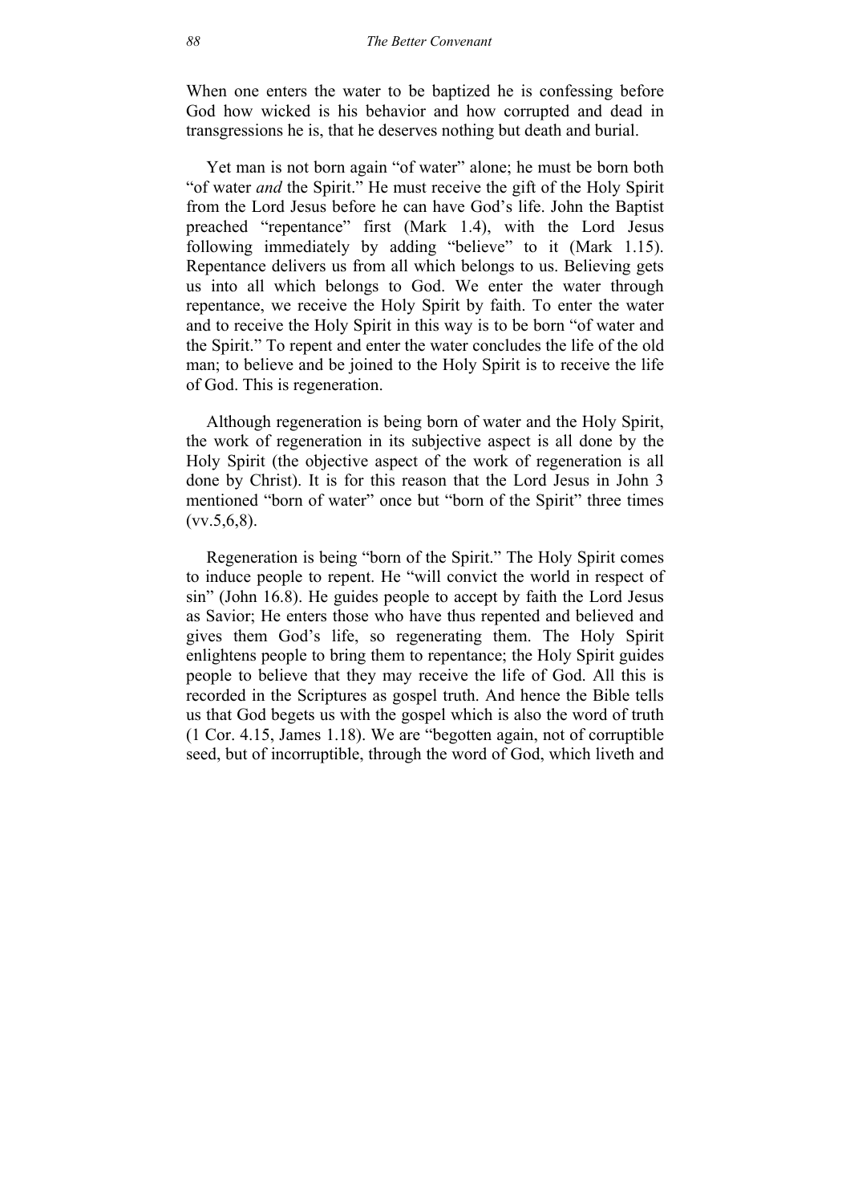When one enters the water to be baptized he is confessing before God how wicked is his behavior and how corrupted and dead in transgressions he is, that he deserves nothing but death and burial.

Yet man is not born again "of water" alone; he must be born both "of water *and* the Spirit." He must receive the gift of the Holy Spirit from the Lord Jesus before he can have God's life. John the Baptist preached "repentance" first (Mark 1.4), with the Lord Jesus following immediately by adding "believe" to it (Mark 1.15). Repentance delivers us from all which belongs to us. Believing gets us into all which belongs to God. We enter the water through repentance, we receive the Holy Spirit by faith. To enter the water and to receive the Holy Spirit in this way is to be born "of water and the Spirit." To repent and enter the water concludes the life of the old man; to believe and be joined to the Holy Spirit is to receive the life of God. This is regeneration.

Although regeneration is being born of water and the Holy Spirit, the work of regeneration in its subjective aspect is all done by the Holy Spirit (the objective aspect of the work of regeneration is all done by Christ). It is for this reason that the Lord Jesus in John 3 mentioned "born of water" once but "born of the Spirit" three times (vv.5,6,8).

Regeneration is being "born of the Spirit." The Holy Spirit comes to induce people to repent. He "will convict the world in respect of sin" (John 16.8). He guides people to accept by faith the Lord Jesus as Savior; He enters those who have thus repented and believed and gives them God's life, so regenerating them. The Holy Spirit enlightens people to bring them to repentance; the Holy Spirit guides people to believe that they may receive the life of God. All this is recorded in the Scriptures as gospel truth. And hence the Bible tells us that God begets us with the gospel which is also the word of truth (1 Cor. 4.15, James 1.18). We are "begotten again, not of corruptible seed, but of incorruptible, through the word of God, which liveth and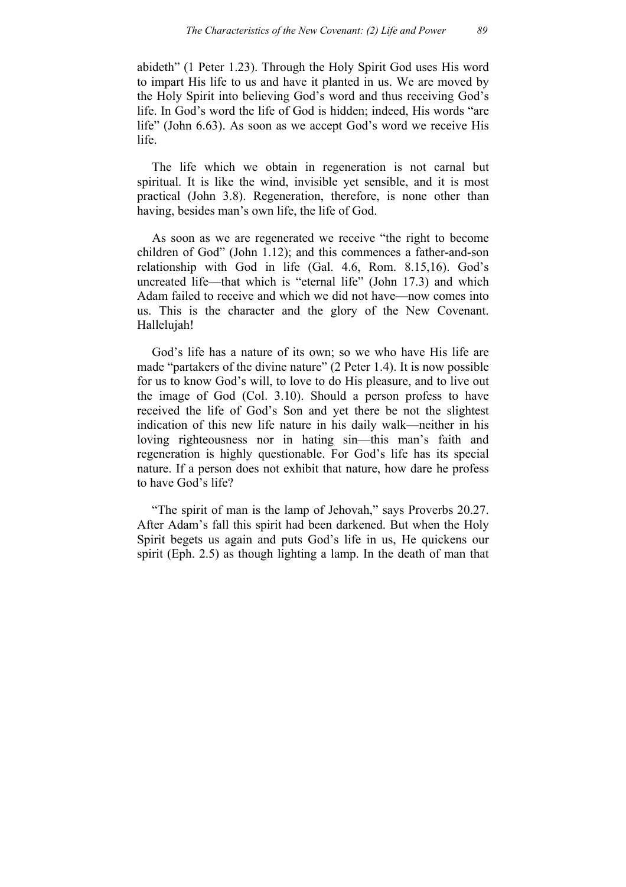abideth" (1 Peter 1.23). Through the Holy Spirit God uses His word to impart His life to us and have it planted in us. We are moved by the Holy Spirit into believing God's word and thus receiving God's life. In God's word the life of God is hidden; indeed, His words "are life" (John 6.63). As soon as we accept God's word we receive His life.

The life which we obtain in regeneration is not carnal but spiritual. It is like the wind, invisible yet sensible, and it is most practical (John 3.8). Regeneration, therefore, is none other than having, besides man's own life, the life of God.

As soon as we are regenerated we receive "the right to become children of God" (John 1.12); and this commences a father-and-son relationship with God in life (Gal. 4.6, Rom. 8.15,16). God's uncreated life—that which is "eternal life" (John 17.3) and which Adam failed to receive and which we did not have—now comes into us. This is the character and the glory of the New Covenant. Hallelujah!

God's life has a nature of its own; so we who have His life are made "partakers of the divine nature" (2 Peter 1.4). It is now possible for us to know God's will, to love to do His pleasure, and to live out the image of God (Col. 3.10). Should a person profess to have received the life of God's Son and yet there be not the slightest indication of this new life nature in his daily walk—neither in his loving righteousness nor in hating sin—this man's faith and regeneration is highly questionable. For God's life has its special nature. If a person does not exhibit that nature, how dare he profess to have God's life?

"The spirit of man is the lamp of Jehovah," says Proverbs 20.27. After Adam's fall this spirit had been darkened. But when the Holy Spirit begets us again and puts God's life in us, He quickens our spirit (Eph. 2.5) as though lighting a lamp. In the death of man that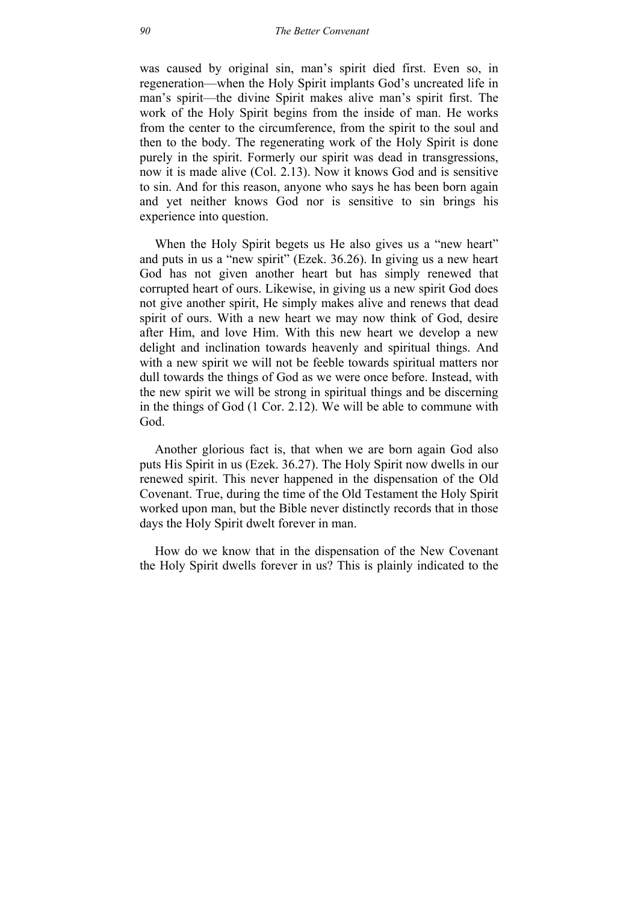was caused by original sin, man's spirit died first. Even so, in regeneration—when the Holy Spirit implants God's uncreated life in man's spirit—the divine Spirit makes alive man's spirit first. The work of the Holy Spirit begins from the inside of man. He works from the center to the circumference, from the spirit to the soul and then to the body. The regenerating work of the Holy Spirit is done purely in the spirit. Formerly our spirit was dead in transgressions, now it is made alive (Col. 2.13). Now it knows God and is sensitive to sin. And for this reason, anyone who says he has been born again and yet neither knows God nor is sensitive to sin brings his experience into question.

When the Holy Spirit begets us He also gives us a "new heart" and puts in us a "new spirit" (Ezek. 36.26). In giving us a new heart God has not given another heart but has simply renewed that corrupted heart of ours. Likewise, in giving us a new spirit God does not give another spirit, He simply makes alive and renews that dead spirit of ours. With a new heart we may now think of God, desire after Him, and love Him. With this new heart we develop a new delight and inclination towards heavenly and spiritual things. And with a new spirit we will not be feeble towards spiritual matters nor dull towards the things of God as we were once before. Instead, with the new spirit we will be strong in spiritual things and be discerning in the things of God (1 Cor. 2.12). We will be able to commune with God.

Another glorious fact is, that when we are born again God also puts His Spirit in us (Ezek. 36.27). The Holy Spirit now dwells in our renewed spirit. This never happened in the dispensation of the Old Covenant. True, during the time of the Old Testament the Holy Spirit worked upon man, but the Bible never distinctly records that in those days the Holy Spirit dwelt forever in man.

How do we know that in the dispensation of the New Covenant the Holy Spirit dwells forever in us? This is plainly indicated to the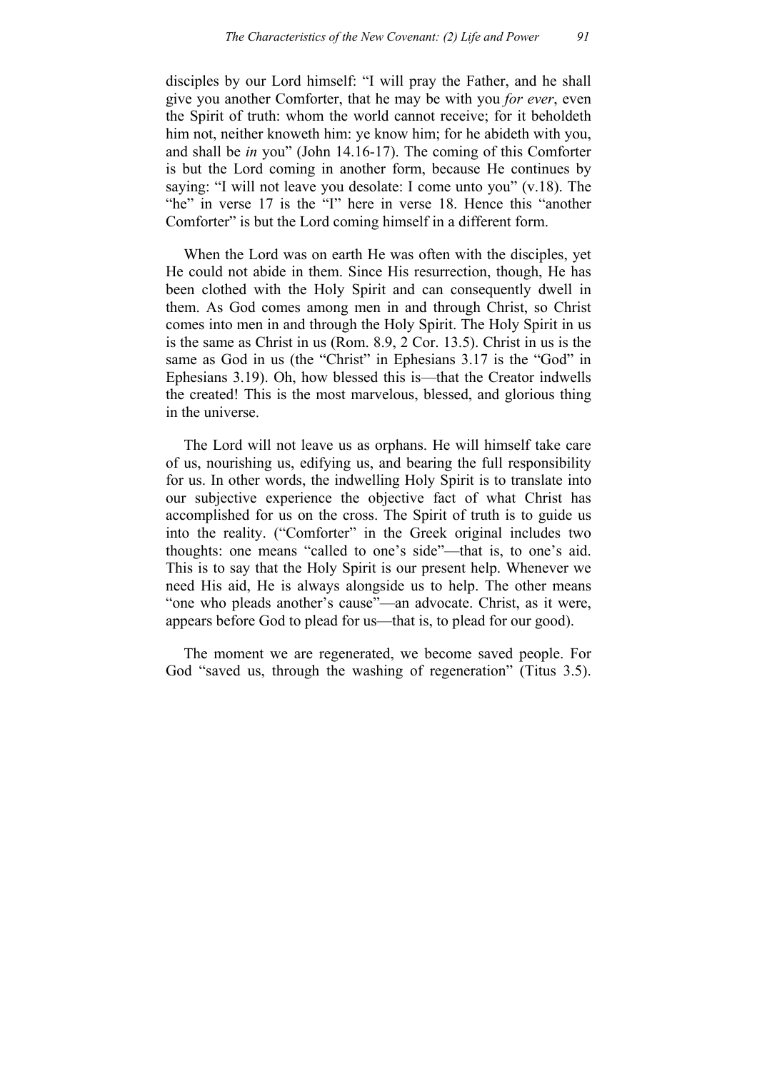disciples by our Lord himself: "I will pray the Father, and he shall give you another Comforter, that he may be with you *for ever*, even the Spirit of truth: whom the world cannot receive; for it beholdeth him not, neither knoweth him: ye know him; for he abideth with you, and shall be *in* you" (John 14.16-17). The coming of this Comforter is but the Lord coming in another form, because He continues by saying: "I will not leave you desolate: I come unto you" (v.18). The "he" in verse 17 is the "I" here in verse 18. Hence this "another Comforter" is but the Lord coming himself in a different form.

When the Lord was on earth He was often with the disciples, yet He could not abide in them. Since His resurrection, though, He has been clothed with the Holy Spirit and can consequently dwell in them. As God comes among men in and through Christ, so Christ comes into men in and through the Holy Spirit. The Holy Spirit in us is the same as Christ in us (Rom. 8.9, 2 Cor. 13.5). Christ in us is the same as God in us (the "Christ" in Ephesians 3.17 is the "God" in Ephesians 3.19). Oh, how blessed this is—that the Creator indwells the created! This is the most marvelous, blessed, and glorious thing in the universe.

The Lord will not leave us as orphans. He will himself take care of us, nourishing us, edifying us, and bearing the full responsibility for us. In other words, the indwelling Holy Spirit is to translate into our subjective experience the objective fact of what Christ has accomplished for us on the cross. The Spirit of truth is to guide us into the reality. ("Comforter" in the Greek original includes two thoughts: one means "called to one's side"—that is, to one's aid. This is to say that the Holy Spirit is our present help. Whenever we need His aid, He is always alongside us to help. The other means "one who pleads another's cause"—an advocate. Christ, as it were, appears before God to plead for us—that is, to plead for our good).

The moment we are regenerated, we become saved people. For God "saved us, through the washing of regeneration" (Titus 3.5).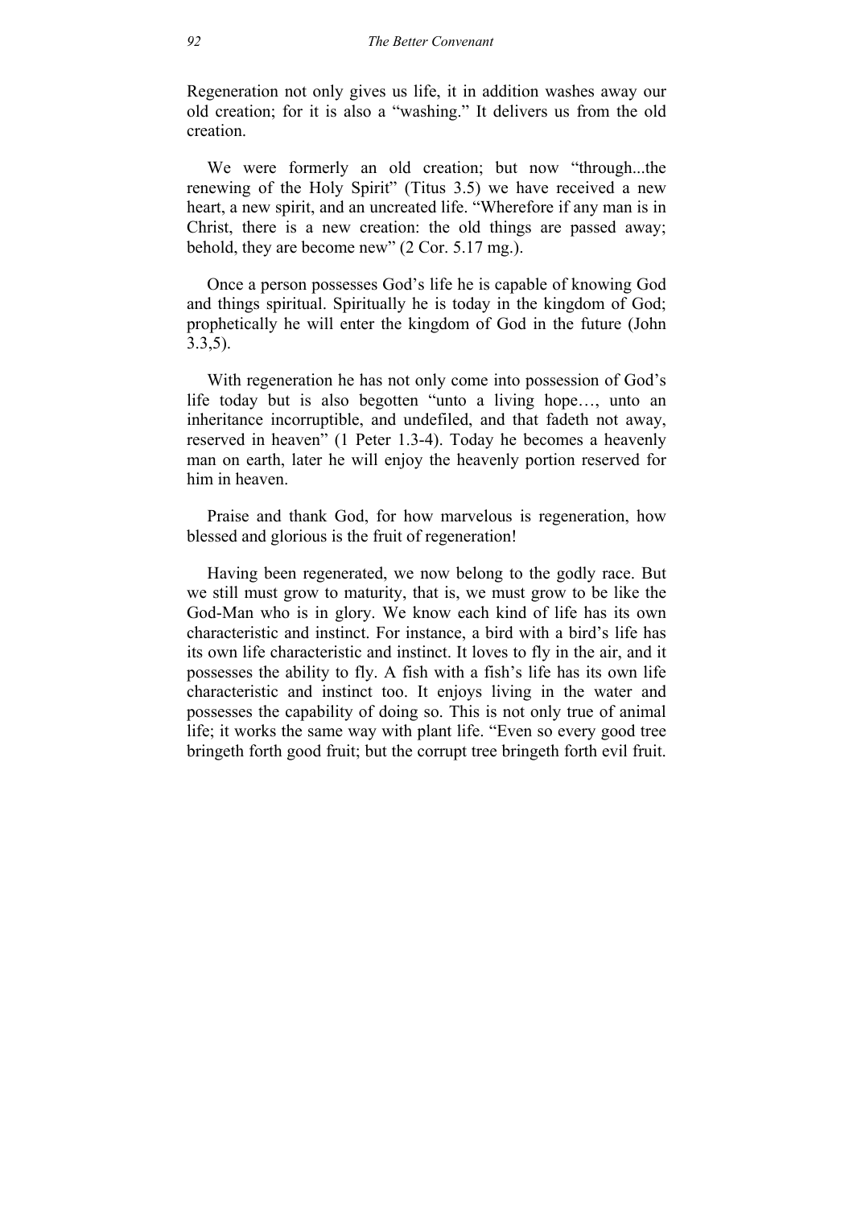Regeneration not only gives us life, it in addition washes away our old creation; for it is also a "washing." It delivers us from the old creation.

We were formerly an old creation; but now "through...the renewing of the Holy Spirit" (Titus 3.5) we have received a new heart, a new spirit, and an uncreated life. "Wherefore if any man is in Christ, there is a new creation: the old things are passed away; behold, they are become new" (2 Cor. 5.17 mg.).

Once a person possesses God's life he is capable of knowing God and things spiritual. Spiritually he is today in the kingdom of God; prophetically he will enter the kingdom of God in the future (John 3.3,5).

With regeneration he has not only come into possession of God's life today but is also begotten "unto a living hope…, unto an inheritance incorruptible, and undefiled, and that fadeth not away, reserved in heaven" (1 Peter 1.3-4). Today he becomes a heavenly man on earth, later he will enjoy the heavenly portion reserved for him in heaven.

Praise and thank God, for how marvelous is regeneration, how blessed and glorious is the fruit of regeneration!

Having been regenerated, we now belong to the godly race. But we still must grow to maturity, that is, we must grow to be like the God-Man who is in glory. We know each kind of life has its own characteristic and instinct. For instance, a bird with a bird's life has its own life characteristic and instinct. It loves to fly in the air, and it possesses the ability to fly. A fish with a fish's life has its own life characteristic and instinct too. It enjoys living in the water and possesses the capability of doing so. This is not only true of animal life; it works the same way with plant life. "Even so every good tree bringeth forth good fruit; but the corrupt tree bringeth forth evil fruit.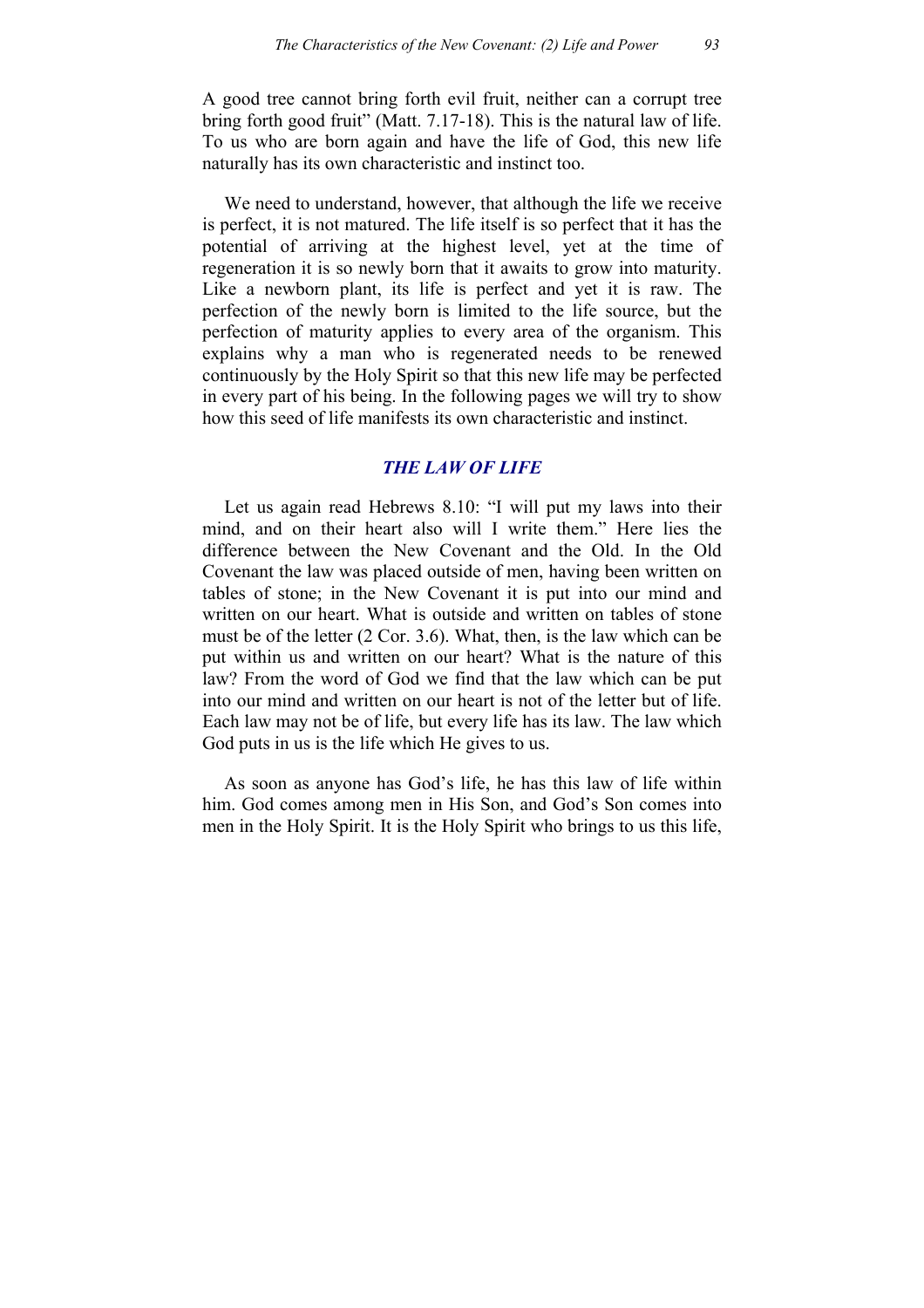A good tree cannot bring forth evil fruit, neither can a corrupt tree bring forth good fruit" (Matt. 7.17-18). This is the natural law of life. To us who are born again and have the life of God, this new life naturally has its own characteristic and instinct too.

We need to understand, however, that although the life we receive is perfect, it is not matured. The life itself is so perfect that it has the potential of arriving at the highest level, yet at the time of regeneration it is so newly born that it awaits to grow into maturity. Like a newborn plant, its life is perfect and yet it is raw. The perfection of the newly born is limited to the life source, but the perfection of maturity applies to every area of the organism. This explains why a man who is regenerated needs to be renewed continuously by the Holy Spirit so that this new life may be perfected in every part of his being. In the following pages we will try to show how this seed of life manifests its own characteristic and instinct.

## *THE LAW OF LIFE*

Let us again read Hebrews 8.10: "I will put my laws into their mind, and on their heart also will I write them." Here lies the difference between the New Covenant and the Old. In the Old Covenant the law was placed outside of men, having been written on tables of stone; in the New Covenant it is put into our mind and written on our heart. What is outside and written on tables of stone must be of the letter (2 Cor. 3.6). What, then, is the law which can be put within us and written on our heart? What is the nature of this law? From the word of God we find that the law which can be put into our mind and written on our heart is not of the letter but of life. Each law may not be of life, but every life has its law. The law which God puts in us is the life which He gives to us.

As soon as anyone has God's life, he has this law of life within him. God comes among men in His Son, and God's Son comes into men in the Holy Spirit. It is the Holy Spirit who brings to us this life,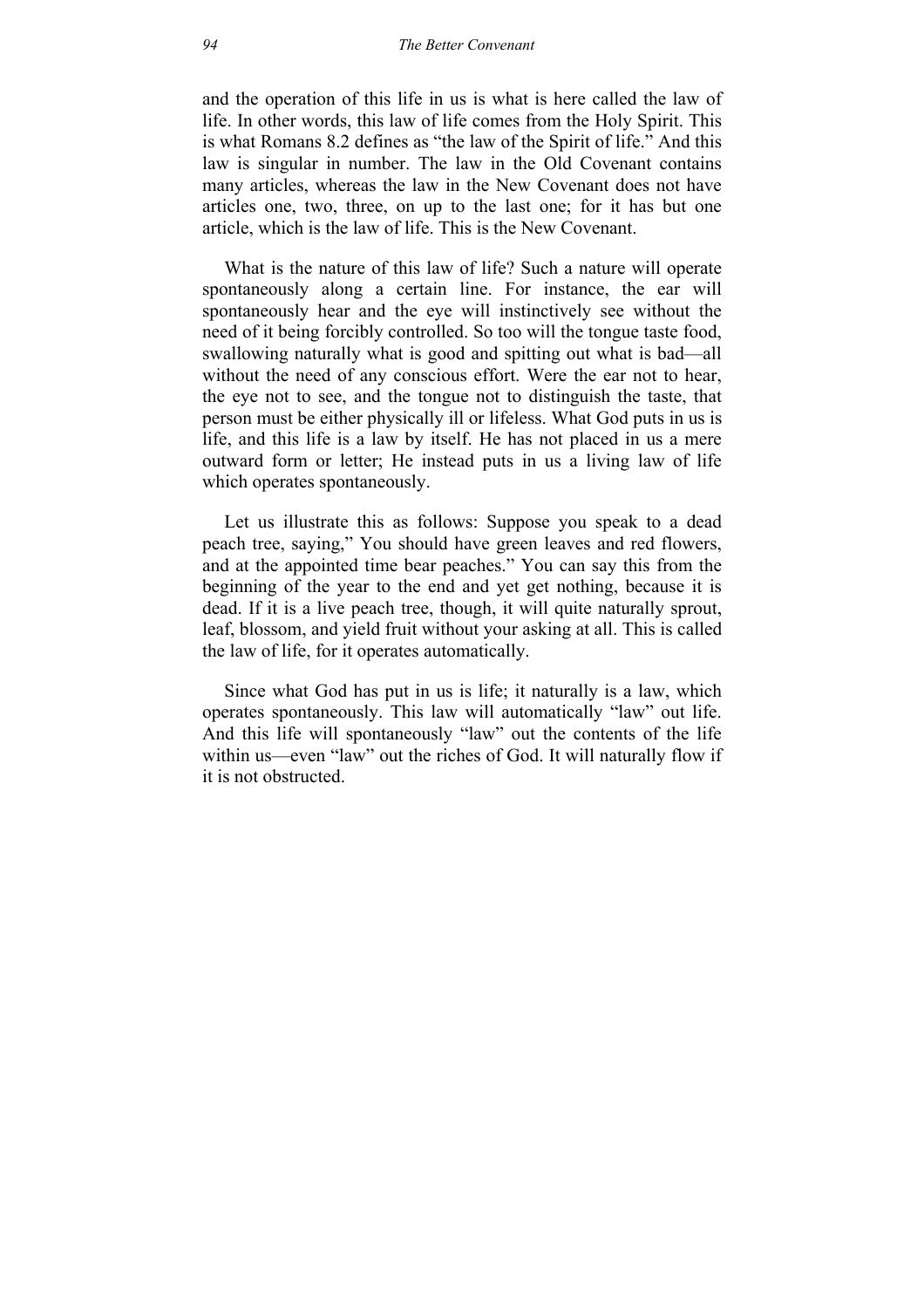and the operation of this life in us is what is here called the law of life. In other words, this law of life comes from the Holy Spirit. This is what Romans 8.2 defines as "the law of the Spirit of life." And this law is singular in number. The law in the Old Covenant contains many articles, whereas the law in the New Covenant does not have articles one, two, three, on up to the last one; for it has but one article, which is the law of life. This is the New Covenant.

What is the nature of this law of life? Such a nature will operate spontaneously along a certain line. For instance, the ear will spontaneously hear and the eye will instinctively see without the need of it being forcibly controlled. So too will the tongue taste food, swallowing naturally what is good and spitting out what is bad—all without the need of any conscious effort. Were the ear not to hear, the eye not to see, and the tongue not to distinguish the taste, that person must be either physically ill or lifeless. What God puts in us is life, and this life is a law by itself. He has not placed in us a mere outward form or letter; He instead puts in us a living law of life which operates spontaneously.

Let us illustrate this as follows: Suppose you speak to a dead peach tree, saying," You should have green leaves and red flowers, and at the appointed time bear peaches." You can say this from the beginning of the year to the end and yet get nothing, because it is dead. If it is a live peach tree, though, it will quite naturally sprout, leaf, blossom, and yield fruit without your asking at all. This is called the law of life, for it operates automatically.

Since what God has put in us is life; it naturally is a law, which operates spontaneously. This law will automatically "law" out life. And this life will spontaneously "law" out the contents of the life within us—even "law" out the riches of God. It will naturally flow if it is not obstructed.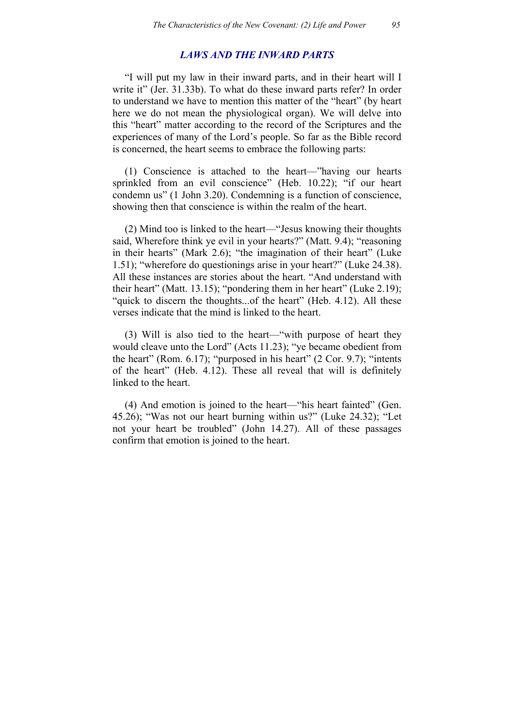### *LAWS AND THE INWARD PARTS*

"I will put my law in their inward parts, and in their heart will I write it" (Jer. 31.33b). To what do these inward parts refer? In order to understand we have to mention this matter of the "heart" (by heart here we do not mean the physiological organ). We will delve into this "heart" matter according to the record of the Scriptures and the experiences of many of the Lord's people. So far as the Bible record is concerned, the heart seems to embrace the following parts:

(1) Conscience is attached to the heart—"having our hearts sprinkled from an evil conscience" (Heb. 10.22); "if our heart condemn us" (1 John 3.20). Condemning is a function of conscience, showing then that conscience is within the realm of the heart.

(2) Mind too is linked to the heart—"Jesus knowing their thoughts said, Wherefore think ye evil in your hearts?" (Matt. 9.4); "reasoning in their hearts" (Mark 2.6); "the imagination of their heart" (Luke 1.51); "wherefore do questionings arise in your heart?" (Luke 24.38). All these instances are stories about the heart. "And understand with their heart" (Matt. 13.15); "pondering them in her heart" (Luke 2.19); "quick to discern the thoughts...of the heart" (Heb. 4.12). All these verses indicate that the mind is linked to the heart.

(3) Will is also tied to the heart—"with purpose of heart they would cleave unto the Lord" (Acts 11.23); "ye became obedient from the heart" (Rom. 6.17); "purposed in his heart" (2 Cor. 9.7); "intents of the heart" (Heb. 4.12). These all reveal that will is definitely linked to the heart.

(4) And emotion is joined to the heart—"his heart fainted" (Gen. 45.26); "Was not our heart burning within us?" (Luke 24.32); "Let not your heart be troubled" (John 14.27). All of these passages confirm that emotion is joined to the heart.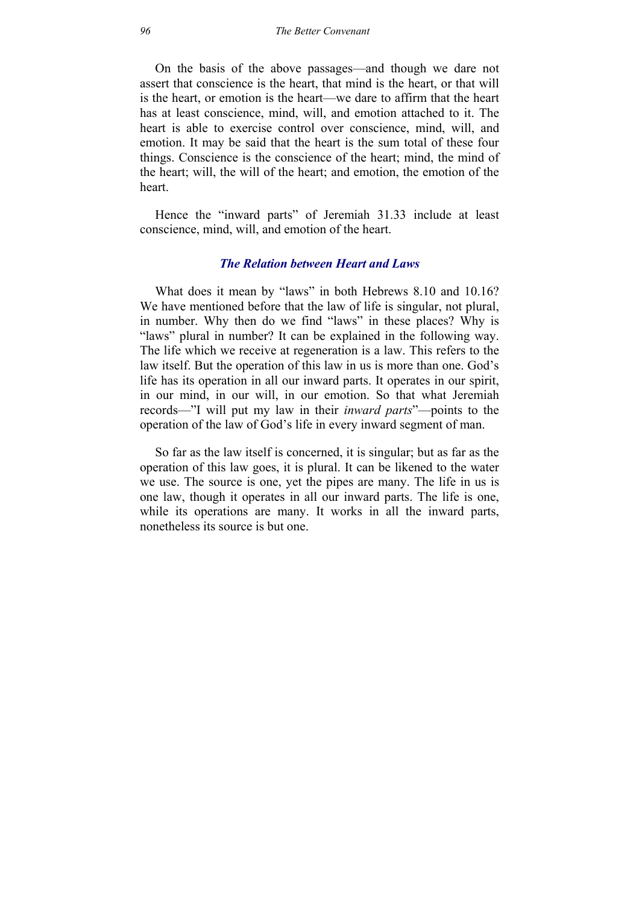On the basis of the above passages—and though we dare not assert that conscience is the heart, that mind is the heart, or that will is the heart, or emotion is the heart—we dare to affirm that the heart has at least conscience, mind, will, and emotion attached to it. The heart is able to exercise control over conscience, mind, will, and emotion. It may be said that the heart is the sum total of these four things. Conscience is the conscience of the heart; mind, the mind of the heart; will, the will of the heart; and emotion, the emotion of the heart.

Hence the "inward parts" of Jeremiah 31.33 include at least conscience, mind, will, and emotion of the heart.

### *The Relation between Heart and Laws*

What does it mean by "laws" in both Hebrews 8.10 and 10.16? We have mentioned before that the law of life is singular, not plural, in number. Why then do we find "laws" in these places? Why is "laws" plural in number? It can be explained in the following way. The life which we receive at regeneration is a law. This refers to the law itself. But the operation of this law in us is more than one. God's life has its operation in all our inward parts. It operates in our spirit, in our mind, in our will, in our emotion. So that what Jeremiah records—"I will put my law in their *inward parts*"—points to the operation of the law of God's life in every inward segment of man.

So far as the law itself is concerned, it is singular; but as far as the operation of this law goes, it is plural. It can be likened to the water we use. The source is one, yet the pipes are many. The life in us is one law, though it operates in all our inward parts. The life is one, while its operations are many. It works in all the inward parts, nonetheless its source is but one.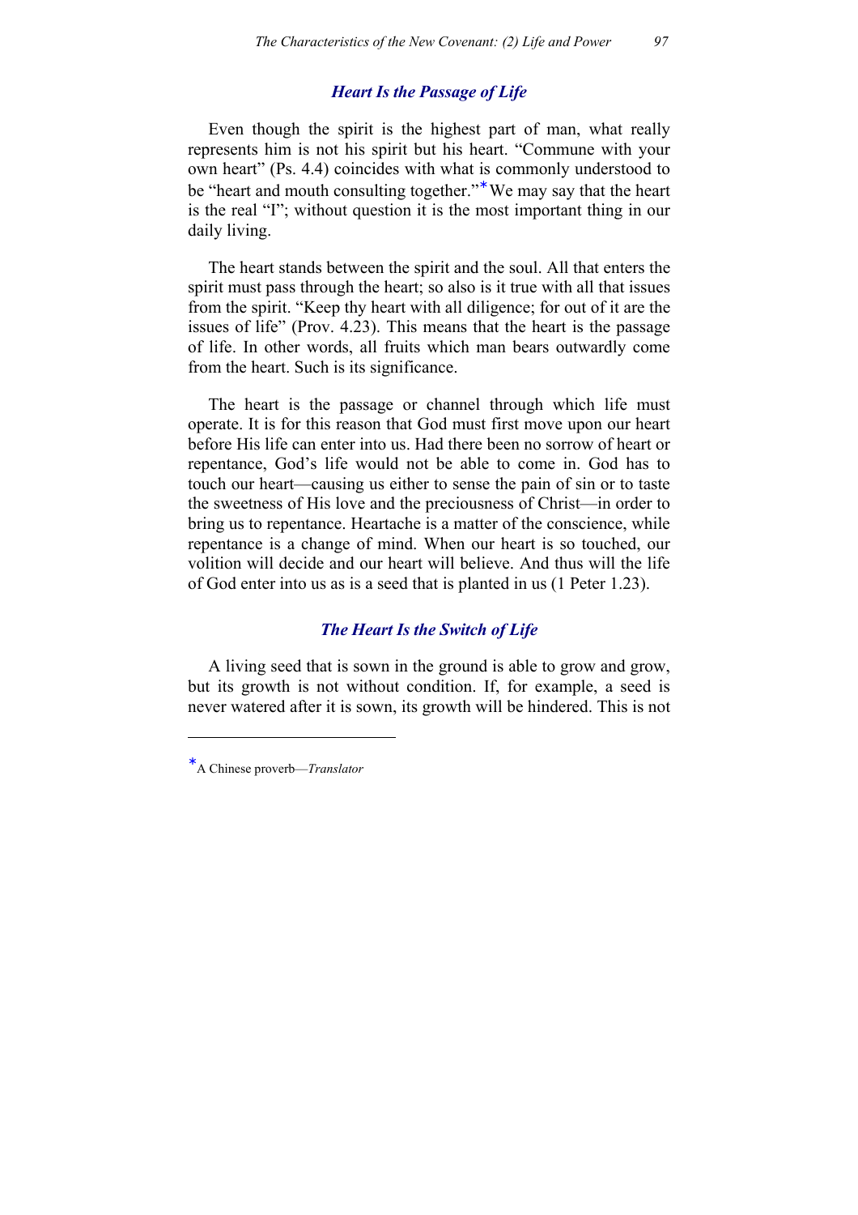### *Heart Is the Passage of Life*

Even though the spirit is the highest part of man, what really represents him is not his spirit but his heart. "Commune with your own heart" (Ps. 4.4) coincides with what is commonly understood to be "heart and mouth consulting together."* We may say that the heart is the real "I"; without question it is the most important thing in our daily living.

The heart stands between the spirit and the soul. All that enters the spirit must pass through the heart; so also is it true with all that issues from the spirit. "Keep thy heart with all diligence; for out of it are the issues of life" (Prov. 4.23). This means that the heart is the passage of life. In other words, all fruits which man bears outwardly come from the heart. Such is its significance.

The heart is the passage or channel through which life must operate. It is for this reason that God must first move upon our heart before His life can enter into us. Had there been no sorrow of heart or repentance, God's life would not be able to come in. God has to touch our heart—causing us either to sense the pain of sin or to taste the sweetness of His love and the preciousness of Christ—in order to bring us to repentance. Heartache is a matter of the conscience, while repentance is a change of mind. When our heart is so touched, our volition will decide and our heart will believe. And thus will the life of God enter into us as is a seed that is planted in us (1 Peter 1.23).

### *The Heart Is the Switch of Life*

A living seed that is sown in the ground is able to grow and grow, but its growth is not without condition. If, for example, a seed is never watered after it is sown, its growth will be hindered. This is not

---

*A Chinese proverb—*Translator*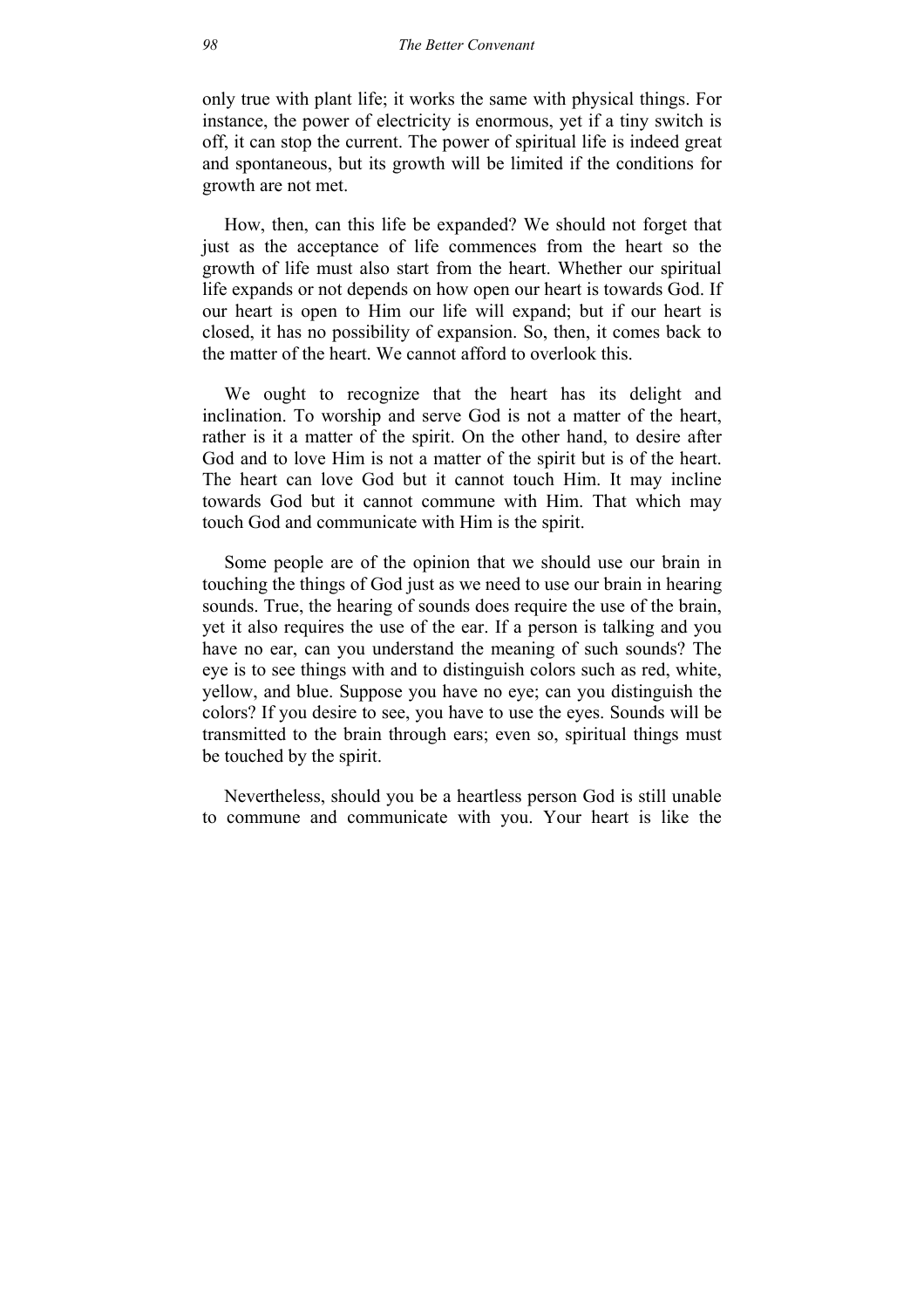only true with plant life; it works the same with physical things. For instance, the power of electricity is enormous, yet if a tiny switch is off, it can stop the current. The power of spiritual life is indeed great and spontaneous, but its growth will be limited if the conditions for growth are not met.

How, then, can this life be expanded? We should not forget that just as the acceptance of life commences from the heart so the growth of life must also start from the heart. Whether our spiritual life expands or not depends on how open our heart is towards God. If our heart is open to Him our life will expand; but if our heart is closed, it has no possibility of expansion. So, then, it comes back to the matter of the heart. We cannot afford to overlook this.

We ought to recognize that the heart has its delight and inclination. To worship and serve God is not a matter of the heart, rather is it a matter of the spirit. On the other hand, to desire after God and to love Him is not a matter of the spirit but is of the heart. The heart can love God but it cannot touch Him. It may incline towards God but it cannot commune with Him. That which may touch God and communicate with Him is the spirit.

Some people are of the opinion that we should use our brain in touching the things of God just as we need to use our brain in hearing sounds. True, the hearing of sounds does require the use of the brain, yet it also requires the use of the ear. If a person is talking and you have no ear, can you understand the meaning of such sounds? The eye is to see things with and to distinguish colors such as red, white, yellow, and blue. Suppose you have no eye; can you distinguish the colors? If you desire to see, you have to use the eyes. Sounds will be transmitted to the brain through ears; even so, spiritual things must be touched by the spirit.

Nevertheless, should you be a heartless person God is still unable to commune and communicate with you. Your heart is like the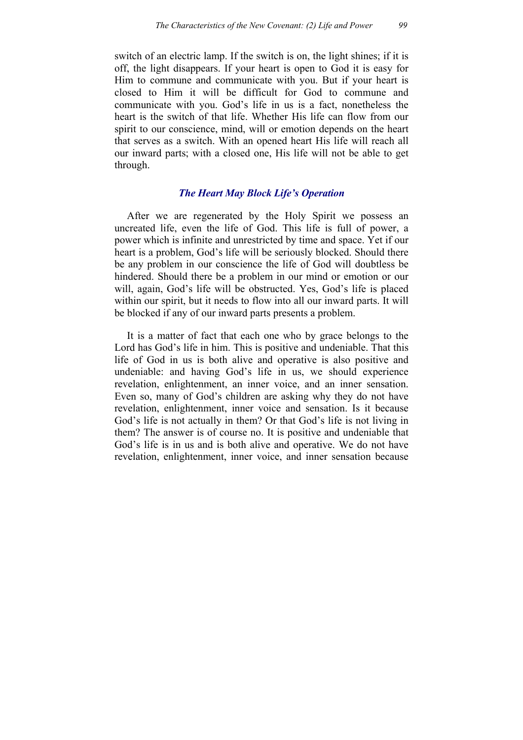switch of an electric lamp. If the switch is on, the light shines; if it is off, the light disappears. If your heart is open to God it is easy for Him to commune and communicate with you. But if your heart is closed to Him it will be difficult for God to commune and communicate with you. God's life in us is a fact, nonetheless the heart is the switch of that life. Whether His life can flow from our spirit to our conscience, mind, will or emotion depends on the heart that serves as a switch. With an opened heart His life will reach all our inward parts; with a closed one, His life will not be able to get through.

### *The Heart May Block Life's Operation*

After we are regenerated by the Holy Spirit we possess an uncreated life, even the life of God. This life is full of power, a power which is infinite and unrestricted by time and space. Yet if our heart is a problem, God's life will be seriously blocked. Should there be any problem in our conscience the life of God will doubtless be hindered. Should there be a problem in our mind or emotion or our will, again, God's life will be obstructed. Yes, God's life is placed within our spirit, but it needs to flow into all our inward parts. It will be blocked if any of our inward parts presents a problem.

It is a matter of fact that each one who by grace belongs to the Lord has God's life in him. This is positive and undeniable. That this life of God in us is both alive and operative is also positive and undeniable: and having God's life in us, we should experience revelation, enlightenment, an inner voice, and an inner sensation. Even so, many of God's children are asking why they do not have revelation, enlightenment, inner voice and sensation. Is it because God's life is not actually in them? Or that God's life is not living in them? The answer is of course no. It is positive and undeniable that God's life is in us and is both alive and operative. We do not have revelation, enlightenment, inner voice, and inner sensation because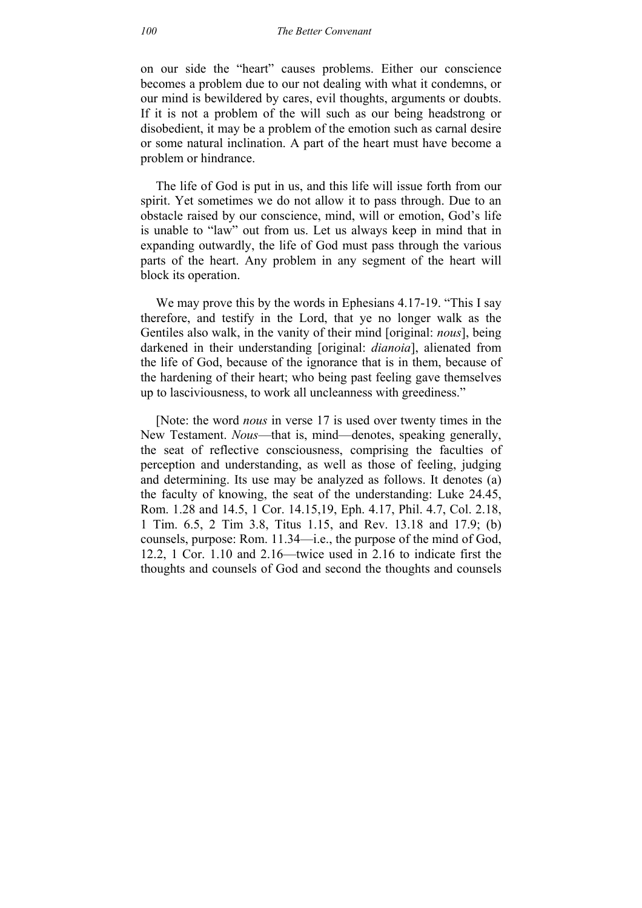on our side the "heart" causes problems. Either our conscience becomes a problem due to our not dealing with what it condemns, or our mind is bewildered by cares, evil thoughts, arguments or doubts. If it is not a problem of the will such as our being headstrong or disobedient, it may be a problem of the emotion such as carnal desire or some natural inclination. A part of the heart must have become a problem or hindrance.

The life of God is put in us, and this life will issue forth from our spirit. Yet sometimes we do not allow it to pass through. Due to an obstacle raised by our conscience, mind, will or emotion, God's life is unable to "law" out from us. Let us always keep in mind that in expanding outwardly, the life of God must pass through the various parts of the heart. Any problem in any segment of the heart will block its operation.

We may prove this by the words in Ephesians 4.17-19. "This I say therefore, and testify in the Lord, that ye no longer walk as the Gentiles also walk, in the vanity of their mind [original: *nous*], being darkened in their understanding [original: *dianoia*], alienated from the life of God, because of the ignorance that is in them, because of the hardening of their heart; who being past feeling gave themselves up to lasciviousness, to work all uncleanness with greediness."

[Note: the word *nous* in verse 17 is used over twenty times in the New Testament. *Nous*—that is, mind—denotes, speaking generally, the seat of reflective consciousness, comprising the faculties of perception and understanding, as well as those of feeling, judging and determining. Its use may be analyzed as follows. It denotes (a) the faculty of knowing, the seat of the understanding: Luke 24.45, Rom. 1.28 and 14.5, 1 Cor. 14.15,19, Eph. 4.17, Phil. 4.7, Col. 2.18, 1 Tim. 6.5, 2 Tim 3.8, Titus 1.15, and Rev. 13.18 and 17.9; (b) counsels, purpose: Rom. 11.34—i.e., the purpose of the mind of God, 12.2, 1 Cor. 1.10 and 2.16—twice used in 2.16 to indicate first the thoughts and counsels of God and second the thoughts and counsels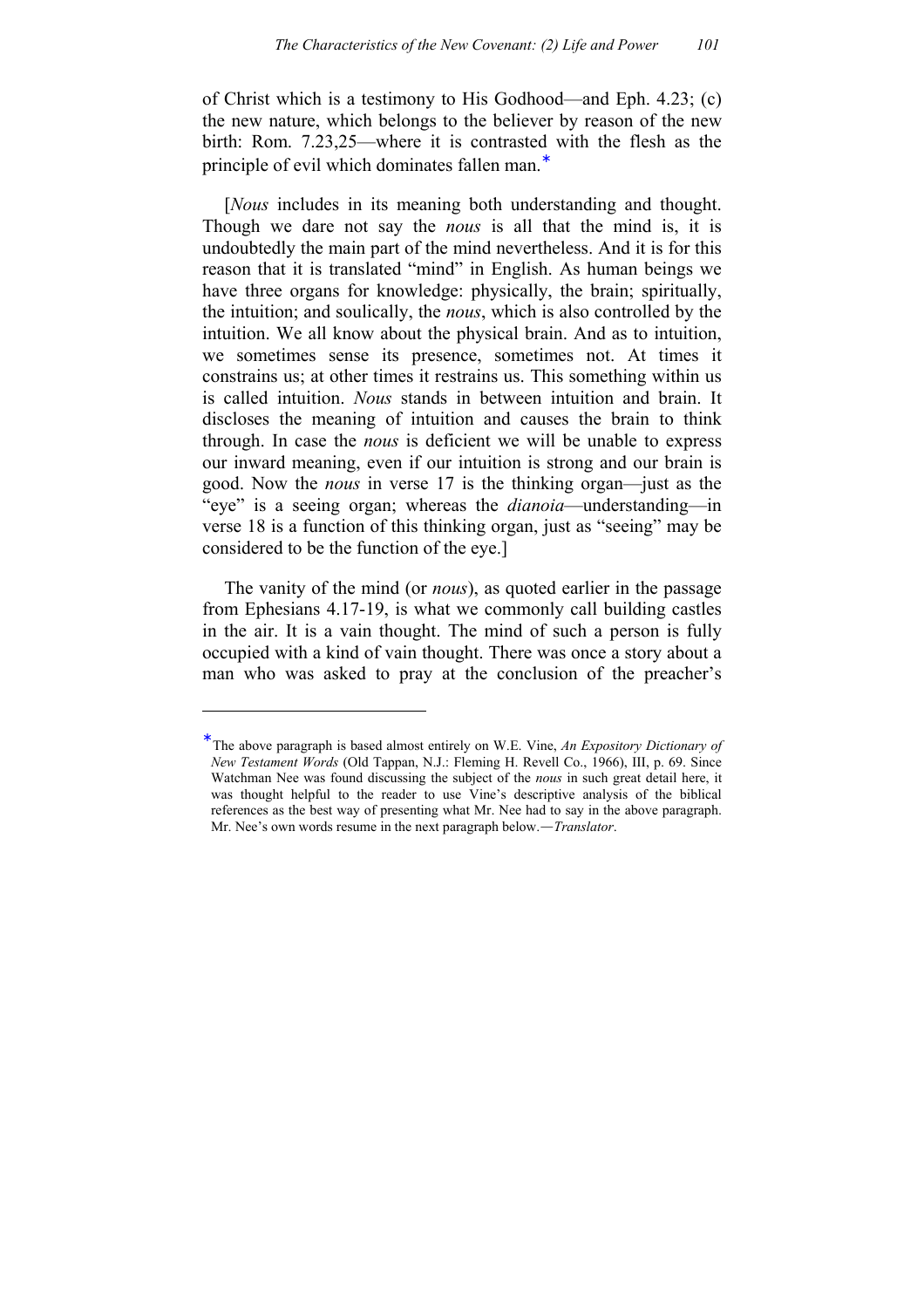of Christ which is a testimony to His Godhood—and Eph. 4.23; (c) the new nature, which belongs to the believer by reason of the new birth: Rom. 7.23,25—where it is contrasted with the flesh as the principle of evil which dominates fallen man.*

[*Nous* includes in its meaning both understanding and thought. Though we dare not say the *nous* is all that the mind is, it is undoubtedly the main part of the mind nevertheless. And it is for this reason that it is translated "mind" in English. As human beings we have three organs for knowledge: physically, the brain; spiritually, the intuition; and soulically, the *nous*, which is also controlled by the intuition. We all know about the physical brain. And as to intuition, we sometimes sense its presence, sometimes not. At times it constrains us; at other times it restrains us. This something within us is called intuition. *Nous* stands in between intuition and brain. It discloses the meaning of intuition and causes the brain to think through. In case the *nous* is deficient we will be unable to express our inward meaning, even if our intuition is strong and our brain is good. Now the *nous* in verse 17 is the thinking organ—just as the "eye" is a seeing organ; whereas the *dianoia*—understanding—in verse 18 is a function of this thinking organ, just as "seeing" may be considered to be the function of the eye.]

The vanity of the mind (or *nous*), as quoted earlier in the passage from Ephesians 4.17-19, is what we commonly call building castles in the air. It is a vain thought. The mind of such a person is fully occupied with a kind of vain thought. There was once a story about a man who was asked to pray at the conclusion of the preacher's

---

*The above paragraph is based almost entirely on W.E. Vine, *An Expository Dictionary of New Testament Words* (Old Tappan, N.J.: Fleming H. Revell Co., 1966), III, p. 69. Since Watchman Nee was found discussing the subject of the *nous* in such great detail here, it was thought helpful to the reader to use Vine's descriptive analysis of the biblical references as the best way of presenting what Mr. Nee had to say in the above paragraph. Mr. Nee's own words resume in the next paragraph below.—*Translator*.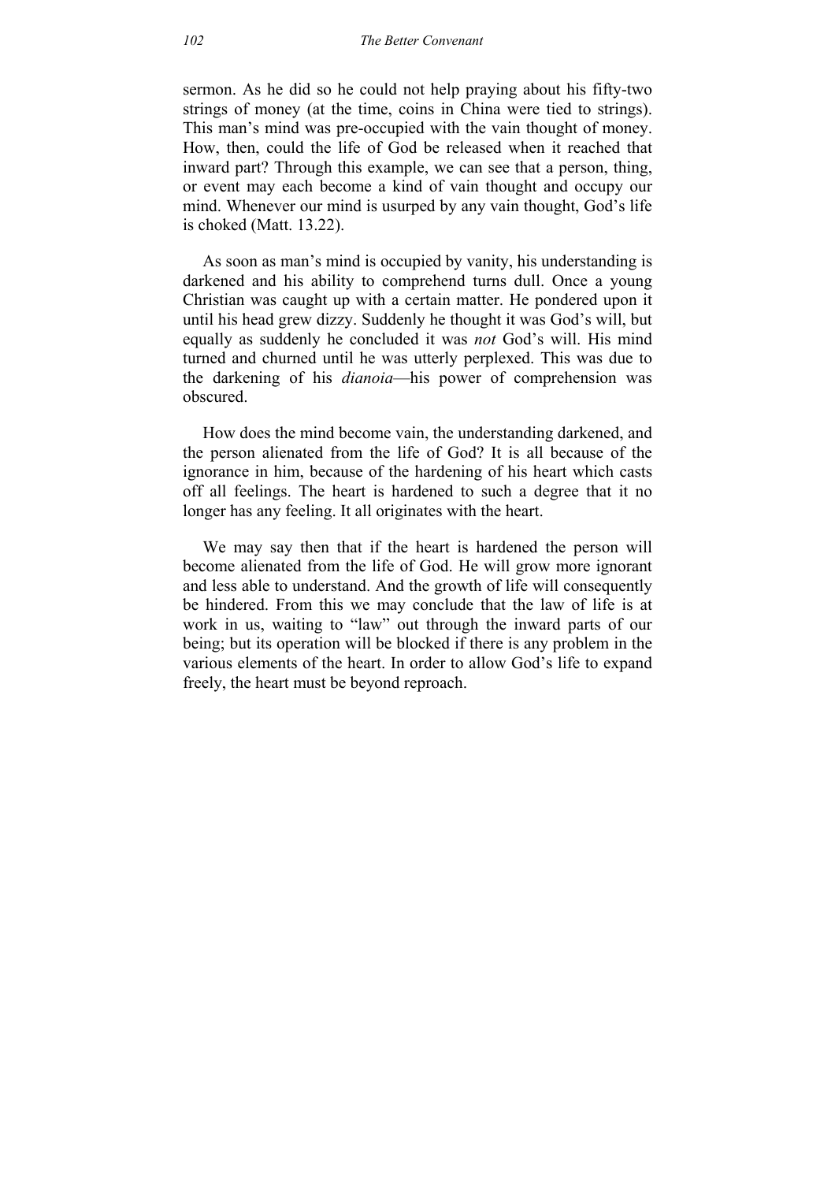sermon. As he did so he could not help praying about his fifty-two strings of money (at the time, coins in China were tied to strings). This man's mind was pre-occupied with the vain thought of money. How, then, could the life of God be released when it reached that inward part? Through this example, we can see that a person, thing, or event may each become a kind of vain thought and occupy our mind. Whenever our mind is usurped by any vain thought, God's life is choked (Matt. 13.22).

As soon as man's mind is occupied by vanity, his understanding is darkened and his ability to comprehend turns dull. Once a young Christian was caught up with a certain matter. He pondered upon it until his head grew dizzy. Suddenly he thought it was God's will, but equally as suddenly he concluded it was *not* God's will. His mind turned and churned until he was utterly perplexed. This was due to the darkening of his *dianoia*—his power of comprehension was obscured.

How does the mind become vain, the understanding darkened, and the person alienated from the life of God? It is all because of the ignorance in him, because of the hardening of his heart which casts off all feelings. The heart is hardened to such a degree that it no longer has any feeling. It all originates with the heart.

We may say then that if the heart is hardened the person will become alienated from the life of God. He will grow more ignorant and less able to understand. And the growth of life will consequently be hindered. From this we may conclude that the law of life is at work in us, waiting to "law" out through the inward parts of our being; but its operation will be blocked if there is any problem in the various elements of the heart. In order to allow God's life to expand freely, the heart must be beyond reproach.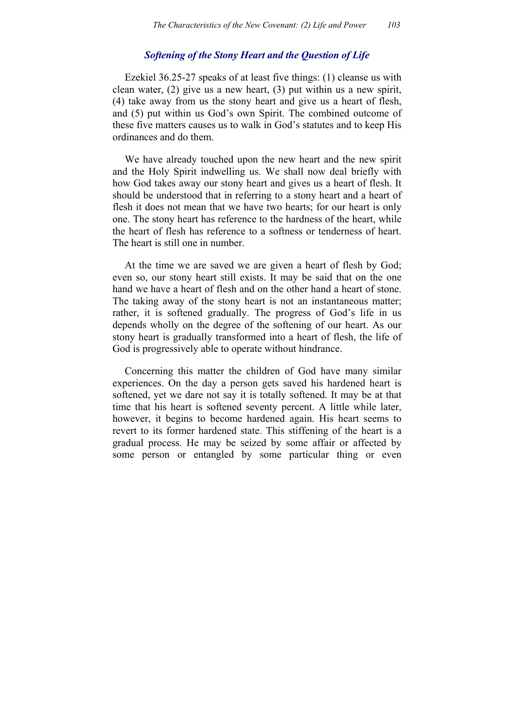### *Softening of the Stony Heart and the Question of Life*

Ezekiel 36.25-27 speaks of at least five things: (1) cleanse us with clean water, (2) give us a new heart, (3) put within us a new spirit, (4) take away from us the stony heart and give us a heart of flesh, and (5) put within us God's own Spirit. The combined outcome of these five matters causes us to walk in God's statutes and to keep His ordinances and do them.

We have already touched upon the new heart and the new spirit and the Holy Spirit indwelling us. We shall now deal briefly with how God takes away our stony heart and gives us a heart of flesh. It should be understood that in referring to a stony heart and a heart of flesh it does not mean that we have two hearts; for our heart is only one. The stony heart has reference to the hardness of the heart, while the heart of flesh has reference to a softness or tenderness of heart. The heart is still one in number.

At the time we are saved we are given a heart of flesh by God; even so, our stony heart still exists. It may be said that on the one hand we have a heart of flesh and on the other hand a heart of stone. The taking away of the stony heart is not an instantaneous matter; rather, it is softened gradually. The progress of God's life in us depends wholly on the degree of the softening of our heart. As our stony heart is gradually transformed into a heart of flesh, the life of God is progressively able to operate without hindrance.

Concerning this matter the children of God have many similar experiences. On the day a person gets saved his hardened heart is softened, yet we dare not say it is totally softened. It may be at that time that his heart is softened seventy percent. A little while later, however, it begins to become hardened again. His heart seems to revert to its former hardened state. This stiffening of the heart is a gradual process. He may be seized by some affair or affected by some person or entangled by some particular thing or even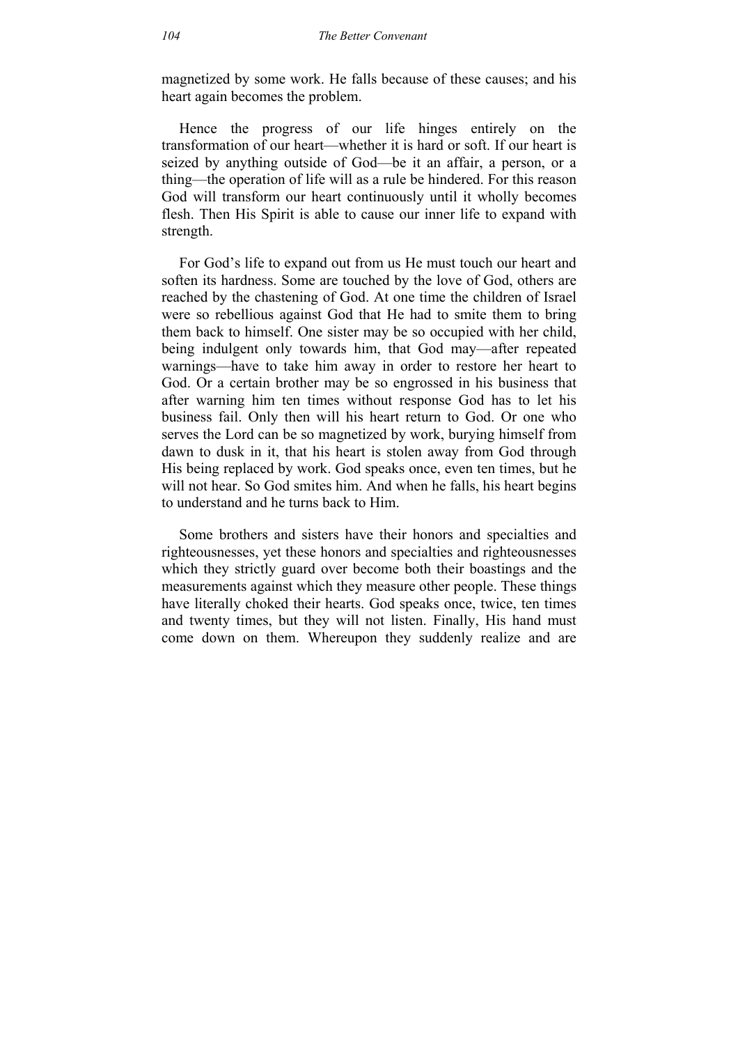magnetized by some work. He falls because of these causes; and his heart again becomes the problem.

Hence the progress of our life hinges entirely on the transformation of our heart—whether it is hard or soft. If our heart is seized by anything outside of God—be it an affair, a person, or a thing—the operation of life will as a rule be hindered. For this reason God will transform our heart continuously until it wholly becomes flesh. Then His Spirit is able to cause our inner life to expand with strength.

For God's life to expand out from us He must touch our heart and soften its hardness. Some are touched by the love of God, others are reached by the chastening of God. At one time the children of Israel were so rebellious against God that He had to smite them to bring them back to himself. One sister may be so occupied with her child, being indulgent only towards him, that God may—after repeated warnings—have to take him away in order to restore her heart to God. Or a certain brother may be so engrossed in his business that after warning him ten times without response God has to let his business fail. Only then will his heart return to God. Or one who serves the Lord can be so magnetized by work, burying himself from dawn to dusk in it, that his heart is stolen away from God through His being replaced by work. God speaks once, even ten times, but he will not hear. So God smites him. And when he falls, his heart begins to understand and he turns back to Him.

Some brothers and sisters have their honors and specialties and righteousnesses, yet these honors and specialties and righteousnesses which they strictly guard over become both their boastings and the measurements against which they measure other people. These things have literally choked their hearts. God speaks once, twice, ten times and twenty times, but they will not listen. Finally, His hand must come down on them. Whereupon they suddenly realize and are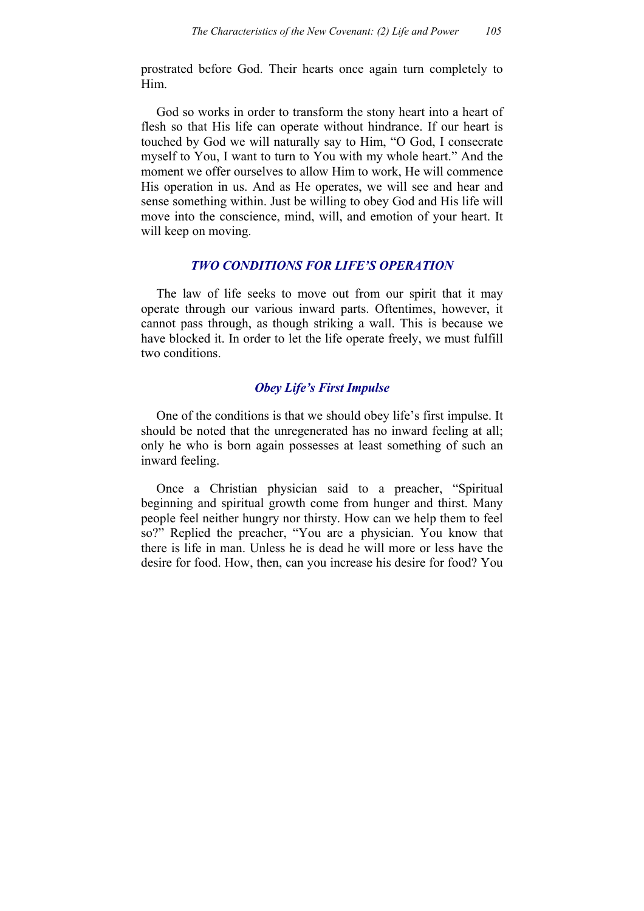prostrated before God. Their hearts once again turn completely to Him.

God so works in order to transform the stony heart into a heart of flesh so that His life can operate without hindrance. If our heart is touched by God we will naturally say to Him, "O God, I consecrate myself to You, I want to turn to You with my whole heart." And the moment we offer ourselves to allow Him to work, He will commence His operation in us. And as He operates, we will see and hear and sense something within. Just be willing to obey God and His life will move into the conscience, mind, will, and emotion of your heart. It will keep on moving.

## *TWO CONDITIONS FOR LIFE'S OPERATION*

The law of life seeks to move out from our spirit that it may operate through our various inward parts. Oftentimes, however, it cannot pass through, as though striking a wall. This is because we have blocked it. In order to let the life operate freely, we must fulfill two conditions.

### ***Obey Life's First Impulse***

One of the conditions is that we should obey life's first impulse. It should be noted that the unregenerated has no inward feeling at all; only he who is born again possesses at least something of such an inward feeling.

Once a Christian physician said to a preacher, "Spiritual beginning and spiritual growth come from hunger and thirst. Many people feel neither hungry nor thirsty. How can we help them to feel so?" Replied the preacher, "You are a physician. You know that there is life in man. Unless he is dead he will more or less have the desire for food. How, then, can you increase his desire for food? You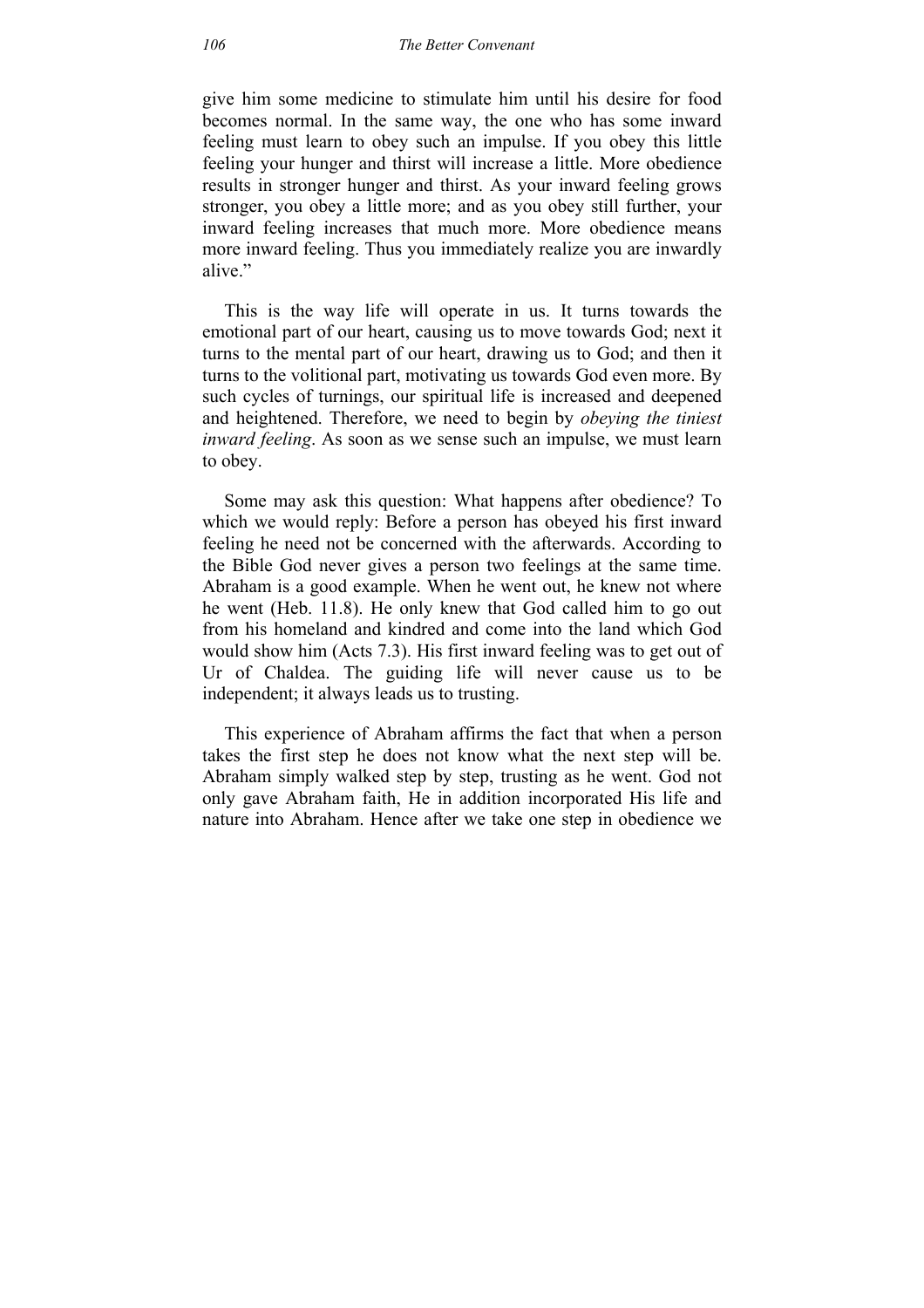give him some medicine to stimulate him until his desire for food becomes normal. In the same way, the one who has some inward feeling must learn to obey such an impulse. If you obey this little feeling your hunger and thirst will increase a little. More obedience results in stronger hunger and thirst. As your inward feeling grows stronger, you obey a little more; and as you obey still further, your inward feeling increases that much more. More obedience means more inward feeling. Thus you immediately realize you are inwardly alive."

This is the way life will operate in us. It turns towards the emotional part of our heart, causing us to move towards God; next it turns to the mental part of our heart, drawing us to God; and then it turns to the volitional part, motivating us towards God even more. By such cycles of turnings, our spiritual life is increased and deepened and heightened. Therefore, we need to begin by *obeying the tiniest inward feeling*. As soon as we sense such an impulse, we must learn to obey.

Some may ask this question: What happens after obedience? To which we would reply: Before a person has obeyed his first inward feeling he need not be concerned with the afterwards. According to the Bible God never gives a person two feelings at the same time. Abraham is a good example. When he went out, he knew not where he went (Heb. 11.8). He only knew that God called him to go out from his homeland and kindred and come into the land which God would show him (Acts 7.3). His first inward feeling was to get out of Ur of Chaldea. The guiding life will never cause us to be independent; it always leads us to trusting.

This experience of Abraham affirms the fact that when a person takes the first step he does not know what the next step will be. Abraham simply walked step by step, trusting as he went. God not only gave Abraham faith, He in addition incorporated His life and nature into Abraham. Hence after we take one step in obedience we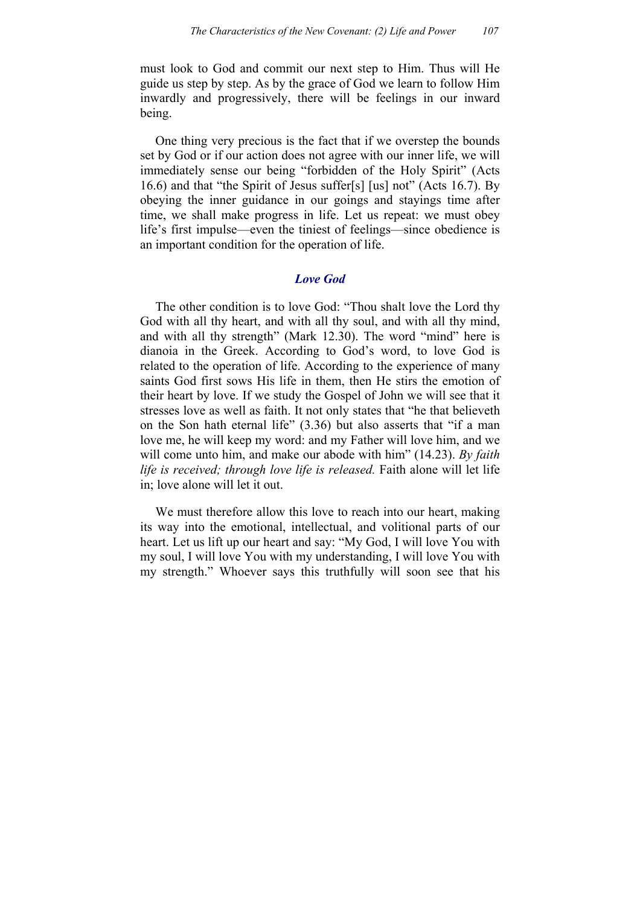must look to God and commit our next step to Him. Thus will He guide us step by step. As by the grace of God we learn to follow Him inwardly and progressively, there will be feelings in our inward being.

One thing very precious is the fact that if we overstep the bounds set by God or if our action does not agree with our inner life, we will immediately sense our being "forbidden of the Holy Spirit" (Acts 16.6) and that "the Spirit of Jesus suffer[s] [us] not" (Acts 16.7). By obeying the inner guidance in our goings and stayings time after time, we shall make progress in life. Let us repeat: we must obey life's first impulse—even the tiniest of feelings—since obedience is an important condition for the operation of life.

### *Love God*

The other condition is to love God: "Thou shalt love the Lord thy God with all thy heart, and with all thy soul, and with all thy mind, and with all thy strength" (Mark 12.30). The word "mind" here is dianoia in the Greek. According to God's word, to love God is related to the operation of life. According to the experience of many saints God first sows His life in them, then He stirs the emotion of their heart by love. If we study the Gospel of John we will see that it stresses love as well as faith. It not only states that "he that believeth on the Son hath eternal life" (3.36) but also asserts that "if a man love me, he will keep my word: and my Father will love him, and we will come unto him, and make our abode with him" (14.23). *By faith life is received; through love life is released.* Faith alone will let life in; love alone will let it out.

We must therefore allow this love to reach into our heart, making its way into the emotional, intellectual, and volitional parts of our heart. Let us lift up our heart and say: "My God, I will love You with my soul, I will love You with my understanding, I will love You with my strength." Whoever says this truthfully will soon see that his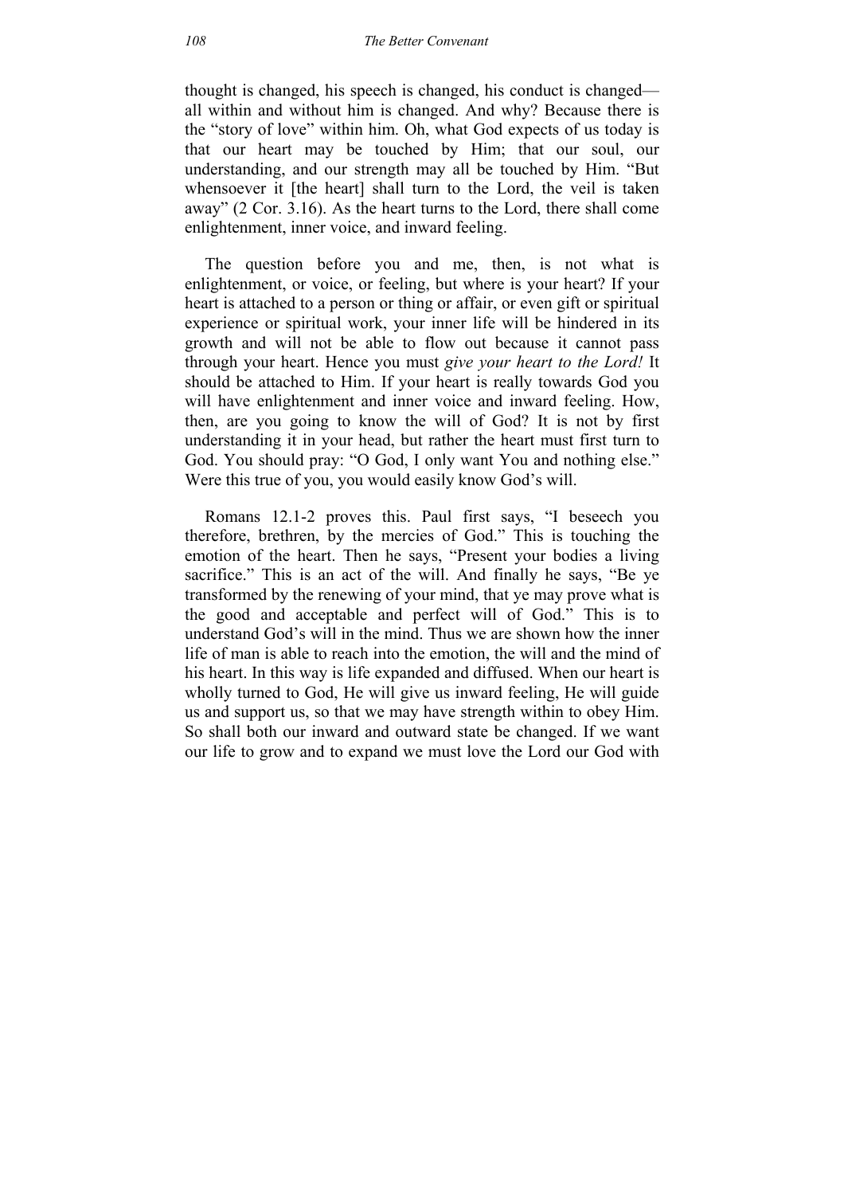thought is changed, his speech is changed, his conduct is changed—all within and without him is changed. And why? Because there is the "story of love" within him. Oh, what God expects of us today is that our heart may be touched by Him; that our soul, our understanding, and our strength may all be touched by Him. "But whensoever it [the heart] shall turn to the Lord, the veil is taken away" (2 Cor. 3.16). As the heart turns to the Lord, there shall come enlightenment, inner voice, and inward feeling.

The question before you and me, then, is not what is enlightenment, or voice, or feeling, but where is your heart? If your heart is attached to a person or thing or affair, or even gift or spiritual experience or spiritual work, your inner life will be hindered in its growth and will not be able to flow out because it cannot pass through your heart. Hence you must *give your heart to the Lord!* It should be attached to Him. If your heart is really towards God you will have enlightenment and inner voice and inward feeling. How, then, are you going to know the will of God? It is not by first understanding it in your head, but rather the heart must first turn to God. You should pray: "O God, I only want You and nothing else." Were this true of you, you would easily know God's will.

Romans 12.1-2 proves this. Paul first says, "I beseech you therefore, brethren, by the mercies of God." This is touching the emotion of the heart. Then he says, "Present your bodies a living sacrifice." This is an act of the will. And finally he says, "Be ye transformed by the renewing of your mind, that ye may prove what is the good and acceptable and perfect will of God." This is to understand God's will in the mind. Thus we are shown how the inner life of man is able to reach into the emotion, the will and the mind of his heart. In this way is life expanded and diffused. When our heart is wholly turned to God, He will give us inward feeling, He will guide us and support us, so that we may have strength within to obey Him. So shall both our inward and outward state be changed. If we want our life to grow and to expand we must love the Lord our God with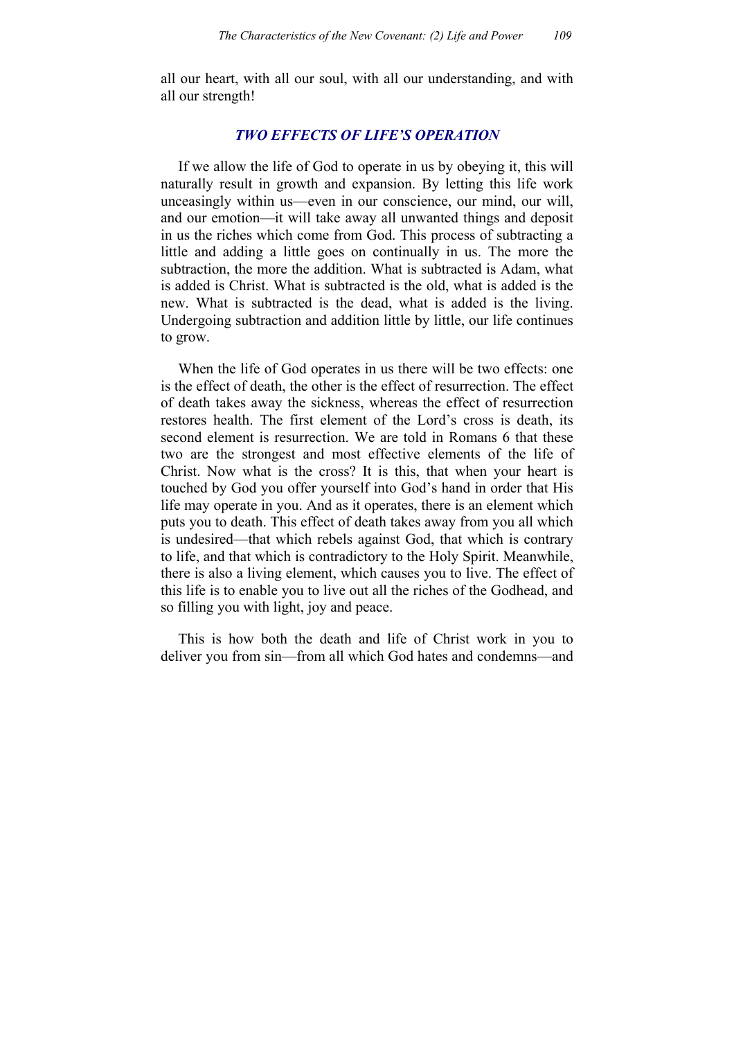all our heart, with all our soul, with all our understanding, and with all our strength!

### *TWO EFFECTS OF LIFE'S OPERATION*

If we allow the life of God to operate in us by obeying it, this will naturally result in growth and expansion. By letting this life work unceasingly within us—even in our conscience, our mind, our will, and our emotion—it will take away all unwanted things and deposit in us the riches which come from God. This process of subtracting a little and adding a little goes on continually in us. The more the subtraction, the more the addition. What is subtracted is Adam, what is added is Christ. What is subtracted is the old, what is added is the new. What is subtracted is the dead, what is added is the living. Undergoing subtraction and addition little by little, our life continues to grow.

When the life of God operates in us there will be two effects: one is the effect of death, the other is the effect of resurrection. The effect of death takes away the sickness, whereas the effect of resurrection restores health. The first element of the Lord's cross is death, its second element is resurrection. We are told in Romans 6 that these two are the strongest and most effective elements of the life of Christ. Now what is the cross? It is this, that when your heart is touched by God you offer yourself into God's hand in order that His life may operate in you. And as it operates, there is an element which puts you to death. This effect of death takes away from you all which is undesired—that which rebels against God, that which is contrary to life, and that which is contradictory to the Holy Spirit. Meanwhile, there is also a living element, which causes you to live. The effect of this life is to enable you to live out all the riches of the Godhead, and so filling you with light, joy and peace.

This is how both the death and life of Christ work in you to deliver you from sin—from all which God hates and condemns—and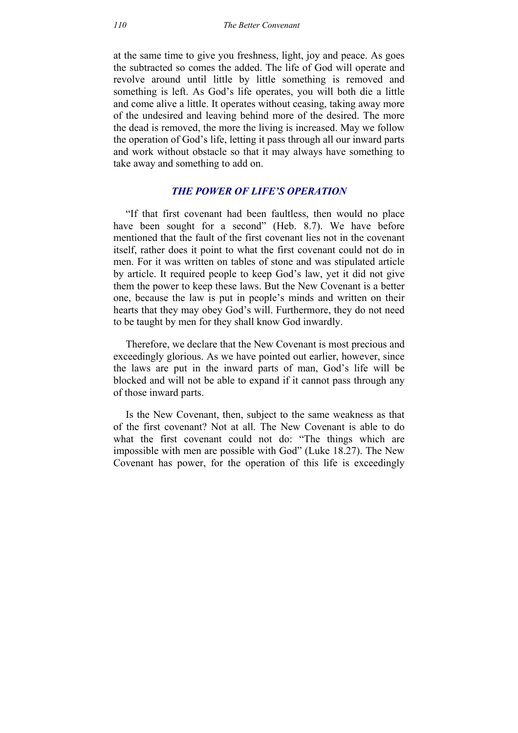at the same time to give you freshness, light, joy and peace. As goes the subtracted so comes the added. The life of God will operate and revolve around until little by little something is removed and something is left. As God's life operates, you will both die a little and come alive a little. It operates without ceasing, taking away more of the undesired and leaving behind more of the desired. The more the dead is removed, the more the living is increased. May we follow the operation of God's life, letting it pass through all our inward parts and work without obstacle so that it may always have something to take away and something to add on.

### *THE POWER OF LIFE'S OPERATION*

"If that first covenant had been faultless, then would no place have been sought for a second" (Heb. 8.7). We have before mentioned that the fault of the first covenant lies not in the covenant itself, rather does it point to what the first covenant could not do in men. For it was written on tables of stone and was stipulated article by article. It required people to keep God's law, yet it did not give them the power to keep these laws. But the New Covenant is a better one, because the law is put in people's minds and written on their hearts that they may obey God's will. Furthermore, they do not need to be taught by men for they shall know God inwardly.

Therefore, we declare that the New Covenant is most precious and exceedingly glorious. As we have pointed out earlier, however, since the laws are put in the inward parts of man, God's life will be blocked and will not be able to expand if it cannot pass through any of those inward parts.

Is the New Covenant, then, subject to the same weakness as that of the first covenant? Not at all. The New Covenant is able to do what the first covenant could not do: "The things which are impossible with men are possible with God" (Luke 18.27). The New Covenant has power, for the operation of this life is exceedingly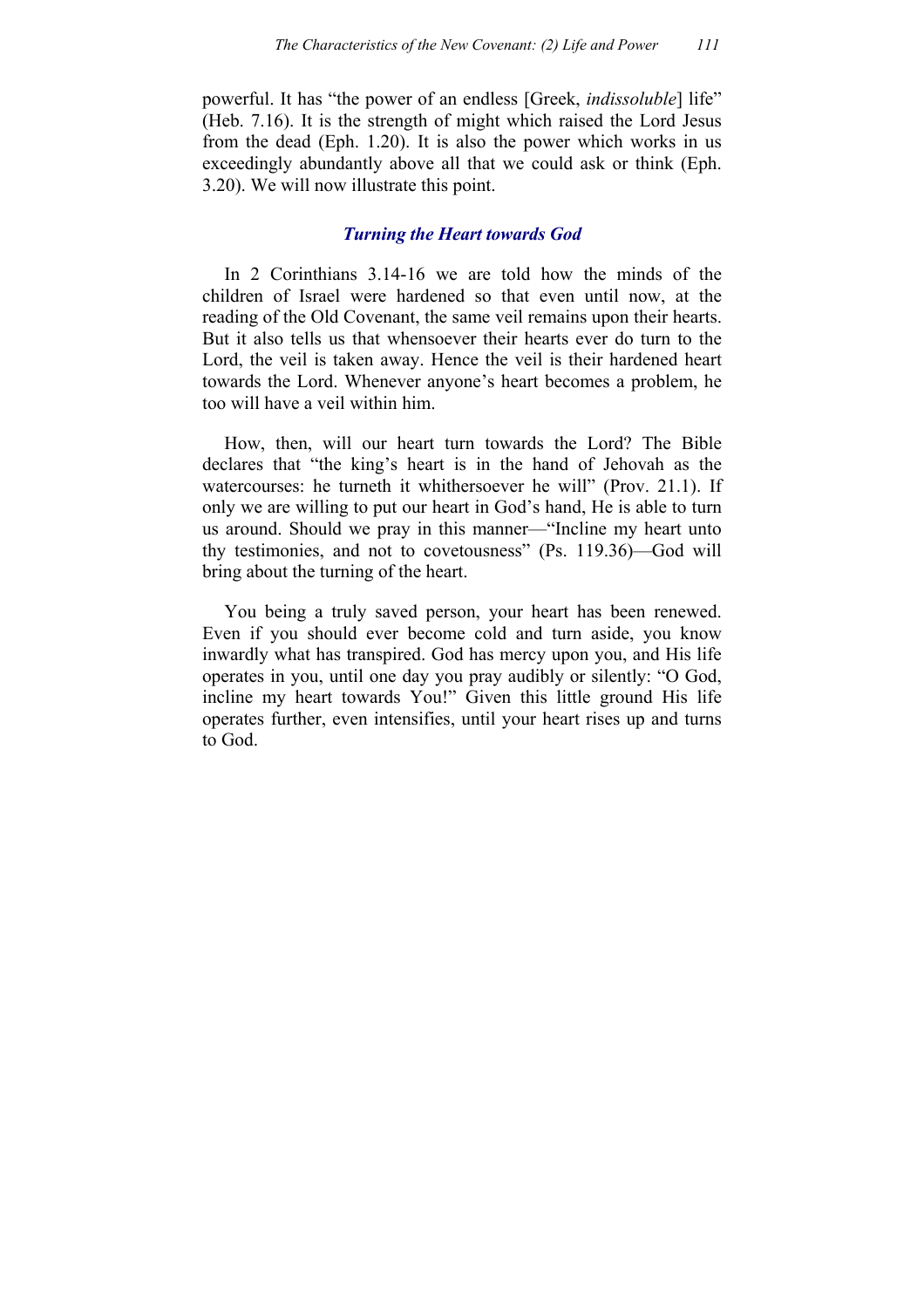powerful. It has "the power of an endless [Greek, *indissoluble*] life" (Heb. 7.16). It is the strength of might which raised the Lord Jesus from the dead (Eph. 1.20). It is also the power which works in us exceedingly abundantly above all that we could ask or think (Eph. 3.20). We will now illustrate this point.

### *Turning the Heart towards God*

In 2 Corinthians 3.14-16 we are told how the minds of the children of Israel were hardened so that even until now, at the reading of the Old Covenant, the same veil remains upon their hearts. But it also tells us that whensoever their hearts ever do turn to the Lord, the veil is taken away. Hence the veil is their hardened heart towards the Lord. Whenever anyone's heart becomes a problem, he too will have a veil within him.

How, then, will our heart turn towards the Lord? The Bible declares that "the king's heart is in the hand of Jehovah as the watercourses: he turneth it whithersoever he will" (Prov. 21.1). If only we are willing to put our heart in God's hand, He is able to turn us around. Should we pray in this manner—"Incline my heart unto thy testimonies, and not to covetousness" (Ps. 119.36)—God will bring about the turning of the heart.

You being a truly saved person, your heart has been renewed. Even if you should ever become cold and turn aside, you know inwardly what has transpired. God has mercy upon you, and His life operates in you, until one day you pray audibly or silently: "O God, incline my heart towards You!" Given this little ground His life operates further, even intensifies, until your heart rises up and turns to God.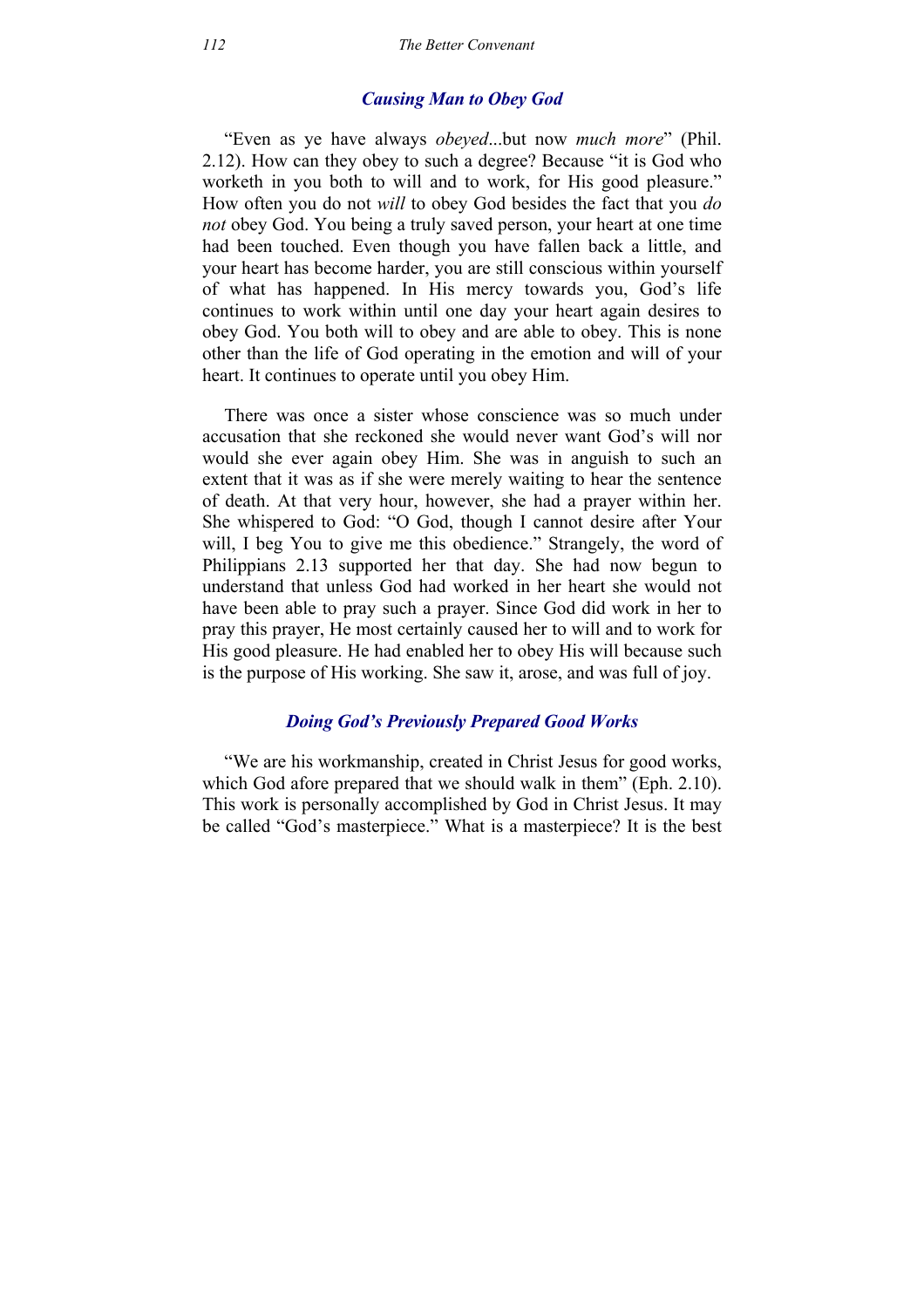### *Causing Man to Obey God*

"Even as ye have always *obeyed*...but now *much more*" (Phil. 2.12). How can they obey to such a degree? Because "it is God who worketh in you both to will and to work, for His good pleasure." How often you do not *will* to obey God besides the fact that you *do not* obey God. You being a truly saved person, your heart at one time had been touched. Even though you have fallen back a little, and your heart has become harder, you are still conscious within yourself of what has happened. In His mercy towards you, God's life continues to work within until one day your heart again desires to obey God. You both will to obey and are able to obey. This is none other than the life of God operating in the emotion and will of your heart. It continues to operate until you obey Him.

There was once a sister whose conscience was so much under accusation that she reckoned she would never want God's will nor would she ever again obey Him. She was in anguish to such an extent that it was as if she were merely waiting to hear the sentence of death. At that very hour, however, she had a prayer within her. She whispered to God: "O God, though I cannot desire after Your will, I beg You to give me this obedience." Strangely, the word of Philippians 2.13 supported her that day. She had now begun to understand that unless God had worked in her heart she would not have been able to pray such a prayer. Since God did work in her to pray this prayer, He most certainly caused her to will and to work for His good pleasure. He had enabled her to obey His will because such is the purpose of His working. She saw it, arose, and was full of joy.

### *Doing God's Previously Prepared Good Works*

"We are his workmanship, created in Christ Jesus for good works, which God afore prepared that we should walk in them" (Eph. 2.10). This work is personally accomplished by God in Christ Jesus. It may be called "God's masterpiece." What is a masterpiece? It is the best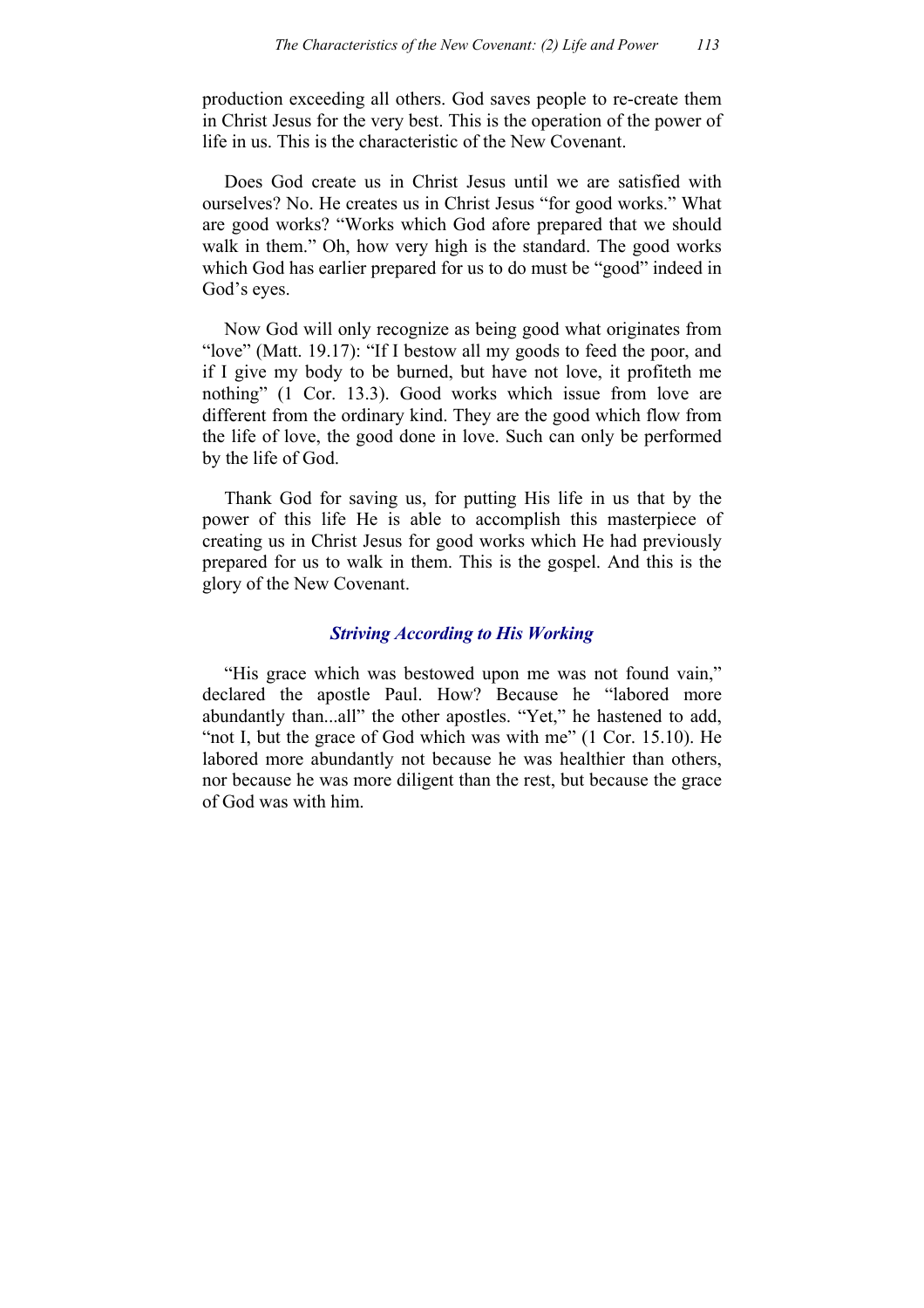production exceeding all others. God saves people to re-create them in Christ Jesus for the very best. This is the operation of the power of life in us. This is the characteristic of the New Covenant.

Does God create us in Christ Jesus until we are satisfied with ourselves? No. He creates us in Christ Jesus "for good works." What are good works? "Works which God afore prepared that we should walk in them." Oh, how very high is the standard. The good works which God has earlier prepared for us to do must be "good" indeed in God's eyes.

Now God will only recognize as being good what originates from "love" (Matt. 19.17): "If I bestow all my goods to feed the poor, and if I give my body to be burned, but have not love, it profiteth me nothing" (1 Cor. 13.3). Good works which issue from love are different from the ordinary kind. They are the good which flow from the life of love, the good done in love. Such can only be performed by the life of God.

Thank God for saving us, for putting His life in us that by the power of this life He is able to accomplish this masterpiece of creating us in Christ Jesus for good works which He had previously prepared for us to walk in them. This is the gospel. And this is the glory of the New Covenant.

### *Striving According to His Working*

"His grace which was bestowed upon me was not found vain," declared the apostle Paul. How? Because he "labored more abundantly than...all" the other apostles. "Yet," he hastened to add, "not I, but the grace of God which was with me" (1 Cor. 15.10). He labored more abundantly not because he was healthier than others, nor because he was more diligent than the rest, but because the grace of God was with him.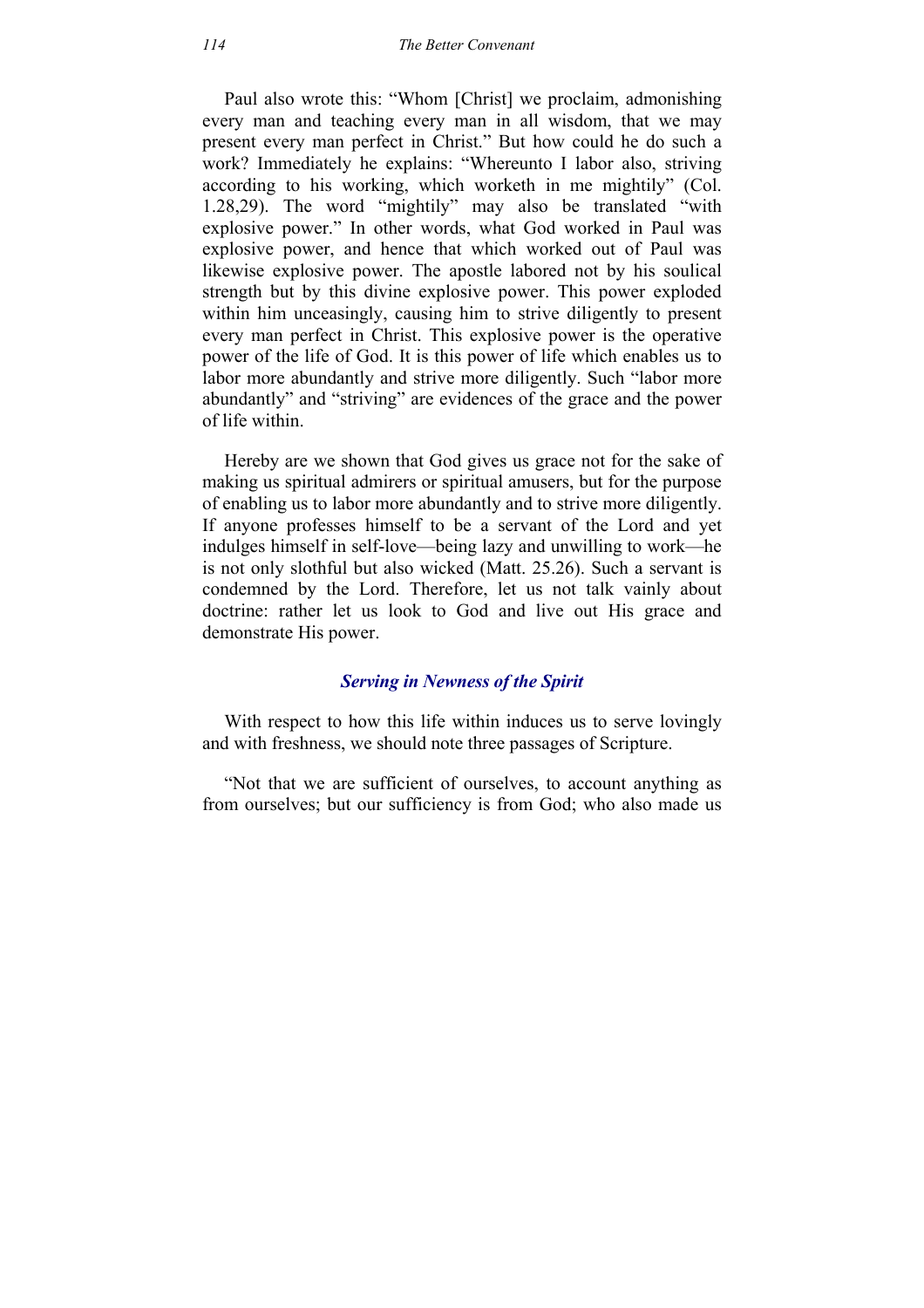Paul also wrote this: "Whom [Christ] we proclaim, admonishing every man and teaching every man in all wisdom, that we may present every man perfect in Christ." But how could he do such a work? Immediately he explains: "Whereunto I labor also, striving according to his working, which worketh in me mightily" (Col. 1.28,29). The word "mightily" may also be translated "with explosive power." In other words, what God worked in Paul was explosive power, and hence that which worked out of Paul was likewise explosive power. The apostle labored not by his soulical strength but by this divine explosive power. This power exploded within him unceasingly, causing him to strive diligently to present every man perfect in Christ. This explosive power is the operative power of the life of God. It is this power of life which enables us to labor more abundantly and strive more diligently. Such "labor more abundantly" and "striving" are evidences of the grace and the power of life within.

Hereby are we shown that God gives us grace not for the sake of making us spiritual admirers or spiritual amusers, but for the purpose of enabling us to labor more abundantly and to strive more diligently. If anyone professes himself to be a servant of the Lord and yet indulges himself in self-love—being lazy and unwilling to work—he is not only slothful but also wicked (Matt. 25.26). Such a servant is condemned by the Lord. Therefore, let us not talk vainly about doctrine: rather let us look to God and live out His grace and demonstrate His power.

### *Serving in Newness of the Spirit*

With respect to how this life within induces us to serve lovingly and with freshness, we should note three passages of Scripture.

"Not that we are sufficient of ourselves, to account anything as from ourselves; but our sufficiency is from God; who also made us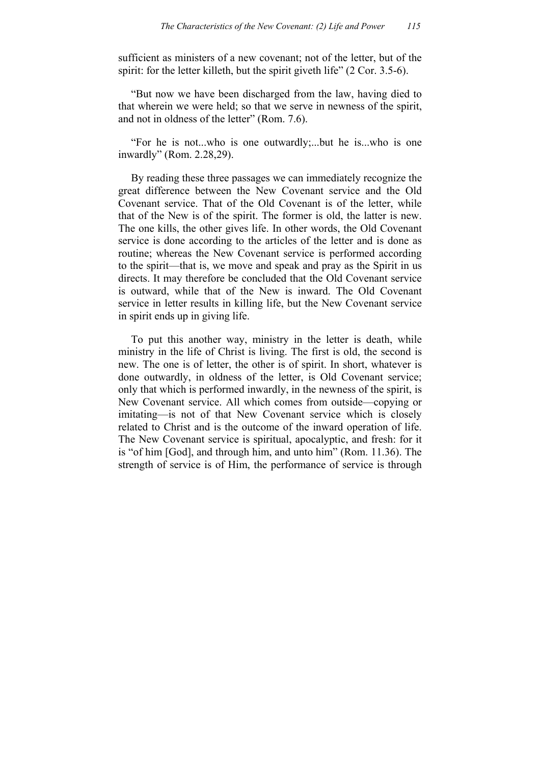sufficient as ministers of a new covenant; not of the letter, but of the spirit: for the letter killeth, but the spirit giveth life" (2 Cor. 3.5-6).

"But now we have been discharged from the law, having died to that wherein we were held; so that we serve in newness of the spirit, and not in oldness of the letter" (Rom. 7.6).

"For he is not...who is one outwardly;...but he is...who is one inwardly" (Rom. 2.28,29).

By reading these three passages we can immediately recognize the great difference between the New Covenant service and the Old Covenant service. That of the Old Covenant is of the letter, while that of the New is of the spirit. The former is old, the latter is new. The one kills, the other gives life. In other words, the Old Covenant service is done according to the articles of the letter and is done as routine; whereas the New Covenant service is performed according to the spirit—that is, we move and speak and pray as the Spirit in us directs. It may therefore be concluded that the Old Covenant service is outward, while that of the New is inward. The Old Covenant service in letter results in killing life, but the New Covenant service in spirit ends up in giving life.

To put this another way, ministry in the letter is death, while ministry in the life of Christ is living. The first is old, the second is new. The one is of letter, the other is of spirit. In short, whatever is done outwardly, in oldness of the letter, is Old Covenant service; only that which is performed inwardly, in the newness of the spirit, is New Covenant service. All which comes from outside—copying or imitating—is not of that New Covenant service which is closely related to Christ and is the outcome of the inward operation of life. The New Covenant service is spiritual, apocalyptic, and fresh: for it is "of him [God], and through him, and unto him" (Rom. 11.36). The strength of service is of Him, the performance of service is through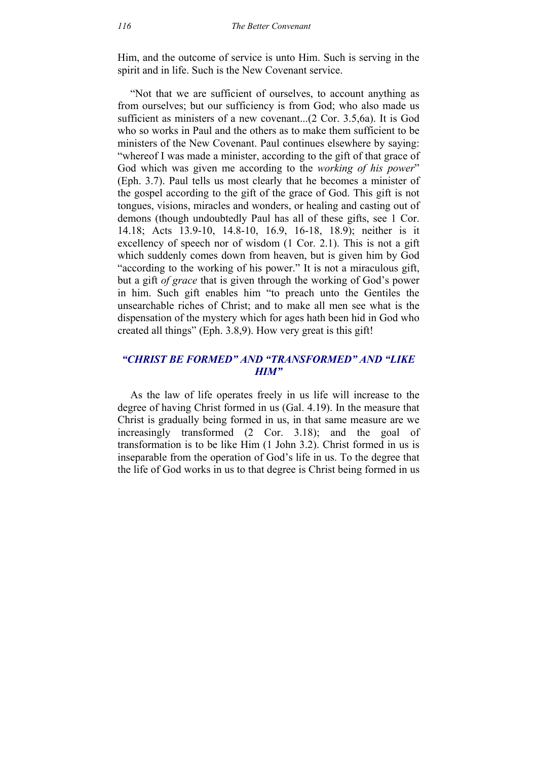Him, and the outcome of service is unto Him. Such is serving in the spirit and in life. Such is the New Covenant service.

"Not that we are sufficient of ourselves, to account anything as from ourselves; but our sufficiency is from God; who also made us sufficient as ministers of a new covenant...(2 Cor. 3.5,6a). It is God who so works in Paul and the others as to make them sufficient to be ministers of the New Covenant. Paul continues elsewhere by saying: "whereof I was made a minister, according to the gift of that grace of God which was given me according to the *working of his power*" (Eph. 3.7). Paul tells us most clearly that he becomes a minister of the gospel according to the gift of the grace of God. This gift is not tongues, visions, miracles and wonders, or healing and casting out of demons (though undoubtedly Paul has all of these gifts, see 1 Cor. 14.18; Acts 13.9-10, 14.8-10, 16.9, 16-18, 18.9); neither is it excellency of speech nor of wisdom (1 Cor. 2.1). This is not a gift which suddenly comes down from heaven, but is given him by God "according to the working of his power." It is not a miraculous gift, but a gift *of grace* that is given through the working of God's power in him. Such gift enables him "to preach unto the Gentiles the unsearchable riches of Christ; and to make all men see what is the dispensation of the mystery which for ages hath been hid in God who created all things" (Eph. 3.8,9). How very great is this gift!

## *"CHRIST BE FORMED" AND "TRANSFORMED" AND "LIKE HIM"*

As the law of life operates freely in us life will increase to the degree of having Christ formed in us (Gal. 4.19). In the measure that Christ is gradually being formed in us, in that same measure are we increasingly transformed (2 Cor. 3.18); and the goal of transformation is to be like Him (1 John 3.2). Christ formed in us is inseparable from the operation of God's life in us. To the degree that the life of God works in us to that degree is Christ being formed in us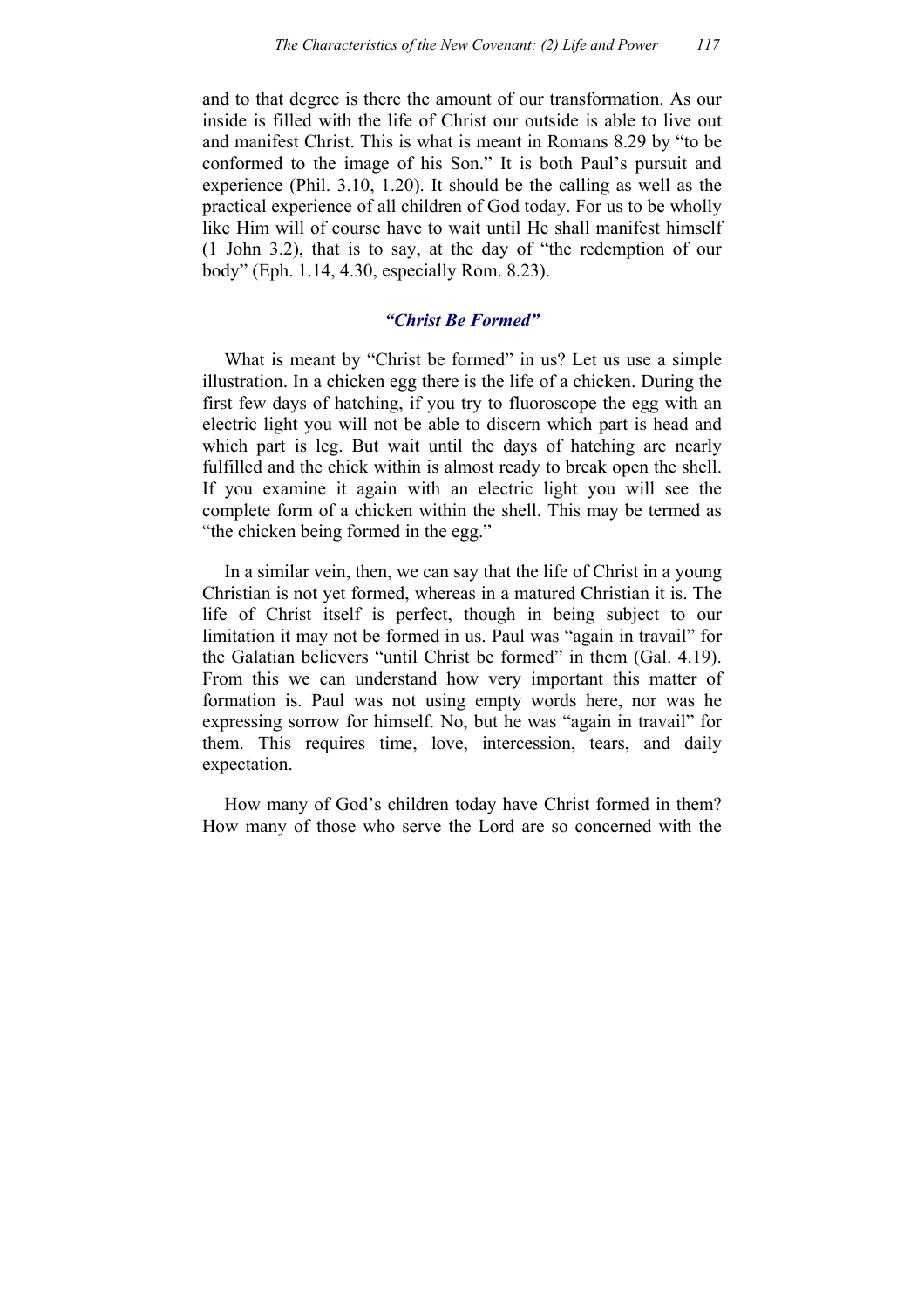and to that degree is there the amount of our transformation. As our inside is filled with the life of Christ our outside is able to live out and manifest Christ. This is what is meant in Romans 8.29 by "to be conformed to the image of his Son." It is both Paul's pursuit and experience (Phil. 3.10, 1.20). It should be the calling as well as the practical experience of all children of God today. For us to be wholly like Him will of course have to wait until He shall manifest himself (1 John 3.2), that is to say, at the day of "the redemption of our body" (Eph. 1.14, 4.30, especially Rom. 8.23).

### *"Christ Be Formed"*

What is meant by "Christ be formed" in us? Let us use a simple illustration. In a chicken egg there is the life of a chicken. During the first few days of hatching, if you try to fluoroscope the egg with an electric light you will not be able to discern which part is head and which part is leg. But wait until the days of hatching are nearly fulfilled and the chick within is almost ready to break open the shell. If you examine it again with an electric light you will see the complete form of a chicken within the shell. This may be termed as "the chicken being formed in the egg."

In a similar vein, then, we can say that the life of Christ in a young Christian is not yet formed, whereas in a matured Christian it is. The life of Christ itself is perfect, though in being subject to our limitation it may not be formed in us. Paul was "again in travail" for the Galatian believers "until Christ be formed" in them (Gal. 4.19). From this we can understand how very important this matter of formation is. Paul was not using empty words here, nor was he expressing sorrow for himself. No, but he was "again in travail" for them. This requires time, love, intercession, tears, and daily expectation.

How many of God's children today have Christ formed in them? How many of those who serve the Lord are so concerned with the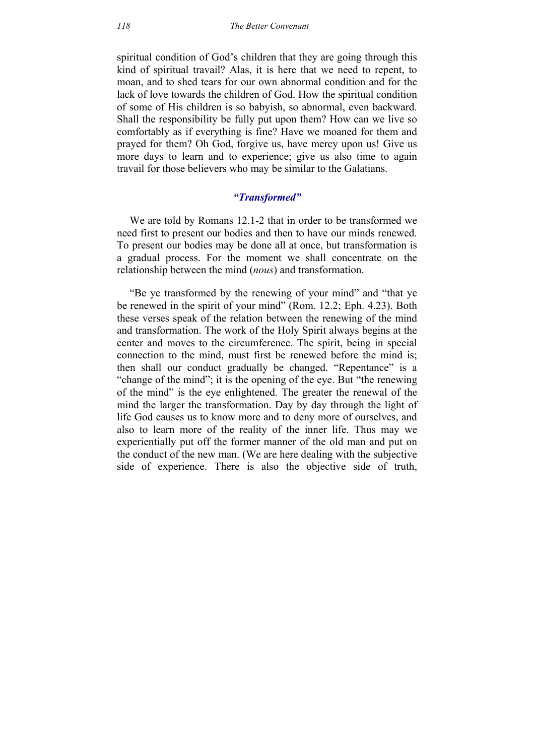spiritual condition of God's children that they are going through this kind of spiritual travail? Alas, it is here that we need to repent, to moan, and to shed tears for our own abnormal condition and for the lack of love towards the children of God. How the spiritual condition of some of His children is so babyish, so abnormal, even backward. Shall the responsibility be fully put upon them? How can we live so comfortably as if everything is fine? Have we moaned for them and prayed for them? Oh God, forgive us, have mercy upon us! Give us more days to learn and to experience; give us also time to again travail for those believers who may be similar to the Galatians.

### *"Transformed"*

We are told by Romans 12.1-2 that in order to be transformed we need first to present our bodies and then to have our minds renewed. To present our bodies may be done all at once, but transformation is a gradual process. For the moment we shall concentrate on the relationship between the mind (*nous*) and transformation.

"Be ye transformed by the renewing of your mind" and "that ye be renewed in the spirit of your mind" (Rom. 12.2; Eph. 4.23). Both these verses speak of the relation between the renewing of the mind and transformation. The work of the Holy Spirit always begins at the center and moves to the circumference. The spirit, being in special connection to the mind, must first be renewed before the mind is; then shall our conduct gradually be changed. "Repentance" is a "change of the mind"; it is the opening of the eye. But "the renewing of the mind" is the eye enlightened. The greater the renewal of the mind the larger the transformation. Day by day through the light of life God causes us to know more and to deny more of ourselves, and also to learn more of the reality of the inner life. Thus may we experientially put off the former manner of the old man and put on the conduct of the new man. (We are here dealing with the subjective side of experience. There is also the objective side of truth,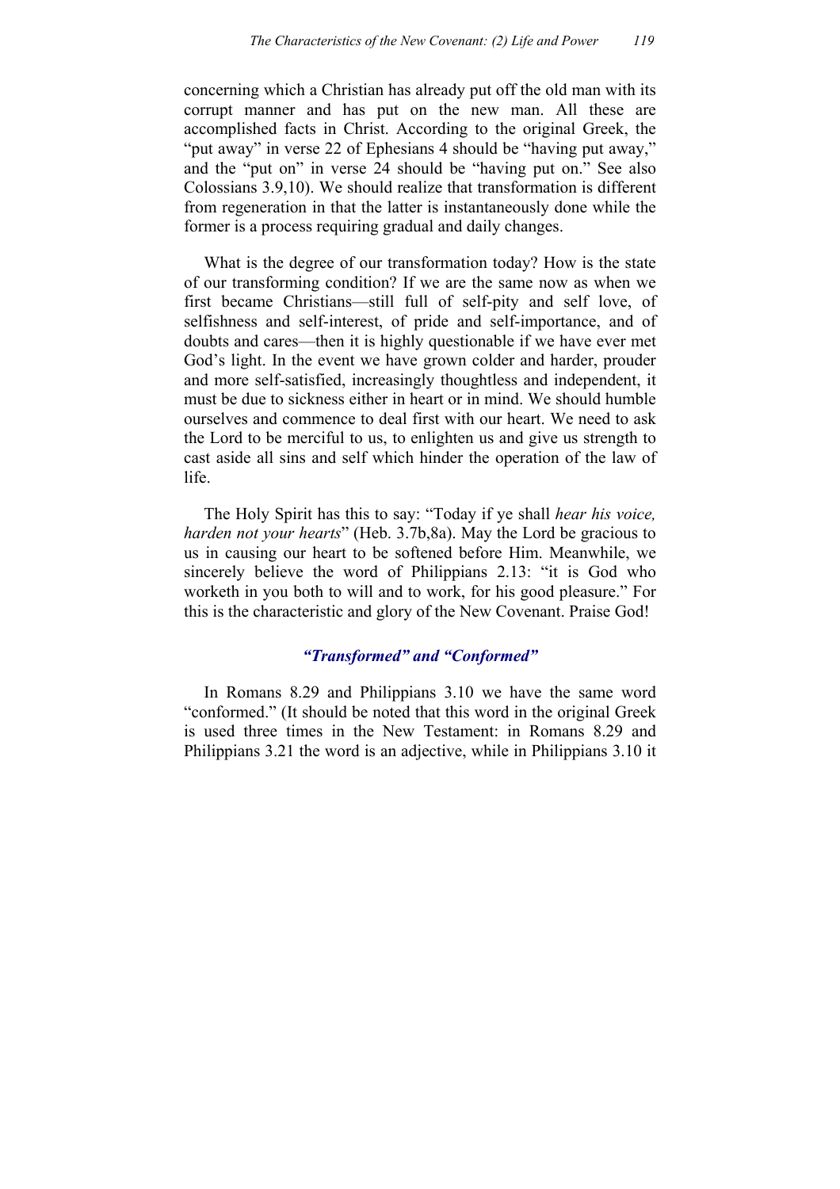concerning which a Christian has already put off the old man with its corrupt manner and has put on the new man. All these are accomplished facts in Christ. According to the original Greek, the "put away" in verse 22 of Ephesians 4 should be "having put away," and the "put on" in verse 24 should be "having put on." See also Colossians 3.9,10). We should realize that transformation is different from regeneration in that the latter is instantaneously done while the former is a process requiring gradual and daily changes.

What is the degree of our transformation today? How is the state of our transforming condition? If we are the same now as when we first became Christians—still full of self-pity and self love, of selfishness and self-interest, of pride and self-importance, and of doubts and cares—then it is highly questionable if we have ever met God's light. In the event we have grown colder and harder, prouder and more self-satisfied, increasingly thoughtless and independent, it must be due to sickness either in heart or in mind. We should humble ourselves and commence to deal first with our heart. We need to ask the Lord to be merciful to us, to enlighten us and give us strength to cast aside all sins and self which hinder the operation of the law of life.

The Holy Spirit has this to say: "Today if ye shall *hear his voice, harden not your hearts*" (Heb. 3.7b,8a). May the Lord be gracious to us in causing our heart to be softened before Him. Meanwhile, we sincerely believe the word of Philippians 2.13: "it is God who worketh in you both to will and to work, for his good pleasure." For this is the characteristic and glory of the New Covenant. Praise God!

### *"Transformed" and "Conformed"*

In Romans 8.29 and Philippians 3.10 we have the same word "conformed." (It should be noted that this word in the original Greek is used three times in the New Testament: in Romans 8.29 and Philippians 3.21 the word is an adjective, while in Philippians 3.10 it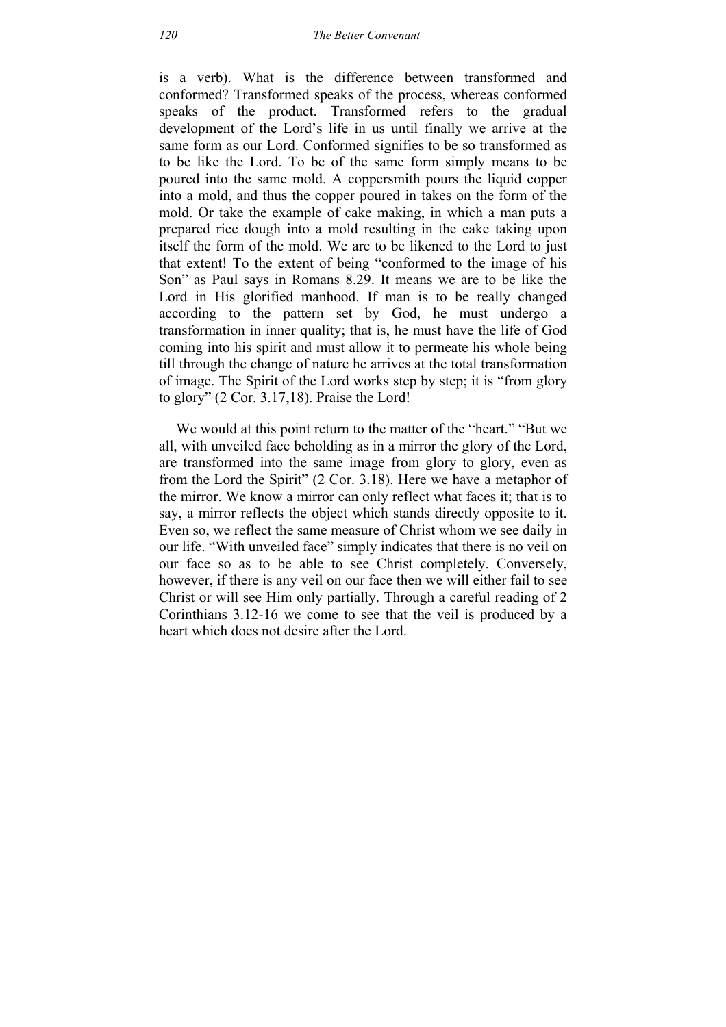is a verb). What is the difference between transformed and conformed? Transformed speaks of the process, whereas conformed speaks of the product. Transformed refers to the gradual development of the Lord's life in us until finally we arrive at the same form as our Lord. Conformed signifies to be so transformed as to be like the Lord. To be of the same form simply means to be poured into the same mold. A coppersmith pours the liquid copper into a mold, and thus the copper poured in takes on the form of the mold. Or take the example of cake making, in which a man puts a prepared rice dough into a mold resulting in the cake taking upon itself the form of the mold. We are to be likened to the Lord to just that extent! To the extent of being "conformed to the image of his Son" as Paul says in Romans 8.29. It means we are to be like the Lord in His glorified manhood. If man is to be really changed according to the pattern set by God, he must undergo a transformation in inner quality; that is, he must have the life of God coming into his spirit and must allow it to permeate his whole being till through the change of nature he arrives at the total transformation of image. The Spirit of the Lord works step by step; it is "from glory to glory" (2 Cor. 3.17,18). Praise the Lord!

We would at this point return to the matter of the "heart." "But we all, with unveiled face beholding as in a mirror the glory of the Lord, are transformed into the same image from glory to glory, even as from the Lord the Spirit" (2 Cor. 3.18). Here we have a metaphor of the mirror. We know a mirror can only reflect what faces it; that is to say, a mirror reflects the object which stands directly opposite to it. Even so, we reflect the same measure of Christ whom we see daily in our life. "With unveiled face" simply indicates that there is no veil on our face so as to be able to see Christ completely. Conversely, however, if there is any veil on our face then we will either fail to see Christ or will see Him only partially. Through a careful reading of 2 Corinthians 3.12-16 we come to see that the veil is produced by a heart which does not desire after the Lord.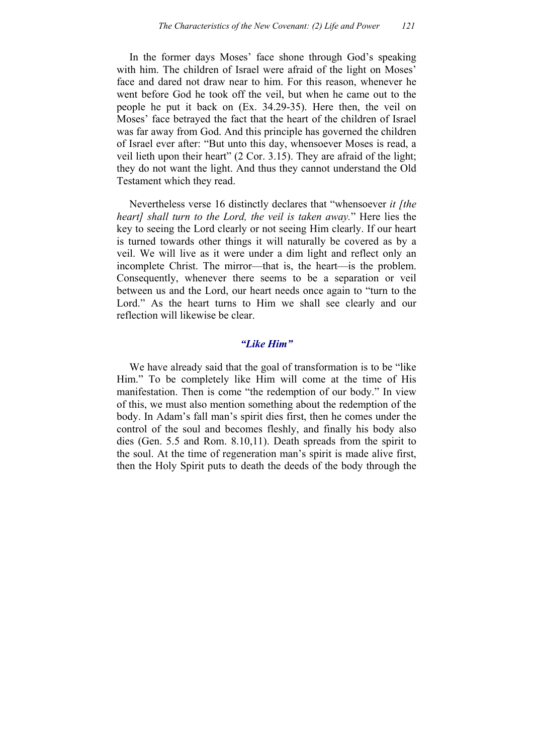In the former days Moses' face shone through God's speaking with him. The children of Israel were afraid of the light on Moses' face and dared not draw near to him. For this reason, whenever he went before God he took off the veil, but when he came out to the people he put it back on (Ex. 34.29-35). Here then, the veil on Moses' face betrayed the fact that the heart of the children of Israel was far away from God. And this principle has governed the children of Israel ever after: "But unto this day, whensoever Moses is read, a veil lieth upon their heart" (2 Cor. 3.15). They are afraid of the light; they do not want the light. And thus they cannot understand the Old Testament which they read.

Nevertheless verse 16 distinctly declares that "whensoever *it [the heart] shall turn to the Lord, the veil is taken away.*" Here lies the key to seeing the Lord clearly or not seeing Him clearly. If our heart is turned towards other things it will naturally be covered as by a veil. We will live as it were under a dim light and reflect only an incomplete Christ. The mirror—that is, the heart—is the problem. Consequently, whenever there seems to be a separation or veil between us and the Lord, our heart needs once again to "turn to the Lord." As the heart turns to Him we shall see clearly and our reflection will likewise be clear.

### *"Like Him"*

We have already said that the goal of transformation is to be "like Him." To be completely like Him will come at the time of His manifestation. Then is come "the redemption of our body." In view of this, we must also mention something about the redemption of the body. In Adam's fall man's spirit dies first, then he comes under the control of the soul and becomes fleshly, and finally his body also dies (Gen. 5.5 and Rom. 8.10,11). Death spreads from the spirit to the soul. At the time of regeneration man's spirit is made alive first, then the Holy Spirit puts to death the deeds of the body through the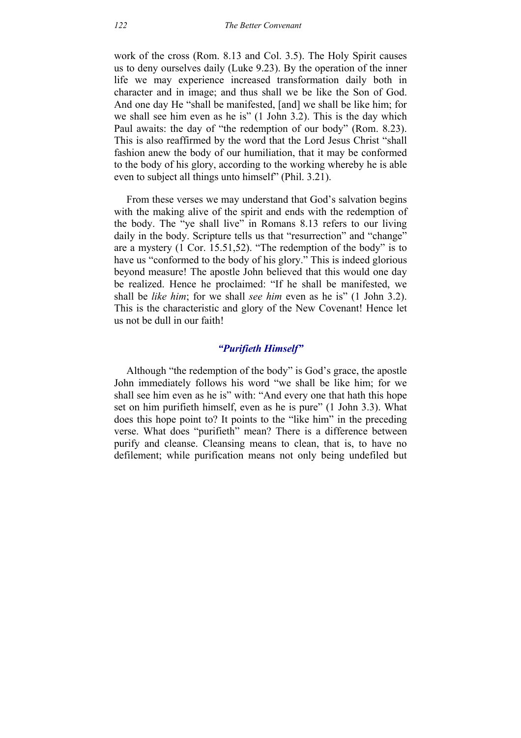work of the cross (Rom. 8.13 and Col. 3.5). The Holy Spirit causes us to deny ourselves daily (Luke 9.23). By the operation of the inner life we may experience increased transformation daily both in character and in image; and thus shall we be like the Son of God. And one day He "shall be manifested, [and] we shall be like him; for we shall see him even as he is" (1 John 3.2). This is the day which Paul awaits: the day of "the redemption of our body" (Rom. 8.23). This is also reaffirmed by the word that the Lord Jesus Christ "shall fashion anew the body of our humiliation, that it may be conformed to the body of his glory, according to the working whereby he is able even to subject all things unto himself" (Phil. 3.21).

From these verses we may understand that God's salvation begins with the making alive of the spirit and ends with the redemption of the body. The "ye shall live" in Romans 8.13 refers to our living daily in the body. Scripture tells us that "resurrection" and "change" are a mystery (1 Cor. 15.51,52). "The redemption of the body" is to have us "conformed to the body of his glory." This is indeed glorious beyond measure! The apostle John believed that this would one day be realized. Hence he proclaimed: "If he shall be manifested, we shall be *like him*; for we shall *see him* even as he is" (1 John 3.2). This is the characteristic and glory of the New Covenant! Hence let us not be dull in our faith!

### *"Purifieth Himself"*

Although "the redemption of the body" is God's grace, the apostle John immediately follows his word "we shall be like him; for we shall see him even as he is" with: "And every one that hath this hope set on him purifieth himself, even as he is pure" (1 John 3.3). What does this hope point to? It points to the "like him" in the preceding verse. What does "purifieth" mean? There is a difference between purify and cleanse. Cleansing means to clean, that is, to have no defilement; while purification means not only being undefiled but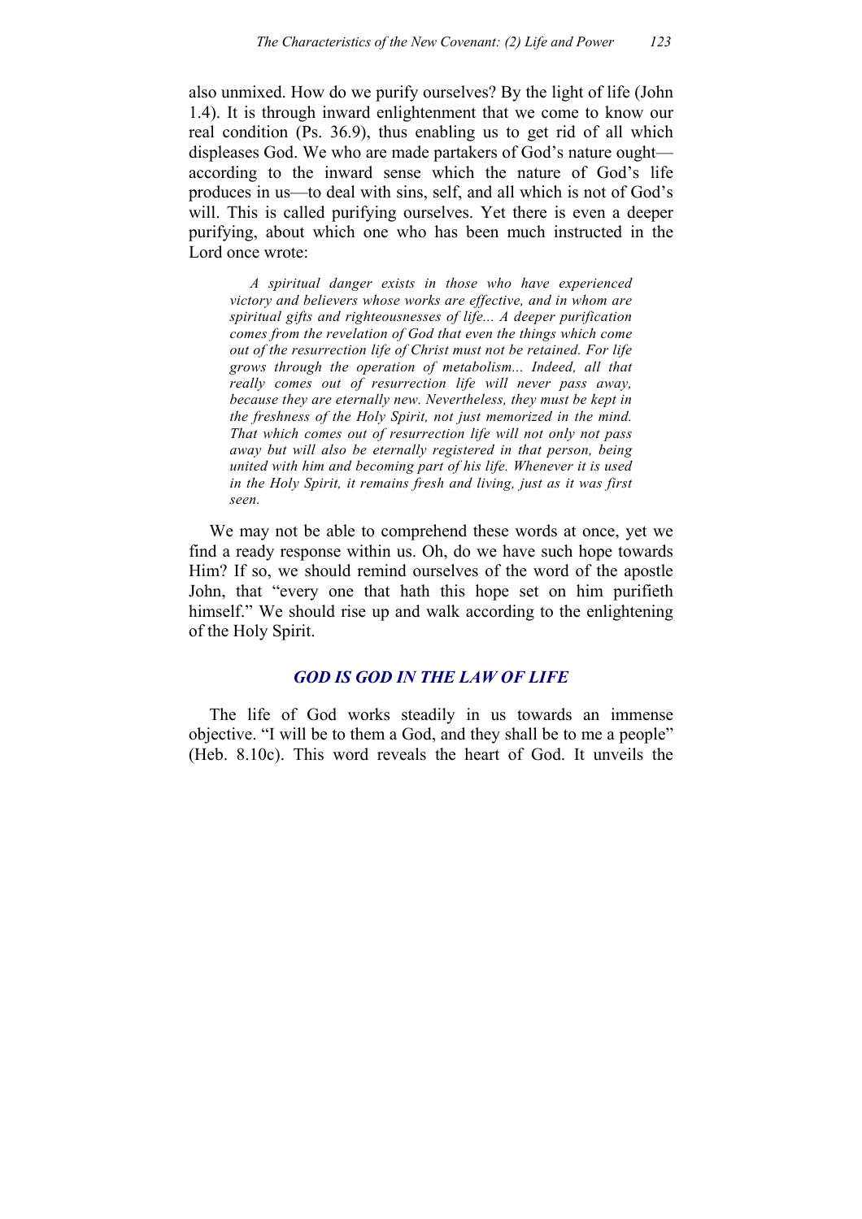also unmixed. How do we purify ourselves? By the light of life (John 1.4). It is through inward enlightenment that we come to know our real condition (Ps. 36.9), thus enabling us to get rid of all which displeases God. We who are made partakers of God's nature ought—according to the inward sense which the nature of God's life produces in us—to deal with sins, self, and all which is not of God's will. This is called purifying ourselves. Yet there is even a deeper purifying, about which one who has been much instructed in the Lord once wrote:

> *A spiritual danger exists in those who have experienced victory and believers whose works are effective, and in whom are spiritual gifts and righteousnesses of life... A deeper purification comes from the revelation of God that even the things which come out of the resurrection life of Christ must not be retained. For life grows through the operation of metabolism... Indeed, all that really comes out of resurrection life will never pass away, because they are eternally new. Nevertheless, they must be kept in the freshness of the Holy Spirit, not just memorized in the mind. That which comes out of resurrection life will not only not pass away but will also be eternally registered in that person, being united with him and becoming part of his life. Whenever it is used in the Holy Spirit, it remains fresh and living, just as it was first seen.*

We may not be able to comprehend these words at once, yet we find a ready response within us. Oh, do we have such hope towards Him? If so, we should remind ourselves of the word of the apostle John, that "every one that hath this hope set on him purifieth himself." We should rise up and walk according to the enlightening of the Holy Spirit.

## GOD IS GOD IN THE LAW OF LIFE

The life of God works steadily in us towards an immense objective. "I will be to them a God, and they shall be to me a people" (Heb. 8.10c). This word reveals the heart of God. It unveils the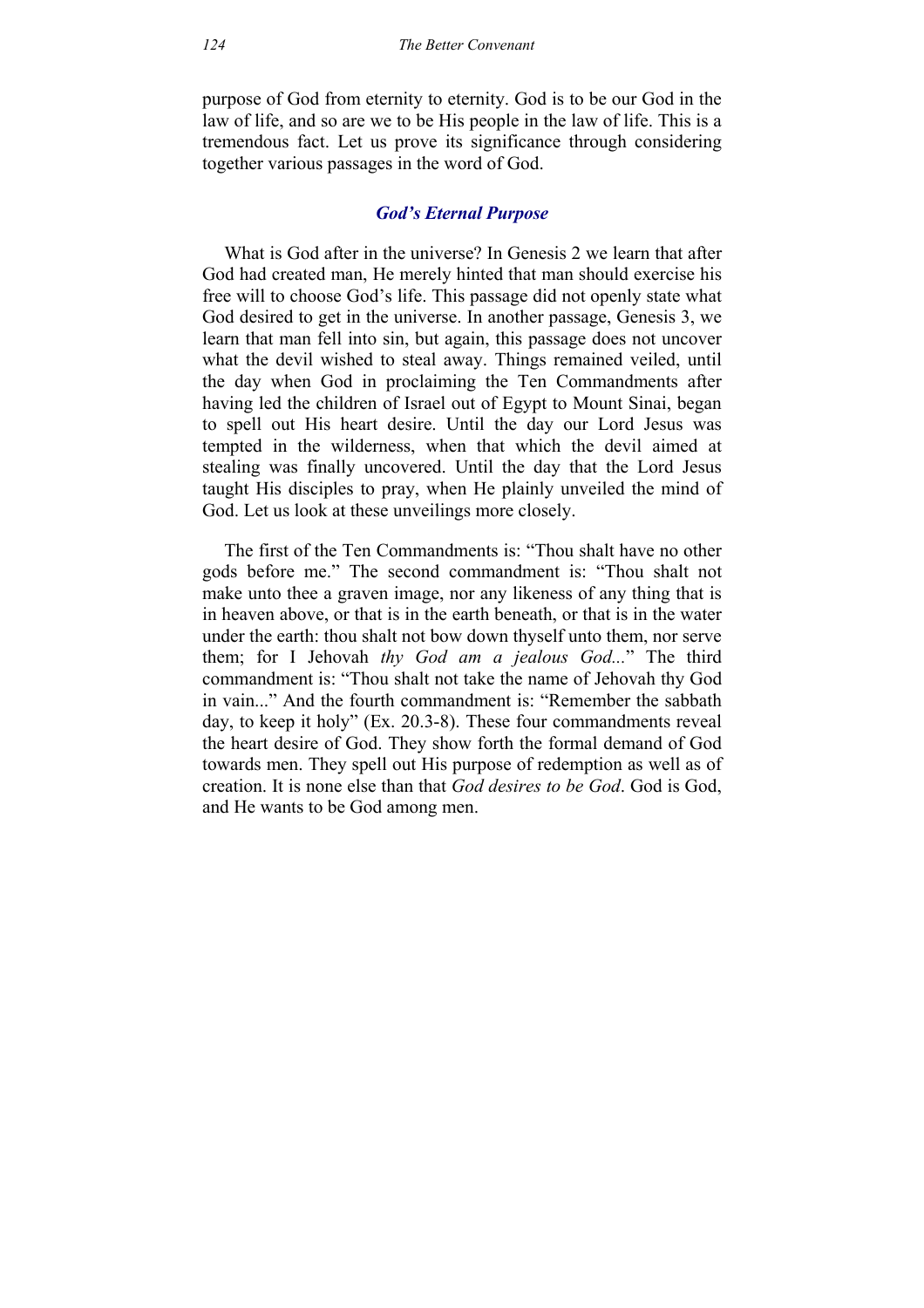purpose of God from eternity to eternity. God is to be our God in the law of life, and so are we to be His people in the law of life. This is a tremendous fact. Let us prove its significance through considering together various passages in the word of God.

### *God's Eternal Purpose*

What is God after in the universe? In Genesis 2 we learn that after God had created man, He merely hinted that man should exercise his free will to choose God's life. This passage did not openly state what God desired to get in the universe. In another passage, Genesis 3, we learn that man fell into sin, but again, this passage does not uncover what the devil wished to steal away. Things remained veiled, until the day when God in proclaiming the Ten Commandments after having led the children of Israel out of Egypt to Mount Sinai, began to spell out His heart desire. Until the day our Lord Jesus was tempted in the wilderness, when that which the devil aimed at stealing was finally uncovered. Until the day that the Lord Jesus taught His disciples to pray, when He plainly unveiled the mind of God. Let us look at these unveilings more closely.

The first of the Ten Commandments is: "Thou shalt have no other gods before me." The second commandment is: "Thou shalt not make unto thee a graven image, nor any likeness of any thing that is in heaven above, or that is in the earth beneath, or that is in the water under the earth: thou shalt not bow down thyself unto them, nor serve them; for I Jehovah *thy God am a jealous God...*" The third commandment is: "Thou shalt not take the name of Jehovah thy God in vain..." And the fourth commandment is: "Remember the sabbath day, to keep it holy" (Ex. 20.3-8). These four commandments reveal the heart desire of God. They show forth the formal demand of God towards men. They spell out His purpose of redemption as well as of creation. It is none else than that *God desires to be God*. God is God, and He wants to be God among men.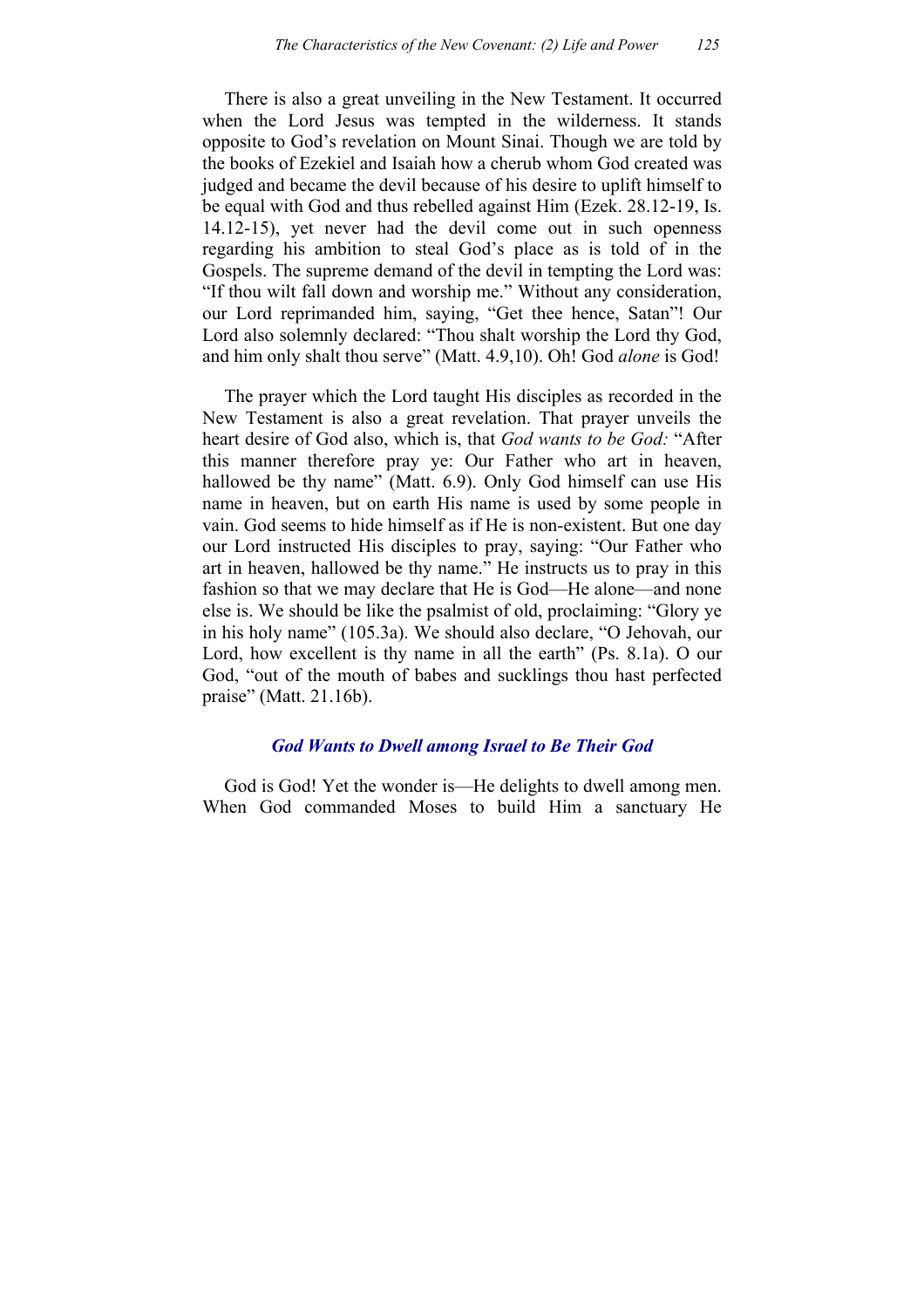There is also a great unveiling in the New Testament. It occurred when the Lord Jesus was tempted in the wilderness. It stands opposite to God's revelation on Mount Sinai. Though we are told by the books of Ezekiel and Isaiah how a cherub whom God created was judged and became the devil because of his desire to uplift himself to be equal with God and thus rebelled against Him (Ezek. 28.12-19, Is. 14.12-15), yet never had the devil come out in such openness regarding his ambition to steal God's place as is told of in the Gospels. The supreme demand of the devil in tempting the Lord was: "If thou wilt fall down and worship me." Without any consideration, our Lord reprimanded him, saying, "Get thee hence, Satan"! Our Lord also solemnly declared: "Thou shalt worship the Lord thy God, and him only shalt thou serve" (Matt. 4.9,10). Oh! God *alone* is God!

The prayer which the Lord taught His disciples as recorded in the New Testament is also a great revelation. That prayer unveils the heart desire of God also, which is, that *God wants to be God:* "After this manner therefore pray ye: Our Father who art in heaven, hallowed be thy name" (Matt. 6.9). Only God himself can use His name in heaven, but on earth His name is used by some people in vain. God seems to hide himself as if He is non-existent. But one day our Lord instructed His disciples to pray, saying: "Our Father who art in heaven, hallowed be thy name." He instructs us to pray in this fashion so that we may declare that He is God—He alone—and none else is. We should be like the psalmist of old, proclaiming: "Glory ye in his holy name" (105.3a). We should also declare, "O Jehovah, our Lord, how excellent is thy name in all the earth" (Ps. 8.1a). O our God, "out of the mouth of babes and sucklings thou hast perfected praise" (Matt. 21.16b).

### *God Wants to Dwell among Israel to Be Their God*

God is God! Yet the wonder is—He delights to dwell among men. When God commanded Moses to build Him a sanctuary He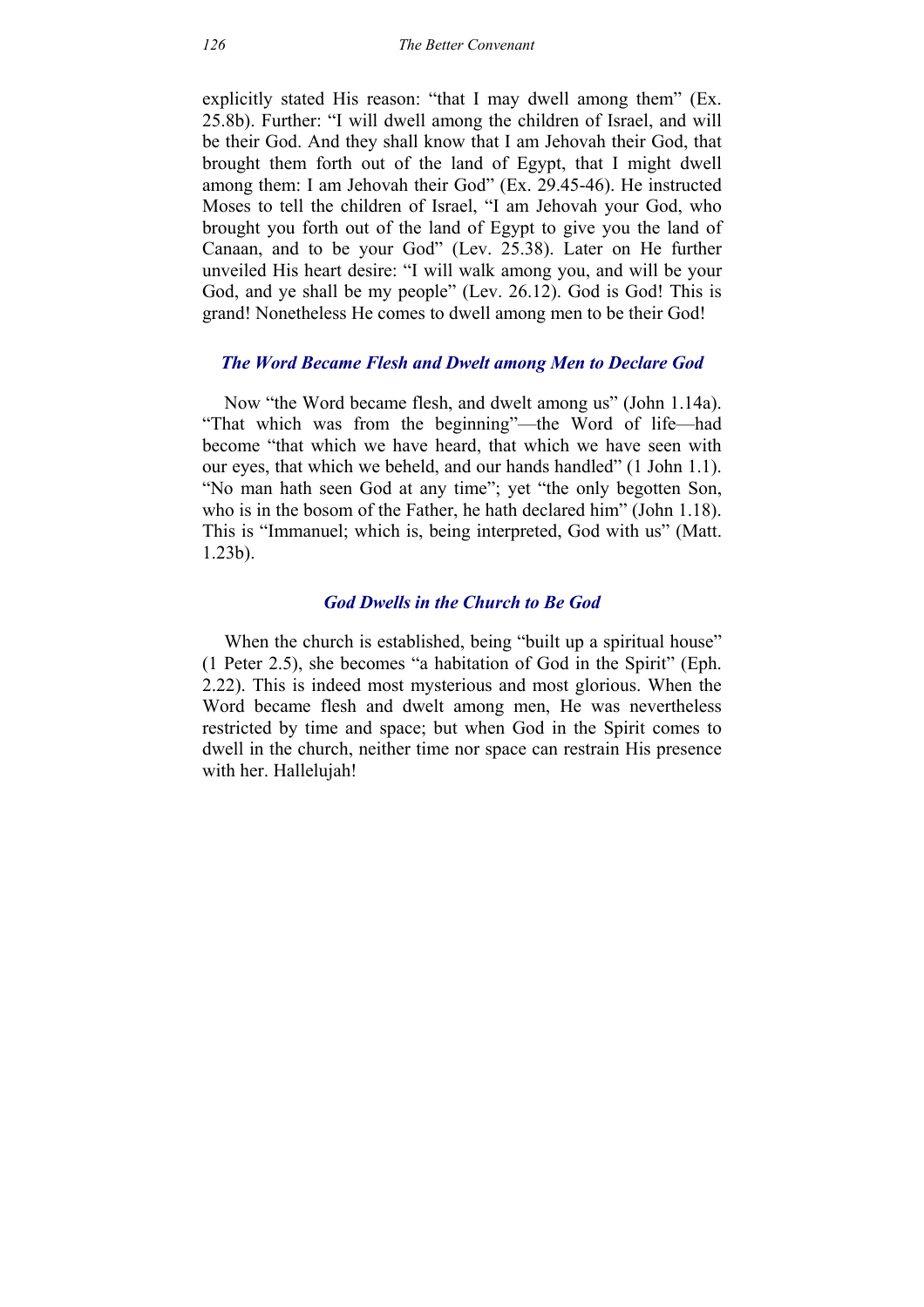explicitly stated His reason: "that I may dwell among them" (Ex. 25.8b). Further: "I will dwell among the children of Israel, and will be their God. And they shall know that I am Jehovah their God, that brought them forth out of the land of Egypt, that I might dwell among them: I am Jehovah their God" (Ex. 29.45-46). He instructed Moses to tell the children of Israel, "I am Jehovah your God, who brought you forth out of the land of Egypt to give you the land of Canaan, and to be your God" (Lev. 25.38). Later on He further unveiled His heart desire: "I will walk among you, and will be your God, and ye shall be my people" (Lev. 26.12). God is God! This is grand! Nonetheless He comes to dwell among men to be their God!

### *The Word Became Flesh and Dwelt among Men to Declare God*

Now "the Word became flesh, and dwelt among us" (John 1.14a). "That which was from the beginning"—the Word of life—had become "that which we have heard, that which we have seen with our eyes, that which we beheld, and our hands handled" (1 John 1.1). "No man hath seen God at any time"; yet "the only begotten Son, who is in the bosom of the Father, he hath declared him" (John 1.18). This is "Immanuel; which is, being interpreted, God with us" (Matt. 1.23b).

### *God Dwells in the Church to Be God*

When the church is established, being "built up a spiritual house" (1 Peter 2.5), she becomes "a habitation of God in the Spirit" (Eph. 2.22). This is indeed most mysterious and most glorious. When the Word became flesh and dwelt among men, He was nevertheless restricted by time and space; but when God in the Spirit comes to dwell in the church, neither time nor space can restrain His presence with her. Hallelujah!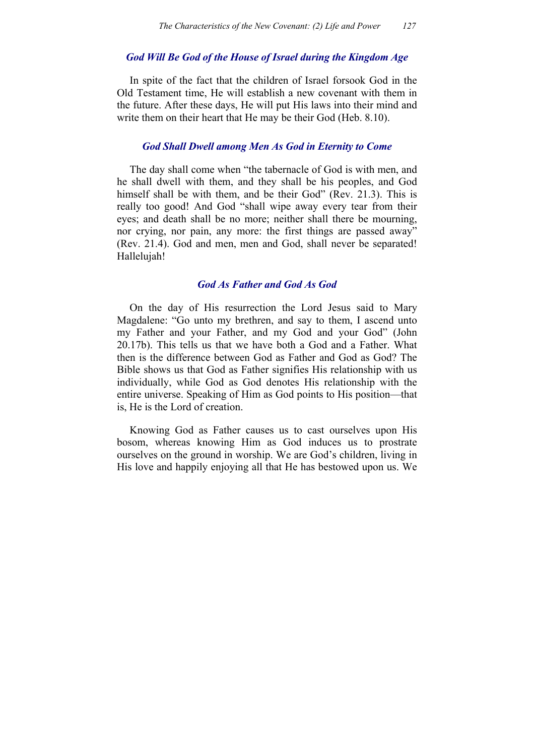### *God Will Be God of the House of Israel during the Kingdom Age*

In spite of the fact that the children of Israel forsook God in the Old Testament time, He will establish a new covenant with them in the future. After these days, He will put His laws into their mind and write them on their heart that He may be their God (Heb. 8.10).

### *God Shall Dwell among Men As God in Eternity to Come*

The day shall come when "the tabernacle of God is with men, and he shall dwell with them, and they shall be his peoples, and God himself shall be with them, and be their God" (Rev. 21.3). This is really too good! And God "shall wipe away every tear from their eyes; and death shall be no more; neither shall there be mourning, nor crying, nor pain, any more: the first things are passed away" (Rev. 21.4). God and men, men and God, shall never be separated! Hallelujah!

### *God As Father and God As God*

On the day of His resurrection the Lord Jesus said to Mary Magdalene: "Go unto my brethren, and say to them, I ascend unto my Father and your Father, and my God and your God" (John 20.17b). This tells us that we have both a God and a Father. What then is the difference between God as Father and God as God? The Bible shows us that God as Father signifies His relationship with us individually, while God as God denotes His relationship with the entire universe. Speaking of Him as God points to His position—that is, He is the Lord of creation.

Knowing God as Father causes us to cast ourselves upon His bosom, whereas knowing Him as God induces us to prostrate ourselves on the ground in worship. We are God's children, living in His love and happily enjoying all that He has bestowed upon us. We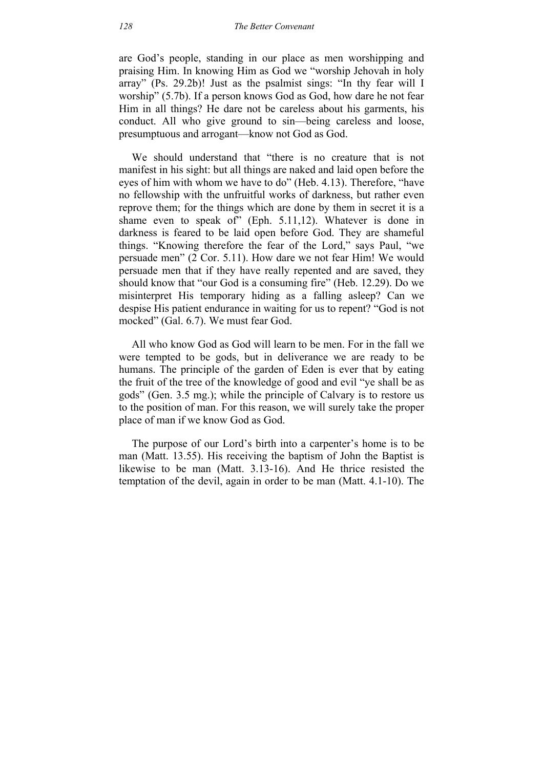are God's people, standing in our place as men worshipping and praising Him. In knowing Him as God we "worship Jehovah in holy array" (Ps. 29.2b)! Just as the psalmist sings: "In thy fear will I worship" (5.7b). If a person knows God as God, how dare he not fear Him in all things? He dare not be careless about his garments, his conduct. All who give ground to sin—being careless and loose, presumptuous and arrogant—know not God as God.

We should understand that "there is no creature that is not manifest in his sight: but all things are naked and laid open before the eyes of him with whom we have to do" (Heb. 4.13). Therefore, "have no fellowship with the unfruitful works of darkness, but rather even reprove them; for the things which are done by them in secret it is a shame even to speak of" (Eph. 5.11,12). Whatever is done in darkness is feared to be laid open before God. They are shameful things. "Knowing therefore the fear of the Lord," says Paul, "we persuade men" (2 Cor. 5.11). How dare we not fear Him! We would persuade men that if they have really repented and are saved, they should know that "our God is a consuming fire" (Heb. 12.29). Do we misinterpret His temporary hiding as a falling asleep? Can we despise His patient endurance in waiting for us to repent? "God is not mocked" (Gal. 6.7). We must fear God.

All who know God as God will learn to be men. For in the fall we were tempted to be gods, but in deliverance we are ready to be humans. The principle of the garden of Eden is ever that by eating the fruit of the tree of the knowledge of good and evil "ye shall be as gods" (Gen. 3.5 mg.); while the principle of Calvary is to restore us to the position of man. For this reason, we will surely take the proper place of man if we know God as God.

The purpose of our Lord's birth into a carpenter's home is to be man (Matt. 13.55). His receiving the baptism of John the Baptist is likewise to be man (Matt. 3.13-16). And He thrice resisted the temptation of the devil, again in order to be man (Matt. 4.1-10). The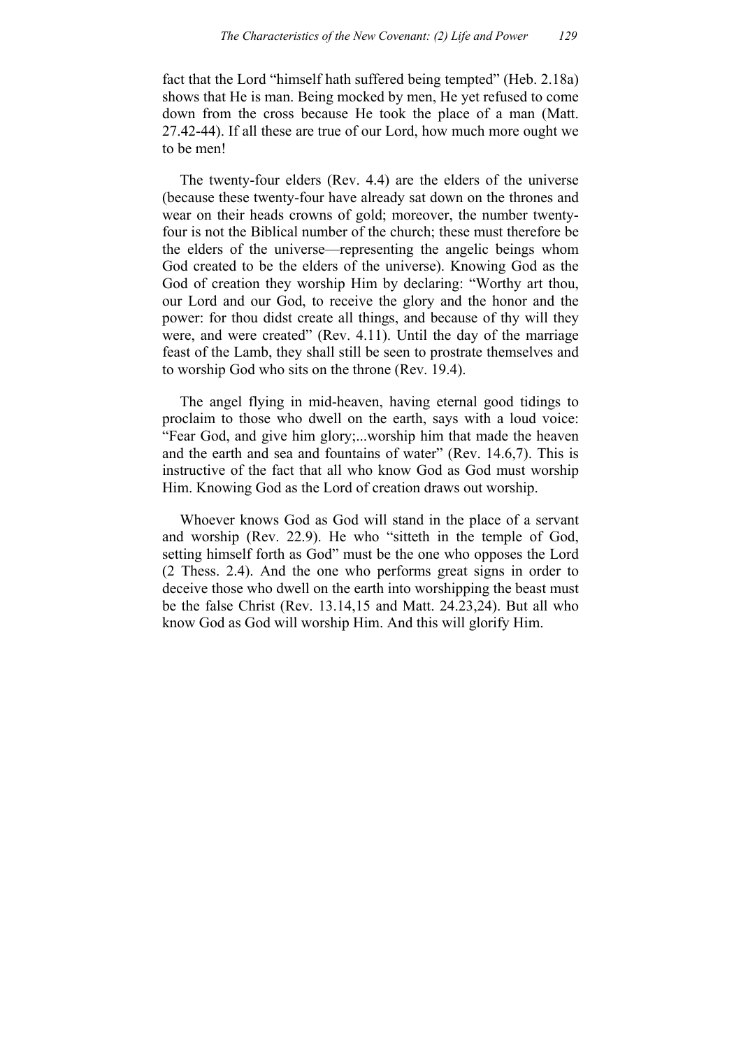fact that the Lord "himself hath suffered being tempted" (Heb. 2.18a) shows that He is man. Being mocked by men, He yet refused to come down from the cross because He took the place of a man (Matt. 27.42-44). If all these are true of our Lord, how much more ought we to be men!

The twenty-four elders (Rev. 4.4) are the elders of the universe (because these twenty-four have already sat down on the thrones and wear on their heads crowns of gold; moreover, the number twenty-four is not the Biblical number of the church; these must therefore be the elders of the universe—representing the angelic beings whom God created to be the elders of the universe). Knowing God as the God of creation they worship Him by declaring: "Worthy art thou, our Lord and our God, to receive the glory and the honor and the power: for thou didst create all things, and because of thy will they were, and were created" (Rev. 4.11). Until the day of the marriage feast of the Lamb, they shall still be seen to prostrate themselves and to worship God who sits on the throne (Rev. 19.4).

The angel flying in mid-heaven, having eternal good tidings to proclaim to those who dwell on the earth, says with a loud voice: "Fear God, and give him glory;...worship him that made the heaven and the earth and sea and fountains of water" (Rev. 14.6,7). This is instructive of the fact that all who know God as God must worship Him. Knowing God as the Lord of creation draws out worship.

Whoever knows God as God will stand in the place of a servant and worship (Rev. 22.9). He who "sitteth in the temple of God, setting himself forth as God" must be the one who opposes the Lord (2 Thess. 2.4). And the one who performs great signs in order to deceive those who dwell on the earth into worshipping the beast must be the false Christ (Rev. 13.14,15 and Matt. 24.23,24). But all who know God as God will worship Him. And this will glorify Him.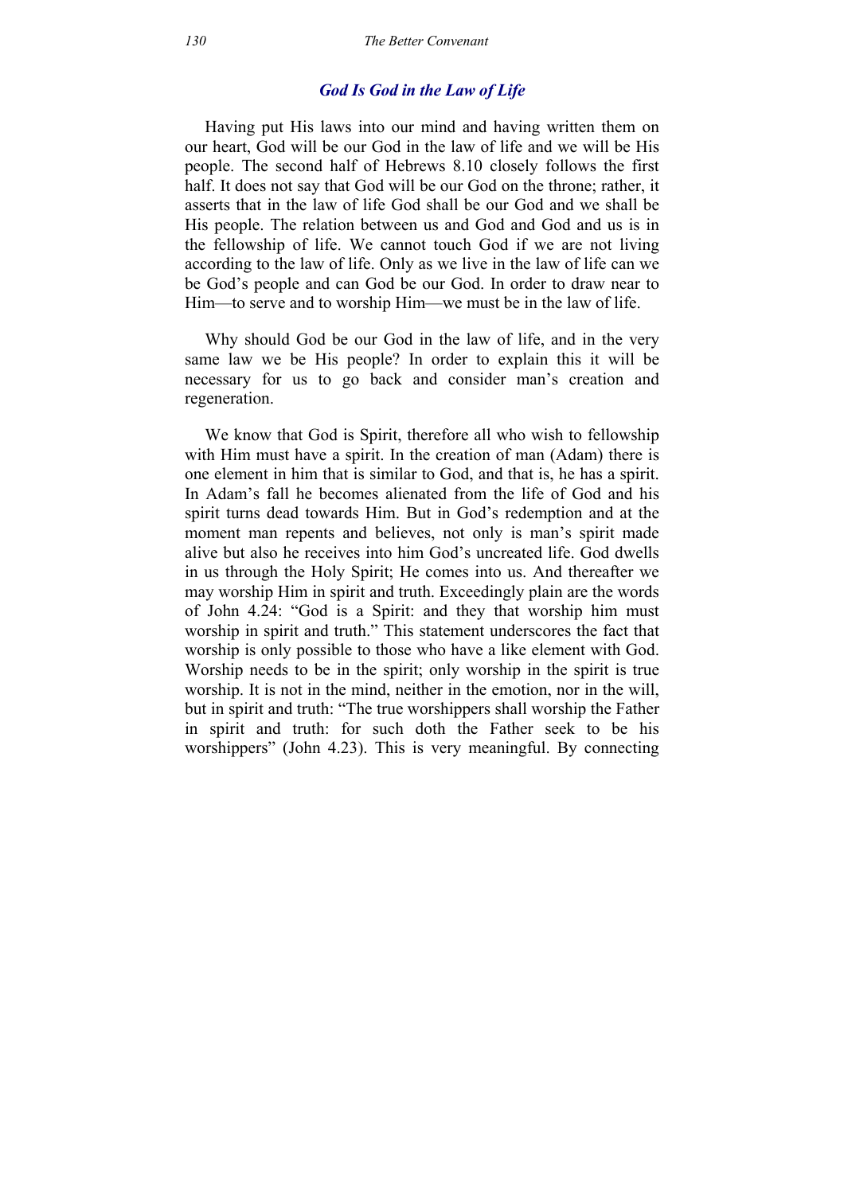## *God Is God in the Law of Life*

Having put His laws into our mind and having written them on our heart, God will be our God in the law of life and we will be His people. The second half of Hebrews 8.10 closely follows the first half. It does not say that God will be our God on the throne; rather, it asserts that in the law of life God shall be our God and we shall be His people. The relation between us and God and God and us is in the fellowship of life. We cannot touch God if we are not living according to the law of life. Only as we live in the law of life can we be God's people and can God be our God. In order to draw near to Him—to serve and to worship Him—we must be in the law of life.

Why should God be our God in the law of life, and in the very same law we be His people? In order to explain this it will be necessary for us to go back and consider man's creation and regeneration.

We know that God is Spirit, therefore all who wish to fellowship with Him must have a spirit. In the creation of man (Adam) there is one element in him that is similar to God, and that is, he has a spirit. In Adam's fall he becomes alienated from the life of God and his spirit turns dead towards Him. But in God's redemption and at the moment man repents and believes, not only is man's spirit made alive but also he receives into him God's uncreated life. God dwells in us through the Holy Spirit; He comes into us. And thereafter we may worship Him in spirit and truth. Exceedingly plain are the words of John 4.24: "God is a Spirit: and they that worship him must worship in spirit and truth." This statement underscores the fact that worship is only possible to those who have a like element with God. Worship needs to be in the spirit; only worship in the spirit is true worship. It is not in the mind, neither in the emotion, nor in the will, but in spirit and truth: "The true worshippers shall worship the Father in spirit and truth: for such doth the Father seek to be his worshippers" (John 4.23). This is very meaningful. By connecting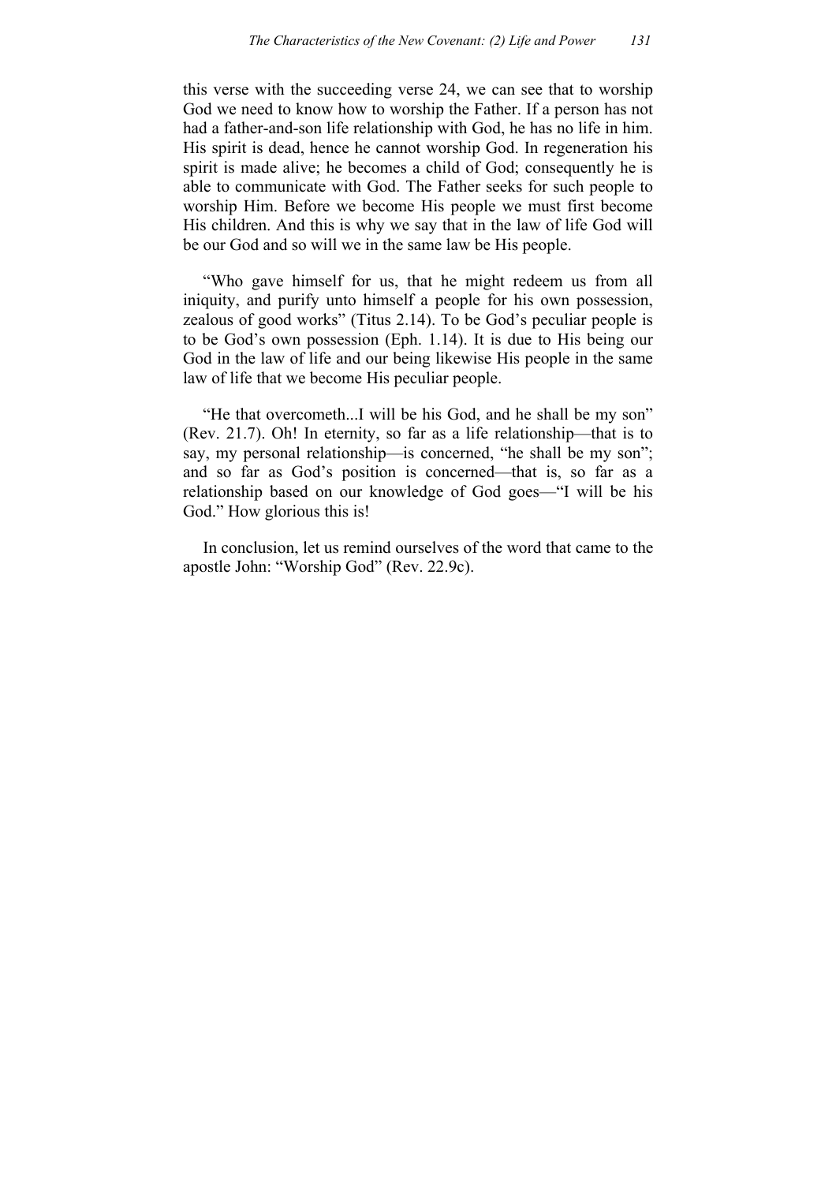this verse with the succeeding verse 24, we can see that to worship God we need to know how to worship the Father. If a person has not had a father-and-son life relationship with God, he has no life in him. His spirit is dead, hence he cannot worship God. In regeneration his spirit is made alive; he becomes a child of God; consequently he is able to communicate with God. The Father seeks for such people to worship Him. Before we become His people we must first become His children. And this is why we say that in the law of life God will be our God and so will we in the same law be His people.

"Who gave himself for us, that he might redeem us from all iniquity, and purify unto himself a people for his own possession, zealous of good works" (Titus 2.14). To be God's peculiar people is to be God's own possession (Eph. 1.14). It is due to His being our God in the law of life and our being likewise His people in the same law of life that we become His peculiar people.

"He that overcometh...I will be his God, and he shall be my son" (Rev. 21.7). Oh! In eternity, so far as a life relationship—that is to say, my personal relationship—is concerned, "he shall be my son"; and so far as God's position is concerned—that is, so far as a relationship based on our knowledge of God goes—"I will be his God." How glorious this is!

In conclusion, let us remind ourselves of the word that came to the apostle John: "Worship God" (Rev. 22.9c).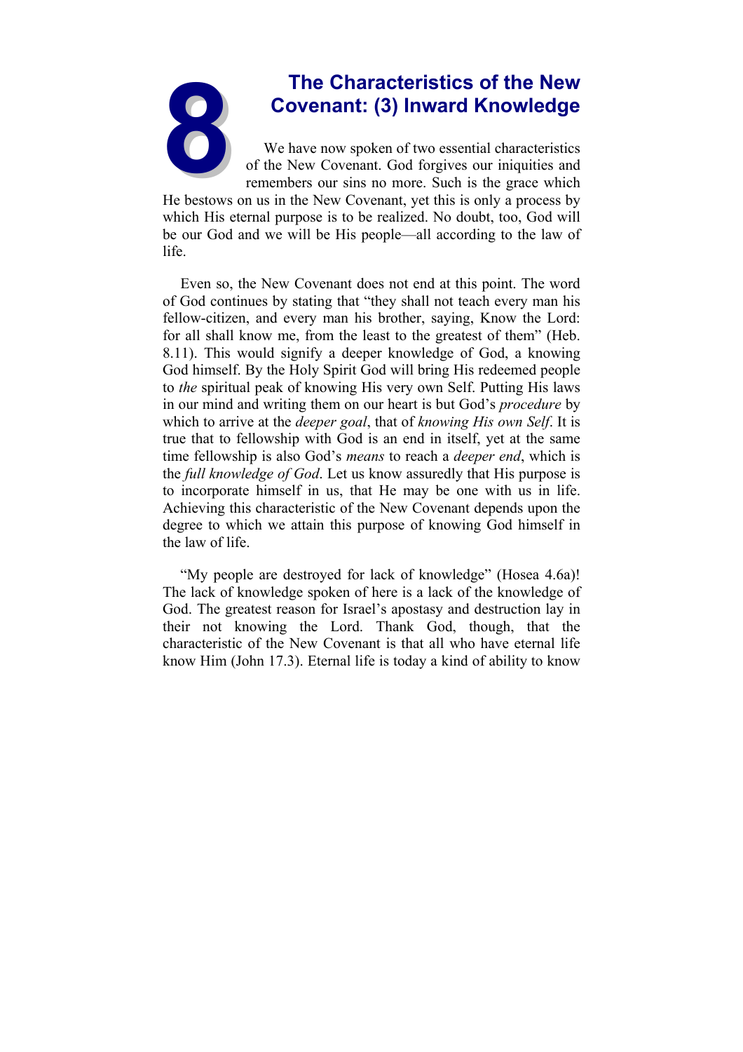# 8 The Characteristics of the New Covenant: (3) Inward Knowledge

We have now spoken of two essential characteristics of the New Covenant. God forgives our iniquities and remembers our sins no more. Such is the grace which He bestows on us in the New Covenant, yet this is only a process by which His eternal purpose is to be realized. No doubt, too, God will be our God and we will be His people—all according to the law of life.

Even so, the New Covenant does not end at this point. The word of God continues by stating that "they shall not teach every man his fellow-citizen, and every man his brother, saying, Know the Lord: for all shall know me, from the least to the greatest of them" (Heb. 8.11). This would signify a deeper knowledge of God, a knowing God himself. By the Holy Spirit God will bring His redeemed people to *the* spiritual peak of knowing His very own Self. Putting His laws in our mind and writing them on our heart is but God's *procedure* by which to arrive at the *deeper goal*, that of *knowing His own Self*. It is true that to fellowship with God is an end in itself, yet at the same time fellowship is also God's *means* to reach a *deeper end*, which is the *full knowledge of God*. Let us know assuredly that His purpose is to incorporate himself in us, that He may be one with us in life. Achieving this characteristic of the New Covenant depends upon the degree to which we attain this purpose of knowing God himself in the law of life.

"My people are destroyed for lack of knowledge" (Hosea 4.6a)! The lack of knowledge spoken of here is a lack of the knowledge of God. The greatest reason for Israel's apostasy and destruction lay in their not knowing the Lord. Thank God, though, that the characteristic of the New Covenant is that all who have eternal life know Him (John 17.3). Eternal life is today a kind of ability to know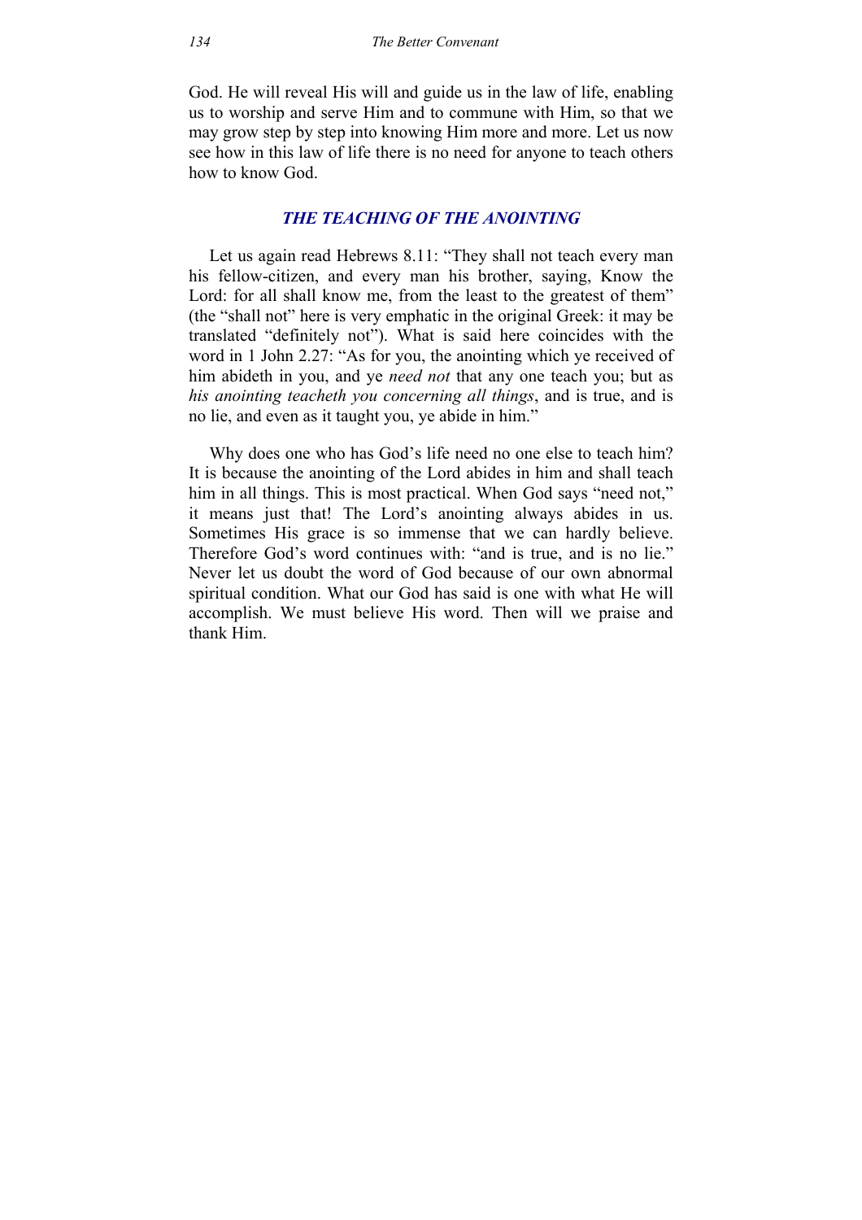God. He will reveal His will and guide us in the law of life, enabling us to worship and serve Him and to commune with Him, so that we may grow step by step into knowing Him more and more. Let us now see how in this law of life there is no need for anyone to teach others how to know God.

## *THE TEACHING OF THE ANOINTING*

Let us again read Hebrews 8.11: "They shall not teach every man his fellow-citizen, and every man his brother, saying, Know the Lord: for all shall know me, from the least to the greatest of them" (the "shall not" here is very emphatic in the original Greek: it may be translated "definitely not"). What is said here coincides with the word in 1 John 2.27: "As for you, the anointing which ye received of him abideth in you, and ye *need not* that any one teach you; but as *his anointing teacheth you concerning all things*, and is true, and is no lie, and even as it taught you, ye abide in him."

Why does one who has God's life need no one else to teach him? It is because the anointing of the Lord abides in him and shall teach him in all things. This is most practical. When God says "need not," it means just that! The Lord's anointing always abides in us. Sometimes His grace is so immense that we can hardly believe. Therefore God's word continues with: "and is true, and is no lie." Never let us doubt the word of God because of our own abnormal spiritual condition. What our God has said is one with what He will accomplish. We must believe His word. Then will we praise and thank Him.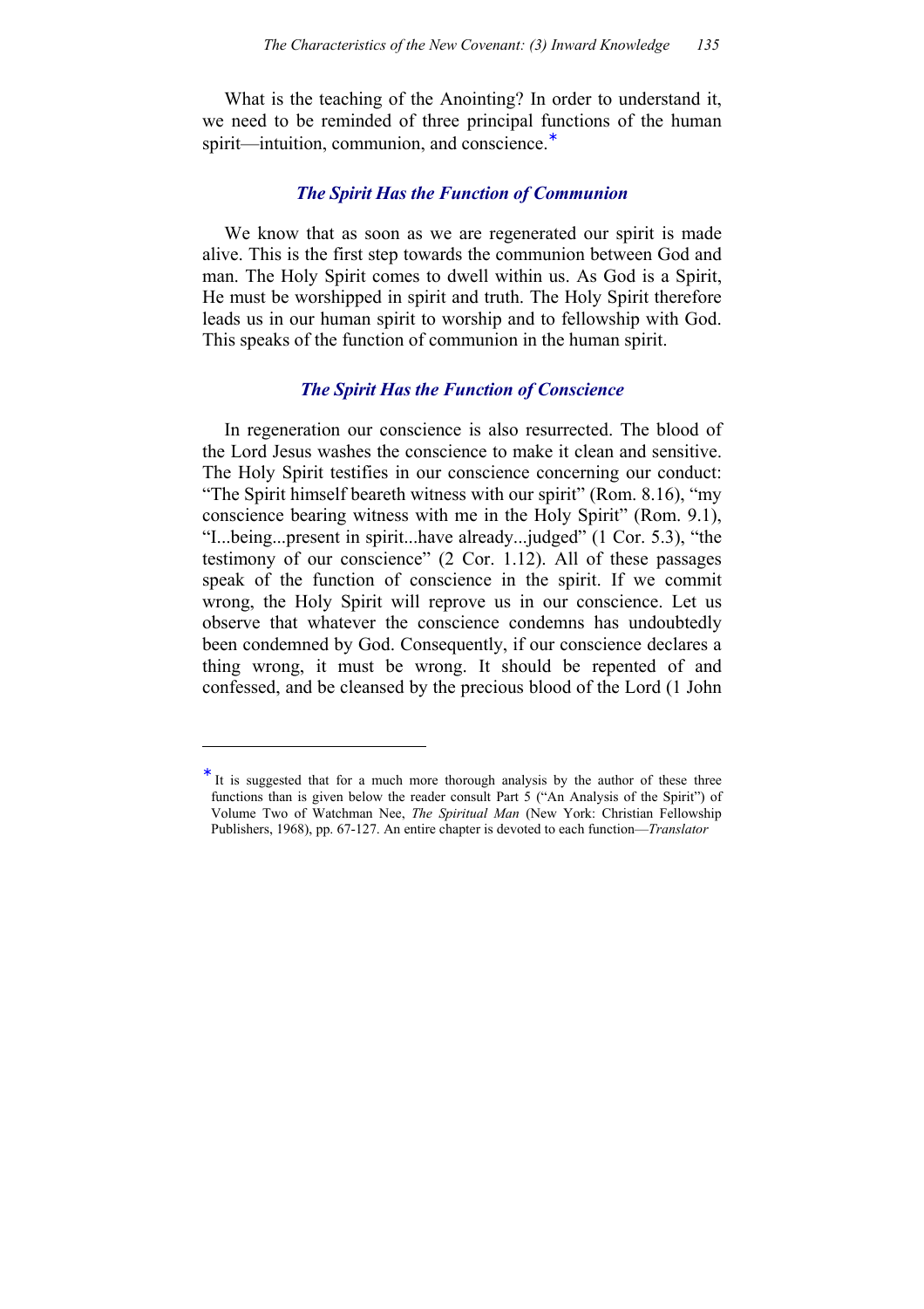What is the teaching of the Anointing? In order to understand it, we need to be reminded of three principal functions of the human spirit—intuition, communion, and conscience.*

### *The Spirit Has the Function of Communion*

We know that as soon as we are regenerated our spirit is made alive. This is the first step towards the communion between God and man. The Holy Spirit comes to dwell within us. As God is a Spirit, He must be worshipped in spirit and truth. The Holy Spirit therefore leads us in our human spirit to worship and to fellowship with God. This speaks of the function of communion in the human spirit.

### *The Spirit Has the Function of Conscience*

In regeneration our conscience is also resurrected. The blood of the Lord Jesus washes the conscience to make it clean and sensitive. The Holy Spirit testifies in our conscience concerning our conduct: "The Spirit himself beareth witness with our spirit" (Rom. 8.16), "my conscience bearing witness with me in the Holy Spirit" (Rom. 9.1), "I...being...present in spirit...have already...judged" (1 Cor. 5.3), "the testimony of our conscience" (2 Cor. 1.12). All of these passages speak of the function of conscience in the spirit. If we commit wrong, the Holy Spirit will reprove us in our conscience. Let us observe that whatever the conscience condemns has undoubtedly been condemned by God. Consequently, if our conscience declares a thing wrong, it must be wrong. It should be repented of and confessed, and be cleansed by the precious blood of the Lord (1 John

---

* It is suggested that for a much more thorough analysis by the author of these three functions than is given below the reader consult Part 5 ("An Analysis of the Spirit") of Volume Two of Watchman Nee, *The Spiritual Man* (New York: Christian Fellowship Publishers, 1968), pp. 67-127. An entire chapter is devoted to each function—*Translator*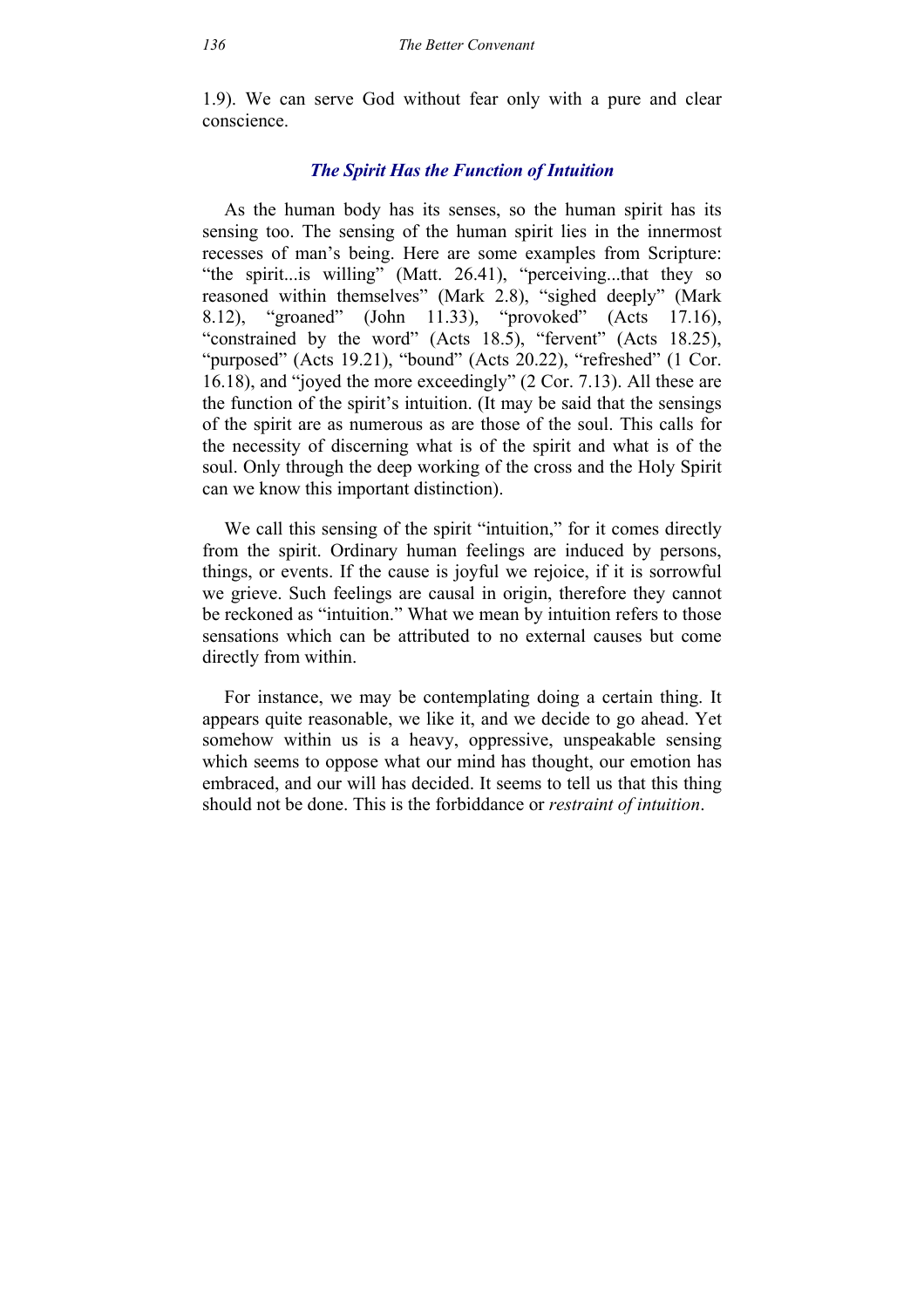1.9). We can serve God without fear only with a pure and clear conscience.

### *The Spirit Has the Function of Intuition*

As the human body has its senses, so the human spirit has its sensing too. The sensing of the human spirit lies in the innermost recesses of man's being. Here are some examples from Scripture: "the spirit...is willing" (Matt. 26.41), "perceiving...that they so reasoned within themselves" (Mark 2.8), "sighed deeply" (Mark 8.12), "groaned" (John 11.33), "provoked" (Acts 17.16), "constrained by the word" (Acts 18.5), "fervent" (Acts 18.25), "purposed" (Acts 19.21), "bound" (Acts 20.22), "refreshed" (1 Cor. 16.18), and "joyed the more exceedingly" (2 Cor. 7.13). All these are the function of the spirit's intuition. (It may be said that the sensings of the spirit are as numerous as are those of the soul. This calls for the necessity of discerning what is of the spirit and what is of the soul. Only through the deep working of the cross and the Holy Spirit can we know this important distinction).

We call this sensing of the spirit "intuition," for it comes directly from the spirit. Ordinary human feelings are induced by persons, things, or events. If the cause is joyful we rejoice, if it is sorrowful we grieve. Such feelings are causal in origin, therefore they cannot be reckoned as "intuition." What we mean by intuition refers to those sensations which can be attributed to no external causes but come directly from within.

For instance, we may be contemplating doing a certain thing. It appears quite reasonable, we like it, and we decide to go ahead. Yet somehow within us is a heavy, oppressive, unspeakable sensing which seems to oppose what our mind has thought, our emotion has embraced, and our will has decided. It seems to tell us that this thing should not be done. This is the forbiddance or *restraint of intuition*.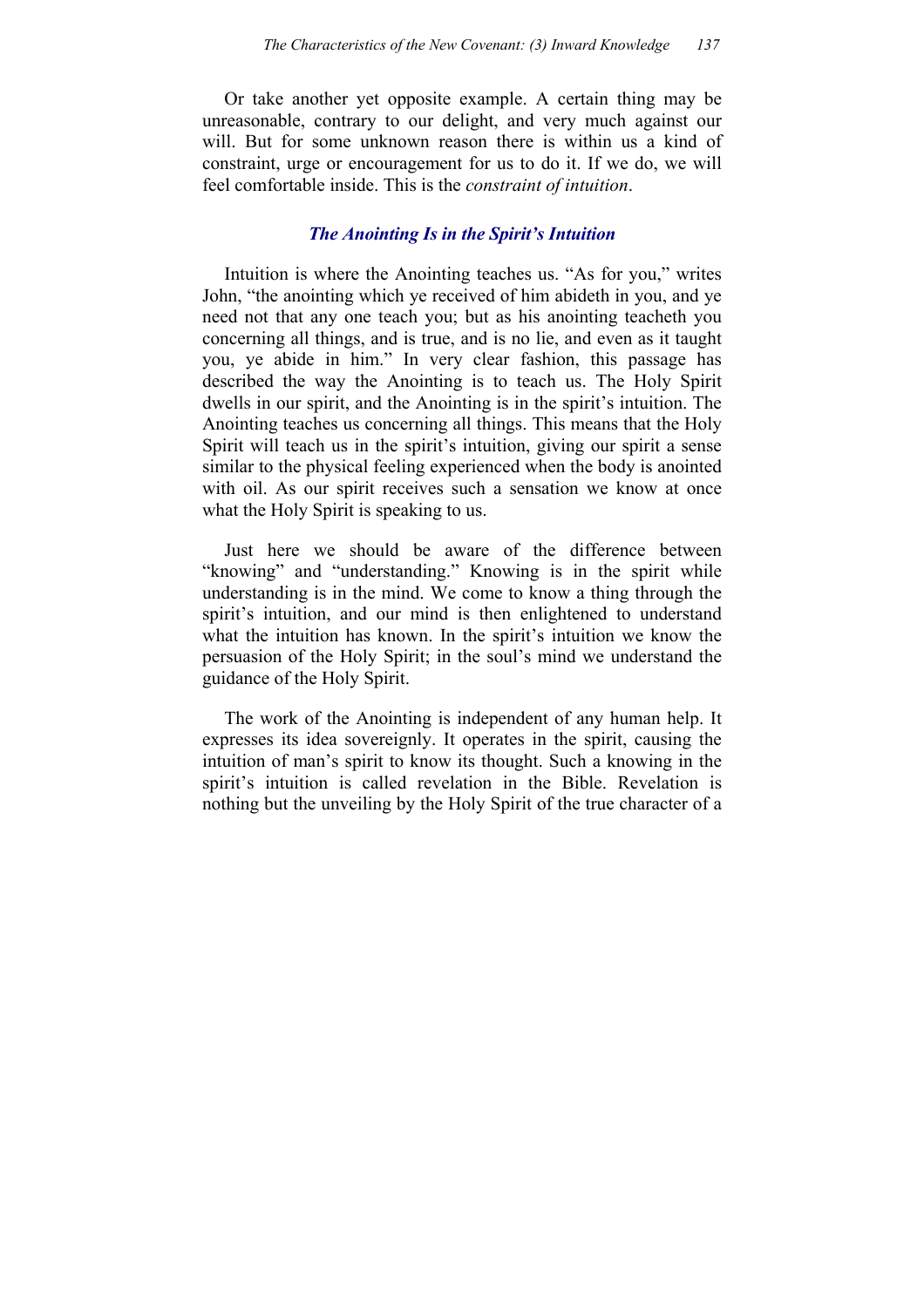Or take another yet opposite example. A certain thing may be unreasonable, contrary to our delight, and very much against our will. But for some unknown reason there is within us a kind of constraint, urge or encouragement for us to do it. If we do, we will feel comfortable inside. This is the *constraint of intuition*.

### *The Anointing Is in the Spirit's Intuition*

Intuition is where the Anointing teaches us. "As for you," writes John, "the anointing which ye received of him abideth in you, and ye need not that any one teach you; but as his anointing teacheth you concerning all things, and is true, and is no lie, and even as it taught you, ye abide in him." In very clear fashion, this passage has described the way the Anointing is to teach us. The Holy Spirit dwells in our spirit, and the Anointing is in the spirit's intuition. The Anointing teaches us concerning all things. This means that the Holy Spirit will teach us in the spirit's intuition, giving our spirit a sense similar to the physical feeling experienced when the body is anointed with oil. As our spirit receives such a sensation we know at once what the Holy Spirit is speaking to us.

Just here we should be aware of the difference between "knowing" and "understanding." Knowing is in the spirit while understanding is in the mind. We come to know a thing through the spirit's intuition, and our mind is then enlightened to understand what the intuition has known. In the spirit's intuition we know the persuasion of the Holy Spirit; in the soul's mind we understand the guidance of the Holy Spirit.

The work of the Anointing is independent of any human help. It expresses its idea sovereignly. It operates in the spirit, causing the intuition of man's spirit to know its thought. Such a knowing in the spirit's intuition is called revelation in the Bible. Revelation is nothing but the unveiling by the Holy Spirit of the true character of a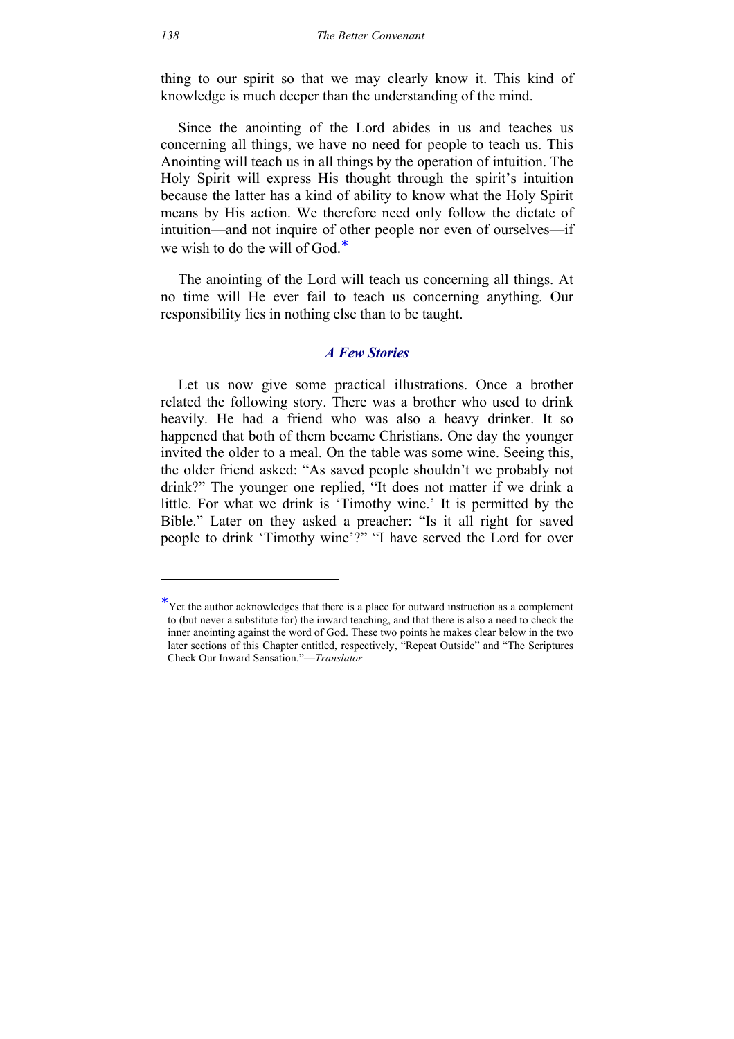thing to our spirit so that we may clearly know it. This kind of knowledge is much deeper than the understanding of the mind.

Since the anointing of the Lord abides in us and teaches us concerning all things, we have no need for people to teach us. This Anointing will teach us in all things by the operation of intuition. The Holy Spirit will express His thought through the spirit's intuition because the latter has a kind of ability to know what the Holy Spirit means by His action. We therefore need only follow the dictate of intuition—and not inquire of other people nor even of ourselves—if we wish to do the will of God.*

The anointing of the Lord will teach us concerning all things. At no time will He ever fail to teach us concerning anything. Our responsibility lies in nothing else than to be taught.

### *A Few Stories*

Let us now give some practical illustrations. Once a brother related the following story. There was a brother who used to drink heavily. He had a friend who was also a heavy drinker. It so happened that both of them became Christians. One day the younger invited the older to a meal. On the table was some wine. Seeing this, the older friend asked: "As saved people shouldn't we probably not drink?" The younger one replied, "It does not matter if we drink a little. For what we drink is 'Timothy wine.' It is permitted by the Bible." Later on they asked a preacher: "Is it all right for saved people to drink 'Timothy wine'?" "I have served the Lord for over

---

*Yet the author acknowledges that there is a place for outward instruction as a complement to (but never a substitute for) the inward teaching, and that there is also a need to check the inner anointing against the word of God. These two points he makes clear below in the two later sections of this Chapter entitled, respectively, "Repeat Outside" and "The Scriptures Check Our Inward Sensation."—*Translator*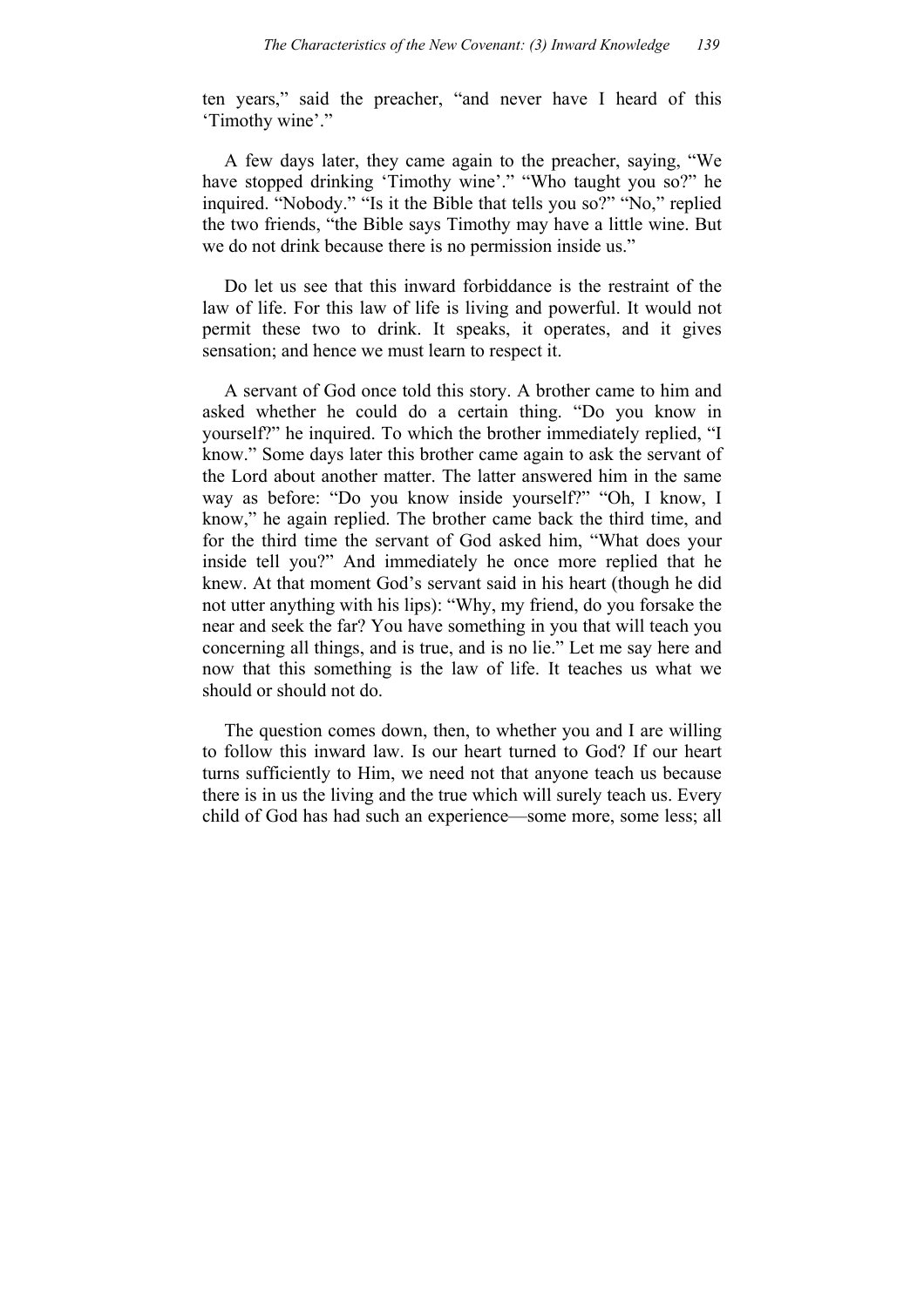ten years," said the preacher, "and never have I heard of this 'Timothy wine'."

A few days later, they came again to the preacher, saying, "We have stopped drinking 'Timothy wine'." "Who taught you so?" he inquired. "Nobody." "Is it the Bible that tells you so?" "No," replied the two friends, "the Bible says Timothy may have a little wine. But we do not drink because there is no permission inside us."

Do let us see that this inward forbiddance is the restraint of the law of life. For this law of life is living and powerful. It would not permit these two to drink. It speaks, it operates, and it gives sensation; and hence we must learn to respect it.

A servant of God once told this story. A brother came to him and asked whether he could do a certain thing. "Do you know in yourself?" he inquired. To which the brother immediately replied, "I know." Some days later this brother came again to ask the servant of the Lord about another matter. The latter answered him in the same way as before: "Do you know inside yourself?" "Oh, I know, I know," he again replied. The brother came back the third time, and for the third time the servant of God asked him, "What does your inside tell you?" And immediately he once more replied that he knew. At that moment God's servant said in his heart (though he did not utter anything with his lips): "Why, my friend, do you forsake the near and seek the far? You have something in you that will teach you concerning all things, and is true, and is no lie." Let me say here and now that this something is the law of life. It teaches us what we should or should not do.

The question comes down, then, to whether you and I are willing to follow this inward law. Is our heart turned to God? If our heart turns sufficiently to Him, we need not that anyone teach us because there is in us the living and the true which will surely teach us. Every child of God has had such an experience—some more, some less; all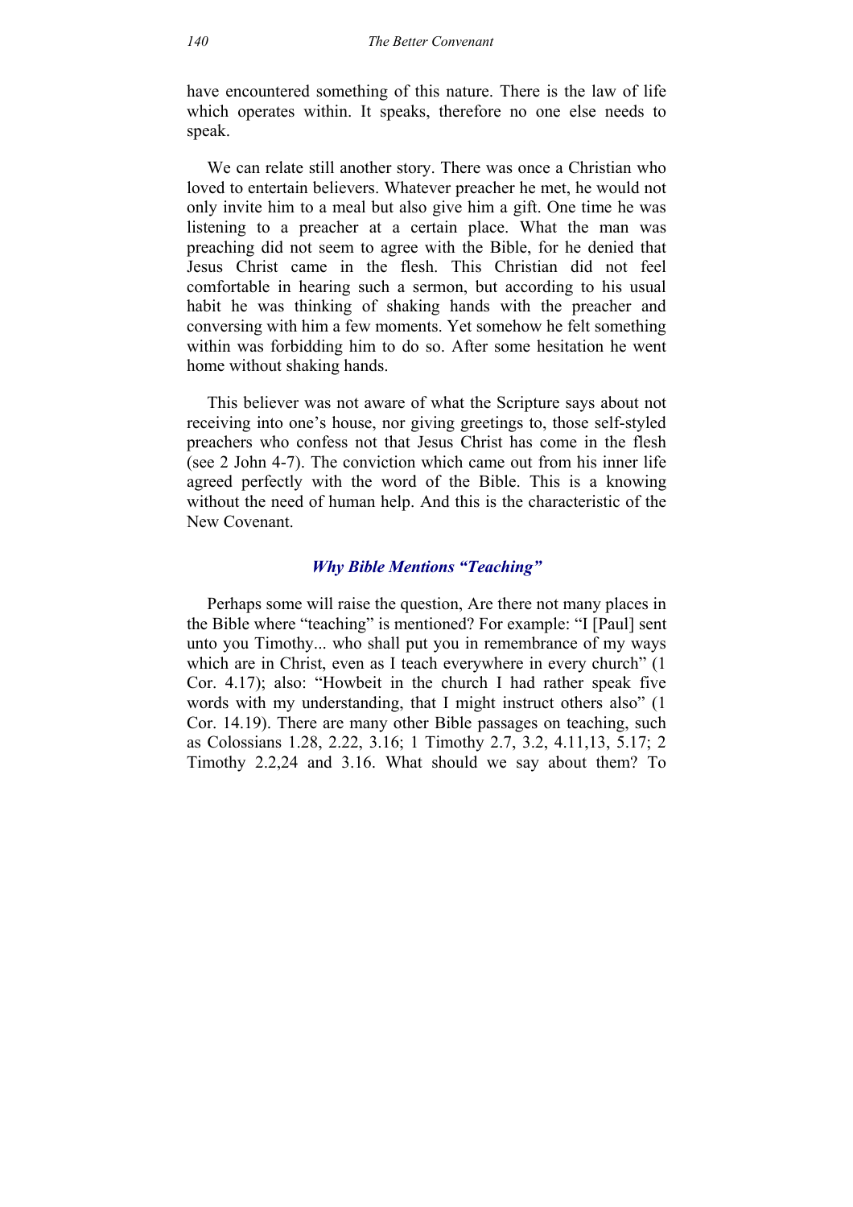have encountered something of this nature. There is the law of life which operates within. It speaks, therefore no one else needs to speak.

We can relate still another story. There was once a Christian who loved to entertain believers. Whatever preacher he met, he would not only invite him to a meal but also give him a gift. One time he was listening to a preacher at a certain place. What the man was preaching did not seem to agree with the Bible, for he denied that Jesus Christ came in the flesh. This Christian did not feel comfortable in hearing such a sermon, but according to his usual habit he was thinking of shaking hands with the preacher and conversing with him a few moments. Yet somehow he felt something within was forbidding him to do so. After some hesitation he went home without shaking hands.

This believer was not aware of what the Scripture says about not receiving into one's house, nor giving greetings to, those self-styled preachers who confess not that Jesus Christ has come in the flesh (see 2 John 4-7). The conviction which came out from his inner life agreed perfectly with the word of the Bible. This is a knowing without the need of human help. And this is the characteristic of the New Covenant.

### *Why Bible Mentions "Teaching"*

Perhaps some will raise the question, Are there not many places in the Bible where "teaching" is mentioned? For example: "I [Paul] sent unto you Timothy... who shall put you in remembrance of my ways which are in Christ, even as I teach everywhere in every church" (1 Cor. 4.17); also: "Howbeit in the church I had rather speak five words with my understanding, that I might instruct others also" (1 Cor. 14.19). There are many other Bible passages on teaching, such as Colossians 1.28, 2.22, 3.16; 1 Timothy 2.7, 3.2, 4.11,13, 5.17; 2 Timothy 2.2,24 and 3.16. What should we say about them? To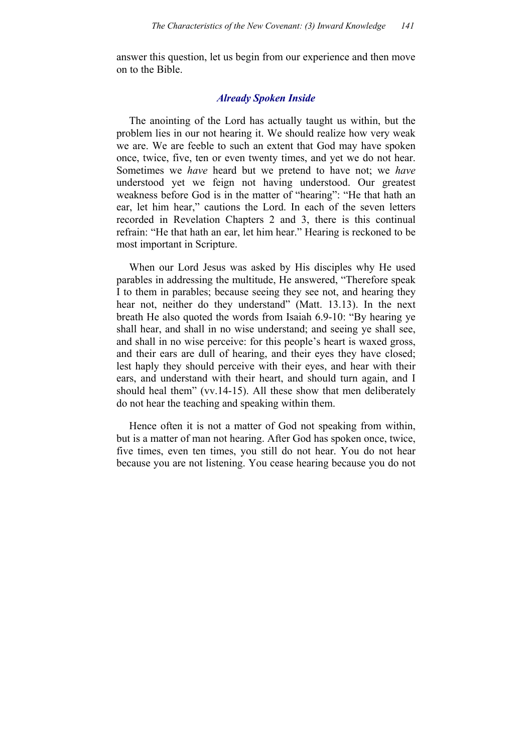answer this question, let us begin from our experience and then move on to the Bible.

### *Already Spoken Inside*

The anointing of the Lord has actually taught us within, but the problem lies in our not hearing it. We should realize how very weak we are. We are feeble to such an extent that God may have spoken once, twice, five, ten or even twenty times, and yet we do not hear. Sometimes we *have* heard but we pretend to have not; we *have* understood yet we feign not having understood. Our greatest weakness before God is in the matter of "hearing": "He that hath an ear, let him hear," cautions the Lord. In each of the seven letters recorded in Revelation Chapters 2 and 3, there is this continual refrain: "He that hath an ear, let him hear." Hearing is reckoned to be most important in Scripture.

When our Lord Jesus was asked by His disciples why He used parables in addressing the multitude, He answered, "Therefore speak I to them in parables; because seeing they see not, and hearing they hear not, neither do they understand" (Matt. 13.13). In the next breath He also quoted the words from Isaiah 6.9-10: "By hearing ye shall hear, and shall in no wise understand; and seeing ye shall see, and shall in no wise perceive: for this people's heart is waxed gross, and their ears are dull of hearing, and their eyes they have closed; lest haply they should perceive with their eyes, and hear with their ears, and understand with their heart, and should turn again, and I should heal them" (vv.14-15). All these show that men deliberately do not hear the teaching and speaking within them.

Hence often it is not a matter of God not speaking from within, but is a matter of man not hearing. After God has spoken once, twice, five times, even ten times, you still do not hear. You do not hear because you are not listening. You cease hearing because you do not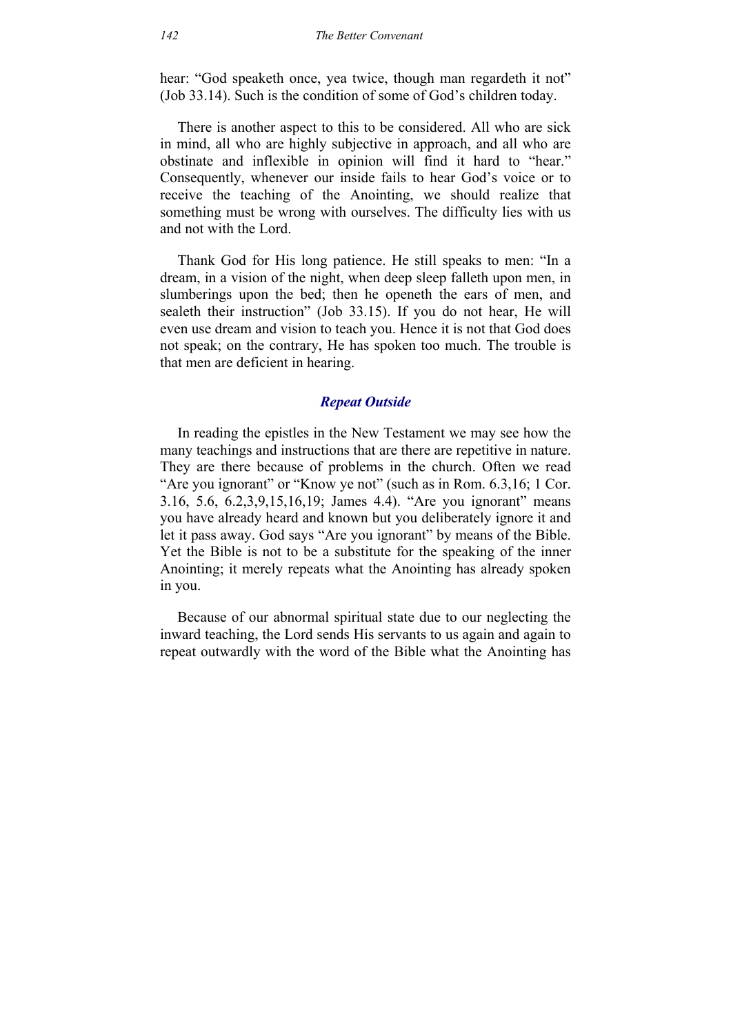hear: "God speaketh once, yea twice, though man regardeth it not" (Job 33.14). Such is the condition of some of God's children today.

There is another aspect to this to be considered. All who are sick in mind, all who are highly subjective in approach, and all who are obstinate and inflexible in opinion will find it hard to "hear." Consequently, whenever our inside fails to hear God's voice or to receive the teaching of the Anointing, we should realize that something must be wrong with ourselves. The difficulty lies with us and not with the Lord.

Thank God for His long patience. He still speaks to men: "In a dream, in a vision of the night, when deep sleep falleth upon men, in slumberings upon the bed; then he openeth the ears of men, and sealeth their instruction" (Job 33.15). If you do not hear, He will even use dream and vision to teach you. Hence it is not that God does not speak; on the contrary, He has spoken too much. The trouble is that men are deficient in hearing.

### *Repeat Outside*

In reading the epistles in the New Testament we may see how the many teachings and instructions that are there are repetitive in nature. They are there because of problems in the church. Often we read "Are you ignorant" or "Know ye not" (such as in Rom. 6.3,16; 1 Cor. 3.16, 5.6, 6.2,3,9,15,16,19; James 4.4). "Are you ignorant" means you have already heard and known but you deliberately ignore it and let it pass away. God says "Are you ignorant" by means of the Bible. Yet the Bible is not to be a substitute for the speaking of the inner Anointing; it merely repeats what the Anointing has already spoken in you.

Because of our abnormal spiritual state due to our neglecting the inward teaching, the Lord sends His servants to us again and again to repeat outwardly with the word of the Bible what the Anointing has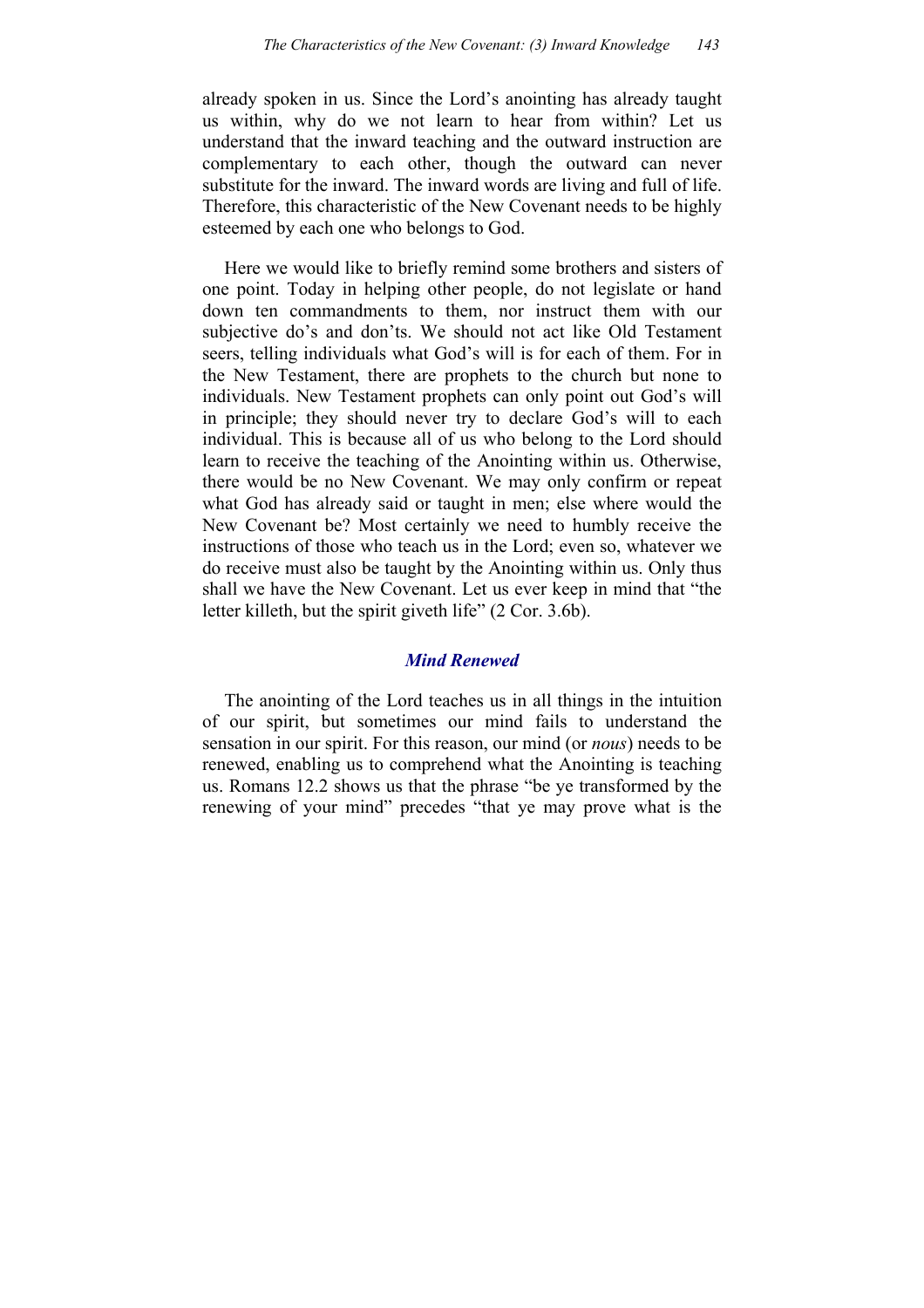already spoken in us. Since the Lord's anointing has already taught us within, why do we not learn to hear from within? Let us understand that the inward teaching and the outward instruction are complementary to each other, though the outward can never substitute for the inward. The inward words are living and full of life. Therefore, this characteristic of the New Covenant needs to be highly esteemed by each one who belongs to God.

Here we would like to briefly remind some brothers and sisters of one point. Today in helping other people, do not legislate or hand down ten commandments to them, nor instruct them with our subjective do's and don'ts. We should not act like Old Testament seers, telling individuals what God's will is for each of them. For in the New Testament, there are prophets to the church but none to individuals. New Testament prophets can only point out God's will in principle; they should never try to declare God's will to each individual. This is because all of us who belong to the Lord should learn to receive the teaching of the Anointing within us. Otherwise, there would be no New Covenant. We may only confirm or repeat what God has already said or taught in men; else where would the New Covenant be? Most certainly we need to humbly receive the instructions of those who teach us in the Lord; even so, whatever we do receive must also be taught by the Anointing within us. Only thus shall we have the New Covenant. Let us ever keep in mind that "the letter killeth, but the spirit giveth life" (2 Cor. 3.6b).

### *Mind Renewed*

The anointing of the Lord teaches us in all things in the intuition of our spirit, but sometimes our mind fails to understand the sensation in our spirit. For this reason, our mind (or *nous*) needs to be renewed, enabling us to comprehend what the Anointing is teaching us. Romans 12.2 shows us that the phrase "be ye transformed by the renewing of your mind" precedes "that ye may prove what is the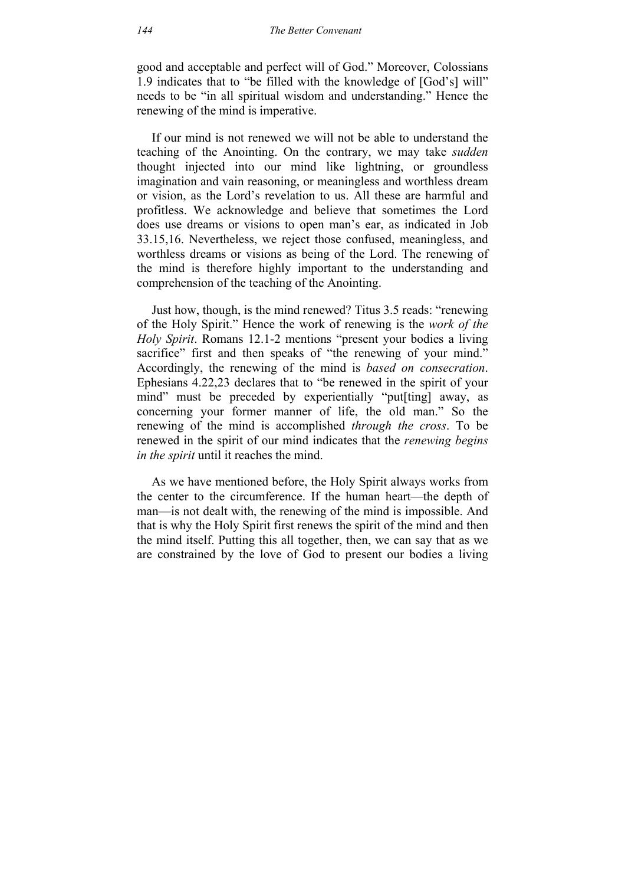good and acceptable and perfect will of God." Moreover, Colossians 1.9 indicates that to "be filled with the knowledge of [God's] will" needs to be "in all spiritual wisdom and understanding." Hence the renewing of the mind is imperative.

If our mind is not renewed we will not be able to understand the teaching of the Anointing. On the contrary, we may take *sudden* thought injected into our mind like lightning, or groundless imagination and vain reasoning, or meaningless and worthless dream or vision, as the Lord's revelation to us. All these are harmful and profitless. We acknowledge and believe that sometimes the Lord does use dreams or visions to open man's ear, as indicated in Job 33.15,16. Nevertheless, we reject those confused, meaningless, and worthless dreams or visions as being of the Lord. The renewing of the mind is therefore highly important to the understanding and comprehension of the teaching of the Anointing.

Just how, though, is the mind renewed? Titus 3.5 reads: "renewing of the Holy Spirit." Hence the work of renewing is the *work of the Holy Spirit*. Romans 12.1-2 mentions "present your bodies a living sacrifice" first and then speaks of "the renewing of your mind." Accordingly, the renewing of the mind is *based on consecration*. Ephesians 4.22,23 declares that to "be renewed in the spirit of your mind" must be preceded by experientially "put[ting] away, as concerning your former manner of life, the old man." So the renewing of the mind is accomplished *through the cross*. To be renewed in the spirit of our mind indicates that the *renewing begins in the spirit* until it reaches the mind.

As we have mentioned before, the Holy Spirit always works from the center to the circumference. If the human heart—the depth of man—is not dealt with, the renewing of the mind is impossible. And that is why the Holy Spirit first renews the spirit of the mind and then the mind itself. Putting this all together, then, we can say that as we are constrained by the love of God to present our bodies a living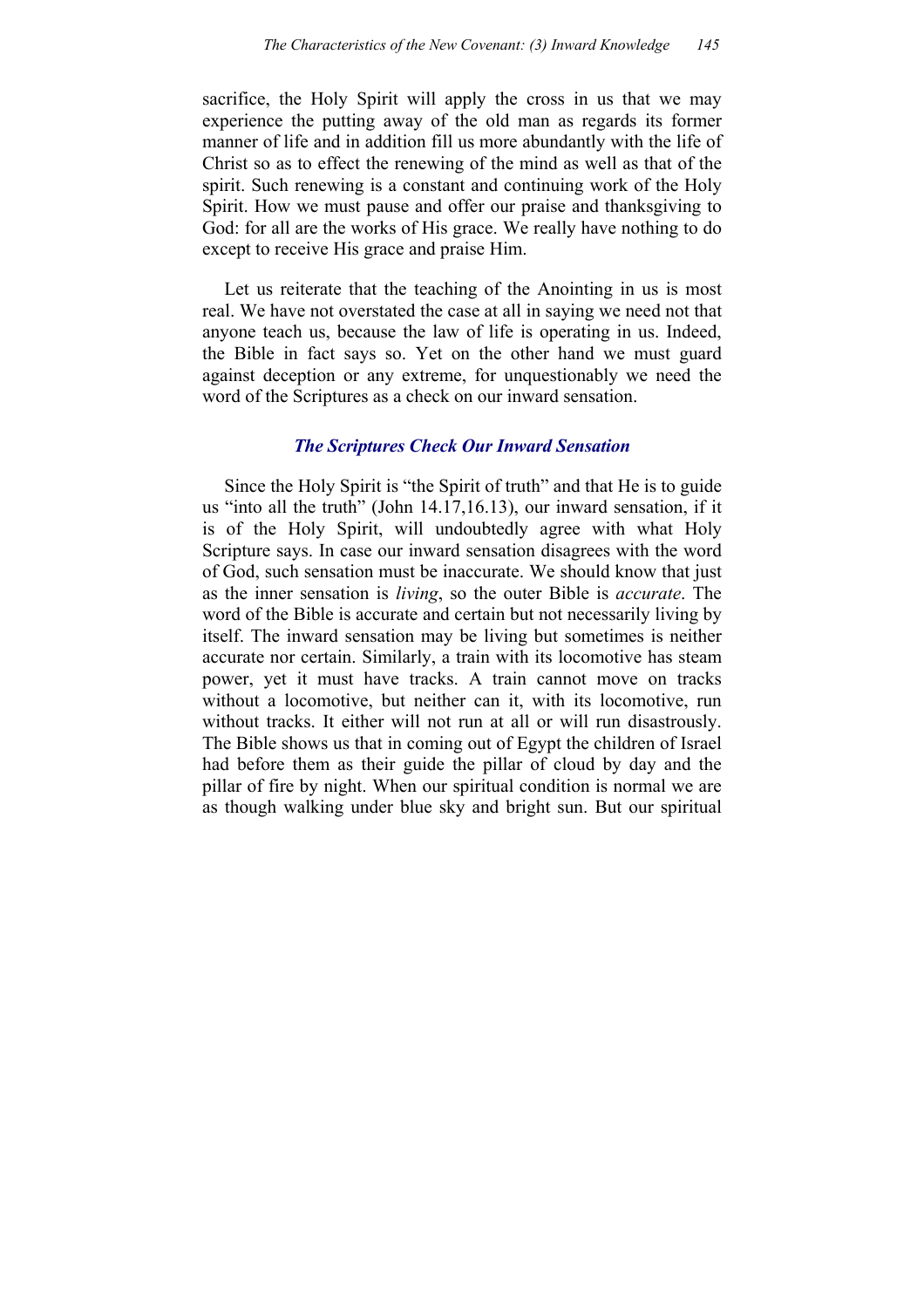sacrifice, the Holy Spirit will apply the cross in us that we may experience the putting away of the old man as regards its former manner of life and in addition fill us more abundantly with the life of Christ so as to effect the renewing of the mind as well as that of the spirit. Such renewing is a constant and continuing work of the Holy Spirit. How we must pause and offer our praise and thanksgiving to God: for all are the works of His grace. We really have nothing to do except to receive His grace and praise Him.

Let us reiterate that the teaching of the Anointing in us is most real. We have not overstated the case at all in saying we need not that anyone teach us, because the law of life is operating in us. Indeed, the Bible in fact says so. Yet on the other hand we must guard against deception or any extreme, for unquestionably we need the word of the Scriptures as a check on our inward sensation.

### *The Scriptures Check Our Inward Sensation*

Since the Holy Spirit is "the Spirit of truth" and that He is to guide us "into all the truth" (John 14.17,16.13), our inward sensation, if it is of the Holy Spirit, will undoubtedly agree with what Holy Scripture says. In case our inward sensation disagrees with the word of God, such sensation must be inaccurate. We should know that just as the inner sensation is *living*, so the outer Bible is *accurate*. The word of the Bible is accurate and certain but not necessarily living by itself. The inward sensation may be living but sometimes is neither accurate nor certain. Similarly, a train with its locomotive has steam power, yet it must have tracks. A train cannot move on tracks without a locomotive, but neither can it, with its locomotive, run without tracks. It either will not run at all or will run disastrously. The Bible shows us that in coming out of Egypt the children of Israel had before them as their guide the pillar of cloud by day and the pillar of fire by night. When our spiritual condition is normal we are as though walking under blue sky and bright sun. But our spiritual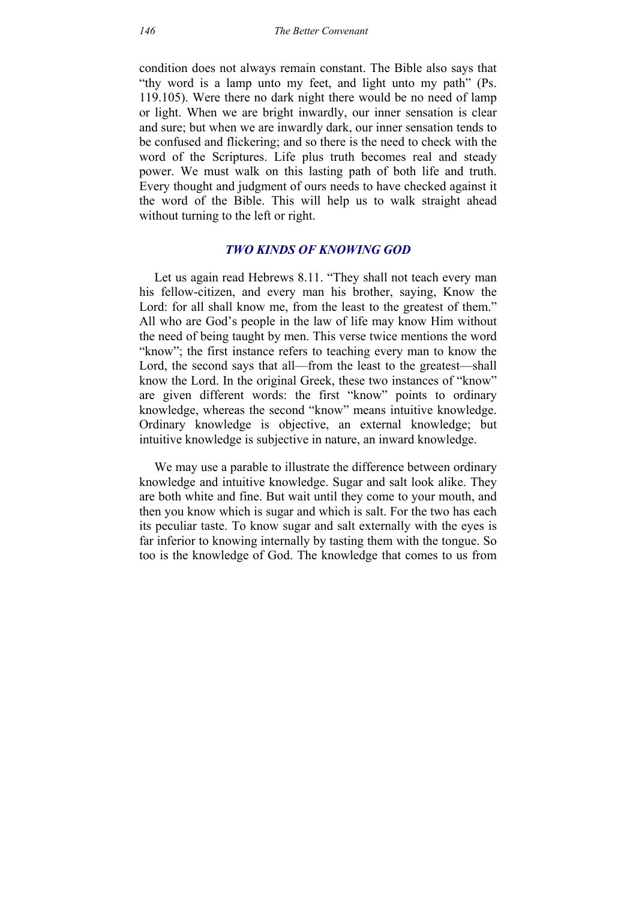condition does not always remain constant. The Bible also says that "thy word is a lamp unto my feet, and light unto my path" (Ps. 119.105). Were there no dark night there would be no need of lamp or light. When we are bright inwardly, our inner sensation is clear and sure; but when we are inwardly dark, our inner sensation tends to be confused and flickering; and so there is the need to check with the word of the Scriptures. Life plus truth becomes real and steady power. We must walk on this lasting path of both life and truth. Every thought and judgment of ours needs to have checked against it the word of the Bible. This will help us to walk straight ahead without turning to the left or right.

## *TWO KINDS OF KNOWING GOD*

Let us again read Hebrews 8.11. "They shall not teach every man his fellow-citizen, and every man his brother, saying, Know the Lord: for all shall know me, from the least to the greatest of them." All who are God's people in the law of life may know Him without the need of being taught by men. This verse twice mentions the word "know"; the first instance refers to teaching every man to know the Lord, the second says that all—from the least to the greatest—shall know the Lord. In the original Greek, these two instances of "know" are given different words: the first "know" points to ordinary knowledge, whereas the second "know" means intuitive knowledge. Ordinary knowledge is objective, an external knowledge; but intuitive knowledge is subjective in nature, an inward knowledge.

We may use a parable to illustrate the difference between ordinary knowledge and intuitive knowledge. Sugar and salt look alike. They are both white and fine. But wait until they come to your mouth, and then you know which is sugar and which is salt. For the two has each its peculiar taste. To know sugar and salt externally with the eyes is far inferior to knowing internally by tasting them with the tongue. So too is the knowledge of God. The knowledge that comes to us from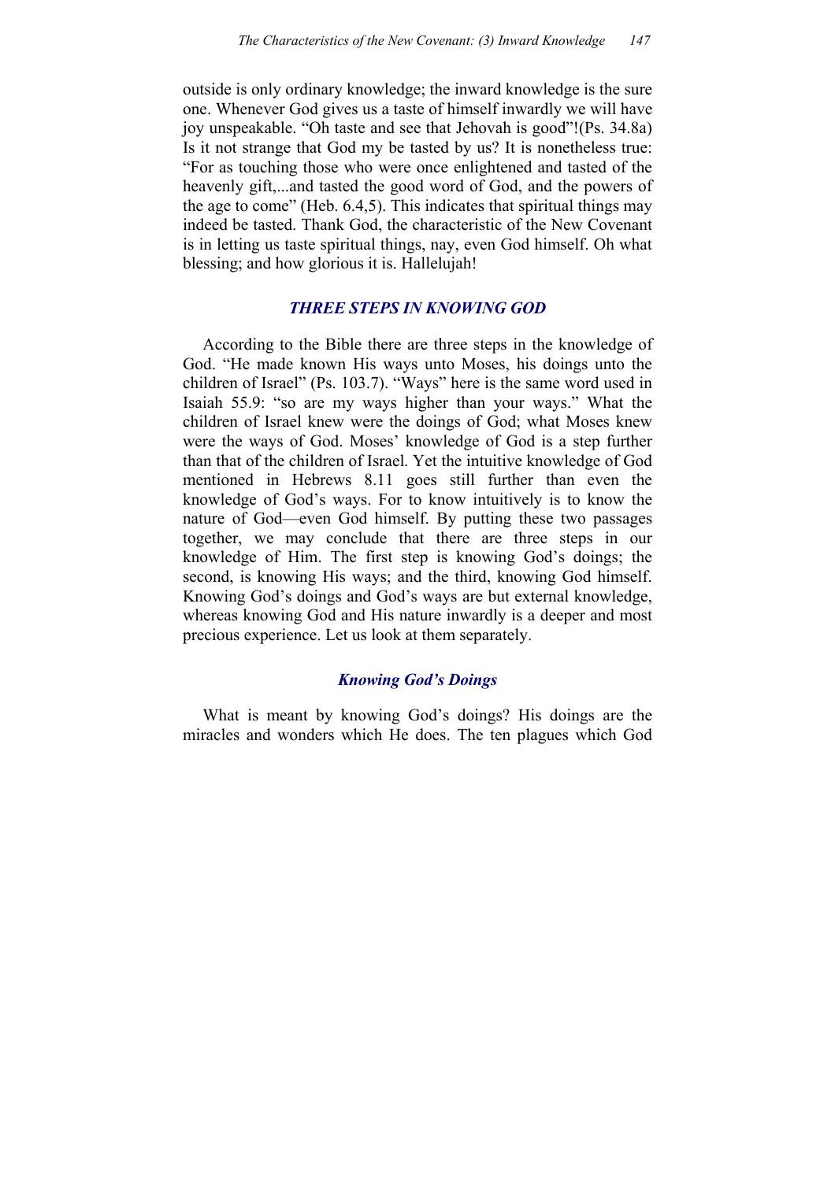outside is only ordinary knowledge; the inward knowledge is the sure one. Whenever God gives us a taste of himself inwardly we will have joy unspeakable. "Oh taste and see that Jehovah is good"!(Ps. 34.8a) Is it not strange that God my be tasted by us? It is nonetheless true: "For as touching those who were once enlightened and tasted of the heavenly gift,...and tasted the good word of God, and the powers of the age to come" (Heb. 6.4,5). This indicates that spiritual things may indeed be tasted. Thank God, the characteristic of the New Covenant is in letting us taste spiritual things, nay, even God himself. Oh what blessing; and how glorious it is. Hallelujah!

## *THREE STEPS IN KNOWING GOD*

According to the Bible there are three steps in the knowledge of God. "He made known His ways unto Moses, his doings unto the children of Israel" (Ps. 103.7). "Ways" here is the same word used in Isaiah 55.9: "so are my ways higher than your ways." What the children of Israel knew were the doings of God; what Moses knew were the ways of God. Moses' knowledge of God is a step further than that of the children of Israel. Yet the intuitive knowledge of God mentioned in Hebrews 8.11 goes still further than even the knowledge of God's ways. For to know intuitively is to know the nature of God—even God himself. By putting these two passages together, we may conclude that there are three steps in our knowledge of Him. The first step is knowing God's doings; the second, is knowing His ways; and the third, knowing God himself. Knowing God's doings and God's ways are but external knowledge, whereas knowing God and His nature inwardly is a deeper and most precious experience. Let us look at them separately.

### *Knowing God's Doings*

What is meant by knowing God's doings? His doings are the miracles and wonders which He does. The ten plagues which God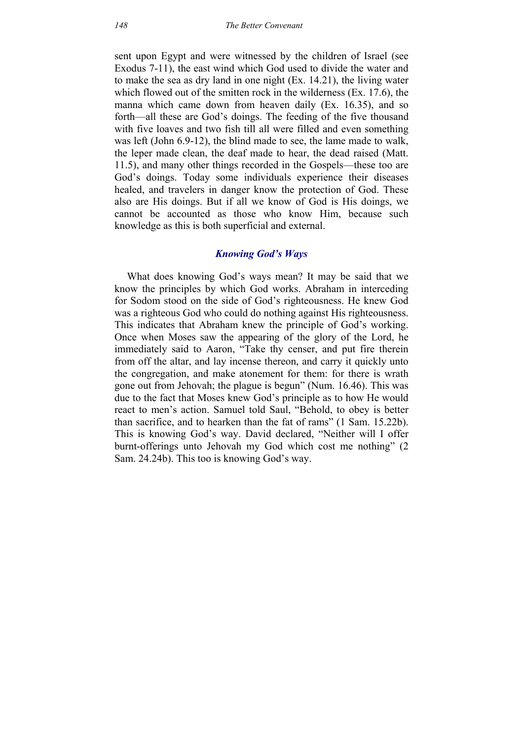sent upon Egypt and were witnessed by the children of Israel (see Exodus 7-11), the east wind which God used to divide the water and to make the sea as dry land in one night (Ex. 14.21), the living water which flowed out of the smitten rock in the wilderness (Ex. 17.6), the manna which came down from heaven daily (Ex. 16.35), and so forth—all these are God's doings. The feeding of the five thousand with five loaves and two fish till all were filled and even something was left (John 6.9-12), the blind made to see, the lame made to walk, the leper made clean, the deaf made to hear, the dead raised (Matt. 11.5), and many other things recorded in the Gospels—these too are God's doings. Today some individuals experience their diseases healed, and travelers in danger know the protection of God. These also are His doings. But if all we know of God is His doings, we cannot be accounted as those who know Him, because such knowledge as this is both superficial and external.

### *Knowing God's Ways*

What does knowing God's ways mean? It may be said that we know the principles by which God works. Abraham in interceding for Sodom stood on the side of God's righteousness. He knew God was a righteous God who could do nothing against His righteousness. This indicates that Abraham knew the principle of God's working. Once when Moses saw the appearing of the glory of the Lord, he immediately said to Aaron, "Take thy censer, and put fire therein from off the altar, and lay incense thereon, and carry it quickly unto the congregation, and make atonement for them: for there is wrath gone out from Jehovah; the plague is begun" (Num. 16.46). This was due to the fact that Moses knew God's principle as to how He would react to men's action. Samuel told Saul, "Behold, to obey is better than sacrifice, and to hearken than the fat of rams" (1 Sam. 15.22b). This is knowing God's way. David declared, "Neither will I offer burnt-offerings unto Jehovah my God which cost me nothing" (2 Sam. 24.24b). This too is knowing God's way.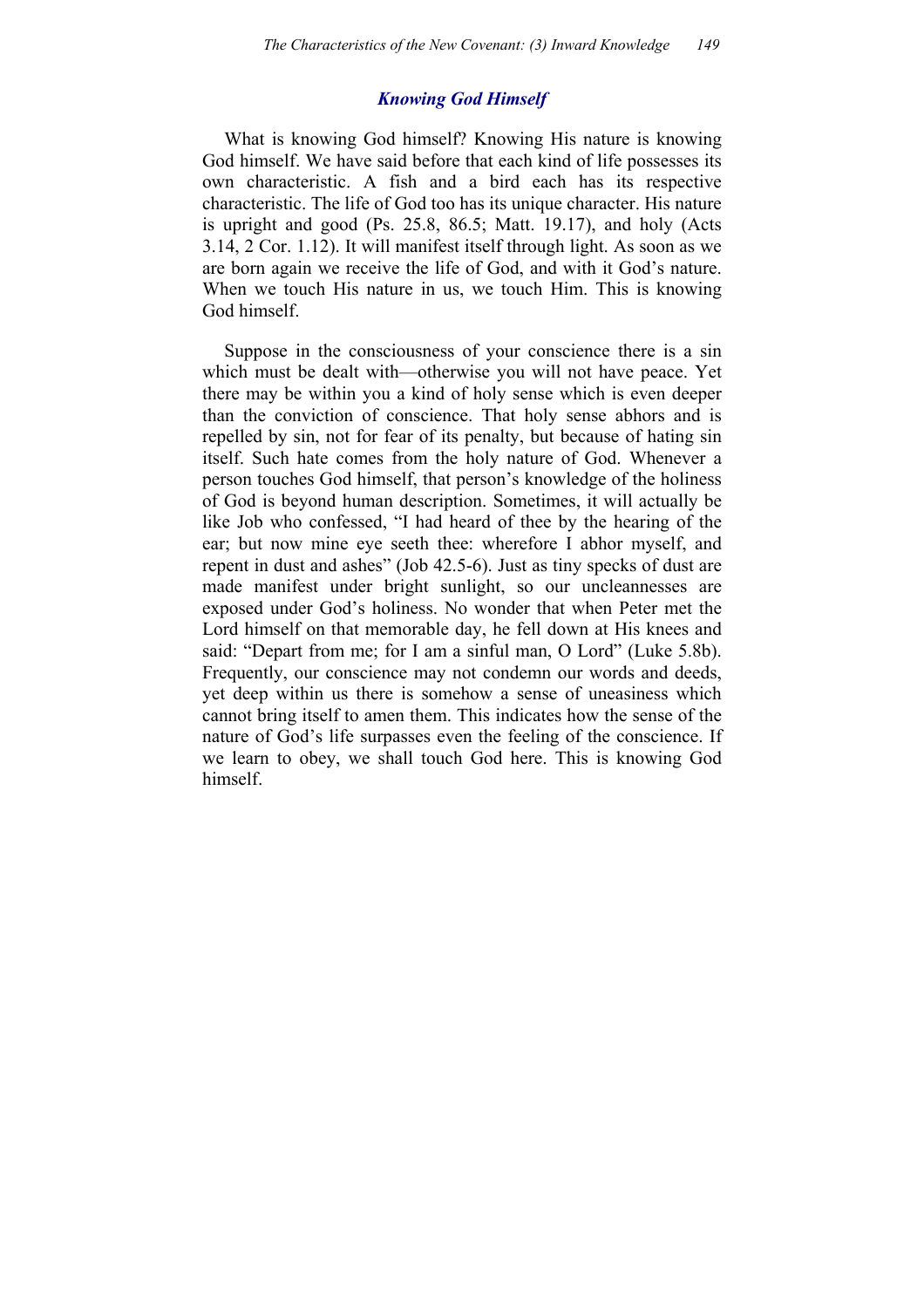### *Knowing God Himself*

What is knowing God himself? Knowing His nature is knowing God himself. We have said before that each kind of life possesses its own characteristic. A fish and a bird each has its respective characteristic. The life of God too has its unique character. His nature is upright and good (Ps. 25.8, 86.5; Matt. 19.17), and holy (Acts 3.14, 2 Cor. 1.12). It will manifest itself through light. As soon as we are born again we receive the life of God, and with it God's nature. When we touch His nature in us, we touch Him. This is knowing God himself.

Suppose in the consciousness of your conscience there is a sin which must be dealt with—otherwise you will not have peace. Yet there may be within you a kind of holy sense which is even deeper than the conviction of conscience. That holy sense abhors and is repelled by sin, not for fear of its penalty, but because of hating sin itself. Such hate comes from the holy nature of God. Whenever a person touches God himself, that person's knowledge of the holiness of God is beyond human description. Sometimes, it will actually be like Job who confessed, "I had heard of thee by the hearing of the ear; but now mine eye seeth thee: wherefore I abhor myself, and repent in dust and ashes" (Job 42.5-6). Just as tiny specks of dust are made manifest under bright sunlight, so our uncleannesses are exposed under God's holiness. No wonder that when Peter met the Lord himself on that memorable day, he fell down at His knees and said: "Depart from me; for I am a sinful man, O Lord" (Luke 5.8b). Frequently, our conscience may not condemn our words and deeds, yet deep within us there is somehow a sense of uneasiness which cannot bring itself to amen them. This indicates how the sense of the nature of God's life surpasses even the feeling of the conscience. If we learn to obey, we shall touch God here. This is knowing God himself.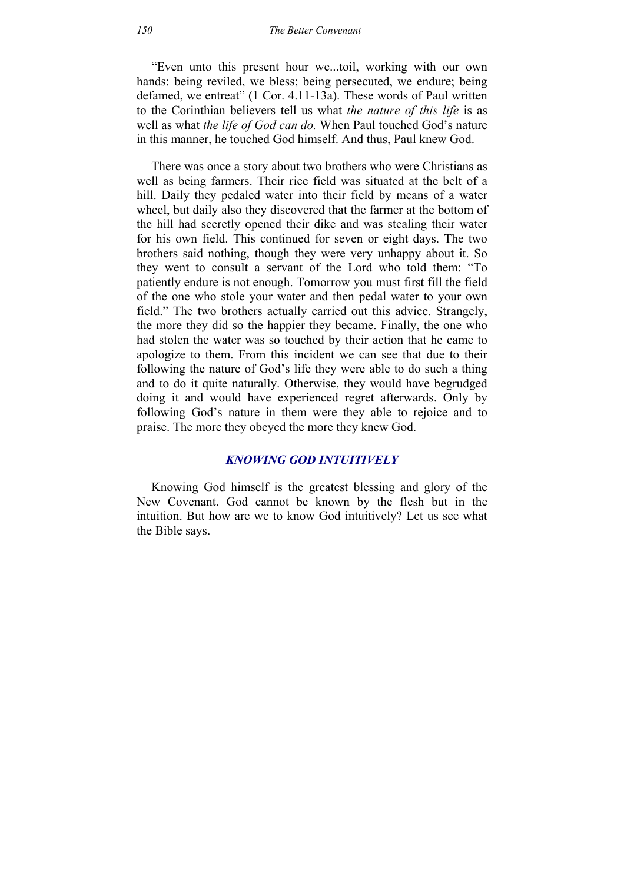"Even unto this present hour we...toil, working with our own hands: being reviled, we bless; being persecuted, we endure; being defamed, we entreat" (1 Cor. 4.11-13a). These words of Paul written to the Corinthian believers tell us what *the nature of this life* is as well as what *the life of God can do.* When Paul touched God's nature in this manner, he touched God himself. And thus, Paul knew God.

There was once a story about two brothers who were Christians as well as being farmers. Their rice field was situated at the belt of a hill. Daily they pedaled water into their field by means of a water wheel, but daily also they discovered that the farmer at the bottom of the hill had secretly opened their dike and was stealing their water for his own field. This continued for seven or eight days. The two brothers said nothing, though they were very unhappy about it. So they went to consult a servant of the Lord who told them: "To patiently endure is not enough. Tomorrow you must first fill the field of the one who stole your water and then pedal water to your own field." The two brothers actually carried out this advice. Strangely, the more they did so the happier they became. Finally, the one who had stolen the water was so touched by their action that he came to apologize to them. From this incident we can see that due to their following the nature of God's life they were able to do such a thing and to do it quite naturally. Otherwise, they would have begrudged doing it and would have experienced regret afterwards. Only by following God's nature in them were they able to rejoice and to praise. The more they obeyed the more they knew God.

### *KNOWING GOD INTUITIVELY*

Knowing God himself is the greatest blessing and glory of the New Covenant. God cannot be known by the flesh but in the intuition. But how are we to know God intuitively? Let us see what the Bible says.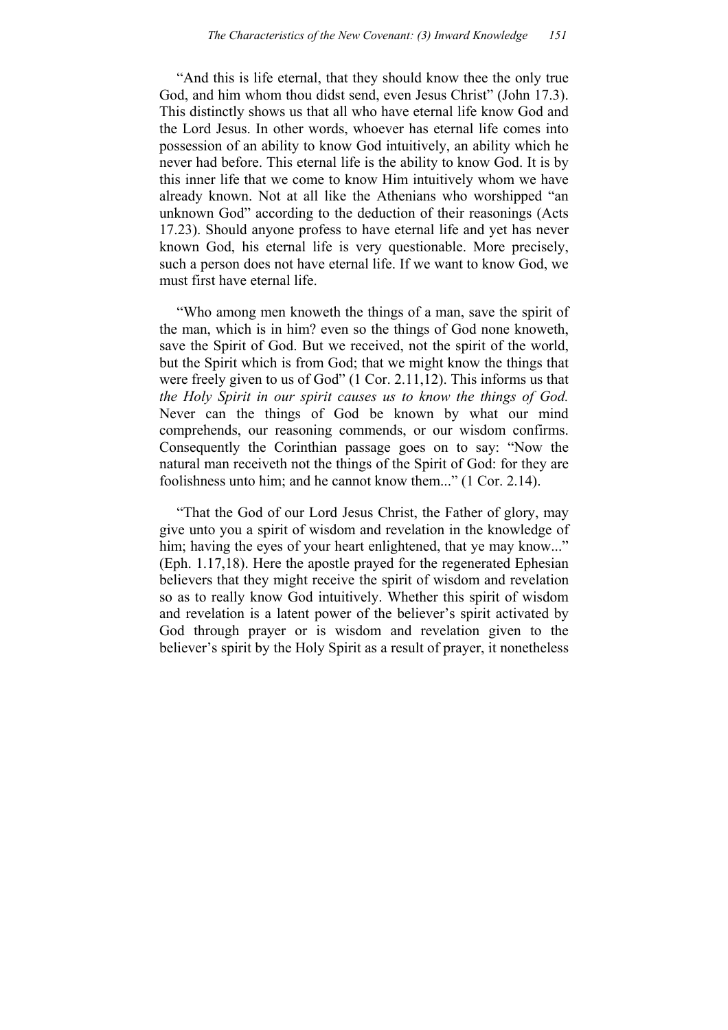"And this is life eternal, that they should know thee the only true God, and him whom thou didst send, even Jesus Christ" (John 17.3). This distinctly shows us that all who have eternal life know God and the Lord Jesus. In other words, whoever has eternal life comes into possession of an ability to know God intuitively, an ability which he never had before. This eternal life is the ability to know God. It is by this inner life that we come to know Him intuitively whom we have already known. Not at all like the Athenians who worshipped "an unknown God" according to the deduction of their reasonings (Acts 17.23). Should anyone profess to have eternal life and yet has never known God, his eternal life is very questionable. More precisely, such a person does not have eternal life. If we want to know God, we must first have eternal life.

"Who among men knoweth the things of a man, save the spirit of the man, which is in him? even so the things of God none knoweth, save the Spirit of God. But we received, not the spirit of the world, but the Spirit which is from God; that we might know the things that were freely given to us of God" (1 Cor. 2.11,12). This informs us that *the Holy Spirit in our spirit causes us to know the things of God.* Never can the things of God be known by what our mind comprehends, our reasoning commends, or our wisdom confirms. Consequently the Corinthian passage goes on to say: "Now the natural man receiveth not the things of the Spirit of God: for they are foolishness unto him; and he cannot know them..." (1 Cor. 2.14).

"That the God of our Lord Jesus Christ, the Father of glory, may give unto you a spirit of wisdom and revelation in the knowledge of him; having the eyes of your heart enlightened, that ye may know..." (Eph. 1.17,18). Here the apostle prayed for the regenerated Ephesian believers that they might receive the spirit of wisdom and revelation so as to really know God intuitively. Whether this spirit of wisdom and revelation is a latent power of the believer's spirit activated by God through prayer or is wisdom and revelation given to the believer's spirit by the Holy Spirit as a result of prayer, it nonetheless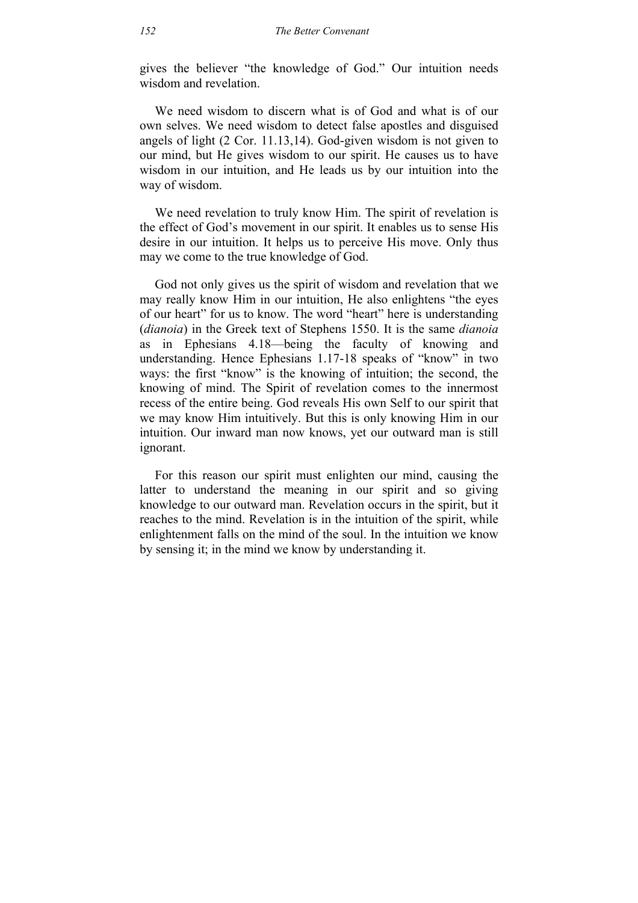gives the believer "the knowledge of God." Our intuition needs wisdom and revelation.

We need wisdom to discern what is of God and what is of our own selves. We need wisdom to detect false apostles and disguised angels of light (2 Cor. 11.13,14). God-given wisdom is not given to our mind, but He gives wisdom to our spirit. He causes us to have wisdom in our intuition, and He leads us by our intuition into the way of wisdom.

We need revelation to truly know Him. The spirit of revelation is the effect of God's movement in our spirit. It enables us to sense His desire in our intuition. It helps us to perceive His move. Only thus may we come to the true knowledge of God.

God not only gives us the spirit of wisdom and revelation that we may really know Him in our intuition, He also enlightens "the eyes of our heart" for us to know. The word "heart" here is understanding (*dianoia*) in the Greek text of Stephens 1550. It is the same *dianoia* as in Ephesians 4.18—being the faculty of knowing and understanding. Hence Ephesians 1.17-18 speaks of "know" in two ways: the first "know" is the knowing of intuition; the second, the knowing of mind. The Spirit of revelation comes to the innermost recess of the entire being. God reveals His own Self to our spirit that we may know Him intuitively. But this is only knowing Him in our intuition. Our inward man now knows, yet our outward man is still ignorant.

For this reason our spirit must enlighten our mind, causing the latter to understand the meaning in our spirit and so giving knowledge to our outward man. Revelation occurs in the spirit, but it reaches to the mind. Revelation is in the intuition of the spirit, while enlightenment falls on the mind of the soul. In the intuition we know by sensing it; in the mind we know by understanding it.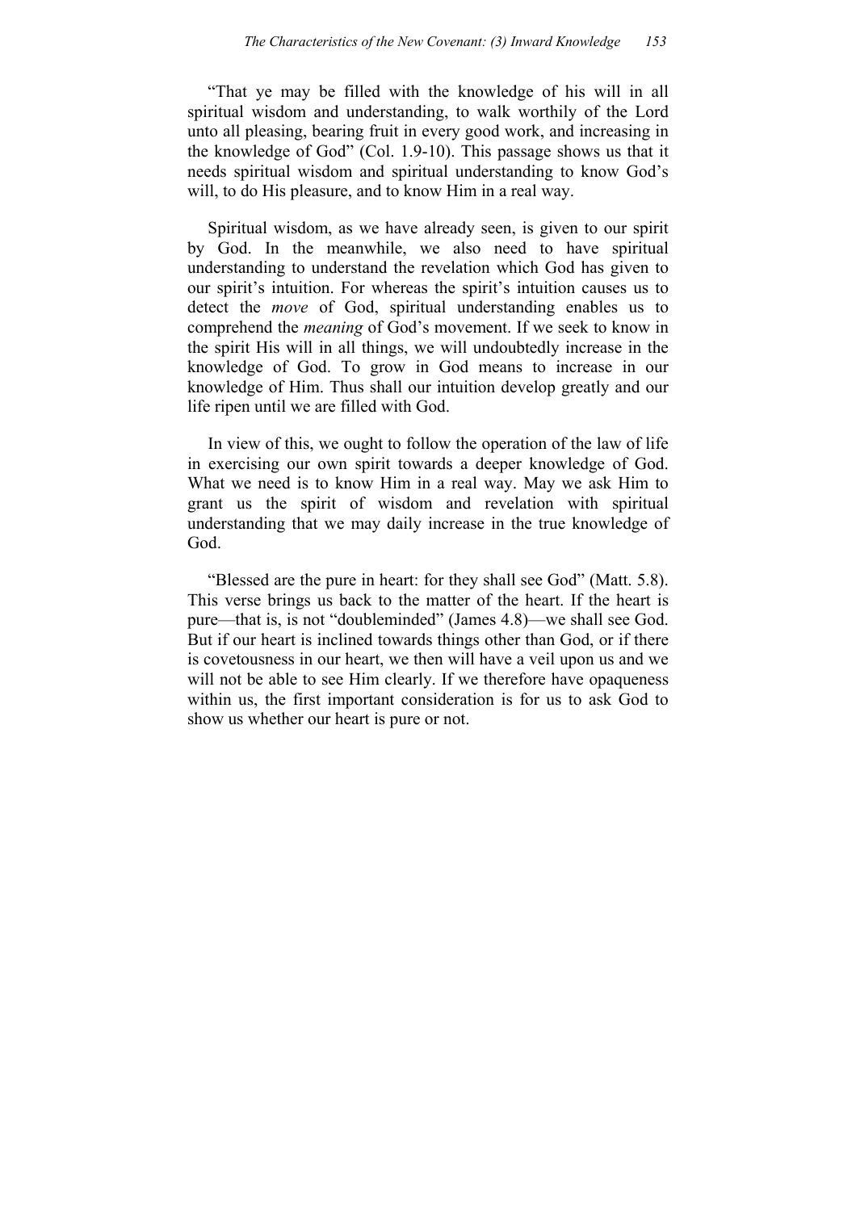"That ye may be filled with the knowledge of his will in all spiritual wisdom and understanding, to walk worthily of the Lord unto all pleasing, bearing fruit in every good work, and increasing in the knowledge of God" (Col. 1.9-10). This passage shows us that it needs spiritual wisdom and spiritual understanding to know God's will, to do His pleasure, and to know Him in a real way.

Spiritual wisdom, as we have already seen, is given to our spirit by God. In the meanwhile, we also need to have spiritual understanding to understand the revelation which God has given to our spirit's intuition. For whereas the spirit's intuition causes us to detect the *move* of God, spiritual understanding enables us to comprehend the *meaning* of God's movement. If we seek to know in the spirit His will in all things, we will undoubtedly increase in the knowledge of God. To grow in God means to increase in our knowledge of Him. Thus shall our intuition develop greatly and our life ripen until we are filled with God.

In view of this, we ought to follow the operation of the law of life in exercising our own spirit towards a deeper knowledge of God. What we need is to know Him in a real way. May we ask Him to grant us the spirit of wisdom and revelation with spiritual understanding that we may daily increase in the true knowledge of God.

"Blessed are the pure in heart: for they shall see God" (Matt. 5.8). This verse brings us back to the matter of the heart. If the heart is pure—that is, is not "doubleminded" (James 4.8)—we shall see God. But if our heart is inclined towards things other than God, or if there is covetousness in our heart, we then will have a veil upon us and we will not be able to see Him clearly. If we therefore have opaqueness within us, the first important consideration is for us to ask God to show us whether our heart is pure or not.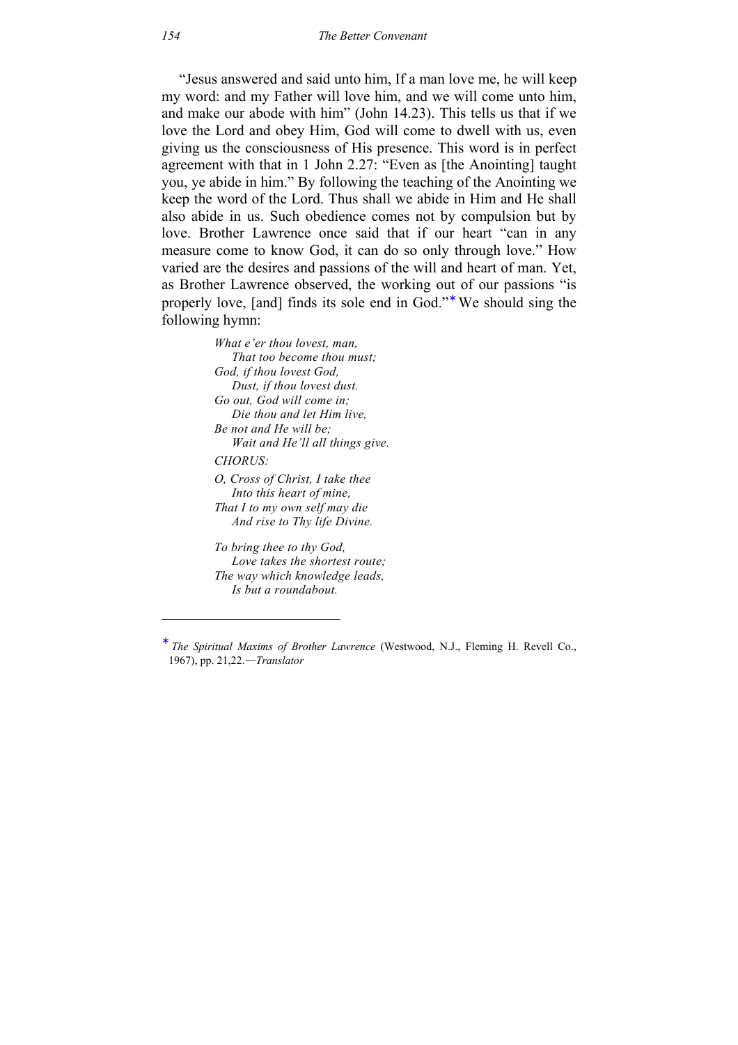"Jesus answered and said unto him, If a man love me, he will keep my word: and my Father will love him, and we will come unto him, and make our abode with him" (John 14.23). This tells us that if we love the Lord and obey Him, God will come to dwell with us, even giving us the consciousness of His presence. This word is in perfect agreement with that in 1 John 2.27: "Even as [the Anointing] taught you, ye abide in him." By following the teaching of the Anointing we keep the word of the Lord. Thus shall we abide in Him and He shall also abide in us. Such obedience comes not by compulsion but by love. Brother Lawrence once said that if our heart "can in any measure come to know God, it can do so only through love." How varied are the desires and passions of the will and heart of man. Yet, as Brother Lawrence observed, the working out of our passions "is properly love, [and] finds its sole end in God."* We should sing the following hymn:

> *What e'er thou lovest, man,*
> *That too become thou must;*
> *God, if thou lovest God,*
> *Dust, if thou lovest dust.*
> *Go out, God will come in;*
> *Die thou and let Him live,*
> *Be not and He will be;*
> *Wait and He'll all things give.*
>
> *CHORUS:*
>
> *O, Cross of Christ, I take thee*
> *Into this heart of mine,*
> *That I to my own self may die*
> *And rise to Thy life Divine.*
>
> *To bring thee to thy God,*
> *Love takes the shortest route;*
> *The way which knowledge leads,*
> *Is but a roundabout.*

---

\* *The Spiritual Maxims of Brother Lawrence* (Westwood, N.J., Fleming H. Revell Co., 1967), pp. 21,22.—*Translator*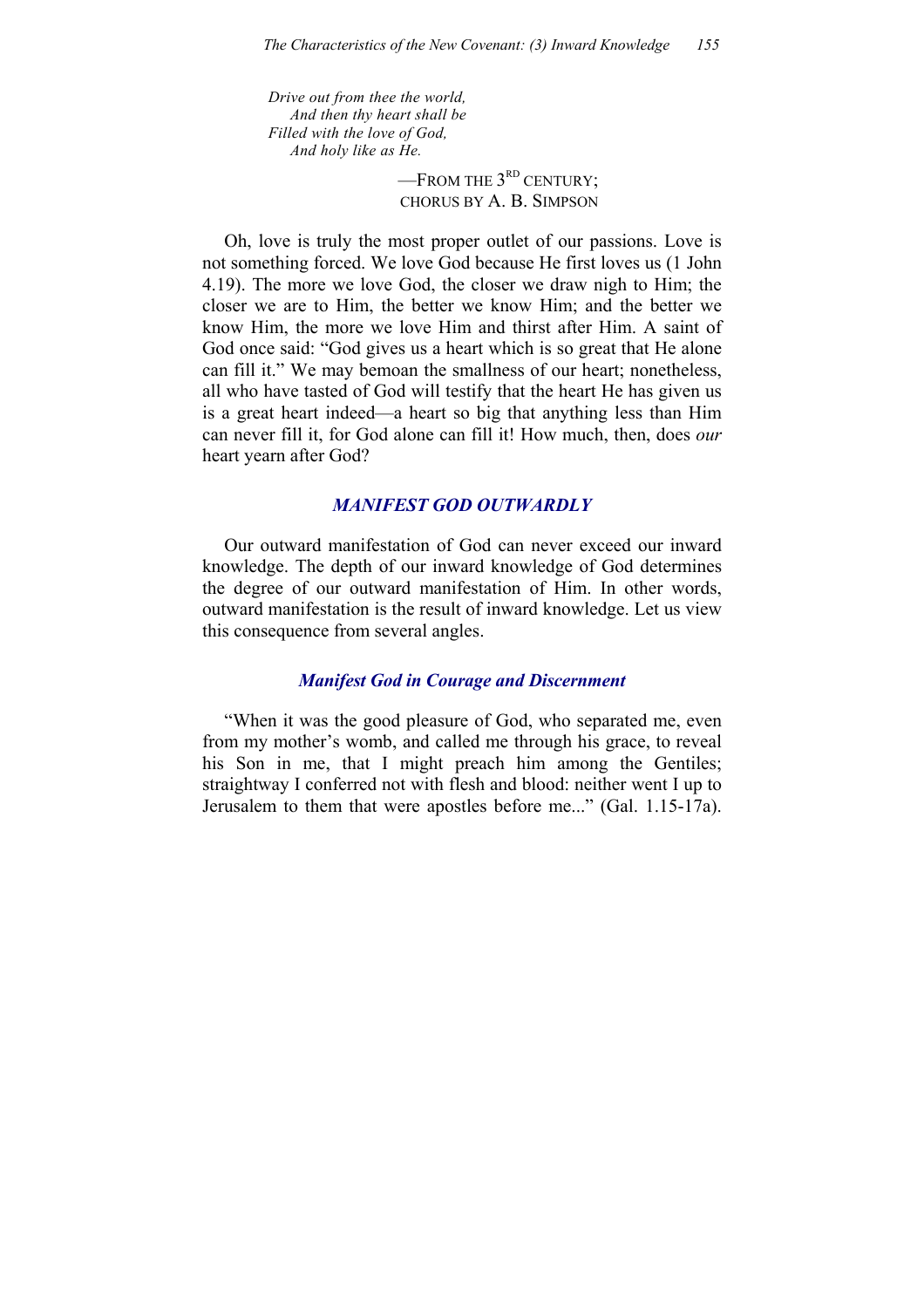*Drive out from thee the world,*
*And then thy heart shall be*
*Filled with the love of God,*
*And holy like as He.*

—From the 3rd century;
chorus by A. B. Simpson

Oh, love is truly the most proper outlet of our passions. Love is not something forced. We love God because He first loves us (1 John 4.19). The more we love God, the closer we draw nigh to Him; the closer we are to Him, the better we know Him; and the better we know Him, the more we love Him and thirst after Him. A saint of God once said: "God gives us a heart which is so great that He alone can fill it." We may bemoan the smallness of our heart; nonetheless, all who have tasted of God will testify that the heart He has given us is a great heart indeed—a heart so big that anything less than Him can never fill it, for God alone can fill it! How much, then, does *our* heart yearn after God?

## *MANIFEST GOD OUTWARDLY*

Our outward manifestation of God can never exceed our inward knowledge. The depth of our inward knowledge of God determines the degree of our outward manifestation of Him. In other words, outward manifestation is the result of inward knowledge. Let us view this consequence from several angles.

### *Manifest God in Courage and Discernment*

"When it was the good pleasure of God, who separated me, even from my mother's womb, and called me through his grace, to reveal his Son in me, that I might preach him among the Gentiles; straightway I conferred not with flesh and blood: neither went I up to Jerusalem to them that were apostles before me..." (Gal. 1.15-17a).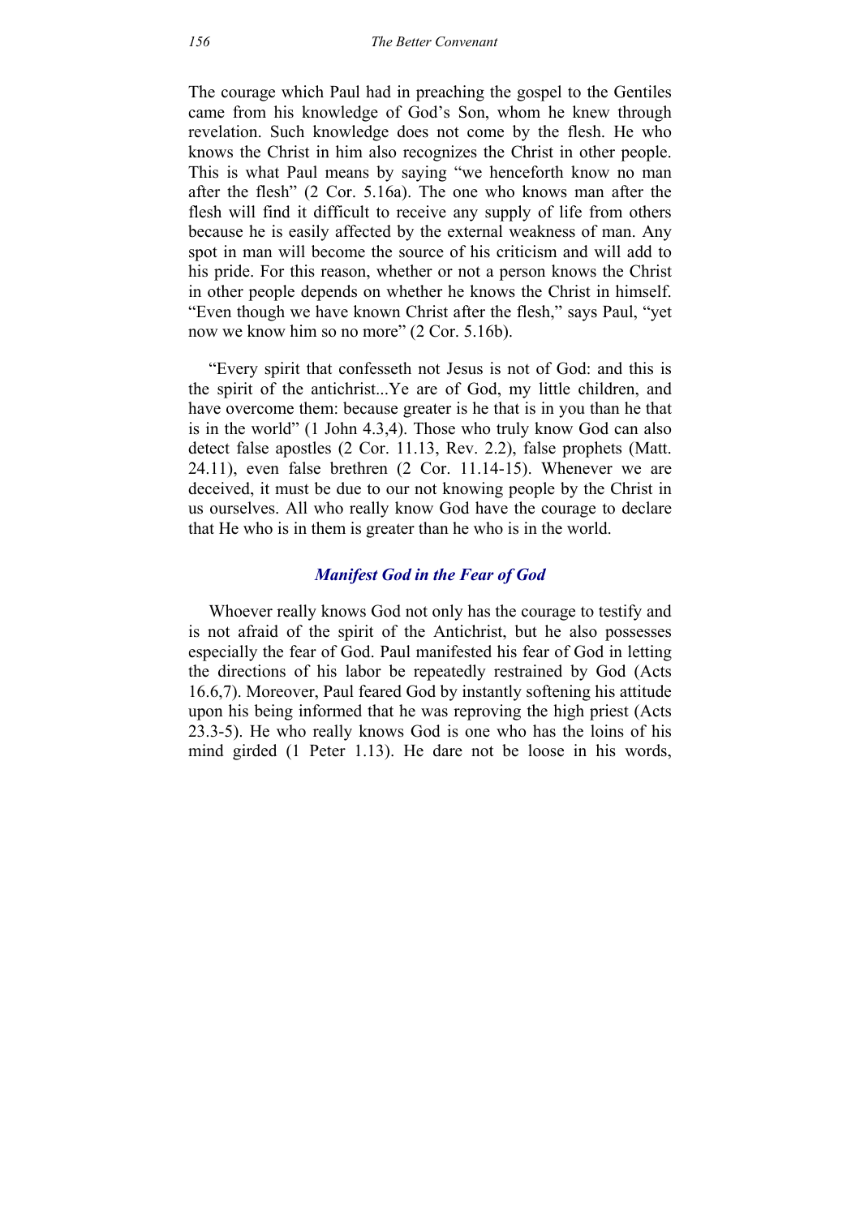The courage which Paul had in preaching the gospel to the Gentiles came from his knowledge of God's Son, whom he knew through revelation. Such knowledge does not come by the flesh. He who knows the Christ in him also recognizes the Christ in other people. This is what Paul means by saying "we henceforth know no man after the flesh" (2 Cor. 5.16a). The one who knows man after the flesh will find it difficult to receive any supply of life from others because he is easily affected by the external weakness of man. Any spot in man will become the source of his criticism and will add to his pride. For this reason, whether or not a person knows the Christ in other people depends on whether he knows the Christ in himself. "Even though we have known Christ after the flesh," says Paul, "yet now we know him so no more" (2 Cor. 5.16b).

"Every spirit that confesseth not Jesus is not of God: and this is the spirit of the antichrist...Ye are of God, my little children, and have overcome them: because greater is he that is in you than he that is in the world" (1 John 4.3,4). Those who truly know God can also detect false apostles (2 Cor. 11.13, Rev. 2.2), false prophets (Matt. 24.11), even false brethren (2 Cor. 11.14-15). Whenever we are deceived, it must be due to our not knowing people by the Christ in us ourselves. All who really know God have the courage to declare that He who is in them is greater than he who is in the world.

### *Manifest God in the Fear of God*

Whoever really knows God not only has the courage to testify and is not afraid of the spirit of the Antichrist, but he also possesses especially the fear of God. Paul manifested his fear of God in letting the directions of his labor be repeatedly restrained by God (Acts 16.6,7). Moreover, Paul feared God by instantly softening his attitude upon his being informed that he was reproving the high priest (Acts 23.3-5). He who really knows God is one who has the loins of his mind girded (1 Peter 1.13). He dare not be loose in his words,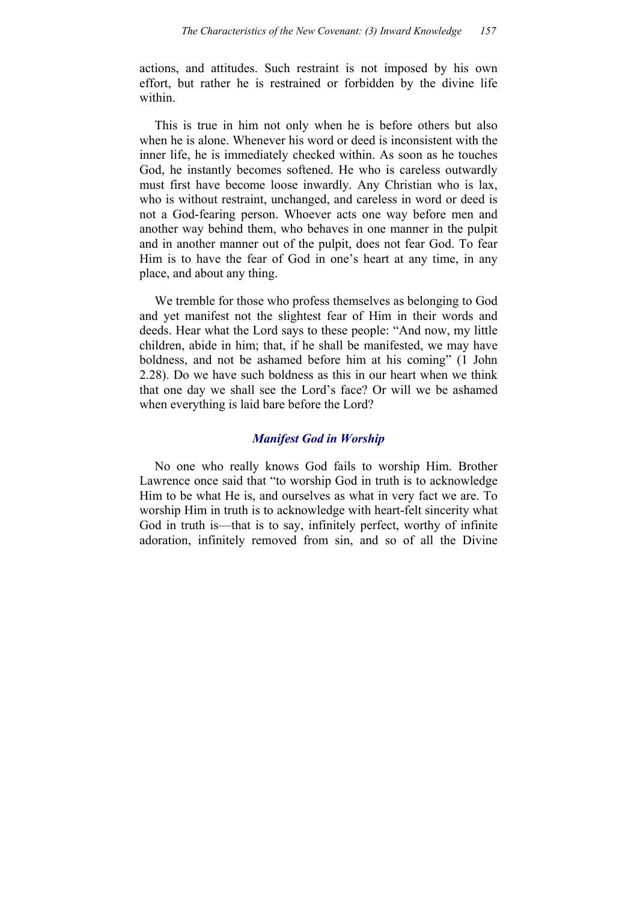actions, and attitudes. Such restraint is not imposed by his own effort, but rather he is restrained or forbidden by the divine life within.

This is true in him not only when he is before others but also when he is alone. Whenever his word or deed is inconsistent with the inner life, he is immediately checked within. As soon as he touches God, he instantly becomes softened. He who is careless outwardly must first have become loose inwardly. Any Christian who is lax, who is without restraint, unchanged, and careless in word or deed is not a God-fearing person. Whoever acts one way before men and another way behind them, who behaves in one manner in the pulpit and in another manner out of the pulpit, does not fear God. To fear Him is to have the fear of God in one's heart at any time, in any place, and about any thing.

We tremble for those who profess themselves as belonging to God and yet manifest not the slightest fear of Him in their words and deeds. Hear what the Lord says to these people: "And now, my little children, abide in him; that, if he shall be manifested, we may have boldness, and not be ashamed before him at his coming" (1 John 2.28). Do we have such boldness as this in our heart when we think that one day we shall see the Lord's face? Or will we be ashamed when everything is laid bare before the Lord?

### *Manifest God in Worship*

No one who really knows God fails to worship Him. Brother Lawrence once said that "to worship God in truth is to acknowledge Him to be what He is, and ourselves as what in very fact we are. To worship Him in truth is to acknowledge with heart-felt sincerity what God in truth is—that is to say, infinitely perfect, worthy of infinite adoration, infinitely removed from sin, and so of all the Divine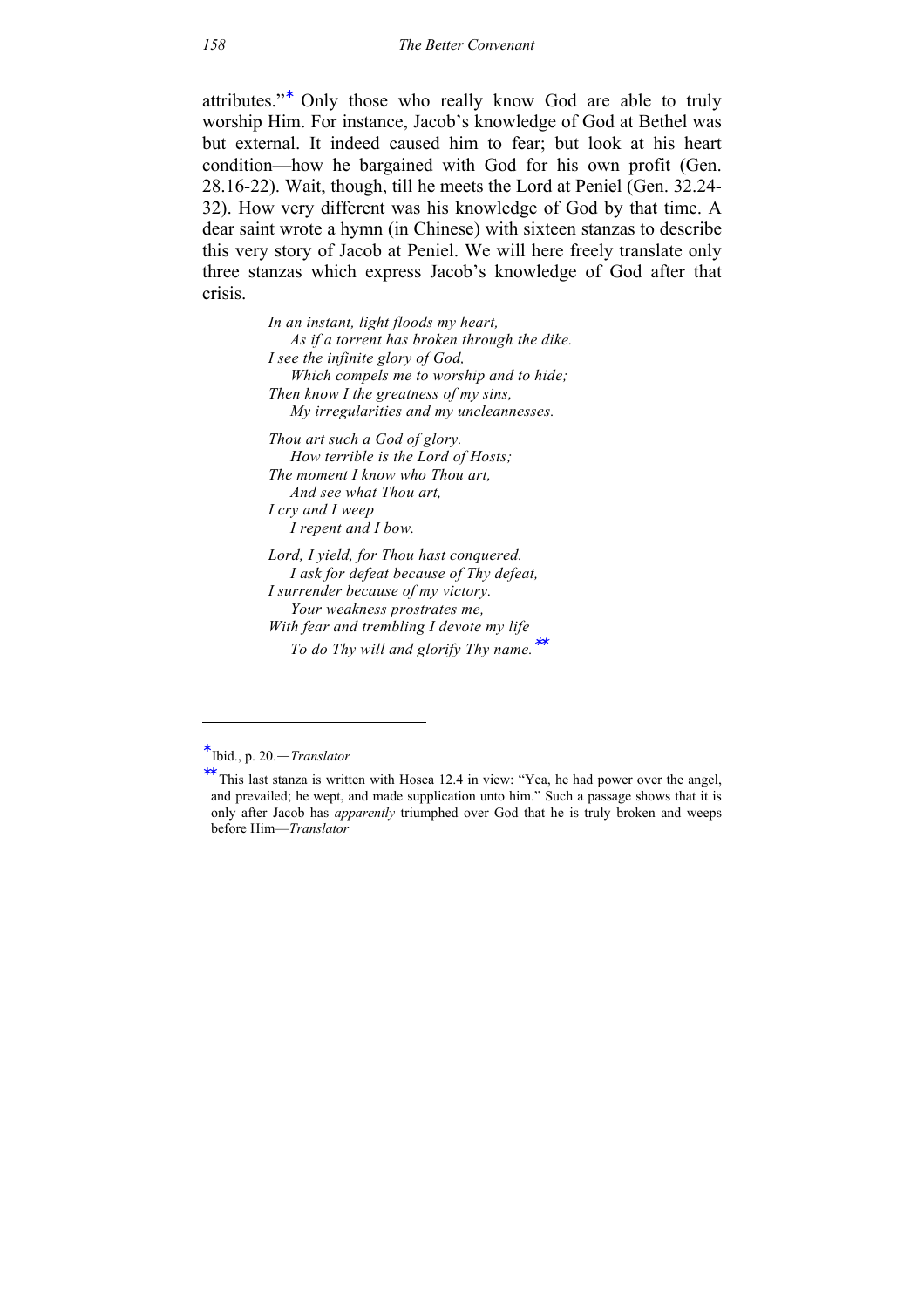attributes."* Only those who really know God are able to truly worship Him. For instance, Jacob's knowledge of God at Bethel was but external. It indeed caused him to fear; but look at his heart condition—how he bargained with God for his own profit (Gen. 28.16-22). Wait, though, till he meets the Lord at Peniel (Gen. 32.24-32). How very different was his knowledge of God by that time. A dear saint wrote a hymn (in Chinese) with sixteen stanzas to describe this very story of Jacob at Peniel. We will here freely translate only three stanzas which express Jacob's knowledge of God after that crisis.

> *In an instant, light floods my heart,*  
> *As if a torrent has broken through the dike.*  
> *I see the infinite glory of God,*  
> *Which compels me to worship and to hide;*  
> *Then know I the greatness of my sins,*  
> *My irregularities and my uncleannesses.*
>
> *Thou art such a God of glory.*  
> *How terrible is the Lord of Hosts;*  
> *The moment I know who Thou art,*  
> *And see what Thou art,*  
> *I cry and I weep*  
> *I repent and I bow.*
>
> *Lord, I yield, for Thou hast conquered.*  
> *I ask for defeat because of Thy defeat,*  
> *I surrender because of my victory.*  
> *Your weakness prostrates me,*  
> *With fear and trembling I devote my life*  
> *To do Thy will and glorify Thy name.***

---

*Ibid., p. 20.—*Translator*

**This last stanza is written with Hosea 12.4 in view: "Yea, he had power over the angel, and prevailed; he wept, and made supplication unto him." Such a passage shows that it is only after Jacob has *apparently* triumphed over God that he is truly broken and weeps before Him—*Translator*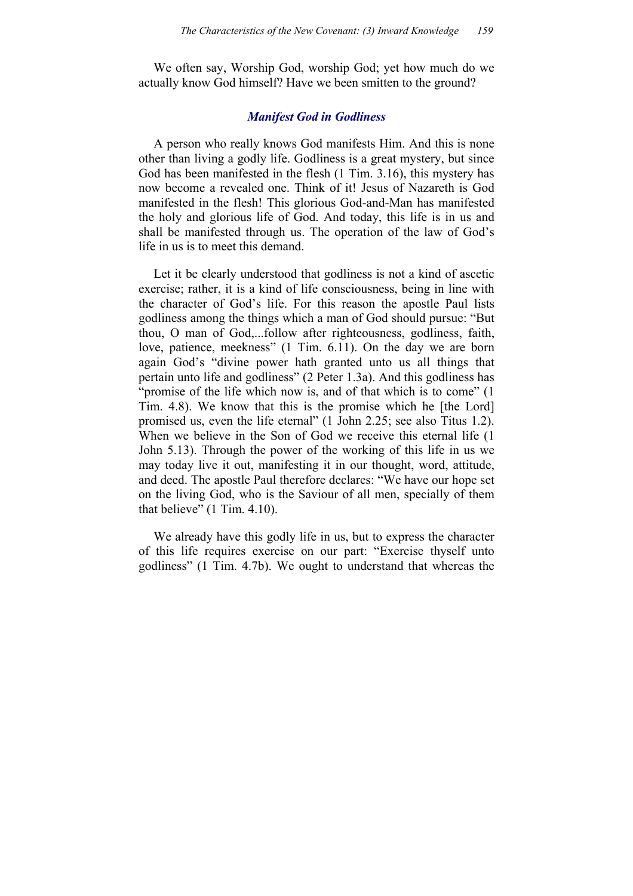We often say, Worship God, worship God; yet how much do we actually know God himself? Have we been smitten to the ground?

### *Manifest God in Godliness*

A person who really knows God manifests Him. And this is none other than living a godly life. Godliness is a great mystery, but since God has been manifested in the flesh (1 Tim. 3.16), this mystery has now become a revealed one. Think of it! Jesus of Nazareth is God manifested in the flesh! This glorious God-and-Man has manifested the holy and glorious life of God. And today, this life is in us and shall be manifested through us. The operation of the law of God's life in us is to meet this demand.

Let it be clearly understood that godliness is not a kind of ascetic exercise; rather, it is a kind of life consciousness, being in line with the character of God's life. For this reason the apostle Paul lists godliness among the things which a man of God should pursue: "But thou, O man of God,...follow after righteousness, godliness, faith, love, patience, meekness" (1 Tim. 6.11). On the day we are born again God's "divine power hath granted unto us all things that pertain unto life and godliness" (2 Peter 1.3a). And this godliness has "promise of the life which now is, and of that which is to come" (1 Tim. 4.8). We know that this is the promise which he [the Lord] promised us, even the life eternal" (1 John 2.25; see also Titus 1.2). When we believe in the Son of God we receive this eternal life (1 John 5.13). Through the power of the working of this life in us we may today live it out, manifesting it in our thought, word, attitude, and deed. The apostle Paul therefore declares: "We have our hope set on the living God, who is the Saviour of all men, specially of them that believe" (1 Tim. 4.10).

We already have this godly life in us, but to express the character of this life requires exercise on our part: "Exercise thyself unto godliness" (1 Tim. 4.7b). We ought to understand that whereas the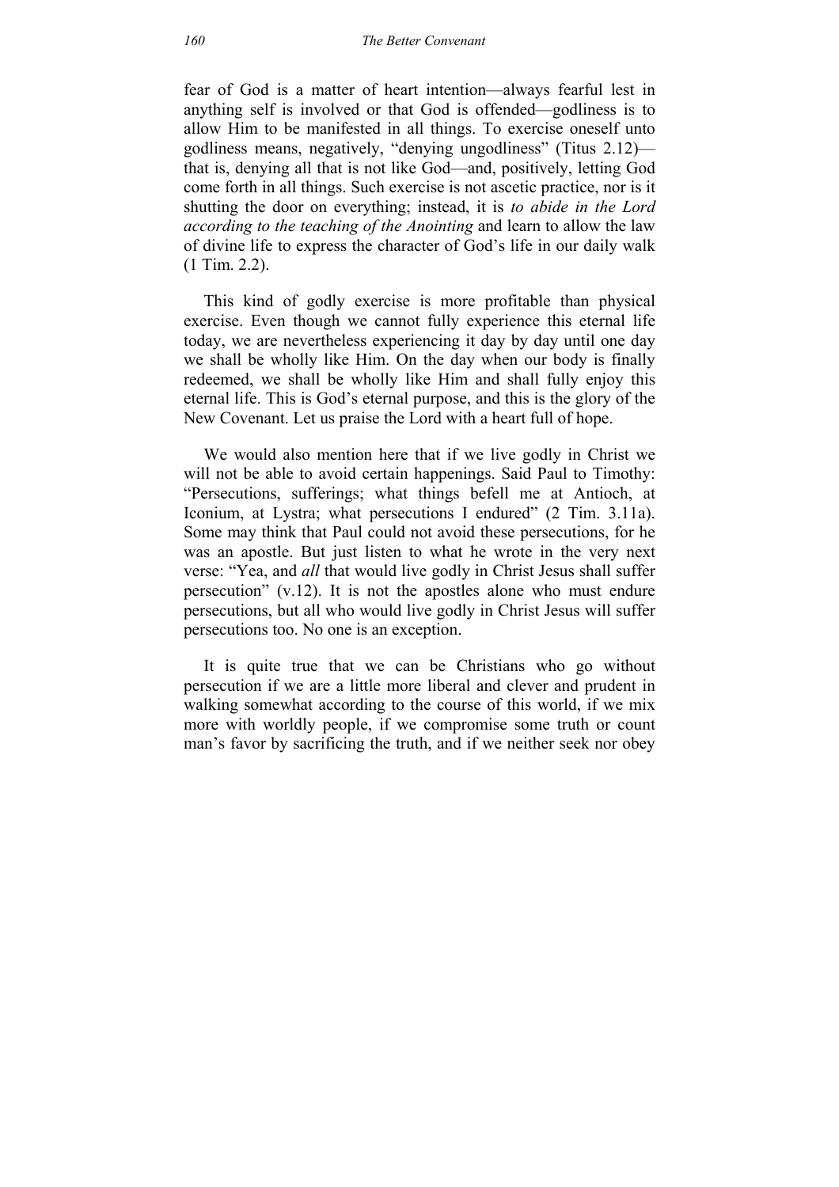fear of God is a matter of heart intention—always fearful lest in anything self is involved or that God is offended—godliness is to allow Him to be manifested in all things. To exercise oneself unto godliness means, negatively, "denying ungodliness" (Titus 2.12)—that is, denying all that is not like God—and, positively, letting God come forth in all things. Such exercise is not ascetic practice, nor is it shutting the door on everything; instead, it is *to abide in the Lord according to the teaching of the Anointing* and learn to allow the law of divine life to express the character of God's life in our daily walk (1 Tim. 2.2).

This kind of godly exercise is more profitable than physical exercise. Even though we cannot fully experience this eternal life today, we are nevertheless experiencing it day by day until one day we shall be wholly like Him. On the day when our body is finally redeemed, we shall be wholly like Him and shall fully enjoy this eternal life. This is God's eternal purpose, and this is the glory of the New Covenant. Let us praise the Lord with a heart full of hope.

We would also mention here that if we live godly in Christ we will not be able to avoid certain happenings. Said Paul to Timothy: "Persecutions, sufferings; what things befell me at Antioch, at Iconium, at Lystra; what persecutions I endured" (2 Tim. 3.11a). Some may think that Paul could not avoid these persecutions, for he was an apostle. But just listen to what he wrote in the very next verse: "Yea, and *all* that would live godly in Christ Jesus shall suffer persecution" (v.12). It is not the apostles alone who must endure persecutions, but all who would live godly in Christ Jesus will suffer persecutions too. No one is an exception.

It is quite true that we can be Christians who go without persecution if we are a little more liberal and clever and prudent in walking somewhat according to the course of this world, if we mix more with worldly people, if we compromise some truth or count man's favor by sacrificing the truth, and if we neither seek nor obey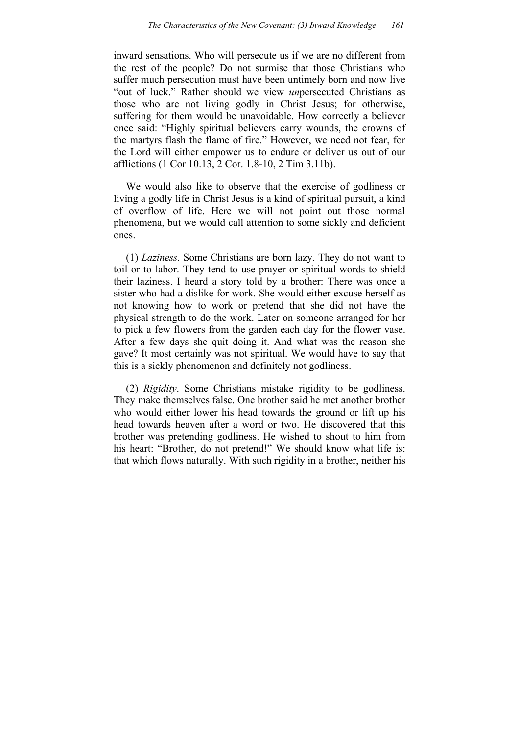inward sensations. Who will persecute us if we are no different from the rest of the people? Do not surmise that those Christians who suffer much persecution must have been untimely born and now live "out of luck." Rather should we view *un*persecuted Christians as those who are not living godly in Christ Jesus; for otherwise, suffering for them would be unavoidable. How correctly a believer once said: "Highly spiritual believers carry wounds, the crowns of the martyrs flash the flame of fire." However, we need not fear, for the Lord will either empower us to endure or deliver us out of our afflictions (1 Cor 10.13, 2 Cor. 1.8-10, 2 Tim 3.11b).

We would also like to observe that the exercise of godliness or living a godly life in Christ Jesus is a kind of spiritual pursuit, a kind of overflow of life. Here we will not point out those normal phenomena, but we would call attention to some sickly and deficient ones.

(1) *Laziness.* Some Christians are born lazy. They do not want to toil or to labor. They tend to use prayer or spiritual words to shield their laziness. I heard a story told by a brother: There was once a sister who had a dislike for work. She would either excuse herself as not knowing how to work or pretend that she did not have the physical strength to do the work. Later on someone arranged for her to pick a few flowers from the garden each day for the flower vase. After a few days she quit doing it. And what was the reason she gave? It most certainly was not spiritual. We would have to say that this is a sickly phenomenon and definitely not godliness.

(2) *Rigidity*. Some Christians mistake rigidity to be godliness. They make themselves false. One brother said he met another brother who would either lower his head towards the ground or lift up his head towards heaven after a word or two. He discovered that this brother was pretending godliness. He wished to shout to him from his heart: "Brother, do not pretend!" We should know what life is: that which flows naturally. With such rigidity in a brother, neither his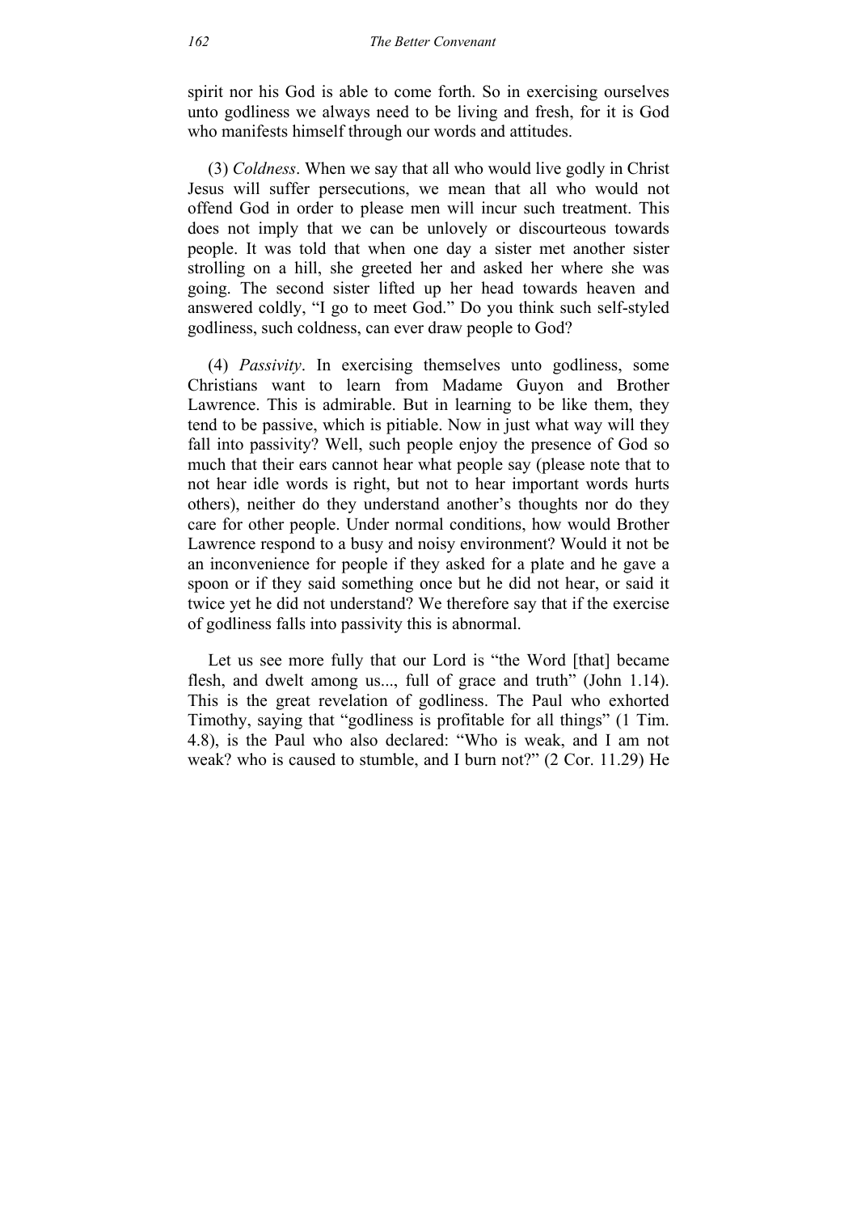spirit nor his God is able to come forth. So in exercising ourselves unto godliness we always need to be living and fresh, for it is God who manifests himself through our words and attitudes.

(3) *Coldness*. When we say that all who would live godly in Christ Jesus will suffer persecutions, we mean that all who would not offend God in order to please men will incur such treatment. This does not imply that we can be unlovely or discourteous towards people. It was told that when one day a sister met another sister strolling on a hill, she greeted her and asked her where she was going. The second sister lifted up her head towards heaven and answered coldly, "I go to meet God." Do you think such self-styled godliness, such coldness, can ever draw people to God?

(4) *Passivity*. In exercising themselves unto godliness, some Christians want to learn from Madame Guyon and Brother Lawrence. This is admirable. But in learning to be like them, they tend to be passive, which is pitiable. Now in just what way will they fall into passivity? Well, such people enjoy the presence of God so much that their ears cannot hear what people say (please note that to not hear idle words is right, but not to hear important words hurts others), neither do they understand another's thoughts nor do they care for other people. Under normal conditions, how would Brother Lawrence respond to a busy and noisy environment? Would it not be an inconvenience for people if they asked for a plate and he gave a spoon or if they said something once but he did not hear, or said it twice yet he did not understand? We therefore say that if the exercise of godliness falls into passivity this is abnormal.

Let us see more fully that our Lord is "the Word [that] became flesh, and dwelt among us..., full of grace and truth" (John 1.14). This is the great revelation of godliness. The Paul who exhorted Timothy, saying that "godliness is profitable for all things" (1 Tim. 4.8), is the Paul who also declared: "Who is weak, and I am not weak? who is caused to stumble, and I burn not?" (2 Cor. 11.29) He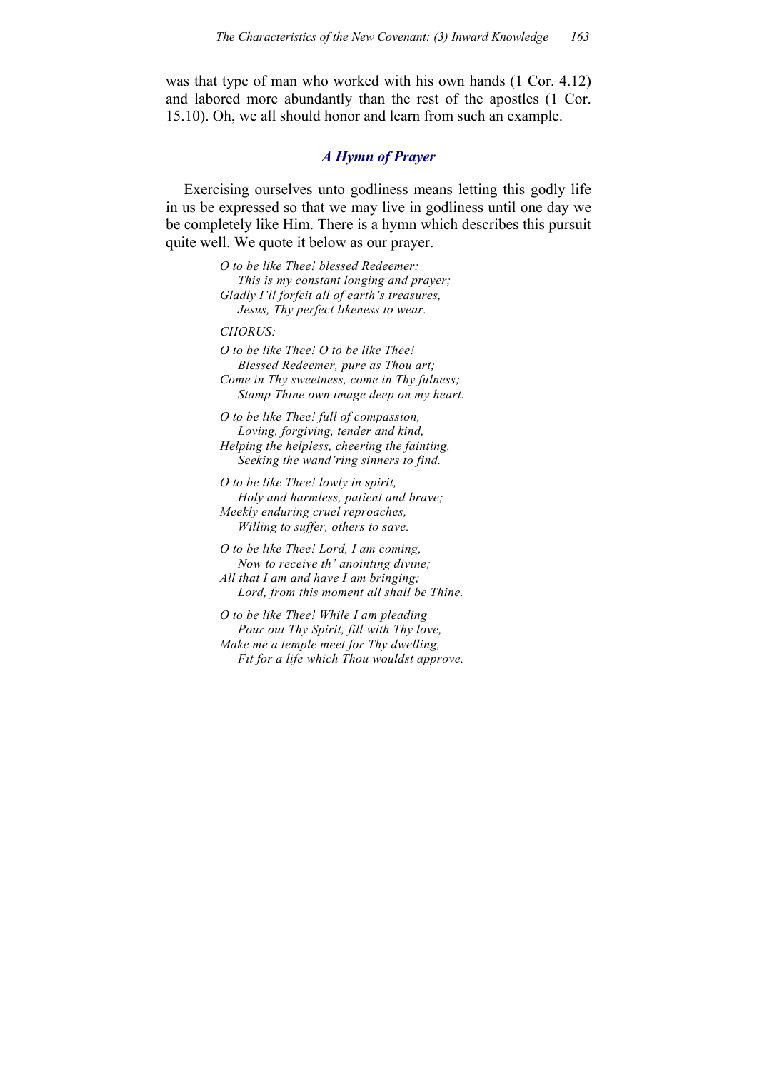was that type of man who worked with his own hands (1 Cor. 4.12) and labored more abundantly than the rest of the apostles (1 Cor. 15.10). Oh, we all should honor and learn from such an example.

### *A Hymn of Prayer*

Exercising ourselves unto godliness means letting this godly life in us be expressed so that we may live in godliness until one day we be completely like Him. There is a hymn which describes this pursuit quite well. We quote it below as our prayer.

*O to be like Thee! blessed Redeemer;*
*This is my constant longing and prayer;*
*Gladly I'll forfeit all of earth's treasures,*
*Jesus, Thy perfect likeness to wear.*

*CHORUS:*

*O to be like Thee! O to be like Thee!*
*Blessed Redeemer, pure as Thou art;*
*Come in Thy sweetness, come in Thy fulness;*
*Stamp Thine own image deep on my heart.*

*O to be like Thee! full of compassion,*
*Loving, forgiving, tender and kind,*
*Helping the helpless, cheering the fainting,*
*Seeking the wand'ring sinners to find.*

*O to be like Thee! lowly in spirit,*
*Holy and harmless, patient and brave;*
*Meekly enduring cruel reproaches,*
*Willing to suffer, others to save.*

*O to be like Thee! Lord, I am coming,*
*Now to receive th' anointing divine;*
*All that I am and have I am bringing;*
*Lord, from this moment all shall be Thine.*

*O to be like Thee! While I am pleading*
*Pour out Thy Spirit, fill with Thy love,*
*Make me a temple meet for Thy dwelling,*
*Fit for a life which Thou wouldst approve.*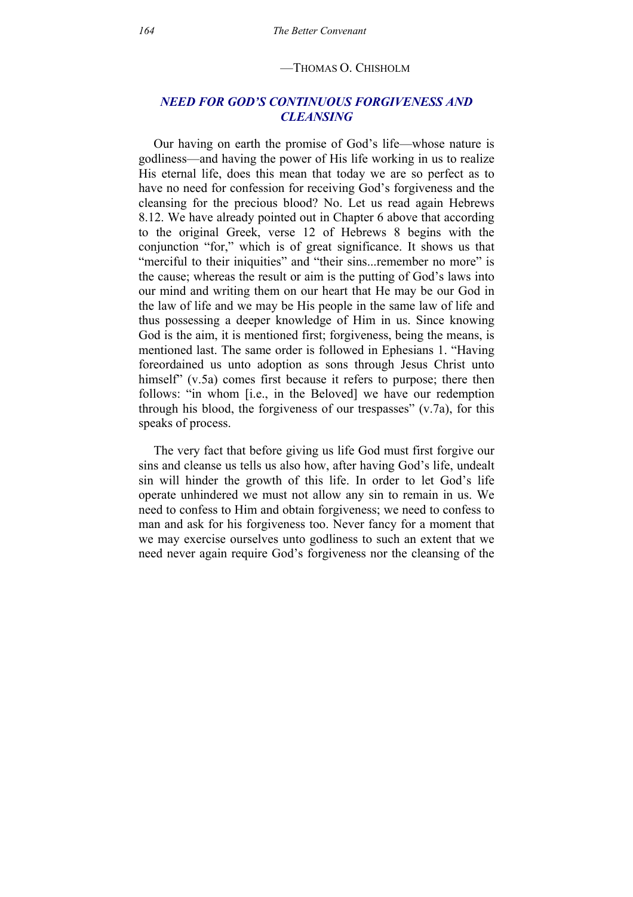—THOMAS O. CHISHOLM

## *NEED FOR GOD'S CONTINUOUS FORGIVENESS AND CLEANSING*

Our having on earth the promise of God's life—whose nature is godliness—and having the power of His life working in us to realize His eternal life, does this mean that today we are so perfect as to have no need for confession for receiving God's forgiveness and the cleansing for the precious blood? No. Let us read again Hebrews 8.12. We have already pointed out in Chapter 6 above that according to the original Greek, verse 12 of Hebrews 8 begins with the conjunction "for," which is of great significance. It shows us that "merciful to their iniquities" and "their sins...remember no more" is the cause; whereas the result or aim is the putting of God's laws into our mind and writing them on our heart that He may be our God in the law of life and we may be His people in the same law of life and thus possessing a deeper knowledge of Him in us. Since knowing God is the aim, it is mentioned first; forgiveness, being the means, is mentioned last. The same order is followed in Ephesians 1. "Having foreordained us unto adoption as sons through Jesus Christ unto himself" (v.5a) comes first because it refers to purpose; there then follows: "in whom [i.e., in the Beloved] we have our redemption through his blood, the forgiveness of our trespasses" (v.7a), for this speaks of process.

The very fact that before giving us life God must first forgive our sins and cleanse us tells us also how, after having God's life, undealt sin will hinder the growth of this life. In order to let God's life operate unhindered we must not allow any sin to remain in us. We need to confess to Him and obtain forgiveness; we need to confess to man and ask for his forgiveness too. Never fancy for a moment that we may exercise ourselves unto godliness to such an extent that we need never again require God's forgiveness nor the cleansing of the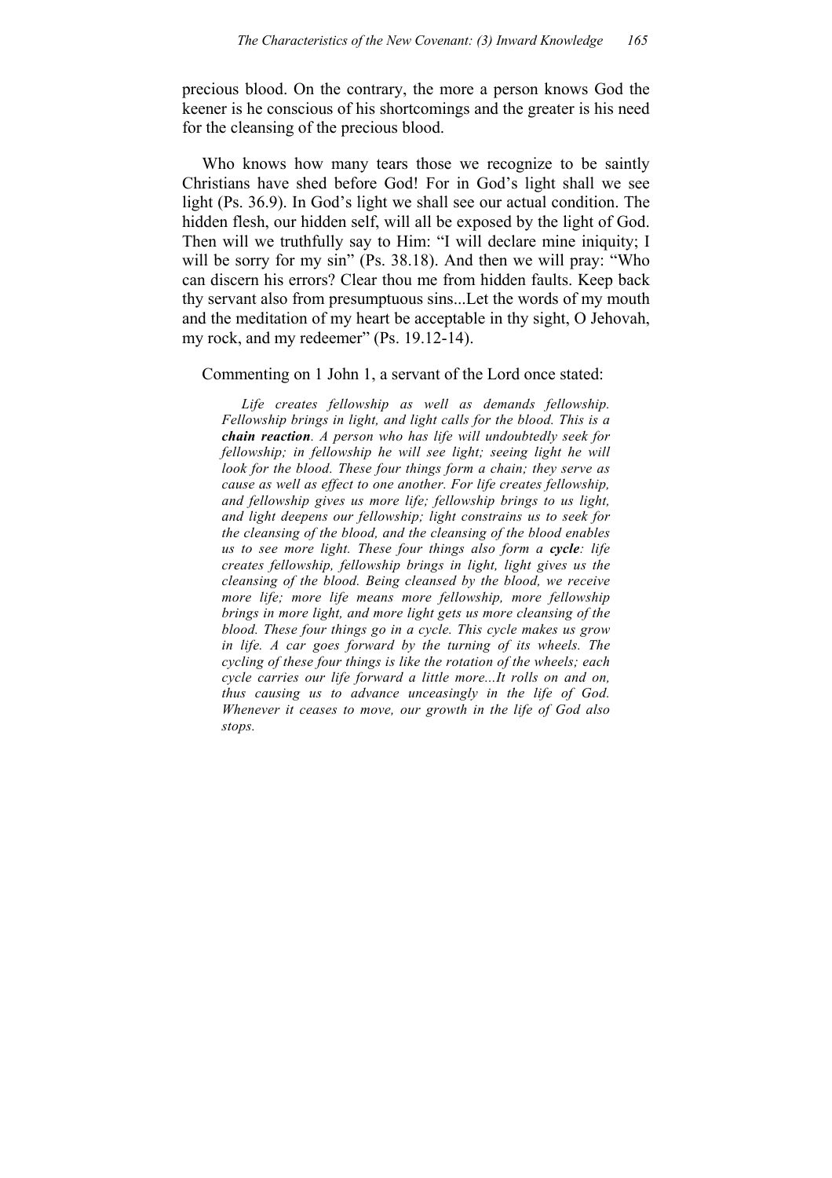precious blood. On the contrary, the more a person knows God the keener is he conscious of his shortcomings and the greater is his need for the cleansing of the precious blood.

Who knows how many tears those we recognize to be saintly Christians have shed before God! For in God's light shall we see light (Ps. 36.9). In God's light we shall see our actual condition. The hidden flesh, our hidden self, will all be exposed by the light of God. Then will we truthfully say to Him: "I will declare mine iniquity; I will be sorry for my sin" (Ps. 38.18). And then we will pray: "Who can discern his errors? Clear thou me from hidden faults. Keep back thy servant also from presumptuous sins...Let the words of my mouth and the meditation of my heart be acceptable in thy sight, O Jehovah, my rock, and my redeemer" (Ps. 19.12-14).

Commenting on 1 John 1, a servant of the Lord once stated:

> *Life creates fellowship as well as demands fellowship. Fellowship brings in light, and light calls for the blood. This is a **chain reaction**. A person who has life will undoubtedly seek for fellowship; in fellowship he will see light; seeing light he will look for the blood. These four things form a chain; they serve as cause as well as effect to one another. For life creates fellowship, and fellowship gives us more life; fellowship brings to us light, and light deepens our fellowship; light constrains us to seek for the cleansing of the blood, and the cleansing of the blood enables us to see more light. These four things also form a **cycle**: life creates fellowship, fellowship brings in light, light gives us the cleansing of the blood. Being cleansed by the blood, we receive more life; more life means more fellowship, more fellowship brings in more light, and more light gets us more cleansing of the blood. These four things go in a cycle. This cycle makes us grow in life. A car goes forward by the turning of its wheels. The cycling of these four things is like the rotation of the wheels; each cycle carries our life forward a little more...It rolls on and on, thus causing us to advance unceasingly in the life of God. Whenever it ceases to move, our growth in the life of God also stops.*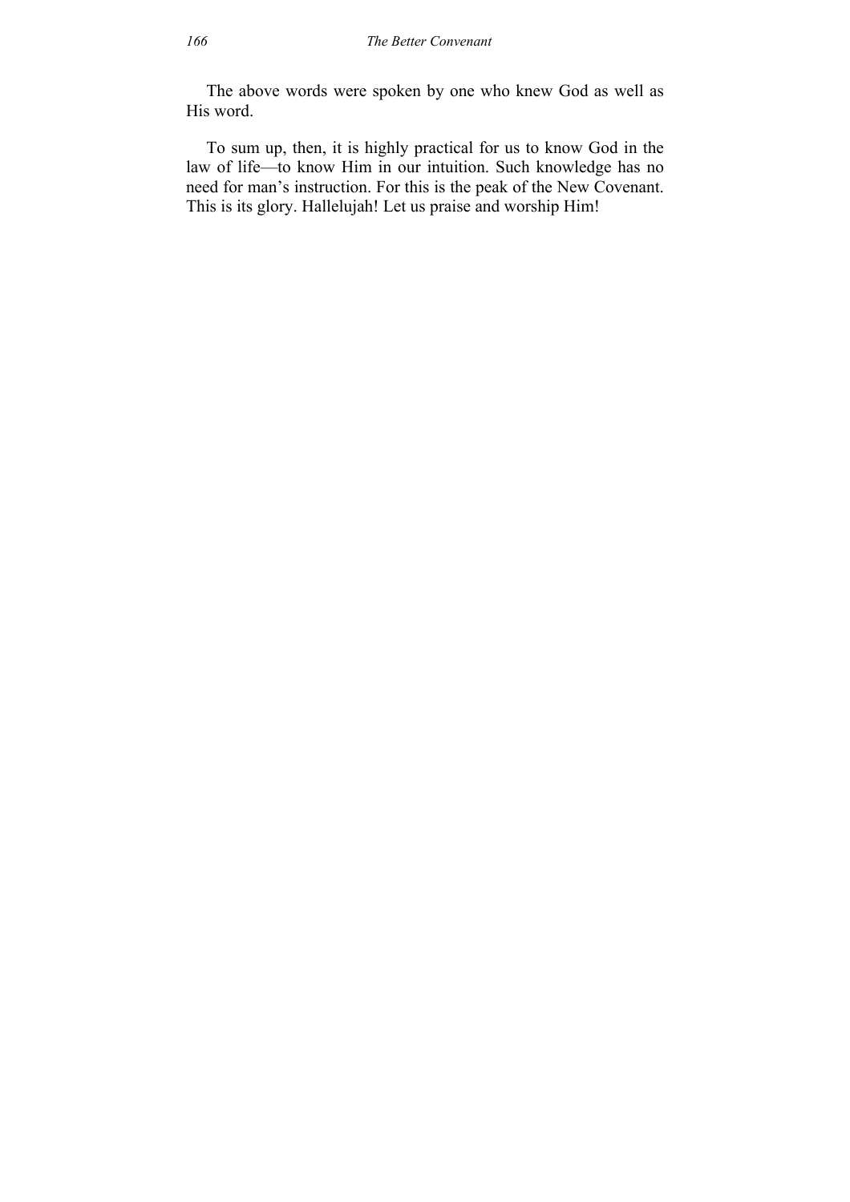The above words were spoken by one who knew God as well as His word.

To sum up, then, it is highly practical for us to know God in the law of life—to know Him in our intuition. Such knowledge has no need for man's instruction. For this is the peak of the New Covenant. This is its glory. Hallelujah! Let us praise and worship Him!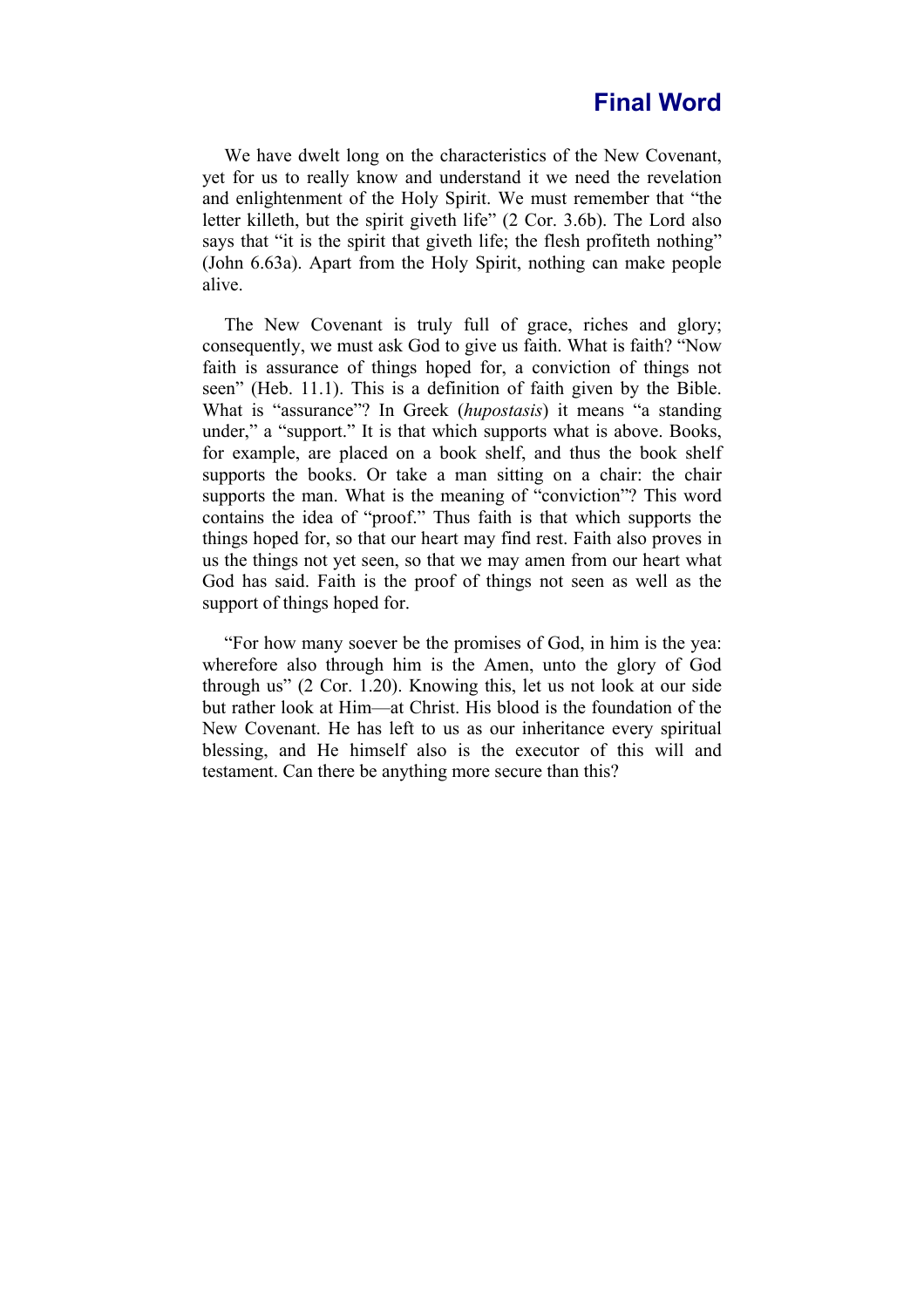# Final Word

We have dwelt long on the characteristics of the New Covenant, yet for us to really know and understand it we need the revelation and enlightenment of the Holy Spirit. We must remember that "the letter killeth, but the spirit giveth life" (2 Cor. 3.6b). The Lord also says that "it is the spirit that giveth life; the flesh profiteth nothing" (John 6.63a). Apart from the Holy Spirit, nothing can make people alive.

The New Covenant is truly full of grace, riches and glory; consequently, we must ask God to give us faith. What is faith? "Now faith is assurance of things hoped for, a conviction of things not seen" (Heb. 11.1). This is a definition of faith given by the Bible. What is "assurance"? In Greek (*hupostasis*) it means "a standing under," a "support." It is that which supports what is above. Books, for example, are placed on a book shelf, and thus the book shelf supports the books. Or take a man sitting on a chair: the chair supports the man. What is the meaning of "conviction"? This word contains the idea of "proof." Thus faith is that which supports the things hoped for, so that our heart may find rest. Faith also proves in us the things not yet seen, so that we may amen from our heart what God has said. Faith is the proof of things not seen as well as the support of things hoped for.

"For how many soever be the promises of God, in him is the yea: wherefore also through him is the Amen, unto the glory of God through us" (2 Cor. 1.20). Knowing this, let us not look at our side but rather look at Him—at Christ. His blood is the foundation of the New Covenant. He has left to us as our inheritance every spiritual blessing, and He himself also is the executor of this will and testament. Can there be anything more secure than this?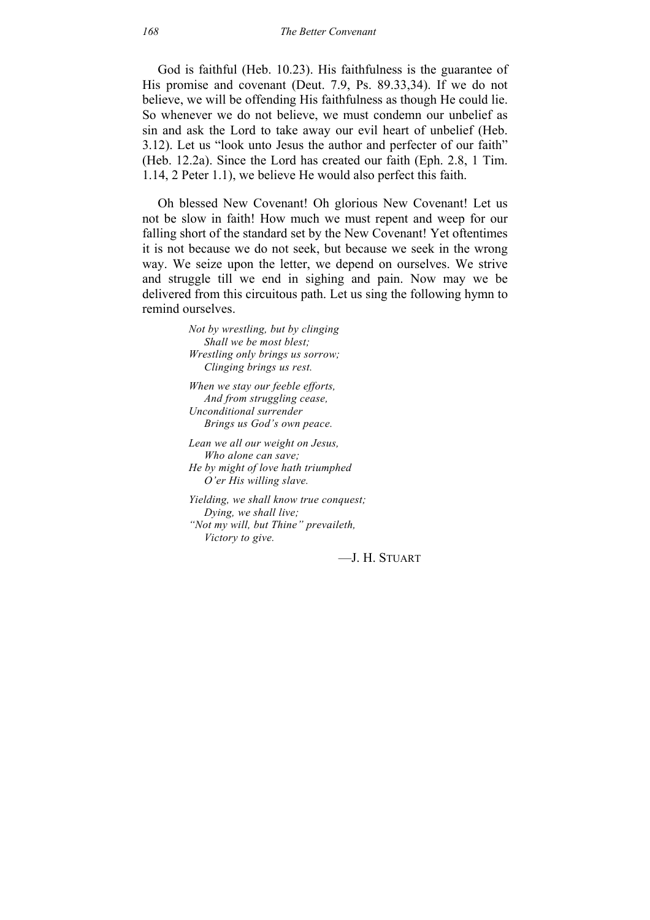God is faithful (Heb. 10.23). His faithfulness is the guarantee of His promise and covenant (Deut. 7.9, Ps. 89.33,34). If we do not believe, we will be offending His faithfulness as though He could lie. So whenever we do not believe, we must condemn our unbelief as sin and ask the Lord to take away our evil heart of unbelief (Heb. 3.12). Let us "look unto Jesus the author and perfecter of our faith" (Heb. 12.2a). Since the Lord has created our faith (Eph. 2.8, 1 Tim. 1.14, 2 Peter 1.1), we believe He would also perfect this faith.

Oh blessed New Covenant! Oh glorious New Covenant! Let us not be slow in faith! How much we must repent and weep for our falling short of the standard set by the New Covenant! Yet oftentimes it is not because we do not seek, but because we seek in the wrong way. We seize upon the letter, we depend on ourselves. We strive and struggle till we end in sighing and pain. Now may we be delivered from this circuitous path. Let us sing the following hymn to remind ourselves.

*Not by wrestling, but by clinging*
*Shall we be most blest;*
*Wrestling only brings us sorrow;*
*Clinging brings us rest.*

*When we stay our feeble efforts,*
*And from struggling cease,*
*Unconditional surrender*
*Brings us God's own peace.*

*Lean we all our weight on Jesus,*
*Who alone can save;*
*He by might of love hath triumphed*
*O'er His willing slave.*

*Yielding, we shall know true conquest;*
*Dying, we shall live;*
*"Not my will, but Thine" prevaileth,*
*Victory to give.*

—J. H. STUART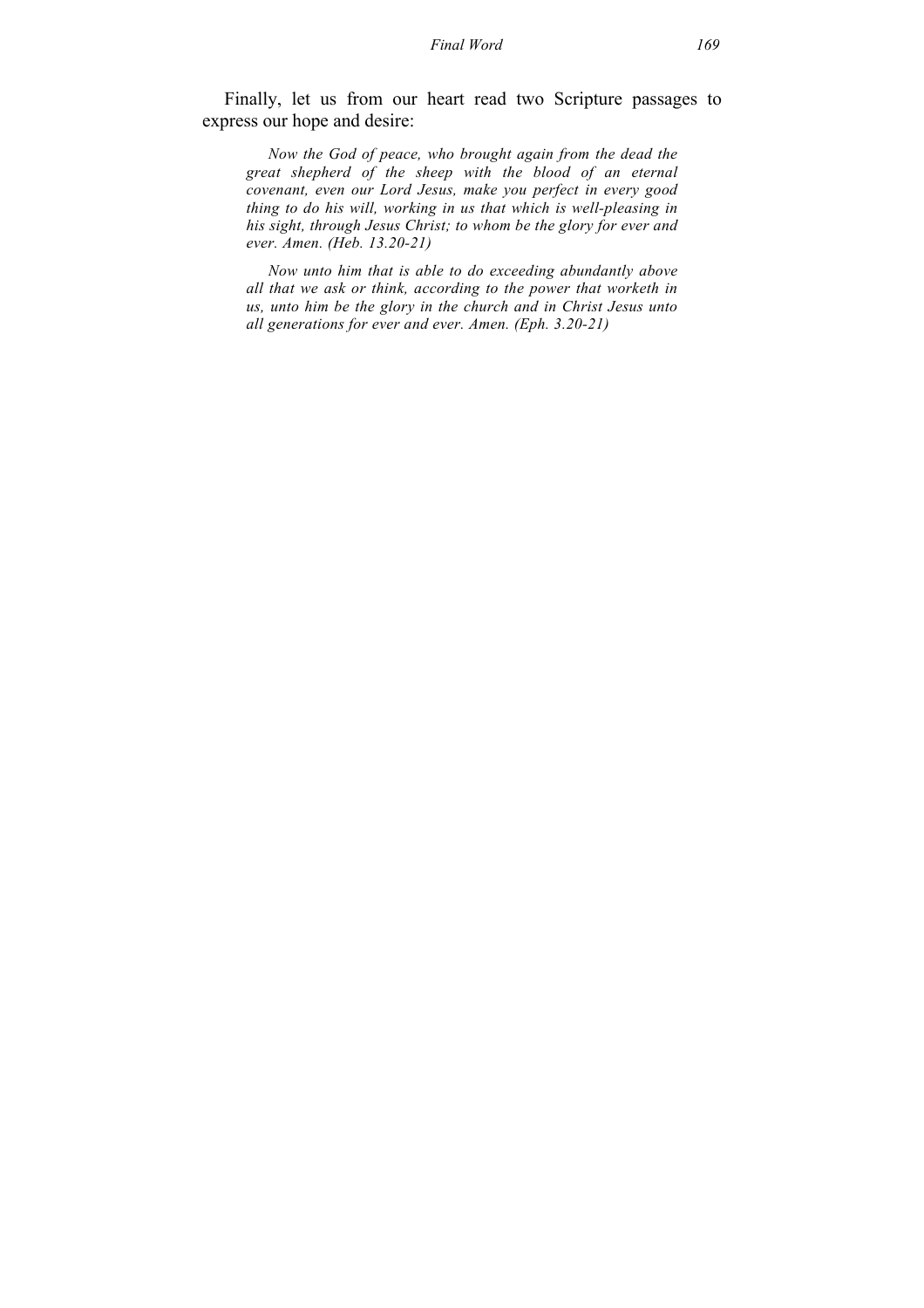Finally, let us from our heart read two Scripture passages to express our hope and desire:

> *Now the God of peace, who brought again from the dead the great shepherd of the sheep with the blood of an eternal covenant, even our Lord Jesus, make you perfect in every good thing to do his will, working in us that which is well-pleasing in his sight, through Jesus Christ; to whom be the glory for ever and ever. Amen. (Heb. 13.20-21)*
>
> *Now unto him that is able to do exceeding abundantly above all that we ask or think, according to the power that worketh in us, unto him be the glory in the church and in Christ Jesus unto all generations for ever and ever. Amen. (Eph. 3.20-21)*